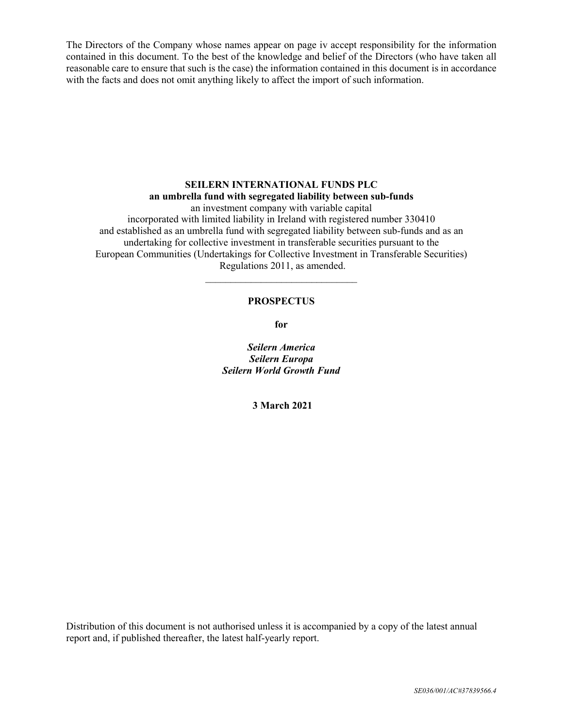The Directors of the Company whose names appear on page iv accept responsibility for the information contained in this document. To the best of the knowledge and belief of the Directors (who have taken all reasonable care to ensure that such is the case) the information contained in this document is in accordance with the facts and does not omit anything likely to affect the import of such information.

**SEILERN INTERNATIONAL FUNDS PLC**
**an umbrella fund with segregated liability between sub-funds**
an investment company with variable capital
incorporated with limited liability in Ireland with registered number 330410
and established as an umbrella fund with segregated liability between sub-funds and as an undertaking for collective investment in transferable securities pursuant to the European Communities (Undertakings for Collective Investment in Transferable Securities) Regulations 2011, as amended.

---

**PROSPECTUS**

**for**

***Seilern America***
***Seilern Europa***
***Seilern World Growth Fund***

**3 March 2021**

Distribution of this document is not authorised unless it is accompanied by a copy of the latest annual report and, if published thereafter, the latest half-yearly report.

*SE036/001/AC#37839566.4*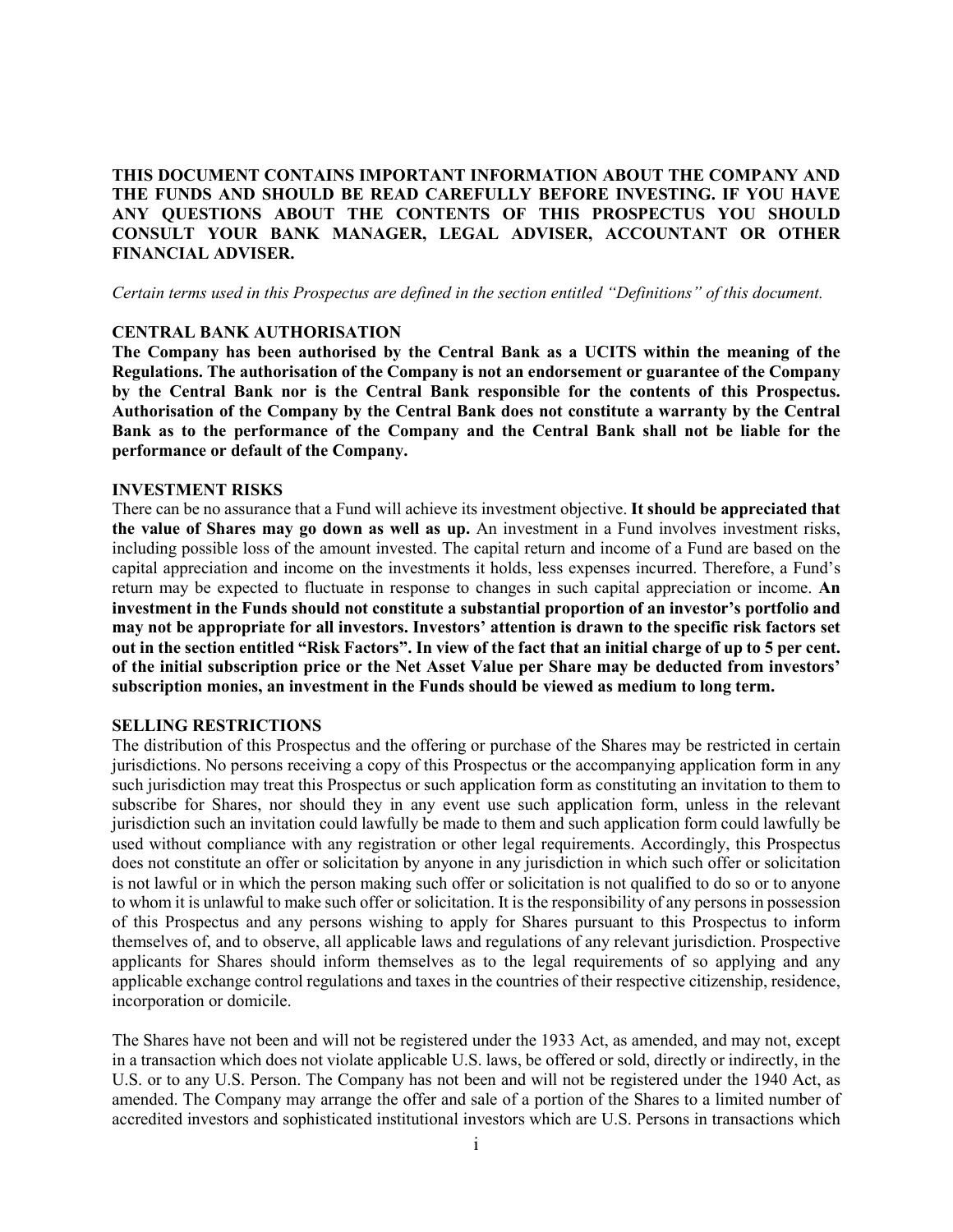**THIS DOCUMENT CONTAINS IMPORTANT INFORMATION ABOUT THE COMPANY AND THE FUNDS AND SHOULD BE READ CAREFULLY BEFORE INVESTING. IF YOU HAVE ANY QUESTIONS ABOUT THE CONTENTS OF THIS PROSPECTUS YOU SHOULD CONSULT YOUR BANK MANAGER, LEGAL ADVISER, ACCOUNTANT OR OTHER FINANCIAL ADVISER.**

*Certain terms used in this Prospectus are defined in the section entitled "Definitions" of this document.*

## CENTRAL BANK AUTHORISATION

**The Company has been authorised by the Central Bank as a UCITS within the meaning of the Regulations. The authorisation of the Company is not an endorsement or guarantee of the Company by the Central Bank nor is the Central Bank responsible for the contents of this Prospectus. Authorisation of the Company by the Central Bank does not constitute a warranty by the Central Bank as to the performance of the Company and the Central Bank shall not be liable for the performance or default of the Company.**

## INVESTMENT RISKS

There can be no assurance that a Fund will achieve its investment objective. **It should be appreciated that the value of Shares may go down as well as up.** An investment in a Fund involves investment risks, including possible loss of the amount invested. The capital return and income of a Fund are based on the capital appreciation and income on the investments it holds, less expenses incurred. Therefore, a Fund's return may be expected to fluctuate in response to changes in such capital appreciation or income. **An investment in the Funds should not constitute a substantial proportion of an investor's portfolio and may not be appropriate for all investors. Investors' attention is drawn to the specific risk factors set out in the section entitled "Risk Factors". In view of the fact that an initial charge of up to 5 per cent. of the initial subscription price or the Net Asset Value per Share may be deducted from investors' subscription monies, an investment in the Funds should be viewed as medium to long term.**

## SELLING RESTRICTIONS

The distribution of this Prospectus and the offering or purchase of the Shares may be restricted in certain jurisdictions. No persons receiving a copy of this Prospectus or the accompanying application form in any such jurisdiction may treat this Prospectus or such application form as constituting an invitation to them to subscribe for Shares, nor should they in any event use such application form, unless in the relevant jurisdiction such an invitation could lawfully be made to them and such application form could lawfully be used without compliance with any registration or other legal requirements. Accordingly, this Prospectus does not constitute an offer or solicitation by anyone in any jurisdiction in which such offer or solicitation is not lawful or in which the person making such offer or solicitation is not qualified to do so or to anyone to whom it is unlawful to make such offer or solicitation. It is the responsibility of any persons in possession of this Prospectus and any persons wishing to apply for Shares pursuant to this Prospectus to inform themselves of, and to observe, all applicable laws and regulations of any relevant jurisdiction. Prospective applicants for Shares should inform themselves as to the legal requirements of so applying and any applicable exchange control regulations and taxes in the countries of their respective citizenship, residence, incorporation or domicile.

The Shares have not been and will not be registered under the 1933 Act, as amended, and may not, except in a transaction which does not violate applicable U.S. laws, be offered or sold, directly or indirectly, in the U.S. or to any U.S. Person. The Company has not been and will not be registered under the 1940 Act, as amended. The Company may arrange the offer and sale of a portion of the Shares to a limited number of accredited investors and sophisticated institutional investors which are U.S. Persons in transactions which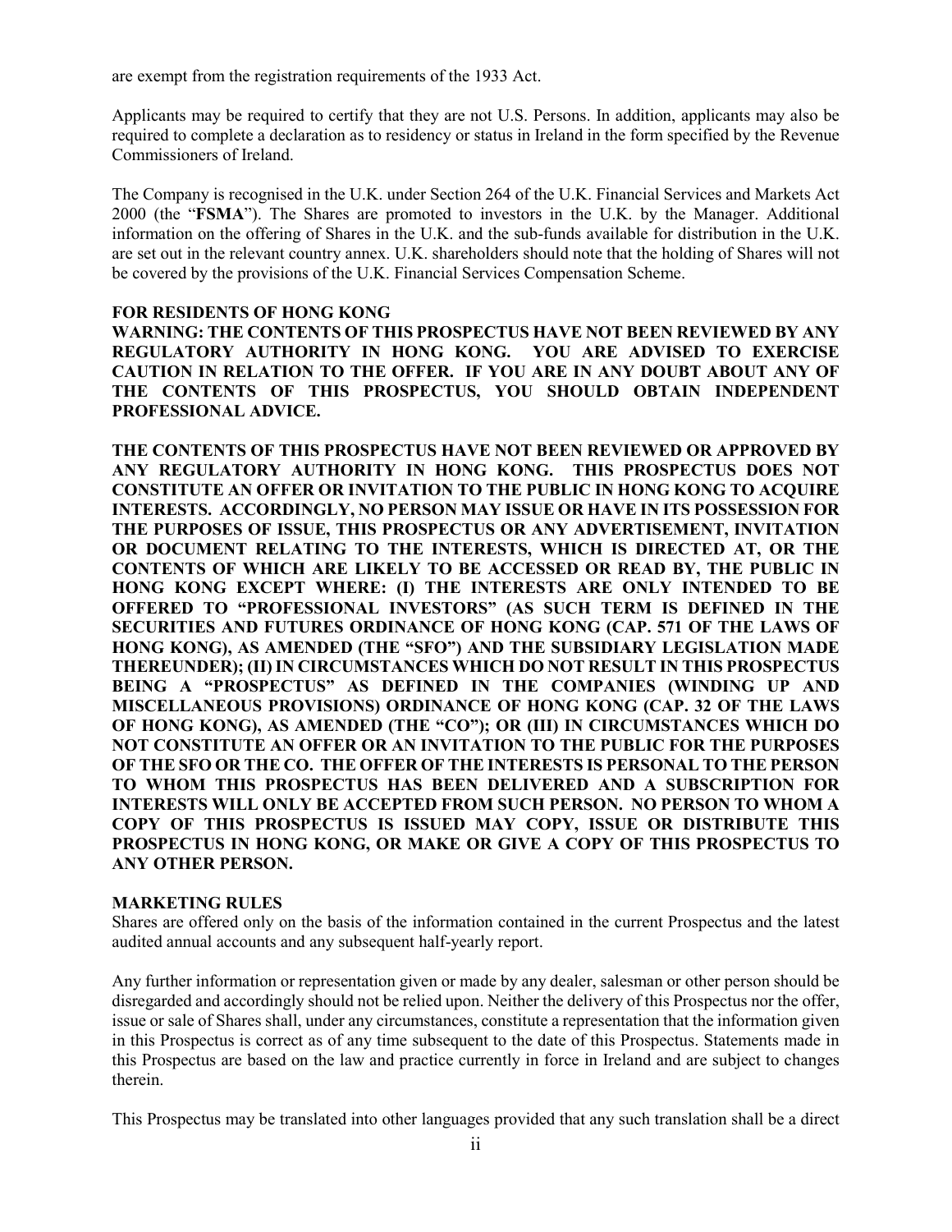are exempt from the registration requirements of the 1933 Act.

Applicants may be required to certify that they are not U.S. Persons. In addition, applicants may also be required to complete a declaration as to residency or status in Ireland in the form specified by the Revenue Commissioners of Ireland.

The Company is recognised in the U.K. under Section 264 of the U.K. Financial Services and Markets Act 2000 (the "**FSMA**"). The Shares are promoted to investors in the U.K. by the Manager. Additional information on the offering of Shares in the U.K. and the sub-funds available for distribution in the U.K. are set out in the relevant country annex. U.K. shareholders should note that the holding of Shares will not be covered by the provisions of the U.K. Financial Services Compensation Scheme.

**FOR RESIDENTS OF HONG KONG**

**WARNING: THE CONTENTS OF THIS PROSPECTUS HAVE NOT BEEN REVIEWED BY ANY REGULATORY AUTHORITY IN HONG KONG. YOU ARE ADVISED TO EXERCISE CAUTION IN RELATION TO THE OFFER. IF YOU ARE IN ANY DOUBT ABOUT ANY OF THE CONTENTS OF THIS PROSPECTUS, YOU SHOULD OBTAIN INDEPENDENT PROFESSIONAL ADVICE.**

**THE CONTENTS OF THIS PROSPECTUS HAVE NOT BEEN REVIEWED OR APPROVED BY ANY REGULATORY AUTHORITY IN HONG KONG. THIS PROSPECTUS DOES NOT CONSTITUTE AN OFFER OR INVITATION TO THE PUBLIC IN HONG KONG TO ACQUIRE INTERESTS. ACCORDINGLY, NO PERSON MAY ISSUE OR HAVE IN ITS POSSESSION FOR THE PURPOSES OF ISSUE, THIS PROSPECTUS OR ANY ADVERTISEMENT, INVITATION OR DOCUMENT RELATING TO THE INTERESTS, WHICH IS DIRECTED AT, OR THE CONTENTS OF WHICH ARE LIKELY TO BE ACCESSED OR READ BY, THE PUBLIC IN HONG KONG EXCEPT WHERE: (I) THE INTERESTS ARE ONLY INTENDED TO BE OFFERED TO "PROFESSIONAL INVESTORS" (AS SUCH TERM IS DEFINED IN THE SECURITIES AND FUTURES ORDINANCE OF HONG KONG (CAP. 571 OF THE LAWS OF HONG KONG), AS AMENDED (THE "SFO") AND THE SUBSIDIARY LEGISLATION MADE THEREUNDER); (II) IN CIRCUMSTANCES WHICH DO NOT RESULT IN THIS PROSPECTUS BEING A "PROSPECTUS" AS DEFINED IN THE COMPANIES (WINDING UP AND MISCELLANEOUS PROVISIONS) ORDINANCE OF HONG KONG (CAP. 32 OF THE LAWS OF HONG KONG), AS AMENDED (THE "CO"); OR (III) IN CIRCUMSTANCES WHICH DO NOT CONSTITUTE AN OFFER OR AN INVITATION TO THE PUBLIC FOR THE PURPOSES OF THE SFO OR THE CO. THE OFFER OF THE INTERESTS IS PERSONAL TO THE PERSON TO WHOM THIS PROSPECTUS HAS BEEN DELIVERED AND A SUBSCRIPTION FOR INTERESTS WILL ONLY BE ACCEPTED FROM SUCH PERSON. NO PERSON TO WHOM A COPY OF THIS PROSPECTUS IS ISSUED MAY COPY, ISSUE OR DISTRIBUTE THIS PROSPECTUS IN HONG KONG, OR MAKE OR GIVE A COPY OF THIS PROSPECTUS TO ANY OTHER PERSON.**

**MARKETING RULES**

Shares are offered only on the basis of the information contained in the current Prospectus and the latest audited annual accounts and any subsequent half-yearly report.

Any further information or representation given or made by any dealer, salesman or other person should be disregarded and accordingly should not be relied upon. Neither the delivery of this Prospectus nor the offer, issue or sale of Shares shall, under any circumstances, constitute a representation that the information given in this Prospectus is correct as of any time subsequent to the date of this Prospectus. Statements made in this Prospectus are based on the law and practice currently in force in Ireland and are subject to changes therein.

This Prospectus may be translated into other languages provided that any such translation shall be a direct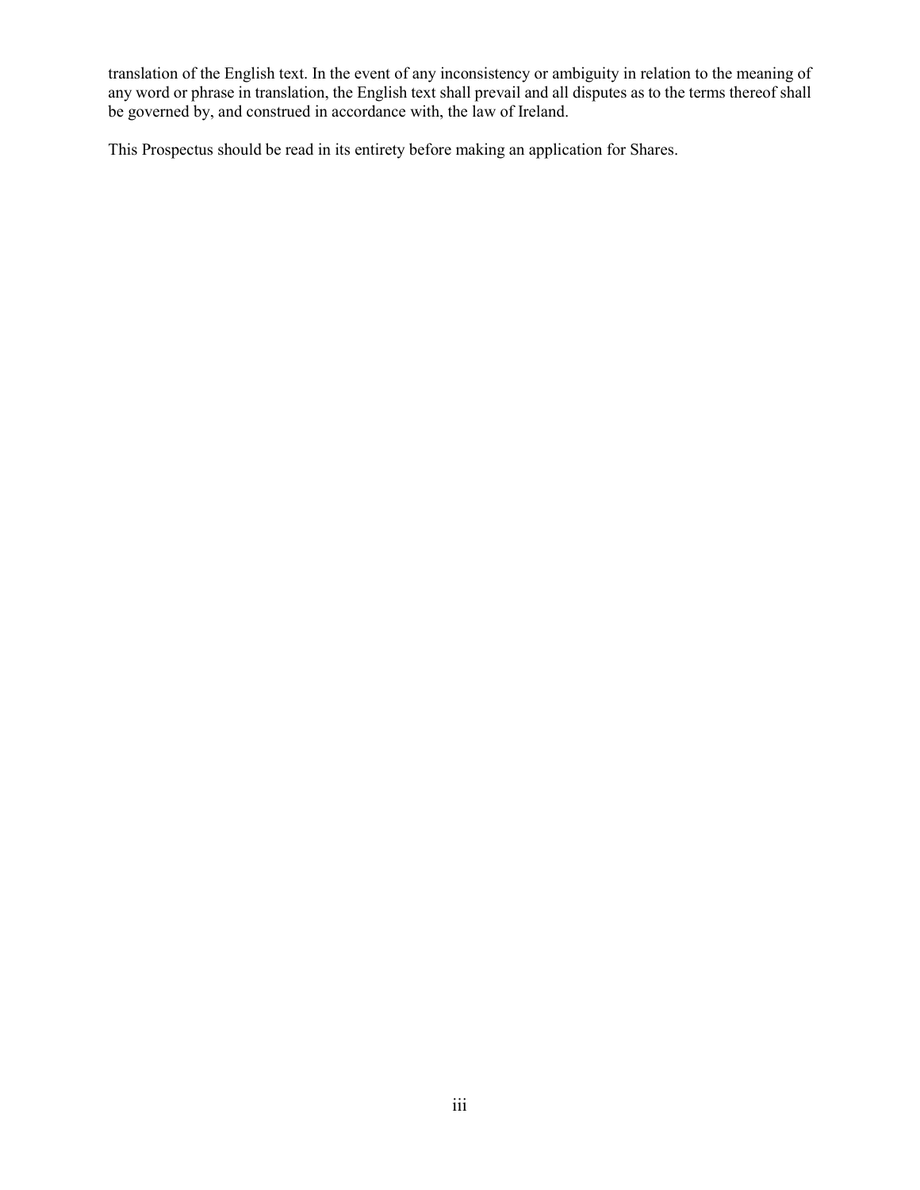translation of the English text. In the event of any inconsistency or ambiguity in relation to the meaning of any word or phrase in translation, the English text shall prevail and all disputes as to the terms thereof shall be governed by, and construed in accordance with, the law of Ireland.

This Prospectus should be read in its entirety before making an application for Shares.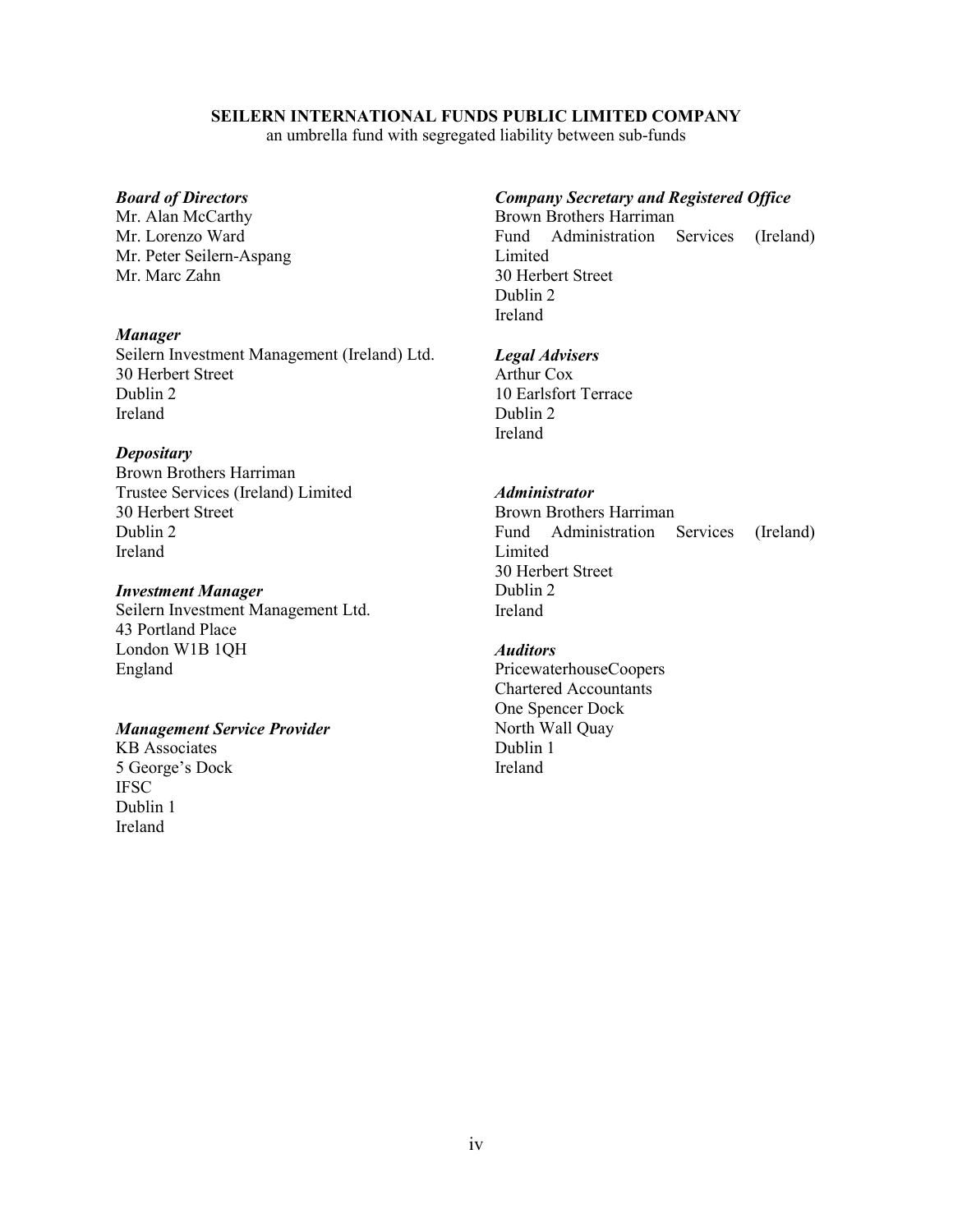**SEILERN INTERNATIONAL FUNDS PUBLIC LIMITED COMPANY**
an umbrella fund with segregated liability between sub-funds

***Board of Directors***
Mr. Alan McCarthy
Mr. Lorenzo Ward
Mr. Peter Seilern-Aspang
Mr. Marc Zahn

***Manager***
Seilern Investment Management (Ireland) Ltd.
30 Herbert Street
Dublin 2
Ireland

***Depositary***
Brown Brothers Harriman
Trustee Services (Ireland) Limited
30 Herbert Street
Dublin 2
Ireland

***Investment Manager***
Seilern Investment Management Ltd.
43 Portland Place
London W1B 1QH
England

***Management Service Provider***
KB Associates
5 George's Dock
IFSC
Dublin 1
Ireland

***Company Secretary and Registered Office***
Brown Brothers Harriman
Fund Administration Services (Ireland) Limited
30 Herbert Street
Dublin 2
Ireland

***Legal Advisers***
Arthur Cox
10 Earlsfort Terrace
Dublin 2
Ireland

***Administrator***
Brown Brothers Harriman
Fund Administration Services (Ireland) Limited
30 Herbert Street
Dublin 2
Ireland

***Auditors***
PricewaterhouseCoopers
Chartered Accountants
One Spencer Dock
North Wall Quay
Dublin 1
Ireland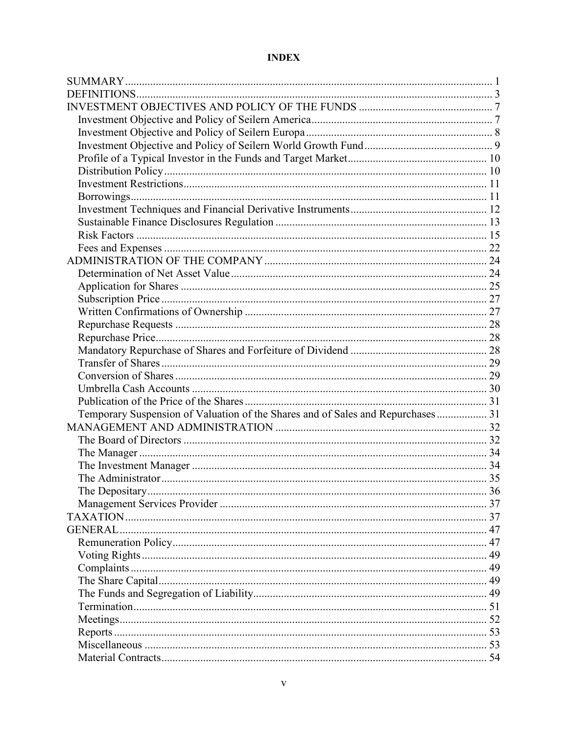# INDEX

| | |
|---|---|
| SUMMARY | 1 |
| DEFINITIONS | 3 |
| INVESTMENT OBJECTIVES AND POLICY OF THE FUNDS | 7 |
| Investment Objective and Policy of Seilern America | 7 |
| Investment Objective and Policy of Seilern Europa | 8 |
| Investment Objective and Policy of Seilern World Growth Fund | 9 |
| Profile of a Typical Investor in the Funds and Target Market | 10 |
| Distribution Policy | 10 |
| Investment Restrictions | 11 |
| Borrowings | 11 |
| Investment Techniques and Financial Derivative Instruments | 12 |
| Sustainable Finance Disclosures Regulation | 13 |
| Risk Factors | 15 |
| Fees and Expenses | 22 |
| ADMINISTRATION OF THE COMPANY | 24 |
| Determination of Net Asset Value | 24 |
| Application for Shares | 25 |
| Subscription Price | 27 |
| Written Confirmations of Ownership | 27 |
| Repurchase Requests | 28 |
| Repurchase Price | 28 |
| Mandatory Repurchase of Shares and Forfeiture of Dividend | 28 |
| Transfer of Shares | 29 |
| Conversion of Shares | 29 |
| Umbrella Cash Accounts | 30 |
| Publication of the Price of the Shares | 31 |
| Temporary Suspension of Valuation of the Shares and of Sales and Repurchases | 31 |
| MANAGEMENT AND ADMINISTRATION | 32 |
| The Board of Directors | 32 |
| The Manager | 34 |
| The Investment Manager | 34 |
| The Administrator | 35 |
| The Depositary | 36 |
| Management Services Provider | 37 |
| TAXATION | 37 |
| GENERAL | 47 |
| Remuneration Policy | 47 |
| Voting Rights | 49 |
| Complaints | 49 |
| The Share Capital | 49 |
| The Funds and Segregation of Liability | 49 |
| Termination | 51 |
| Meetings | 52 |
| Reports | 53 |
| Miscellaneous | 53 |
| Material Contracts | 54 |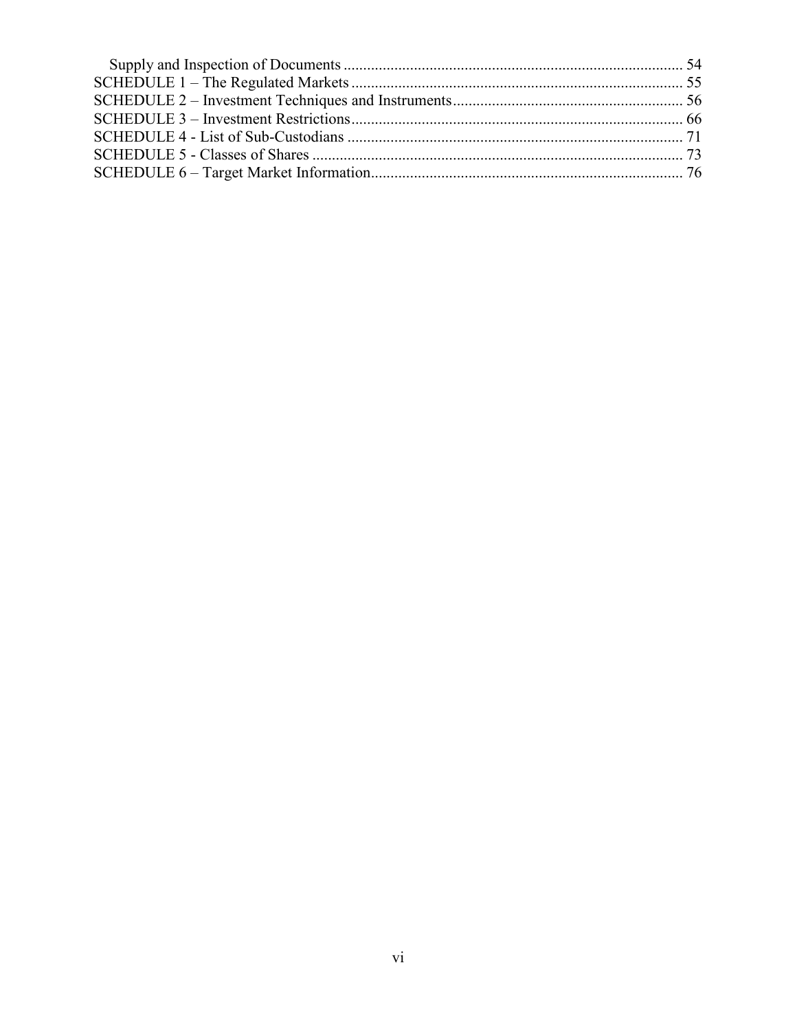Supply and Inspection of Documents ...................................................................................... 54
SCHEDULE 1 – The Regulated Markets ..................................................................................... 55
SCHEDULE 2 – Investment Techniques and Instruments........................................................... 56
SCHEDULE 3 – Investment Restrictions..................................................................................... 66
SCHEDULE 4 - List of Sub-Custodians ...................................................................................... 71
SCHEDULE 5 - Classes of Shares ............................................................................................... 73
SCHEDULE 6 – Target Market Information................................................................................ 76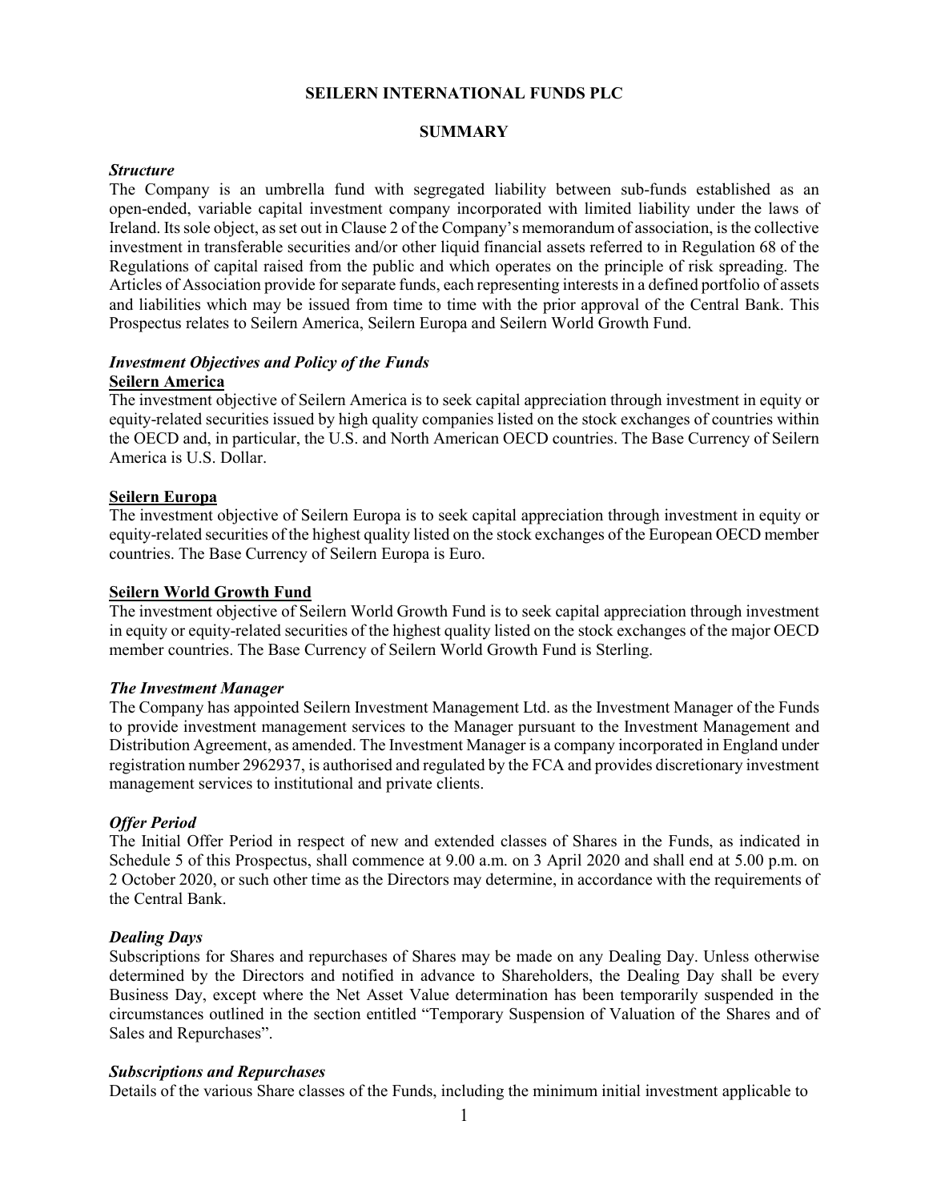# SEILERN INTERNATIONAL FUNDS PLC

## SUMMARY

***Structure***

The Company is an umbrella fund with segregated liability between sub-funds established as an open-ended, variable capital investment company incorporated with limited liability under the laws of Ireland. Its sole object, as set out in Clause 2 of the Company's memorandum of association, is the collective investment in transferable securities and/or other liquid financial assets referred to in Regulation 68 of the Regulations of capital raised from the public and which operates on the principle of risk spreading. The Articles of Association provide for separate funds, each representing interests in a defined portfolio of assets and liabilities which may be issued from time to time with the prior approval of the Central Bank. This Prospectus relates to Seilern America, Seilern Europa and Seilern World Growth Fund.

***Investment Objectives and Policy of the Funds***

**Seilern America**

The investment objective of Seilern America is to seek capital appreciation through investment in equity or equity-related securities issued by high quality companies listed on the stock exchanges of countries within the OECD and, in particular, the U.S. and North American OECD countries. The Base Currency of Seilern America is U.S. Dollar.

**Seilern Europa**

The investment objective of Seilern Europa is to seek capital appreciation through investment in equity or equity-related securities of the highest quality listed on the stock exchanges of the European OECD member countries. The Base Currency of Seilern Europa is Euro.

**Seilern World Growth Fund**

The investment objective of Seilern World Growth Fund is to seek capital appreciation through investment in equity or equity-related securities of the highest quality listed on the stock exchanges of the major OECD member countries. The Base Currency of Seilern World Growth Fund is Sterling.

***The Investment Manager***

The Company has appointed Seilern Investment Management Ltd. as the Investment Manager of the Funds to provide investment management services to the Manager pursuant to the Investment Management and Distribution Agreement, as amended. The Investment Manager is a company incorporated in England under registration number 2962937, is authorised and regulated by the FCA and provides discretionary investment management services to institutional and private clients.

***Offer Period***

The Initial Offer Period in respect of new and extended classes of Shares in the Funds, as indicated in Schedule 5 of this Prospectus, shall commence at 9.00 a.m. on 3 April 2020 and shall end at 5.00 p.m. on 2 October 2020, or such other time as the Directors may determine, in accordance with the requirements of the Central Bank.

***Dealing Days***

Subscriptions for Shares and repurchases of Shares may be made on any Dealing Day. Unless otherwise determined by the Directors and notified in advance to Shareholders, the Dealing Day shall be every Business Day, except where the Net Asset Value determination has been temporarily suspended in the circumstances outlined in the section entitled "Temporary Suspension of Valuation of the Shares and of Sales and Repurchases".

***Subscriptions and Repurchases***

Details of the various Share classes of the Funds, including the minimum initial investment applicable to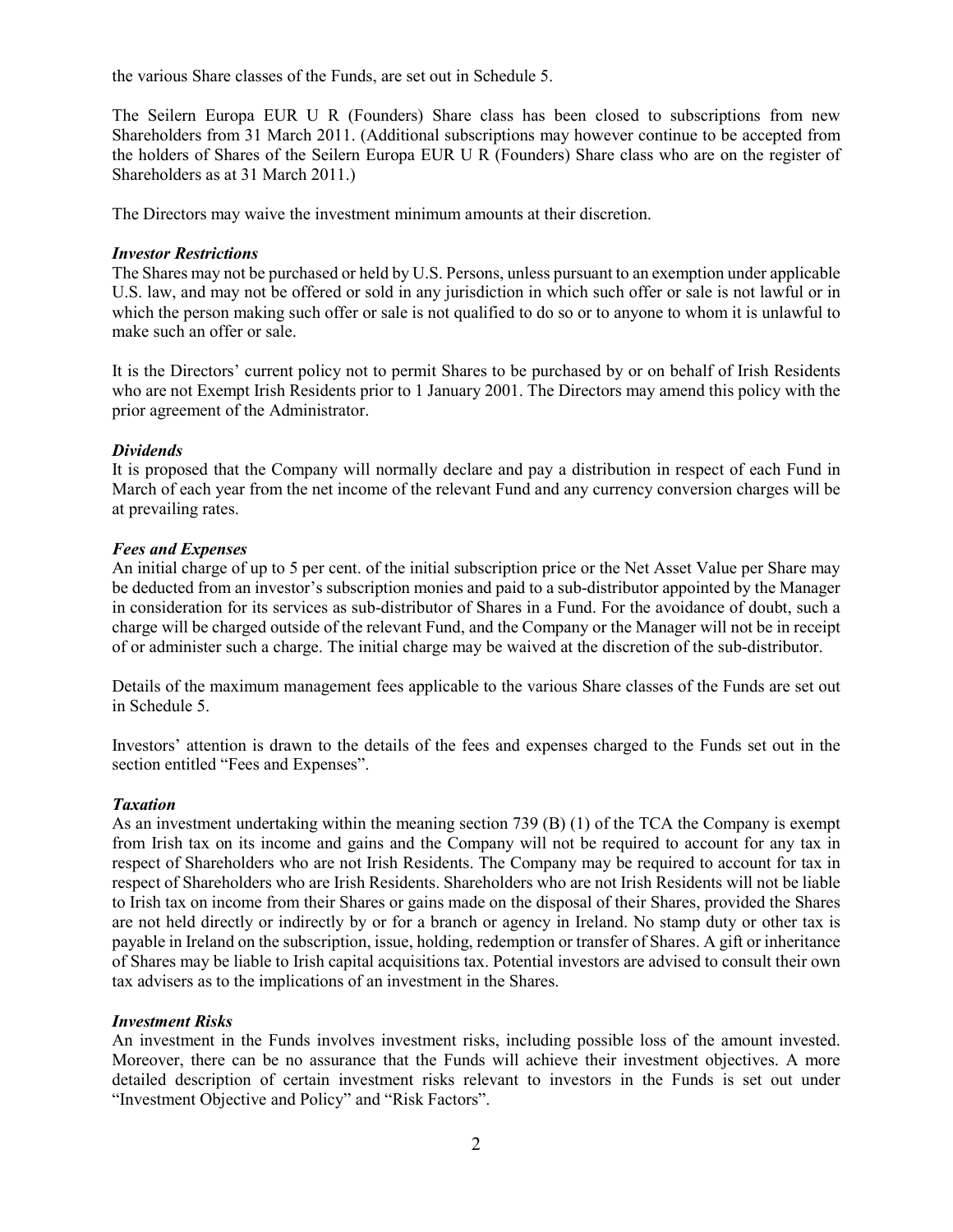the various Share classes of the Funds, are set out in Schedule 5.

The Seilern Europa EUR U R (Founders) Share class has been closed to subscriptions from new Shareholders from 31 March 2011. (Additional subscriptions may however continue to be accepted from the holders of Shares of the Seilern Europa EUR U R (Founders) Share class who are on the register of Shareholders as at 31 March 2011.)

The Directors may waive the investment minimum amounts at their discretion.

***Investor Restrictions***

The Shares may not be purchased or held by U.S. Persons, unless pursuant to an exemption under applicable U.S. law, and may not be offered or sold in any jurisdiction in which such offer or sale is not lawful or in which the person making such offer or sale is not qualified to do so or to anyone to whom it is unlawful to make such an offer or sale.

It is the Directors' current policy not to permit Shares to be purchased by or on behalf of Irish Residents who are not Exempt Irish Residents prior to 1 January 2001. The Directors may amend this policy with the prior agreement of the Administrator.

***Dividends***

It is proposed that the Company will normally declare and pay a distribution in respect of each Fund in March of each year from the net income of the relevant Fund and any currency conversion charges will be at prevailing rates.

***Fees and Expenses***

An initial charge of up to 5 per cent. of the initial subscription price or the Net Asset Value per Share may be deducted from an investor's subscription monies and paid to a sub-distributor appointed by the Manager in consideration for its services as sub-distributor of Shares in a Fund. For the avoidance of doubt, such a charge will be charged outside of the relevant Fund, and the Company or the Manager will not be in receipt of or administer such a charge. The initial charge may be waived at the discretion of the sub-distributor.

Details of the maximum management fees applicable to the various Share classes of the Funds are set out in Schedule 5.

Investors' attention is drawn to the details of the fees and expenses charged to the Funds set out in the section entitled "Fees and Expenses".

***Taxation***

As an investment undertaking within the meaning section 739 (B) (1) of the TCA the Company is exempt from Irish tax on its income and gains and the Company will not be required to account for any tax in respect of Shareholders who are not Irish Residents. The Company may be required to account for tax in respect of Shareholders who are Irish Residents. Shareholders who are not Irish Residents will not be liable to Irish tax on income from their Shares or gains made on the disposal of their Shares, provided the Shares are not held directly or indirectly by or for a branch or agency in Ireland. No stamp duty or other tax is payable in Ireland on the subscription, issue, holding, redemption or transfer of Shares. A gift or inheritance of Shares may be liable to Irish capital acquisitions tax. Potential investors are advised to consult their own tax advisers as to the implications of an investment in the Shares.

***Investment Risks***

An investment in the Funds involves investment risks, including possible loss of the amount invested. Moreover, there can be no assurance that the Funds will achieve their investment objectives. A more detailed description of certain investment risks relevant to investors in the Funds is set out under "Investment Objective and Policy" and "Risk Factors".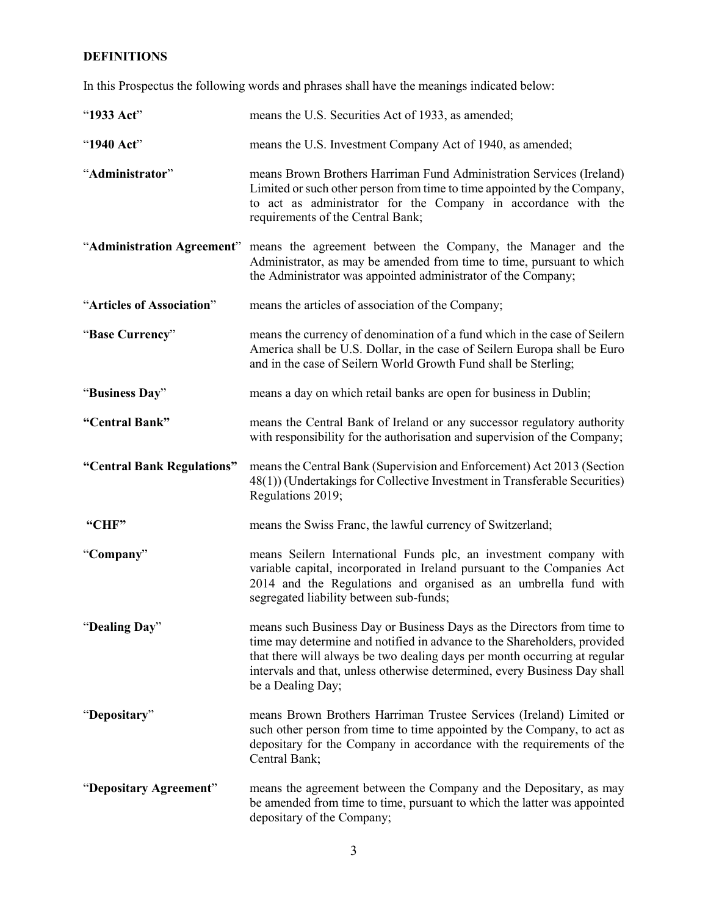## DEFINITIONS

In this Prospectus the following words and phrases shall have the meanings indicated below:

| | |
|---|---|
| "**1933 Act**" | means the U.S. Securities Act of 1933, as amended; |
| "**1940 Act**" | means the U.S. Investment Company Act of 1940, as amended; |
| "**Administrator**" | means Brown Brothers Harriman Fund Administration Services (Ireland) Limited or such other person from time to time appointed by the Company, to act as administrator for the Company in accordance with the requirements of the Central Bank; |
| "**Administration Agreement**" | means the agreement between the Company, the Manager and the Administrator, as may be amended from time to time, pursuant to which the Administrator was appointed administrator of the Company; |
| "**Articles of Association**" | means the articles of association of the Company; |
| "**Base Currency**" | means the currency of denomination of a fund which in the case of Seilern America shall be U.S. Dollar, in the case of Seilern Europa shall be Euro and in the case of Seilern World Growth Fund shall be Sterling; |
| "**Business Day**" | means a day on which retail banks are open for business in Dublin; |
| **"Central Bank"** | means the Central Bank of Ireland or any successor regulatory authority with responsibility for the authorisation and supervision of the Company; |
| **"Central Bank Regulations"** | means the Central Bank (Supervision and Enforcement) Act 2013 (Section 48(1)) (Undertakings for Collective Investment in Transferable Securities) Regulations 2019; |
| **"CHF"** | means the Swiss Franc, the lawful currency of Switzerland; |
| "**Company**" | means Seilern International Funds plc, an investment company with variable capital, incorporated in Ireland pursuant to the Companies Act 2014 and the Regulations and organised as an umbrella fund with segregated liability between sub-funds; |
| "**Dealing Day**" | means such Business Day or Business Days as the Directors from time to time may determine and notified in advance to the Shareholders, provided that there will always be two dealing days per month occurring at regular intervals and that, unless otherwise determined, every Business Day shall be a Dealing Day; |
| "**Depositary**" | means Brown Brothers Harriman Trustee Services (Ireland) Limited or such other person from time to time appointed by the Company, to act as depositary for the Company in accordance with the requirements of the Central Bank; |
| "**Depositary Agreement**" | means the agreement between the Company and the Depositary, as may be amended from time to time, pursuant to which the latter was appointed depositary of the Company; |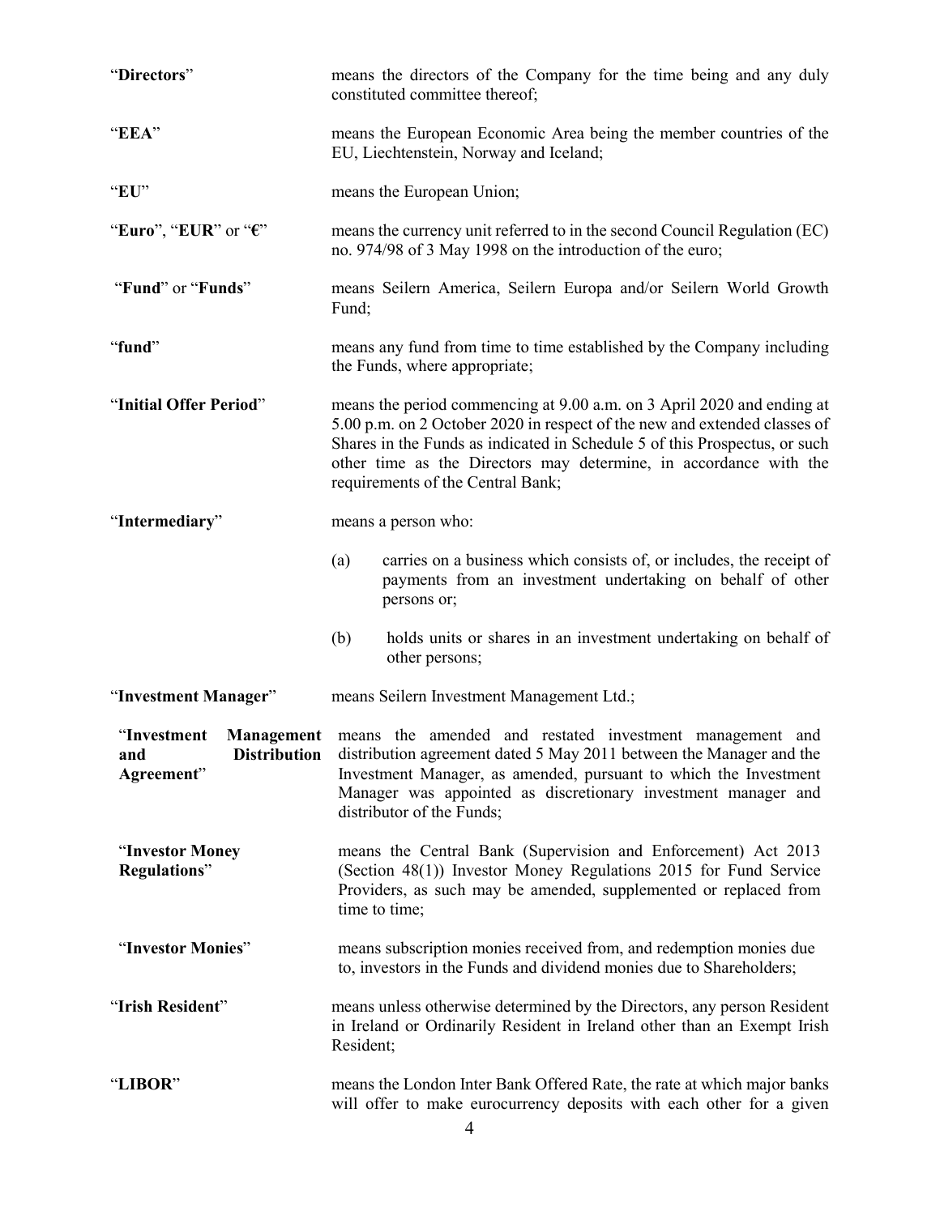| | |
|---|---|
| "**Directors**" | means the directors of the Company for the time being and any duly constituted committee thereof; |
| "**EEA**" | means the European Economic Area being the member countries of the EU, Liechtenstein, Norway and Iceland; |
| "**EU**" | means the European Union; |
| "**Euro**", "**EUR**" or "**€**" | means the currency unit referred to in the second Council Regulation (EC) no. 974/98 of 3 May 1998 on the introduction of the euro; |
| "**Fund**" or "**Funds**" | means Seilern America, Seilern Europa and/or Seilern World Growth Fund; |
| "**fund**" | means any fund from time to time established by the Company including the Funds, where appropriate; |
| "**Initial Offer Period**" | means the period commencing at 9.00 a.m. on 3 April 2020 and ending at 5.00 p.m. on 2 October 2020 in respect of the new and extended classes of Shares in the Funds as indicated in Schedule 5 of this Prospectus, or such other time as the Directors may determine, in accordance with the requirements of the Central Bank; |
| "**Intermediary**" | means a person who: (a) carries on a business which consists of, or includes, the receipt of payments from an investment undertaking on behalf of other persons or; (b) holds units or shares in an investment undertaking on behalf of other persons; |
| "**Investment Manager**" | means Seilern Investment Management Ltd.; |
| "**Investment Management and Distribution Agreement**" | means the amended and restated investment management and distribution agreement dated 5 May 2011 between the Manager and the Investment Manager, as amended, pursuant to which the Investment Manager was appointed as discretionary investment manager and distributor of the Funds; |
| "**Investor Money Regulations**" | means the Central Bank (Supervision and Enforcement) Act 2013 (Section 48(1)) Investor Money Regulations 2015 for Fund Service Providers, as such may be amended, supplemented or replaced from time to time; |
| "**Investor Monies**" | means subscription monies received from, and redemption monies due to, investors in the Funds and dividend monies due to Shareholders; |
| "**Irish Resident**" | means unless otherwise determined by the Directors, any person Resident in Ireland or Ordinarily Resident in Ireland other than an Exempt Irish Resident; |
| "**LIBOR**" | means the London Inter Bank Offered Rate, the rate at which major banks will offer to make eurocurrency deposits with each other for a given |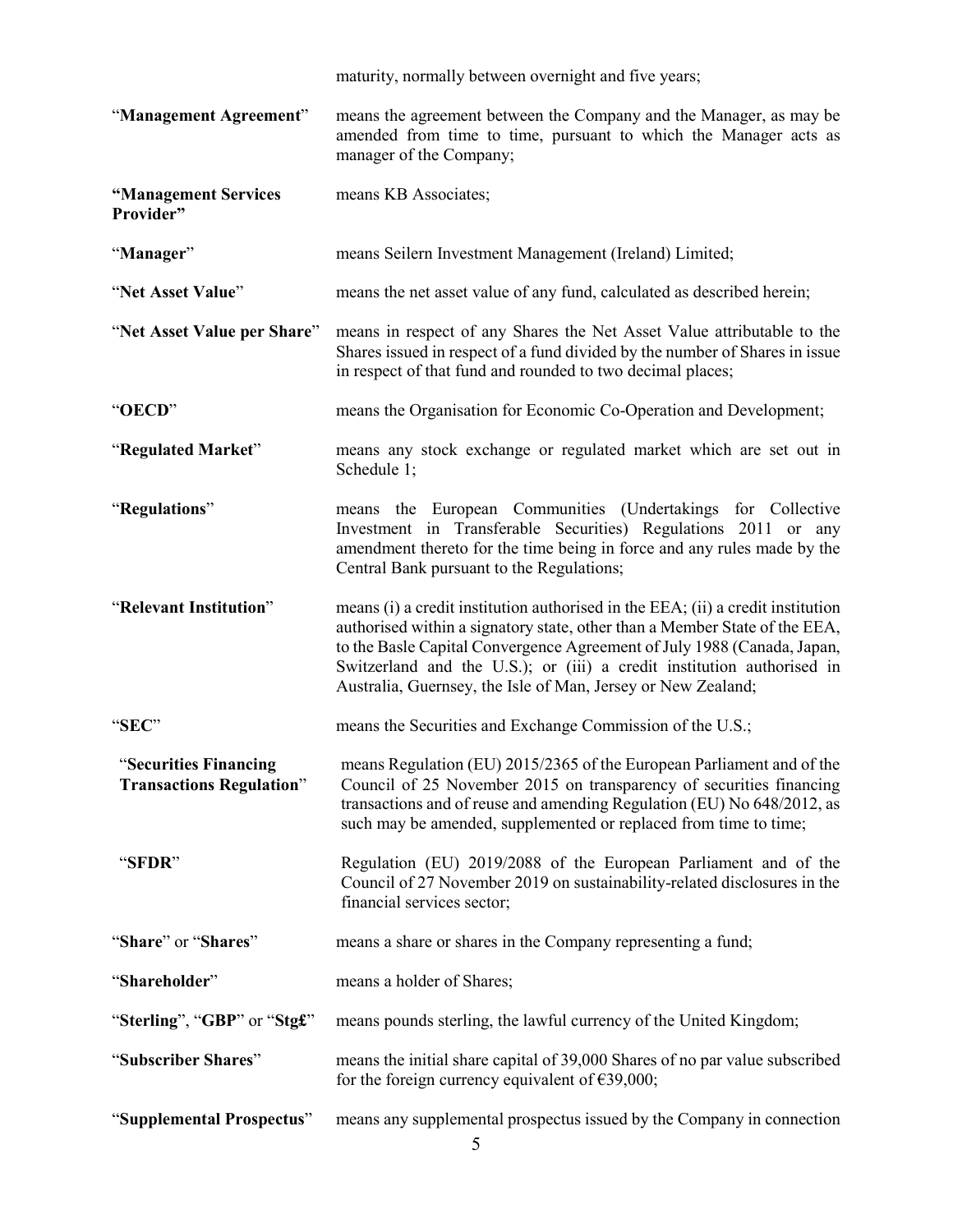maturity, normally between overnight and five years;

| | |
|---|---|
| "**Management Agreement**" | means the agreement between the Company and the Manager, as may be amended from time to time, pursuant to which the Manager acts as manager of the Company; |
| "**Management Services Provider**" | means KB Associates; |
| "**Manager**" | means Seilern Investment Management (Ireland) Limited; |
| "**Net Asset Value**" | means the net asset value of any fund, calculated as described herein; |
| "**Net Asset Value per Share**" | means in respect of any Shares the Net Asset Value attributable to the Shares issued in respect of a fund divided by the number of Shares in issue in respect of that fund and rounded to two decimal places; |
| "**OECD**" | means the Organisation for Economic Co-Operation and Development; |
| "**Regulated Market**" | means any stock exchange or regulated market which are set out in Schedule 1; |
| "**Regulations**" | means the European Communities (Undertakings for Collective Investment in Transferable Securities) Regulations 2011 or any amendment thereto for the time being in force and any rules made by the Central Bank pursuant to the Regulations; |
| "**Relevant Institution**" | means (i) a credit institution authorised in the EEA; (ii) a credit institution authorised within a signatory state, other than a Member State of the EEA, to the Basle Capital Convergence Agreement of July 1988 (Canada, Japan, Switzerland and the U.S.); or (iii) a credit institution authorised in Australia, Guernsey, the Isle of Man, Jersey or New Zealand; |
| "**SEC**" | means the Securities and Exchange Commission of the U.S.; |
| "**Securities Financing Transactions Regulation**" | means Regulation (EU) 2015/2365 of the European Parliament and of the Council of 25 November 2015 on transparency of securities financing transactions and of reuse and amending Regulation (EU) No 648/2012, as such may be amended, supplemented or replaced from time to time; |
| "**SFDR**" | Regulation (EU) 2019/2088 of the European Parliament and of the Council of 27 November 2019 on sustainability-related disclosures in the financial services sector; |
| "**Share**" or "**Shares**" | means a share or shares in the Company representing a fund; |
| "**Shareholder**" | means a holder of Shares; |
| "**Sterling**", "**GBP**" or "**Stg£**" | means pounds sterling, the lawful currency of the United Kingdom; |
| "**Subscriber Shares**" | means the initial share capital of 39,000 Shares of no par value subscribed for the foreign currency equivalent of €39,000; |
| "**Supplemental Prospectus**" | means any supplemental prospectus issued by the Company in connection |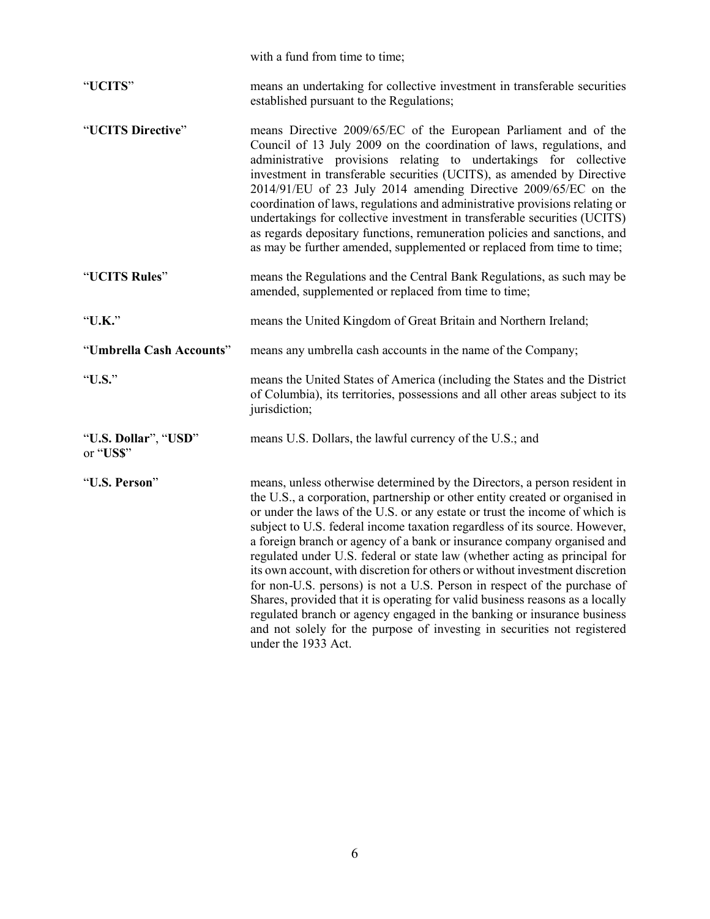with a fund from time to time;

| | |
|---|---|
| "**UCITS**" | means an undertaking for collective investment in transferable securities established pursuant to the Regulations; |
| "**UCITS Directive**" | means Directive 2009/65/EC of the European Parliament and of the Council of 13 July 2009 on the coordination of laws, regulations, and administrative provisions relating to undertakings for collective investment in transferable securities (UCITS), as amended by Directive 2014/91/EU of 23 July 2014 amending Directive 2009/65/EC on the coordination of laws, regulations and administrative provisions relating or undertakings for collective investment in transferable securities (UCITS) as regards depositary functions, remuneration policies and sanctions, and as may be further amended, supplemented or replaced from time to time; |
| "**UCITS Rules**" | means the Regulations and the Central Bank Regulations, as such may be amended, supplemented or replaced from time to time; |
| "**U.K.**" | means the United Kingdom of Great Britain and Northern Ireland; |
| "**Umbrella Cash Accounts**" | means any umbrella cash accounts in the name of the Company; |
| "**U.S.**" | means the United States of America (including the States and the District of Columbia), its territories, possessions and all other areas subject to its jurisdiction; |
| "**U.S. Dollar**", "**USD**" or "**US$**" | means U.S. Dollars, the lawful currency of the U.S.; and |
| "**U.S. Person**" | means, unless otherwise determined by the Directors, a person resident in the U.S., a corporation, partnership or other entity created or organised in or under the laws of the U.S. or any estate or trust the income of which is subject to U.S. federal income taxation regardless of its source. However, a foreign branch or agency of a bank or insurance company organised and regulated under U.S. federal or state law (whether acting as principal for its own account, with discretion for others or without investment discretion for non-U.S. persons) is not a U.S. Person in respect of the purchase of Shares, provided that it is operating for valid business reasons as a locally regulated branch or agency engaged in the banking or insurance business and not solely for the purpose of investing in securities not registered under the 1933 Act. |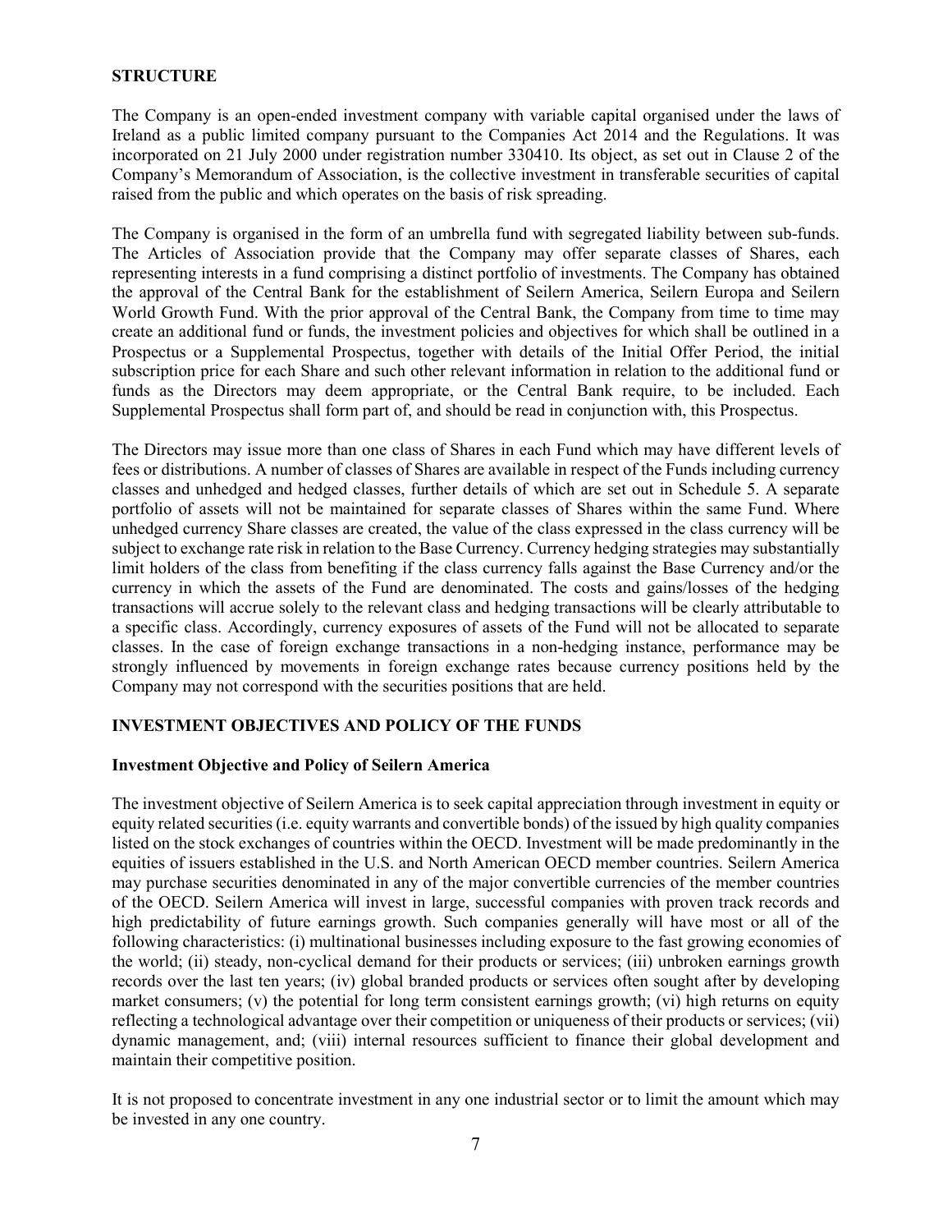## STRUCTURE

The Company is an open-ended investment company with variable capital organised under the laws of Ireland as a public limited company pursuant to the Companies Act 2014 and the Regulations. It was incorporated on 21 July 2000 under registration number 330410. Its object, as set out in Clause 2 of the Company's Memorandum of Association, is the collective investment in transferable securities of capital raised from the public and which operates on the basis of risk spreading.

The Company is organised in the form of an umbrella fund with segregated liability between sub-funds. The Articles of Association provide that the Company may offer separate classes of Shares, each representing interests in a fund comprising a distinct portfolio of investments. The Company has obtained the approval of the Central Bank for the establishment of Seilern America, Seilern Europa and Seilern World Growth Fund. With the prior approval of the Central Bank, the Company from time to time may create an additional fund or funds, the investment policies and objectives for which shall be outlined in a Prospectus or a Supplemental Prospectus, together with details of the Initial Offer Period, the initial subscription price for each Share and such other relevant information in relation to the additional fund or funds as the Directors may deem appropriate, or the Central Bank require, to be included. Each Supplemental Prospectus shall form part of, and should be read in conjunction with, this Prospectus.

The Directors may issue more than one class of Shares in each Fund which may have different levels of fees or distributions. A number of classes of Shares are available in respect of the Funds including currency classes and unhedged and hedged classes, further details of which are set out in Schedule 5. A separate portfolio of assets will not be maintained for separate classes of Shares within the same Fund. Where unhedged currency Share classes are created, the value of the class expressed in the class currency will be subject to exchange rate risk in relation to the Base Currency. Currency hedging strategies may substantially limit holders of the class from benefiting if the class currency falls against the Base Currency and/or the currency in which the assets of the Fund are denominated. The costs and gains/losses of the hedging transactions will accrue solely to the relevant class and hedging transactions will be clearly attributable to a specific class. Accordingly, currency exposures of assets of the Fund will not be allocated to separate classes. In the case of foreign exchange transactions in a non-hedging instance, performance may be strongly influenced by movements in foreign exchange rates because currency positions held by the Company may not correspond with the securities positions that are held.

## INVESTMENT OBJECTIVES AND POLICY OF THE FUNDS

### Investment Objective and Policy of Seilern America

The investment objective of Seilern America is to seek capital appreciation through investment in equity or equity related securities (i.e. equity warrants and convertible bonds) of the issued by high quality companies listed on the stock exchanges of countries within the OECD. Investment will be made predominantly in the equities of issuers established in the U.S. and North American OECD member countries. Seilern America may purchase securities denominated in any of the major convertible currencies of the member countries of the OECD. Seilern America will invest in large, successful companies with proven track records and high predictability of future earnings growth. Such companies generally will have most or all of the following characteristics: (i) multinational businesses including exposure to the fast growing economies of the world; (ii) steady, non-cyclical demand for their products or services; (iii) unbroken earnings growth records over the last ten years; (iv) global branded products or services often sought after by developing market consumers; (v) the potential for long term consistent earnings growth; (vi) high returns on equity reflecting a technological advantage over their competition or uniqueness of their products or services; (vii) dynamic management, and; (viii) internal resources sufficient to finance their global development and maintain their competitive position.

It is not proposed to concentrate investment in any one industrial sector or to limit the amount which may be invested in any one country.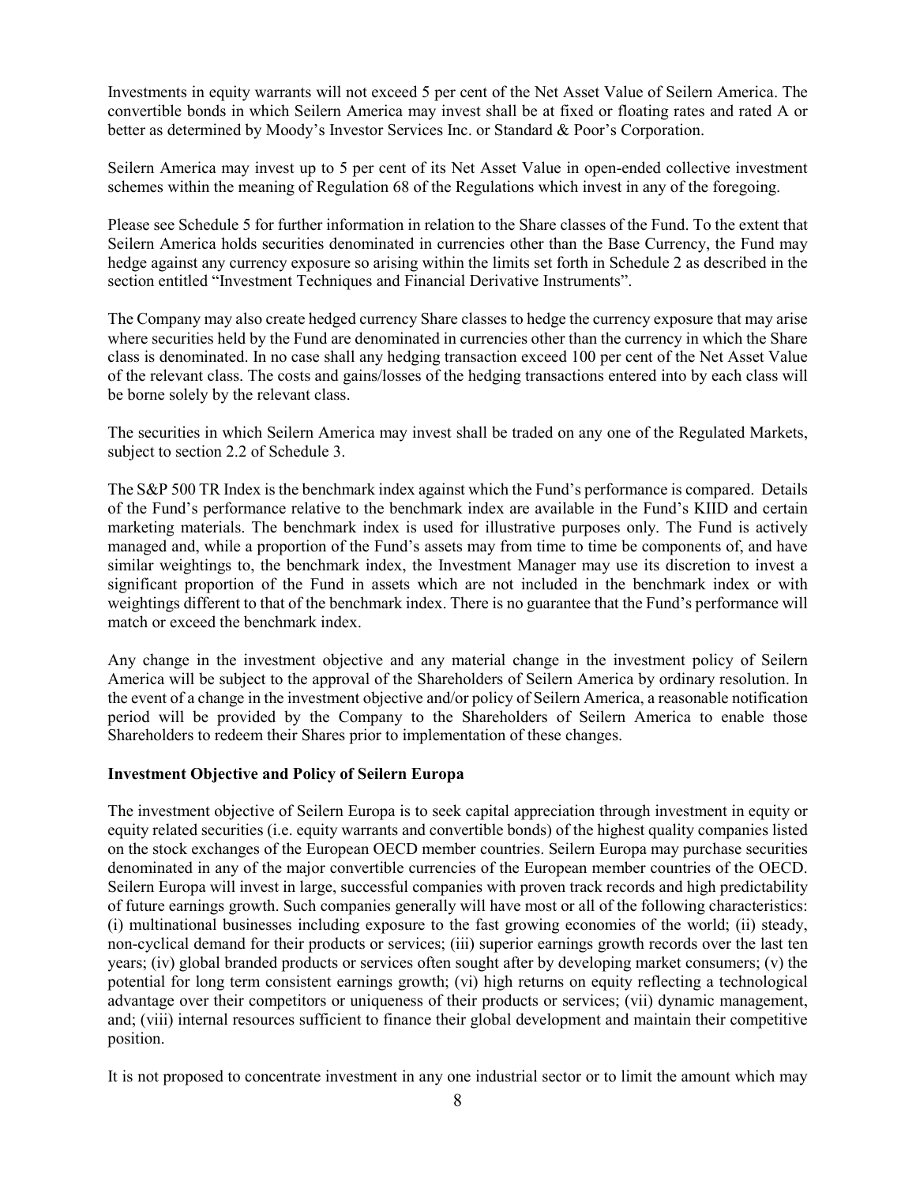Investments in equity warrants will not exceed 5 per cent of the Net Asset Value of Seilern America. The convertible bonds in which Seilern America may invest shall be at fixed or floating rates and rated A or better as determined by Moody's Investor Services Inc. or Standard & Poor's Corporation.

Seilern America may invest up to 5 per cent of its Net Asset Value in open-ended collective investment schemes within the meaning of Regulation 68 of the Regulations which invest in any of the foregoing.

Please see Schedule 5 for further information in relation to the Share classes of the Fund. To the extent that Seilern America holds securities denominated in currencies other than the Base Currency, the Fund may hedge against any currency exposure so arising within the limits set forth in Schedule 2 as described in the section entitled "Investment Techniques and Financial Derivative Instruments".

The Company may also create hedged currency Share classes to hedge the currency exposure that may arise where securities held by the Fund are denominated in currencies other than the currency in which the Share class is denominated. In no case shall any hedging transaction exceed 100 per cent of the Net Asset Value of the relevant class. The costs and gains/losses of the hedging transactions entered into by each class will be borne solely by the relevant class.

The securities in which Seilern America may invest shall be traded on any one of the Regulated Markets, subject to section 2.2 of Schedule 3.

The S&P 500 TR Index is the benchmark index against which the Fund's performance is compared. Details of the Fund's performance relative to the benchmark index are available in the Fund's KIID and certain marketing materials. The benchmark index is used for illustrative purposes only. The Fund is actively managed and, while a proportion of the Fund's assets may from time to time be components of, and have similar weightings to, the benchmark index, the Investment Manager may use its discretion to invest a significant proportion of the Fund in assets which are not included in the benchmark index or with weightings different to that of the benchmark index. There is no guarantee that the Fund's performance will match or exceed the benchmark index.

Any change in the investment objective and any material change in the investment policy of Seilern America will be subject to the approval of the Shareholders of Seilern America by ordinary resolution. In the event of a change in the investment objective and/or policy of Seilern America, a reasonable notification period will be provided by the Company to the Shareholders of Seilern America to enable those Shareholders to redeem their Shares prior to implementation of these changes.

**Investment Objective and Policy of Seilern Europa**

The investment objective of Seilern Europa is to seek capital appreciation through investment in equity or equity related securities (i.e. equity warrants and convertible bonds) of the highest quality companies listed on the stock exchanges of the European OECD member countries. Seilern Europa may purchase securities denominated in any of the major convertible currencies of the European member countries of the OECD. Seilern Europa will invest in large, successful companies with proven track records and high predictability of future earnings growth. Such companies generally will have most or all of the following characteristics: (i) multinational businesses including exposure to the fast growing economies of the world; (ii) steady, non-cyclical demand for their products or services; (iii) superior earnings growth records over the last ten years; (iv) global branded products or services often sought after by developing market consumers; (v) the potential for long term consistent earnings growth; (vi) high returns on equity reflecting a technological advantage over their competitors or uniqueness of their products or services; (vii) dynamic management, and; (viii) internal resources sufficient to finance their global development and maintain their competitive position.

It is not proposed to concentrate investment in any one industrial sector or to limit the amount which may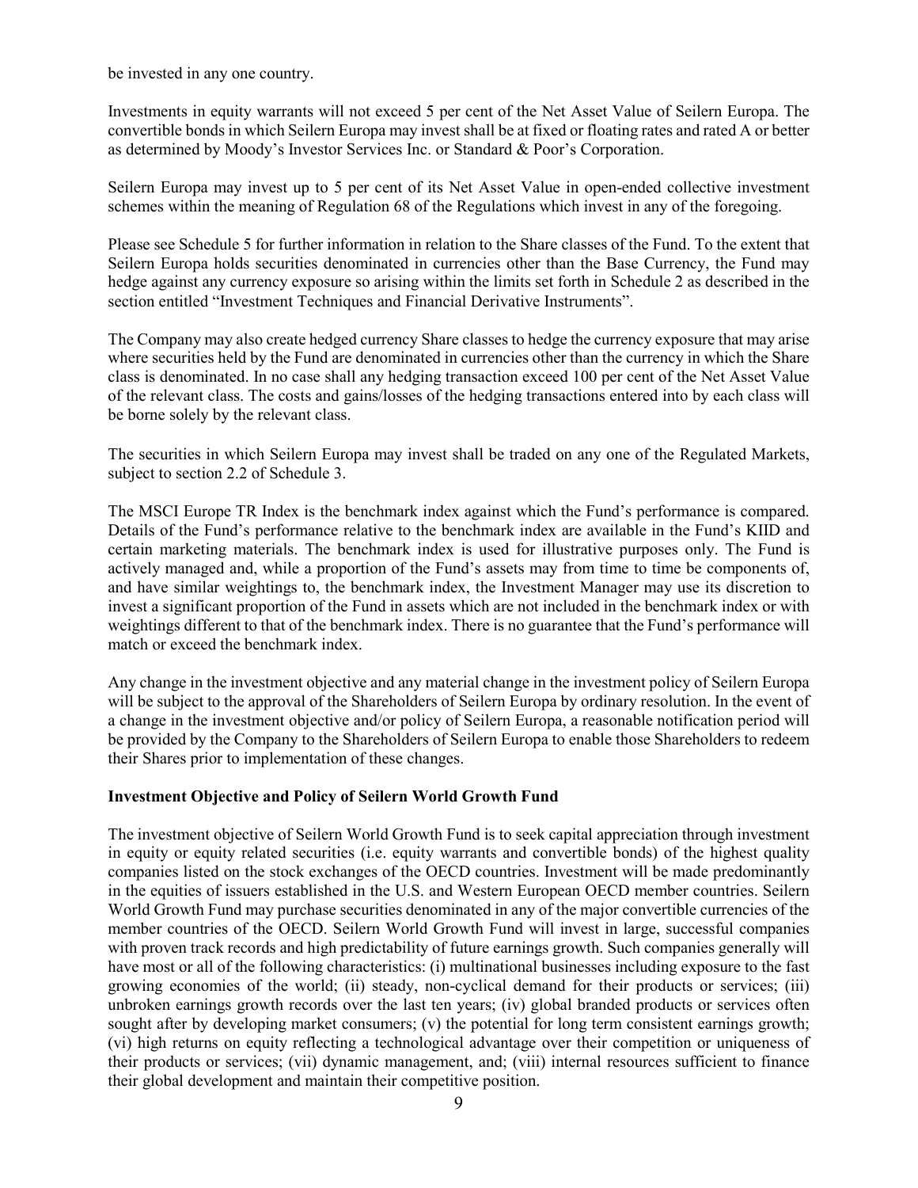be invested in any one country.

Investments in equity warrants will not exceed 5 per cent of the Net Asset Value of Seilern Europa. The convertible bonds in which Seilern Europa may invest shall be at fixed or floating rates and rated A or better as determined by Moody's Investor Services Inc. or Standard & Poor's Corporation.

Seilern Europa may invest up to 5 per cent of its Net Asset Value in open-ended collective investment schemes within the meaning of Regulation 68 of the Regulations which invest in any of the foregoing.

Please see Schedule 5 for further information in relation to the Share classes of the Fund. To the extent that Seilern Europa holds securities denominated in currencies other than the Base Currency, the Fund may hedge against any currency exposure so arising within the limits set forth in Schedule 2 as described in the section entitled "Investment Techniques and Financial Derivative Instruments".

The Company may also create hedged currency Share classes to hedge the currency exposure that may arise where securities held by the Fund are denominated in currencies other than the currency in which the Share class is denominated. In no case shall any hedging transaction exceed 100 per cent of the Net Asset Value of the relevant class. The costs and gains/losses of the hedging transactions entered into by each class will be borne solely by the relevant class.

The securities in which Seilern Europa may invest shall be traded on any one of the Regulated Markets, subject to section 2.2 of Schedule 3.

The MSCI Europe TR Index is the benchmark index against which the Fund's performance is compared. Details of the Fund's performance relative to the benchmark index are available in the Fund's KIID and certain marketing materials. The benchmark index is used for illustrative purposes only. The Fund is actively managed and, while a proportion of the Fund's assets may from time to time be components of, and have similar weightings to, the benchmark index, the Investment Manager may use its discretion to invest a significant proportion of the Fund in assets which are not included in the benchmark index or with weightings different to that of the benchmark index. There is no guarantee that the Fund's performance will match or exceed the benchmark index.

Any change in the investment objective and any material change in the investment policy of Seilern Europa will be subject to the approval of the Shareholders of Seilern Europa by ordinary resolution. In the event of a change in the investment objective and/or policy of Seilern Europa, a reasonable notification period will be provided by the Company to the Shareholders of Seilern Europa to enable those Shareholders to redeem their Shares prior to implementation of these changes.

**Investment Objective and Policy of Seilern World Growth Fund**

The investment objective of Seilern World Growth Fund is to seek capital appreciation through investment in equity or equity related securities (i.e. equity warrants and convertible bonds) of the highest quality companies listed on the stock exchanges of the OECD countries. Investment will be made predominantly in the equities of issuers established in the U.S. and Western European OECD member countries. Seilern World Growth Fund may purchase securities denominated in any of the major convertible currencies of the member countries of the OECD. Seilern World Growth Fund will invest in large, successful companies with proven track records and high predictability of future earnings growth. Such companies generally will have most or all of the following characteristics: (i) multinational businesses including exposure to the fast growing economies of the world; (ii) steady, non-cyclical demand for their products or services; (iii) unbroken earnings growth records over the last ten years; (iv) global branded products or services often sought after by developing market consumers; (v) the potential for long term consistent earnings growth; (vi) high returns on equity reflecting a technological advantage over their competition or uniqueness of their products or services; (vii) dynamic management, and; (viii) internal resources sufficient to finance their global development and maintain their competitive position.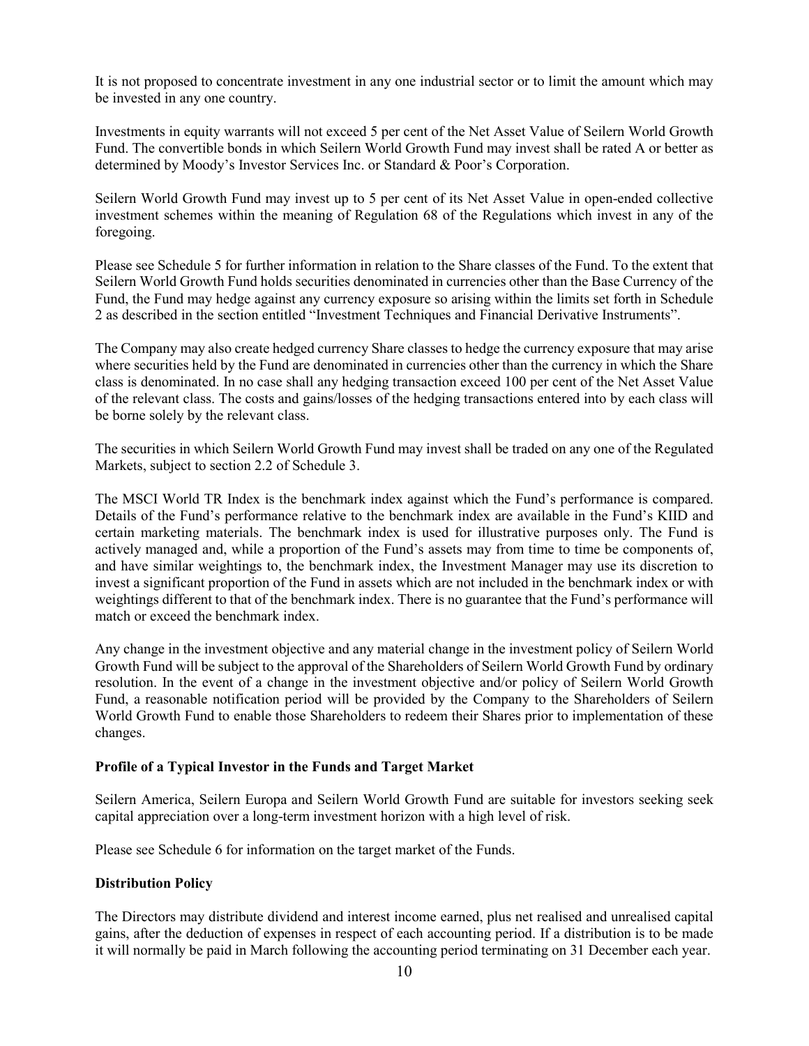It is not proposed to concentrate investment in any one industrial sector or to limit the amount which may be invested in any one country.

Investments in equity warrants will not exceed 5 per cent of the Net Asset Value of Seilern World Growth Fund. The convertible bonds in which Seilern World Growth Fund may invest shall be rated A or better as determined by Moody's Investor Services Inc. or Standard & Poor's Corporation.

Seilern World Growth Fund may invest up to 5 per cent of its Net Asset Value in open-ended collective investment schemes within the meaning of Regulation 68 of the Regulations which invest in any of the foregoing.

Please see Schedule 5 for further information in relation to the Share classes of the Fund. To the extent that Seilern World Growth Fund holds securities denominated in currencies other than the Base Currency of the Fund, the Fund may hedge against any currency exposure so arising within the limits set forth in Schedule 2 as described in the section entitled "Investment Techniques and Financial Derivative Instruments".

The Company may also create hedged currency Share classes to hedge the currency exposure that may arise where securities held by the Fund are denominated in currencies other than the currency in which the Share class is denominated. In no case shall any hedging transaction exceed 100 per cent of the Net Asset Value of the relevant class. The costs and gains/losses of the hedging transactions entered into by each class will be borne solely by the relevant class.

The securities in which Seilern World Growth Fund may invest shall be traded on any one of the Regulated Markets, subject to section 2.2 of Schedule 3.

The MSCI World TR Index is the benchmark index against which the Fund's performance is compared. Details of the Fund's performance relative to the benchmark index are available in the Fund's KIID and certain marketing materials. The benchmark index is used for illustrative purposes only. The Fund is actively managed and, while a proportion of the Fund's assets may from time to time be components of, and have similar weightings to, the benchmark index, the Investment Manager may use its discretion to invest a significant proportion of the Fund in assets which are not included in the benchmark index or with weightings different to that of the benchmark index. There is no guarantee that the Fund's performance will match or exceed the benchmark index.

Any change in the investment objective and any material change in the investment policy of Seilern World Growth Fund will be subject to the approval of the Shareholders of Seilern World Growth Fund by ordinary resolution. In the event of a change in the investment objective and/or policy of Seilern World Growth Fund, a reasonable notification period will be provided by the Company to the Shareholders of Seilern World Growth Fund to enable those Shareholders to redeem their Shares prior to implementation of these changes.

**Profile of a Typical Investor in the Funds and Target Market**

Seilern America, Seilern Europa and Seilern World Growth Fund are suitable for investors seeking seek capital appreciation over a long-term investment horizon with a high level of risk.

Please see Schedule 6 for information on the target market of the Funds.

**Distribution Policy**

The Directors may distribute dividend and interest income earned, plus net realised and unrealised capital gains, after the deduction of expenses in respect of each accounting period. If a distribution is to be made it will normally be paid in March following the accounting period terminating on 31 December each year.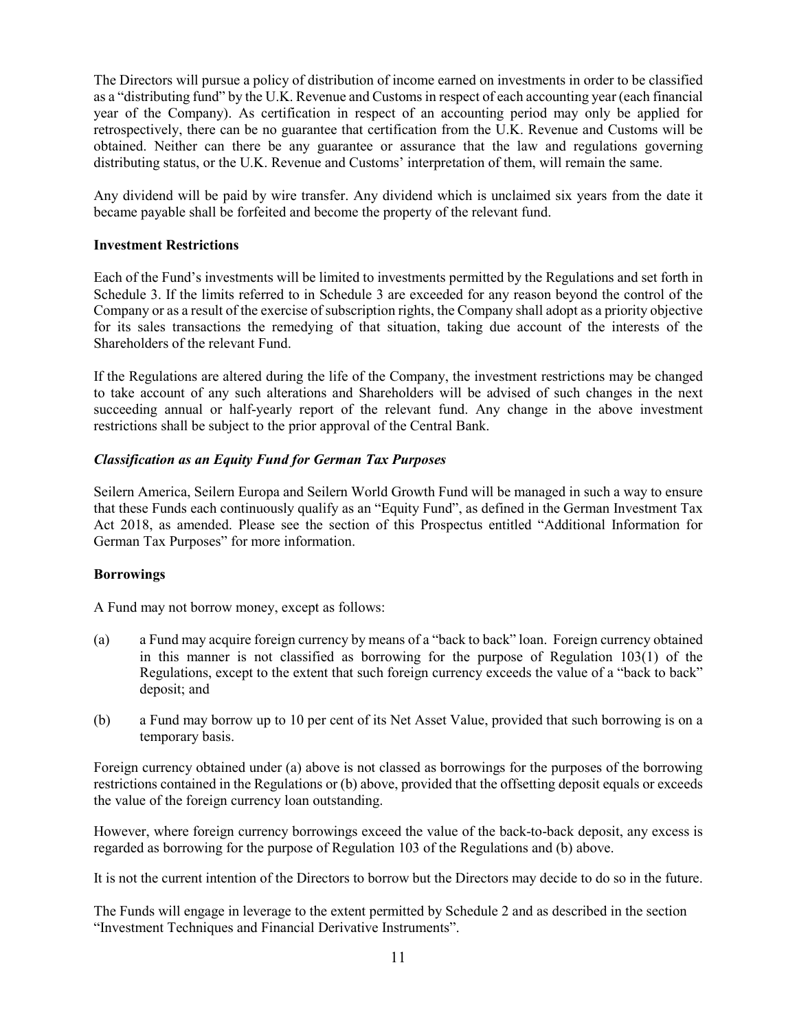The Directors will pursue a policy of distribution of income earned on investments in order to be classified as a "distributing fund" by the U.K. Revenue and Customs in respect of each accounting year (each financial year of the Company). As certification in respect of an accounting period may only be applied for retrospectively, there can be no guarantee that certification from the U.K. Revenue and Customs will be obtained. Neither can there be any guarantee or assurance that the law and regulations governing distributing status, or the U.K. Revenue and Customs' interpretation of them, will remain the same.

Any dividend will be paid by wire transfer. Any dividend which is unclaimed six years from the date it became payable shall be forfeited and become the property of the relevant fund.

**Investment Restrictions**

Each of the Fund's investments will be limited to investments permitted by the Regulations and set forth in Schedule 3. If the limits referred to in Schedule 3 are exceeded for any reason beyond the control of the Company or as a result of the exercise of subscription rights, the Company shall adopt as a priority objective for its sales transactions the remedying of that situation, taking due account of the interests of the Shareholders of the relevant Fund.

If the Regulations are altered during the life of the Company, the investment restrictions may be changed to take account of any such alterations and Shareholders will be advised of such changes in the next succeeding annual or half-yearly report of the relevant fund. Any change in the above investment restrictions shall be subject to the prior approval of the Central Bank.

***Classification as an Equity Fund for German Tax Purposes***

Seilern America, Seilern Europa and Seilern World Growth Fund will be managed in such a way to ensure that these Funds each continuously qualify as an "Equity Fund", as defined in the German Investment Tax Act 2018, as amended. Please see the section of this Prospectus entitled "Additional Information for German Tax Purposes" for more information.

**Borrowings**

A Fund may not borrow money, except as follows:

(a) a Fund may acquire foreign currency by means of a "back to back" loan. Foreign currency obtained in this manner is not classified as borrowing for the purpose of Regulation 103(1) of the Regulations, except to the extent that such foreign currency exceeds the value of a "back to back" deposit; and

(b) a Fund may borrow up to 10 per cent of its Net Asset Value, provided that such borrowing is on a temporary basis.

Foreign currency obtained under (a) above is not classed as borrowings for the purposes of the borrowing restrictions contained in the Regulations or (b) above, provided that the offsetting deposit equals or exceeds the value of the foreign currency loan outstanding.

However, where foreign currency borrowings exceed the value of the back-to-back deposit, any excess is regarded as borrowing for the purpose of Regulation 103 of the Regulations and (b) above.

It is not the current intention of the Directors to borrow but the Directors may decide to do so in the future.

The Funds will engage in leverage to the extent permitted by Schedule 2 and as described in the section "Investment Techniques and Financial Derivative Instruments".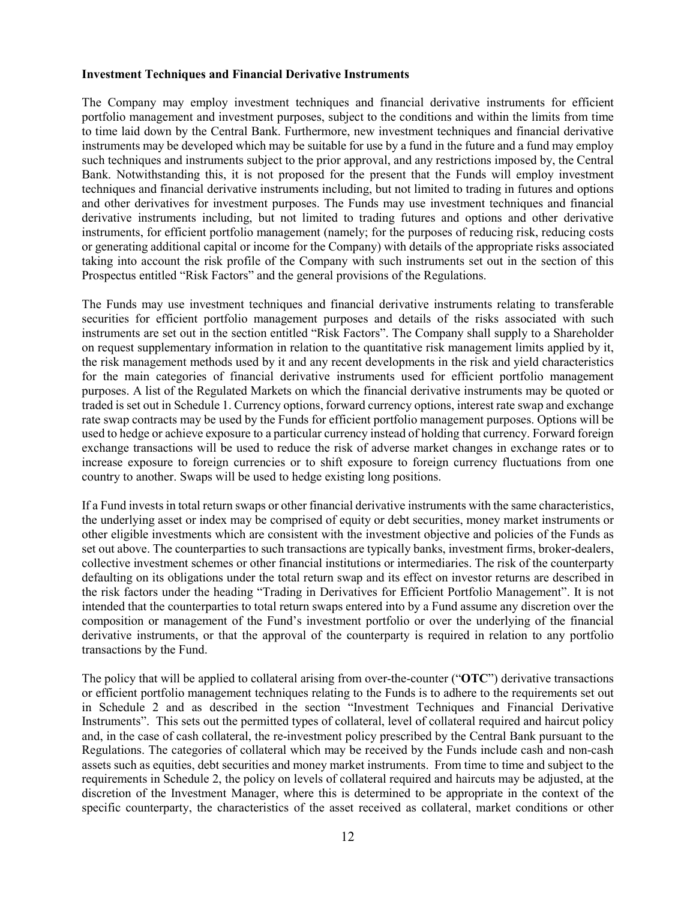**Investment Techniques and Financial Derivative Instruments**

The Company may employ investment techniques and financial derivative instruments for efficient portfolio management and investment purposes, subject to the conditions and within the limits from time to time laid down by the Central Bank. Furthermore, new investment techniques and financial derivative instruments may be developed which may be suitable for use by a fund in the future and a fund may employ such techniques and instruments subject to the prior approval, and any restrictions imposed by, the Central Bank. Notwithstanding this, it is not proposed for the present that the Funds will employ investment techniques and financial derivative instruments including, but not limited to trading in futures and options and other derivatives for investment purposes. The Funds may use investment techniques and financial derivative instruments including, but not limited to trading futures and options and other derivative instruments, for efficient portfolio management (namely; for the purposes of reducing risk, reducing costs or generating additional capital or income for the Company) with details of the appropriate risks associated taking into account the risk profile of the Company with such instruments set out in the section of this Prospectus entitled "Risk Factors" and the general provisions of the Regulations.

The Funds may use investment techniques and financial derivative instruments relating to transferable securities for efficient portfolio management purposes and details of the risks associated with such instruments are set out in the section entitled "Risk Factors". The Company shall supply to a Shareholder on request supplementary information in relation to the quantitative risk management limits applied by it, the risk management methods used by it and any recent developments in the risk and yield characteristics for the main categories of financial derivative instruments used for efficient portfolio management purposes. A list of the Regulated Markets on which the financial derivative instruments may be quoted or traded is set out in Schedule 1. Currency options, forward currency options, interest rate swap and exchange rate swap contracts may be used by the Funds for efficient portfolio management purposes. Options will be used to hedge or achieve exposure to a particular currency instead of holding that currency. Forward foreign exchange transactions will be used to reduce the risk of adverse market changes in exchange rates or to increase exposure to foreign currencies or to shift exposure to foreign currency fluctuations from one country to another. Swaps will be used to hedge existing long positions.

If a Fund invests in total return swaps or other financial derivative instruments with the same characteristics, the underlying asset or index may be comprised of equity or debt securities, money market instruments or other eligible investments which are consistent with the investment objective and policies of the Funds as set out above. The counterparties to such transactions are typically banks, investment firms, broker-dealers, collective investment schemes or other financial institutions or intermediaries. The risk of the counterparty defaulting on its obligations under the total return swap and its effect on investor returns are described in the risk factors under the heading "Trading in Derivatives for Efficient Portfolio Management". It is not intended that the counterparties to total return swaps entered into by a Fund assume any discretion over the composition or management of the Fund's investment portfolio or over the underlying of the financial derivative instruments, or that the approval of the counterparty is required in relation to any portfolio transactions by the Fund.

The policy that will be applied to collateral arising from over-the-counter ("**OTC**") derivative transactions or efficient portfolio management techniques relating to the Funds is to adhere to the requirements set out in Schedule 2 and as described in the section "Investment Techniques and Financial Derivative Instruments". This sets out the permitted types of collateral, level of collateral required and haircut policy and, in the case of cash collateral, the re-investment policy prescribed by the Central Bank pursuant to the Regulations. The categories of collateral which may be received by the Funds include cash and non-cash assets such as equities, debt securities and money market instruments. From time to time and subject to the requirements in Schedule 2, the policy on levels of collateral required and haircuts may be adjusted, at the discretion of the Investment Manager, where this is determined to be appropriate in the context of the specific counterparty, the characteristics of the asset received as collateral, market conditions or other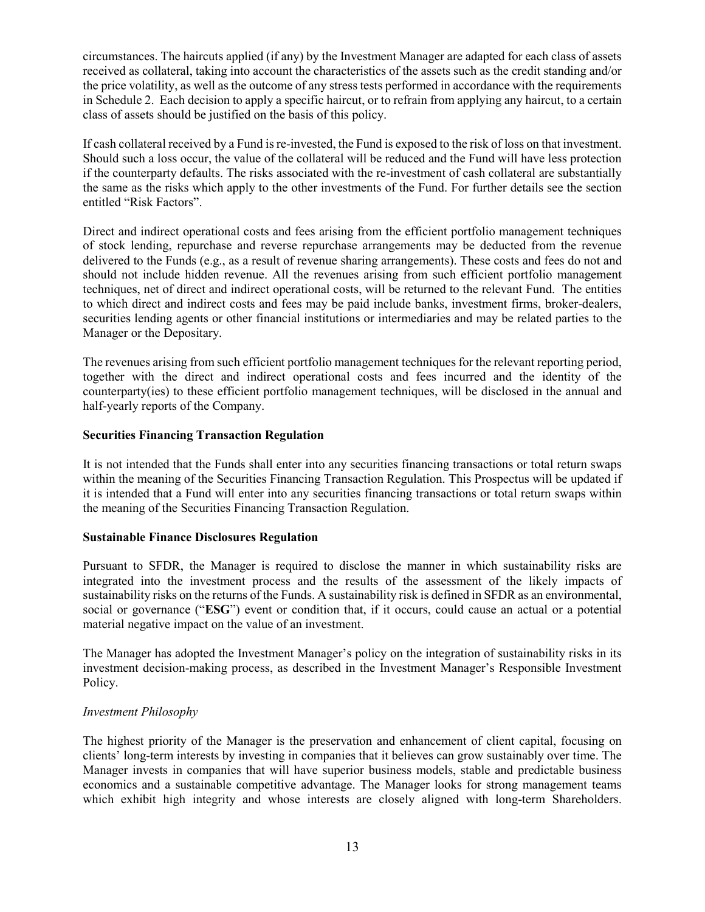circumstances. The haircuts applied (if any) by the Investment Manager are adapted for each class of assets received as collateral, taking into account the characteristics of the assets such as the credit standing and/or the price volatility, as well as the outcome of any stress tests performed in accordance with the requirements in Schedule 2. Each decision to apply a specific haircut, or to refrain from applying any haircut, to a certain class of assets should be justified on the basis of this policy.

If cash collateral received by a Fund is re-invested, the Fund is exposed to the risk of loss on that investment. Should such a loss occur, the value of the collateral will be reduced and the Fund will have less protection if the counterparty defaults. The risks associated with the re-investment of cash collateral are substantially the same as the risks which apply to the other investments of the Fund. For further details see the section entitled "Risk Factors".

Direct and indirect operational costs and fees arising from the efficient portfolio management techniques of stock lending, repurchase and reverse repurchase arrangements may be deducted from the revenue delivered to the Funds (e.g., as a result of revenue sharing arrangements). These costs and fees do not and should not include hidden revenue. All the revenues arising from such efficient portfolio management techniques, net of direct and indirect operational costs, will be returned to the relevant Fund. The entities to which direct and indirect costs and fees may be paid include banks, investment firms, broker-dealers, securities lending agents or other financial institutions or intermediaries and may be related parties to the Manager or the Depositary.

The revenues arising from such efficient portfolio management techniques for the relevant reporting period, together with the direct and indirect operational costs and fees incurred and the identity of the counterparty(ies) to these efficient portfolio management techniques, will be disclosed in the annual and half-yearly reports of the Company.

**Securities Financing Transaction Regulation**

It is not intended that the Funds shall enter into any securities financing transactions or total return swaps within the meaning of the Securities Financing Transaction Regulation. This Prospectus will be updated if it is intended that a Fund will enter into any securities financing transactions or total return swaps within the meaning of the Securities Financing Transaction Regulation.

**Sustainable Finance Disclosures Regulation**

Pursuant to SFDR, the Manager is required to disclose the manner in which sustainability risks are integrated into the investment process and the results of the assessment of the likely impacts of sustainability risks on the returns of the Funds. A sustainability risk is defined in SFDR as an environmental, social or governance ("**ESG**") event or condition that, if it occurs, could cause an actual or a potential material negative impact on the value of an investment.

The Manager has adopted the Investment Manager's policy on the integration of sustainability risks in its investment decision-making process, as described in the Investment Manager's Responsible Investment Policy.

*Investment Philosophy*

The highest priority of the Manager is the preservation and enhancement of client capital, focusing on clients' long-term interests by investing in companies that it believes can grow sustainably over time. The Manager invests in companies that will have superior business models, stable and predictable business economics and a sustainable competitive advantage. The Manager looks for strong management teams which exhibit high integrity and whose interests are closely aligned with long-term Shareholders.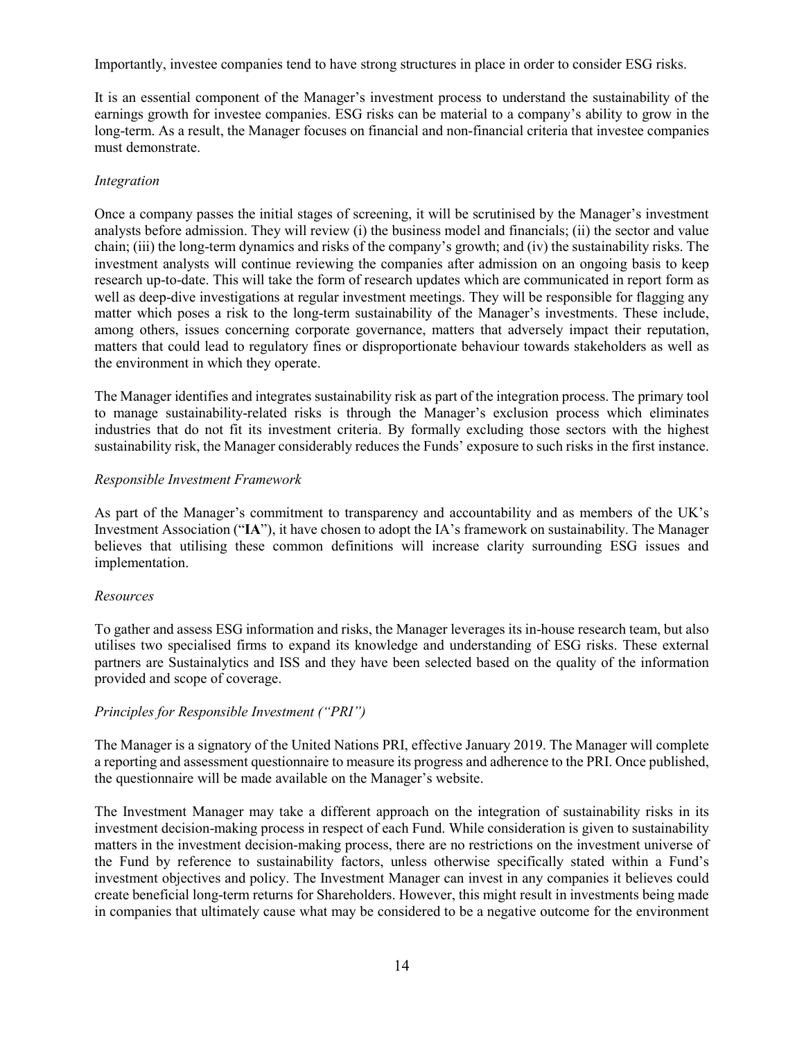Importantly, investee companies tend to have strong structures in place in order to consider ESG risks.

It is an essential component of the Manager's investment process to understand the sustainability of the earnings growth for investee companies. ESG risks can be material to a company's ability to grow in the long-term. As a result, the Manager focuses on financial and non-financial criteria that investee companies must demonstrate.

*Integration*

Once a company passes the initial stages of screening, it will be scrutinised by the Manager's investment analysts before admission. They will review (i) the business model and financials; (ii) the sector and value chain; (iii) the long-term dynamics and risks of the company's growth; and (iv) the sustainability risks. The investment analysts will continue reviewing the companies after admission on an ongoing basis to keep research up-to-date. This will take the form of research updates which are communicated in report form as well as deep-dive investigations at regular investment meetings. They will be responsible for flagging any matter which poses a risk to the long-term sustainability of the Manager's investments. These include, among others, issues concerning corporate governance, matters that adversely impact their reputation, matters that could lead to regulatory fines or disproportionate behaviour towards stakeholders as well as the environment in which they operate.

The Manager identifies and integrates sustainability risk as part of the integration process. The primary tool to manage sustainability-related risks is through the Manager's exclusion process which eliminates industries that do not fit its investment criteria. By formally excluding those sectors with the highest sustainability risk, the Manager considerably reduces the Funds' exposure to such risks in the first instance.

*Responsible Investment Framework*

As part of the Manager's commitment to transparency and accountability and as members of the UK's Investment Association ("**IA**"), it have chosen to adopt the IA's framework on sustainability. The Manager believes that utilising these common definitions will increase clarity surrounding ESG issues and implementation.

*Resources*

To gather and assess ESG information and risks, the Manager leverages its in-house research team, but also utilises two specialised firms to expand its knowledge and understanding of ESG risks. These external partners are Sustainalytics and ISS and they have been selected based on the quality of the information provided and scope of coverage.

*Principles for Responsible Investment ("PRI")*

The Manager is a signatory of the United Nations PRI, effective January 2019. The Manager will complete a reporting and assessment questionnaire to measure its progress and adherence to the PRI. Once published, the questionnaire will be made available on the Manager's website.

The Investment Manager may take a different approach on the integration of sustainability risks in its investment decision-making process in respect of each Fund. While consideration is given to sustainability matters in the investment decision-making process, there are no restrictions on the investment universe of the Fund by reference to sustainability factors, unless otherwise specifically stated within a Fund's investment objectives and policy. The Investment Manager can invest in any companies it believes could create beneficial long-term returns for Shareholders. However, this might result in investments being made in companies that ultimately cause what may be considered to be a negative outcome for the environment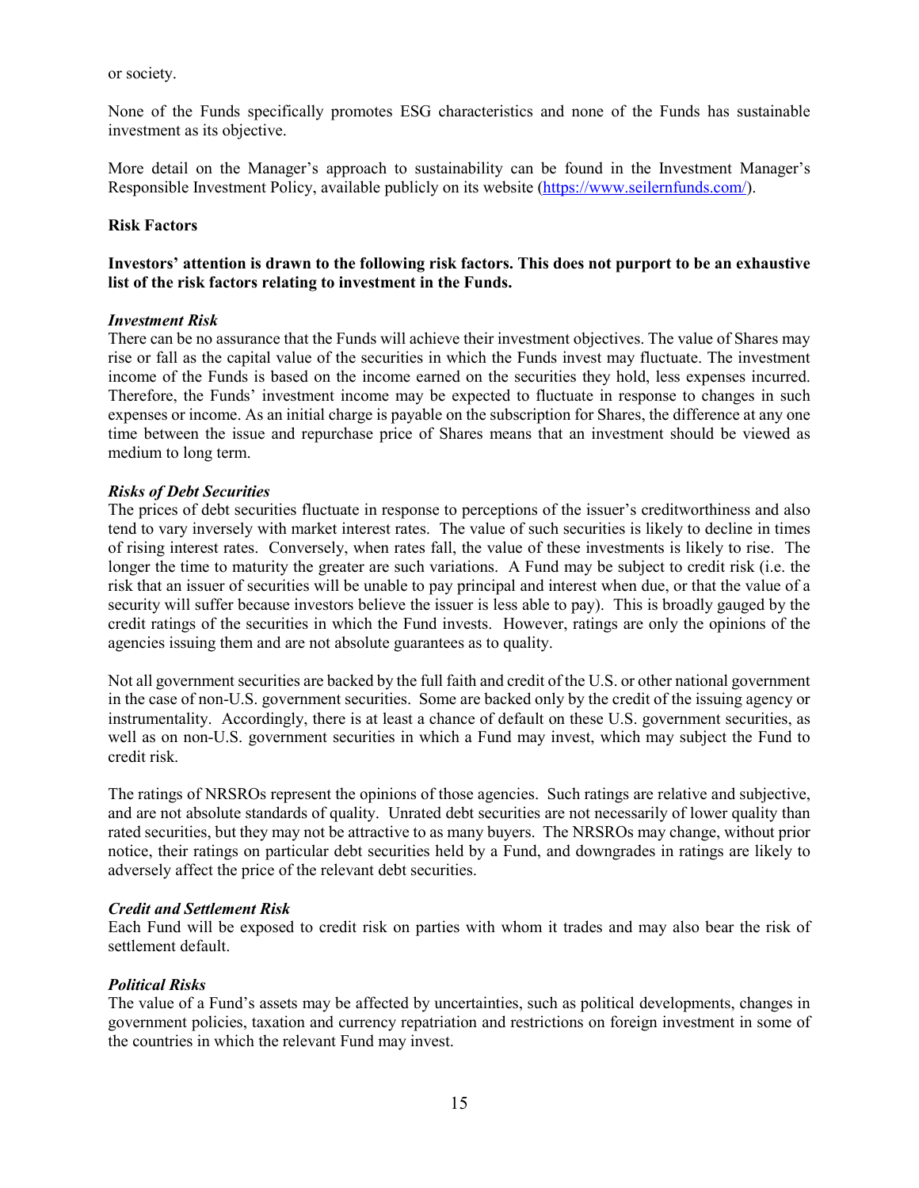or society.

None of the Funds specifically promotes ESG characteristics and none of the Funds has sustainable investment as its objective.

More detail on the Manager's approach to sustainability can be found in the Investment Manager's Responsible Investment Policy, available publicly on its website (https://www.seilernfunds.com/).

## Risk Factors

**Investors' attention is drawn to the following risk factors. This does not purport to be an exhaustive list of the risk factors relating to investment in the Funds.**

***Investment Risk***

There can be no assurance that the Funds will achieve their investment objectives. The value of Shares may rise or fall as the capital value of the securities in which the Funds invest may fluctuate. The investment income of the Funds is based on the income earned on the securities they hold, less expenses incurred. Therefore, the Funds' investment income may be expected to fluctuate in response to changes in such expenses or income. As an initial charge is payable on the subscription for Shares, the difference at any one time between the issue and repurchase price of Shares means that an investment should be viewed as medium to long term.

***Risks of Debt Securities***

The prices of debt securities fluctuate in response to perceptions of the issuer's creditworthiness and also tend to vary inversely with market interest rates. The value of such securities is likely to decline in times of rising interest rates. Conversely, when rates fall, the value of these investments is likely to rise. The longer the time to maturity the greater are such variations. A Fund may be subject to credit risk (i.e. the risk that an issuer of securities will be unable to pay principal and interest when due, or that the value of a security will suffer because investors believe the issuer is less able to pay). This is broadly gauged by the credit ratings of the securities in which the Fund invests. However, ratings are only the opinions of the agencies issuing them and are not absolute guarantees as to quality.

Not all government securities are backed by the full faith and credit of the U.S. or other national government in the case of non-U.S. government securities. Some are backed only by the credit of the issuing agency or instrumentality. Accordingly, there is at least a chance of default on these U.S. government securities, as well as on non-U.S. government securities in which a Fund may invest, which may subject the Fund to credit risk.

The ratings of NRSROs represent the opinions of those agencies. Such ratings are relative and subjective, and are not absolute standards of quality. Unrated debt securities are not necessarily of lower quality than rated securities, but they may not be attractive to as many buyers. The NRSROs may change, without prior notice, their ratings on particular debt securities held by a Fund, and downgrades in ratings are likely to adversely affect the price of the relevant debt securities.

***Credit and Settlement Risk***

Each Fund will be exposed to credit risk on parties with whom it trades and may also bear the risk of settlement default.

***Political Risks***

The value of a Fund's assets may be affected by uncertainties, such as political developments, changes in government policies, taxation and currency repatriation and restrictions on foreign investment in some of the countries in which the relevant Fund may invest.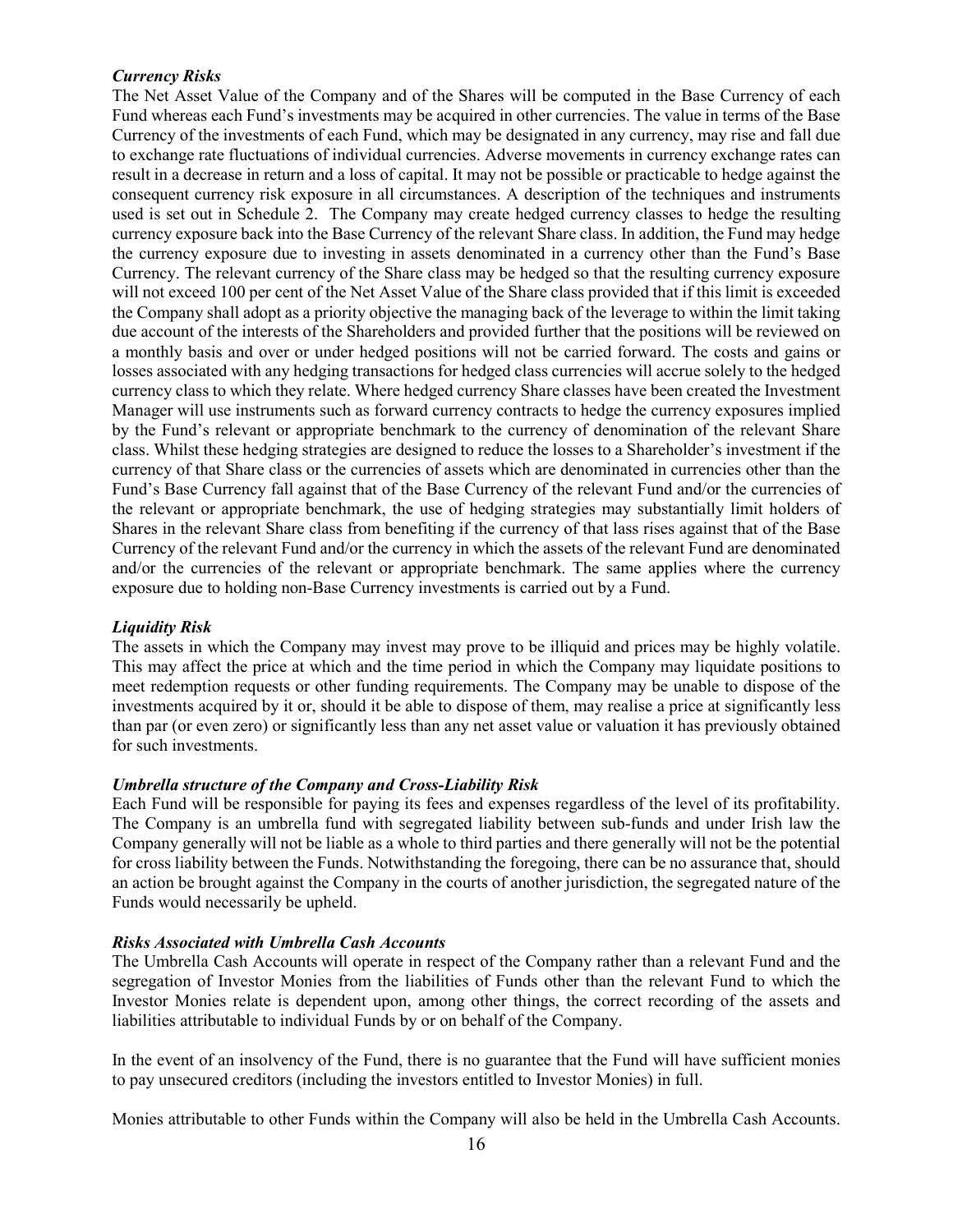***Currency Risks***

The Net Asset Value of the Company and of the Shares will be computed in the Base Currency of each Fund whereas each Fund's investments may be acquired in other currencies. The value in terms of the Base Currency of the investments of each Fund, which may be designated in any currency, may rise and fall due to exchange rate fluctuations of individual currencies. Adverse movements in currency exchange rates can result in a decrease in return and a loss of capital. It may not be possible or practicable to hedge against the consequent currency risk exposure in all circumstances. A description of the techniques and instruments used is set out in Schedule 2. The Company may create hedged currency classes to hedge the resulting currency exposure back into the Base Currency of the relevant Share class. In addition, the Fund may hedge the currency exposure due to investing in assets denominated in a currency other than the Fund's Base Currency. The relevant currency of the Share class may be hedged so that the resulting currency exposure will not exceed 100 per cent of the Net Asset Value of the Share class provided that if this limit is exceeded the Company shall adopt as a priority objective the managing back of the leverage to within the limit taking due account of the interests of the Shareholders and provided further that the positions will be reviewed on a monthly basis and over or under hedged positions will not be carried forward. The costs and gains or losses associated with any hedging transactions for hedged class currencies will accrue solely to the hedged currency class to which they relate. Where hedged currency Share classes have been created the Investment Manager will use instruments such as forward currency contracts to hedge the currency exposures implied by the Fund's relevant or appropriate benchmark to the currency of denomination of the relevant Share class. Whilst these hedging strategies are designed to reduce the losses to a Shareholder's investment if the currency of that Share class or the currencies of assets which are denominated in currencies other than the Fund's Base Currency fall against that of the Base Currency of the relevant Fund and/or the currencies of the relevant or appropriate benchmark, the use of hedging strategies may substantially limit holders of Shares in the relevant Share class from benefiting if the currency of that lass rises against that of the Base Currency of the relevant Fund and/or the currency in which the assets of the relevant Fund are denominated and/or the currencies of the relevant or appropriate benchmark. The same applies where the currency exposure due to holding non-Base Currency investments is carried out by a Fund.

***Liquidity Risk***

The assets in which the Company may invest may prove to be illiquid and prices may be highly volatile. This may affect the price at which and the time period in which the Company may liquidate positions to meet redemption requests or other funding requirements. The Company may be unable to dispose of the investments acquired by it or, should it be able to dispose of them, may realise a price at significantly less than par (or even zero) or significantly less than any net asset value or valuation it has previously obtained for such investments.

***Umbrella structure of the Company and Cross-Liability Risk***

Each Fund will be responsible for paying its fees and expenses regardless of the level of its profitability. The Company is an umbrella fund with segregated liability between sub-funds and under Irish law the Company generally will not be liable as a whole to third parties and there generally will not be the potential for cross liability between the Funds. Notwithstanding the foregoing, there can be no assurance that, should an action be brought against the Company in the courts of another jurisdiction, the segregated nature of the Funds would necessarily be upheld.

***Risks Associated with Umbrella Cash Accounts***

The Umbrella Cash Accounts will operate in respect of the Company rather than a relevant Fund and the segregation of Investor Monies from the liabilities of Funds other than the relevant Fund to which the Investor Monies relate is dependent upon, among other things, the correct recording of the assets and liabilities attributable to individual Funds by or on behalf of the Company.

In the event of an insolvency of the Fund, there is no guarantee that the Fund will have sufficient monies to pay unsecured creditors (including the investors entitled to Investor Monies) in full.

Monies attributable to other Funds within the Company will also be held in the Umbrella Cash Accounts.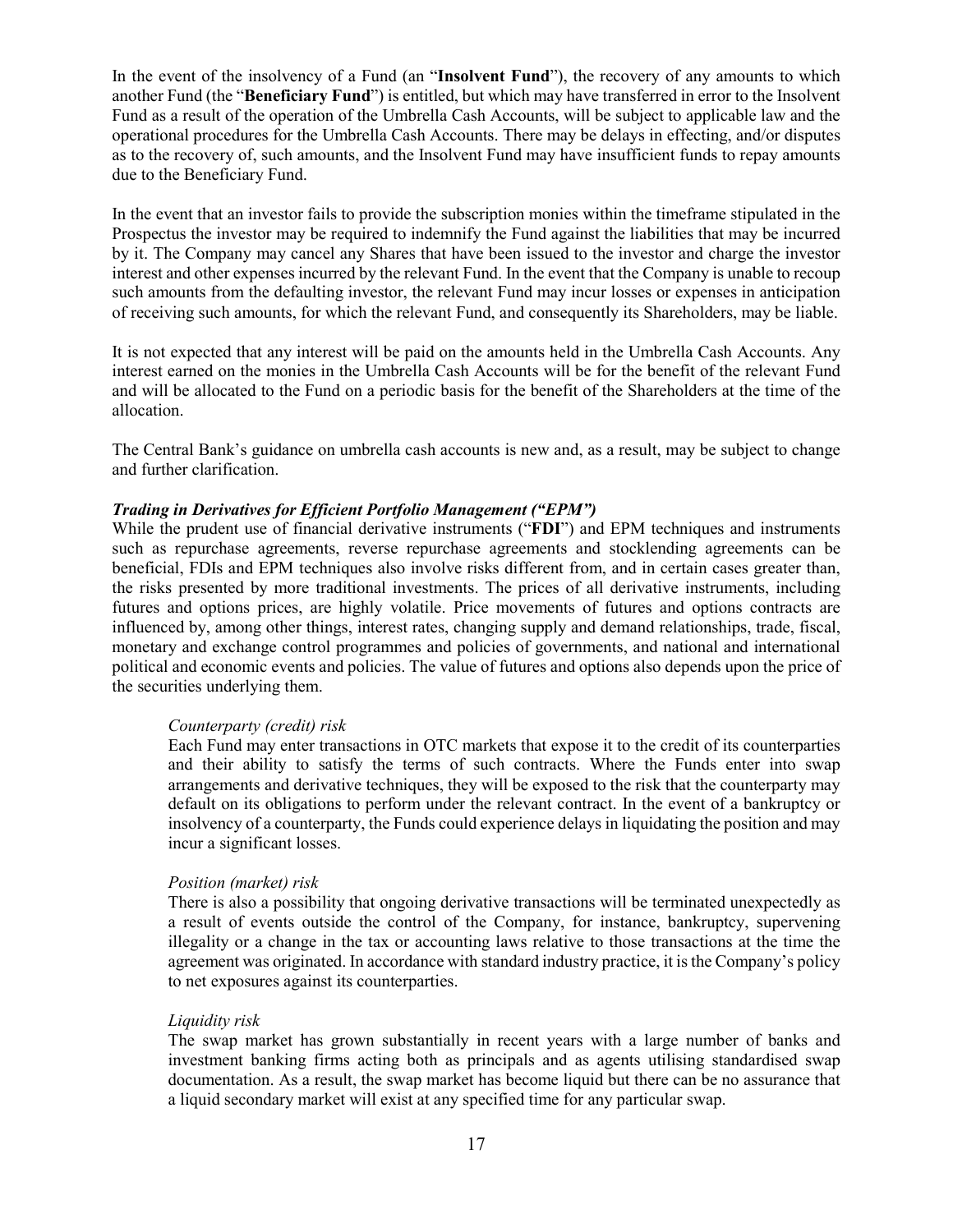In the event of the insolvency of a Fund (an "**Insolvent Fund**"), the recovery of any amounts to which another Fund (the "**Beneficiary Fund**") is entitled, but which may have transferred in error to the Insolvent Fund as a result of the operation of the Umbrella Cash Accounts, will be subject to applicable law and the operational procedures for the Umbrella Cash Accounts. There may be delays in effecting, and/or disputes as to the recovery of, such amounts, and the Insolvent Fund may have insufficient funds to repay amounts due to the Beneficiary Fund.

In the event that an investor fails to provide the subscription monies within the timeframe stipulated in the Prospectus the investor may be required to indemnify the Fund against the liabilities that may be incurred by it. The Company may cancel any Shares that have been issued to the investor and charge the investor interest and other expenses incurred by the relevant Fund. In the event that the Company is unable to recoup such amounts from the defaulting investor, the relevant Fund may incur losses or expenses in anticipation of receiving such amounts, for which the relevant Fund, and consequently its Shareholders, may be liable.

It is not expected that any interest will be paid on the amounts held in the Umbrella Cash Accounts. Any interest earned on the monies in the Umbrella Cash Accounts will be for the benefit of the relevant Fund and will be allocated to the Fund on a periodic basis for the benefit of the Shareholders at the time of the allocation.

The Central Bank's guidance on umbrella cash accounts is new and, as a result, may be subject to change and further clarification.

***Trading in Derivatives for Efficient Portfolio Management ("EPM")***

While the prudent use of financial derivative instruments ("**FDI**") and EPM techniques and instruments such as repurchase agreements, reverse repurchase agreements and stocklending agreements can be beneficial, FDIs and EPM techniques also involve risks different from, and in certain cases greater than, the risks presented by more traditional investments. The prices of all derivative instruments, including futures and options prices, are highly volatile. Price movements of futures and options contracts are influenced by, among other things, interest rates, changing supply and demand relationships, trade, fiscal, monetary and exchange control programmes and policies of governments, and national and international political and economic events and policies. The value of futures and options also depends upon the price of the securities underlying them.

*Counterparty (credit) risk*

Each Fund may enter transactions in OTC markets that expose it to the credit of its counterparties and their ability to satisfy the terms of such contracts. Where the Funds enter into swap arrangements and derivative techniques, they will be exposed to the risk that the counterparty may default on its obligations to perform under the relevant contract. In the event of a bankruptcy or insolvency of a counterparty, the Funds could experience delays in liquidating the position and may incur a significant losses.

*Position (market) risk*

There is also a possibility that ongoing derivative transactions will be terminated unexpectedly as a result of events outside the control of the Company, for instance, bankruptcy, supervening illegality or a change in the tax or accounting laws relative to those transactions at the time the agreement was originated. In accordance with standard industry practice, it is the Company's policy to net exposures against its counterparties.

*Liquidity risk*

The swap market has grown substantially in recent years with a large number of banks and investment banking firms acting both as principals and as agents utilising standardised swap documentation. As a result, the swap market has become liquid but there can be no assurance that a liquid secondary market will exist at any specified time for any particular swap.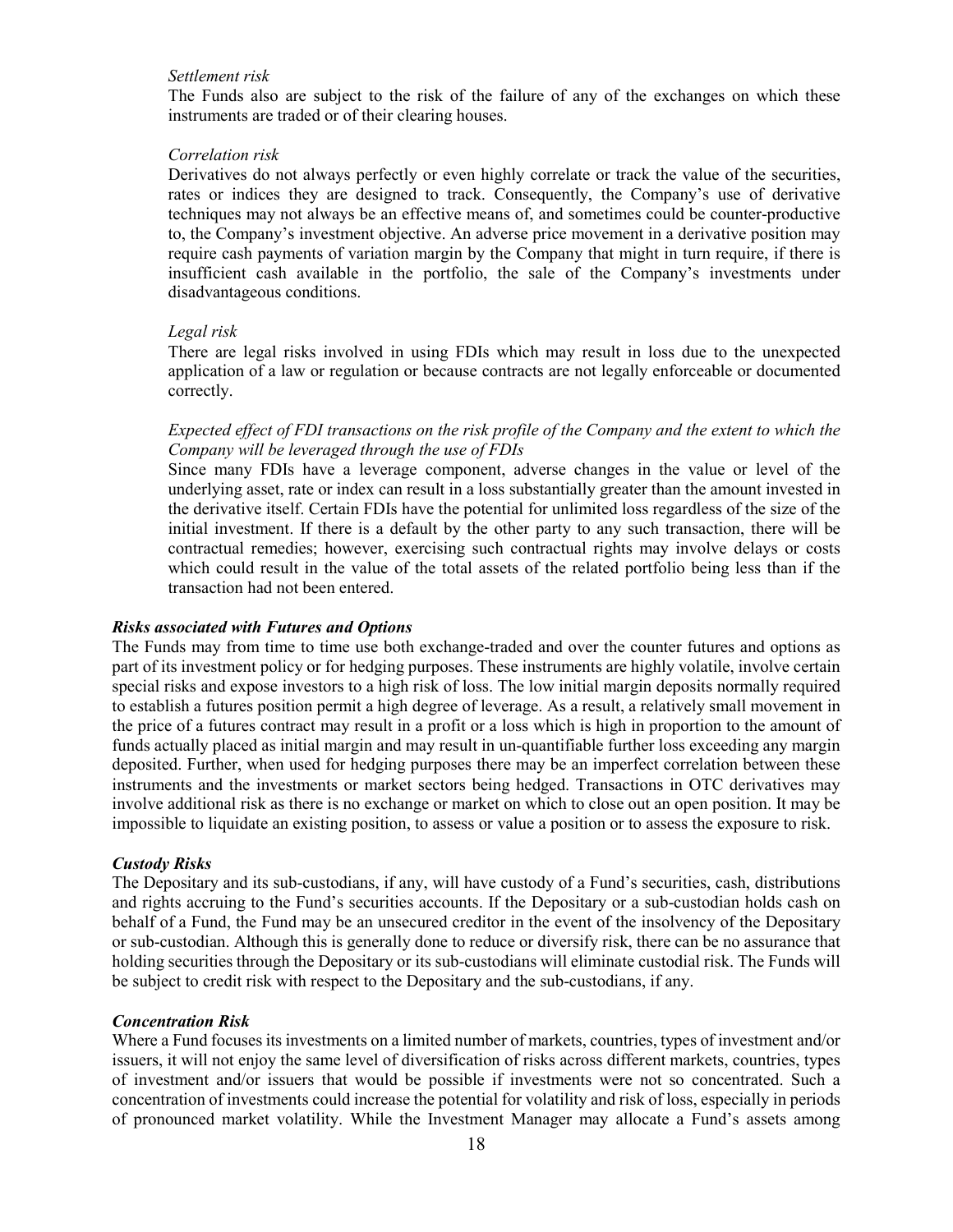*Settlement risk*

The Funds also are subject to the risk of the failure of any of the exchanges on which these instruments are traded or of their clearing houses.

*Correlation risk*

Derivatives do not always perfectly or even highly correlate or track the value of the securities, rates or indices they are designed to track. Consequently, the Company's use of derivative techniques may not always be an effective means of, and sometimes could be counter-productive to, the Company's investment objective. An adverse price movement in a derivative position may require cash payments of variation margin by the Company that might in turn require, if there is insufficient cash available in the portfolio, the sale of the Company's investments under disadvantageous conditions.

*Legal risk*

There are legal risks involved in using FDIs which may result in loss due to the unexpected application of a law or regulation or because contracts are not legally enforceable or documented correctly.

*Expected effect of FDI transactions on the risk profile of the Company and the extent to which the Company will be leveraged through the use of FDIs*

Since many FDIs have a leverage component, adverse changes in the value or level of the underlying asset, rate or index can result in a loss substantially greater than the amount invested in the derivative itself. Certain FDIs have the potential for unlimited loss regardless of the size of the initial investment. If there is a default by the other party to any such transaction, there will be contractual remedies; however, exercising such contractual rights may involve delays or costs which could result in the value of the total assets of the related portfolio being less than if the transaction had not been entered.

***Risks associated with Futures and Options***

The Funds may from time to time use both exchange-traded and over the counter futures and options as part of its investment policy or for hedging purposes. These instruments are highly volatile, involve certain special risks and expose investors to a high risk of loss. The low initial margin deposits normally required to establish a futures position permit a high degree of leverage. As a result, a relatively small movement in the price of a futures contract may result in a profit or a loss which is high in proportion to the amount of funds actually placed as initial margin and may result in un-quantifiable further loss exceeding any margin deposited. Further, when used for hedging purposes there may be an imperfect correlation between these instruments and the investments or market sectors being hedged. Transactions in OTC derivatives may involve additional risk as there is no exchange or market on which to close out an open position. It may be impossible to liquidate an existing position, to assess or value a position or to assess the exposure to risk.

***Custody Risks***

The Depositary and its sub-custodians, if any, will have custody of a Fund's securities, cash, distributions and rights accruing to the Fund's securities accounts. If the Depositary or a sub-custodian holds cash on behalf of a Fund, the Fund may be an unsecured creditor in the event of the insolvency of the Depositary or sub-custodian. Although this is generally done to reduce or diversify risk, there can be no assurance that holding securities through the Depositary or its sub-custodians will eliminate custodial risk. The Funds will be subject to credit risk with respect to the Depositary and the sub-custodians, if any.

***Concentration Risk***

Where a Fund focuses its investments on a limited number of markets, countries, types of investment and/or issuers, it will not enjoy the same level of diversification of risks across different markets, countries, types of investment and/or issuers that would be possible if investments were not so concentrated. Such a concentration of investments could increase the potential for volatility and risk of loss, especially in periods of pronounced market volatility. While the Investment Manager may allocate a Fund's assets among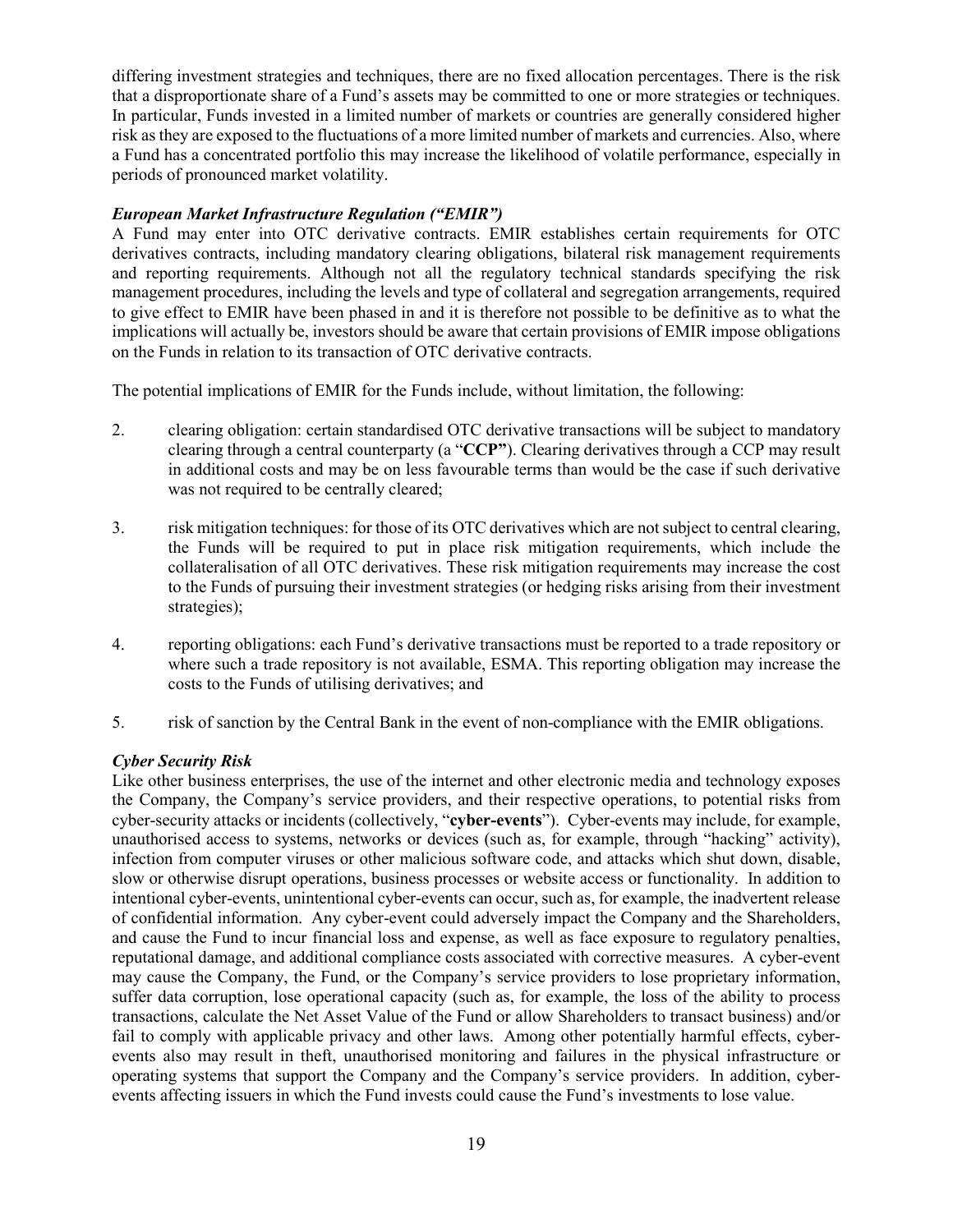differing investment strategies and techniques, there are no fixed allocation percentages. There is the risk that a disproportionate share of a Fund's assets may be committed to one or more strategies or techniques. In particular, Funds invested in a limited number of markets or countries are generally considered higher risk as they are exposed to the fluctuations of a more limited number of markets and currencies. Also, where a Fund has a concentrated portfolio this may increase the likelihood of volatile performance, especially in periods of pronounced market volatility.

***European Market Infrastructure Regulation ("EMIR")***

A Fund may enter into OTC derivative contracts. EMIR establishes certain requirements for OTC derivatives contracts, including mandatory clearing obligations, bilateral risk management requirements and reporting requirements. Although not all the regulatory technical standards specifying the risk management procedures, including the levels and type of collateral and segregation arrangements, required to give effect to EMIR have been phased in and it is therefore not possible to be definitive as to what the implications will actually be, investors should be aware that certain provisions of EMIR impose obligations on the Funds in relation to its transaction of OTC derivative contracts.

The potential implications of EMIR for the Funds include, without limitation, the following:

2. clearing obligation: certain standardised OTC derivative transactions will be subject to mandatory clearing through a central counterparty (a "**CCP**"). Clearing derivatives through a CCP may result in additional costs and may be on less favourable terms than would be the case if such derivative was not required to be centrally cleared;

3. risk mitigation techniques: for those of its OTC derivatives which are not subject to central clearing, the Funds will be required to put in place risk mitigation requirements, which include the collateralisation of all OTC derivatives. These risk mitigation requirements may increase the cost to the Funds of pursuing their investment strategies (or hedging risks arising from their investment strategies);

4. reporting obligations: each Fund's derivative transactions must be reported to a trade repository or where such a trade repository is not available, ESMA. This reporting obligation may increase the costs to the Funds of utilising derivatives; and

5. risk of sanction by the Central Bank in the event of non-compliance with the EMIR obligations.

***Cyber Security Risk***

Like other business enterprises, the use of the internet and other electronic media and technology exposes the Company, the Company's service providers, and their respective operations, to potential risks from cyber-security attacks or incidents (collectively, "**cyber-events**"). Cyber-events may include, for example, unauthorised access to systems, networks or devices (such as, for example, through "hacking" activity), infection from computer viruses or other malicious software code, and attacks which shut down, disable, slow or otherwise disrupt operations, business processes or website access or functionality. In addition to intentional cyber-events, unintentional cyber-events can occur, such as, for example, the inadvertent release of confidential information. Any cyber-event could adversely impact the Company and the Shareholders, and cause the Fund to incur financial loss and expense, as well as face exposure to regulatory penalties, reputational damage, and additional compliance costs associated with corrective measures. A cyber-event may cause the Company, the Fund, or the Company's service providers to lose proprietary information, suffer data corruption, lose operational capacity (such as, for example, the loss of the ability to process transactions, calculate the Net Asset Value of the Fund or allow Shareholders to transact business) and/or fail to comply with applicable privacy and other laws. Among other potentially harmful effects, cyber-events also may result in theft, unauthorised monitoring and failures in the physical infrastructure or operating systems that support the Company and the Company's service providers. In addition, cyber-events affecting issuers in which the Fund invests could cause the Fund's investments to lose value.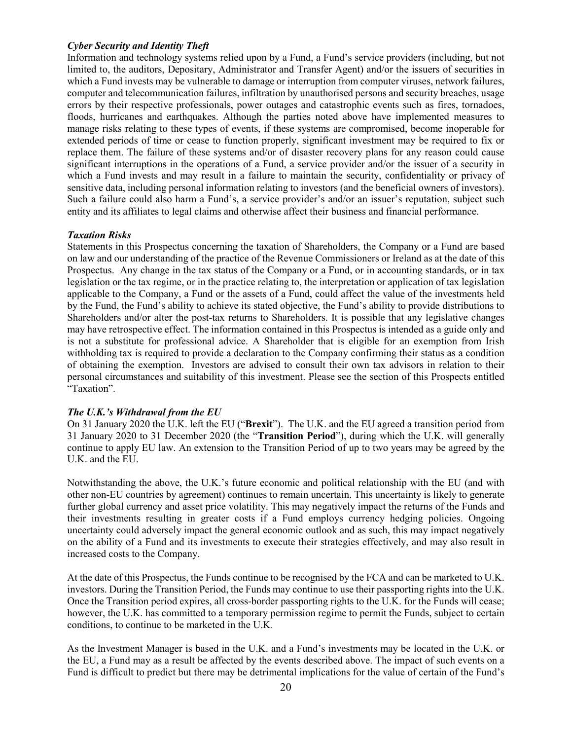***Cyber Security and Identity Theft***

Information and technology systems relied upon by a Fund, a Fund's service providers (including, but not limited to, the auditors, Depositary, Administrator and Transfer Agent) and/or the issuers of securities in which a Fund invests may be vulnerable to damage or interruption from computer viruses, network failures, computer and telecommunication failures, infiltration by unauthorised persons and security breaches, usage errors by their respective professionals, power outages and catastrophic events such as fires, tornadoes, floods, hurricanes and earthquakes. Although the parties noted above have implemented measures to manage risks relating to these types of events, if these systems are compromised, become inoperable for extended periods of time or cease to function properly, significant investment may be required to fix or replace them. The failure of these systems and/or of disaster recovery plans for any reason could cause significant interruptions in the operations of a Fund, a service provider and/or the issuer of a security in which a Fund invests and may result in a failure to maintain the security, confidentiality or privacy of sensitive data, including personal information relating to investors (and the beneficial owners of investors). Such a failure could also harm a Fund's, a service provider's and/or an issuer's reputation, subject such entity and its affiliates to legal claims and otherwise affect their business and financial performance.

***Taxation Risks***

Statements in this Prospectus concerning the taxation of Shareholders, the Company or a Fund are based on law and our understanding of the practice of the Revenue Commissioners or Ireland as at the date of this Prospectus. Any change in the tax status of the Company or a Fund, or in accounting standards, or in tax legislation or the tax regime, or in the practice relating to, the interpretation or application of tax legislation applicable to the Company, a Fund or the assets of a Fund, could affect the value of the investments held by the Fund, the Fund's ability to achieve its stated objective, the Fund's ability to provide distributions to Shareholders and/or alter the post-tax returns to Shareholders. It is possible that any legislative changes may have retrospective effect. The information contained in this Prospectus is intended as a guide only and is not a substitute for professional advice. A Shareholder that is eligible for an exemption from Irish withholding tax is required to provide a declaration to the Company confirming their status as a condition of obtaining the exemption. Investors are advised to consult their own tax advisors in relation to their personal circumstances and suitability of this investment. Please see the section of this Prospects entitled "Taxation".

***The U.K.'s Withdrawal from the EU***

On 31 January 2020 the U.K. left the EU ("**Brexit**"). The U.K. and the EU agreed a transition period from 31 January 2020 to 31 December 2020 (the "**Transition Period**"), during which the U.K. will generally continue to apply EU law. An extension to the Transition Period of up to two years may be agreed by the U.K. and the EU.

Notwithstanding the above, the U.K.'s future economic and political relationship with the EU (and with other non-EU countries by agreement) continues to remain uncertain. This uncertainty is likely to generate further global currency and asset price volatility. This may negatively impact the returns of the Funds and their investments resulting in greater costs if a Fund employs currency hedging policies. Ongoing uncertainty could adversely impact the general economic outlook and as such, this may impact negatively on the ability of a Fund and its investments to execute their strategies effectively, and may also result in increased costs to the Company.

At the date of this Prospectus, the Funds continue to be recognised by the FCA and can be marketed to U.K. investors. During the Transition Period, the Funds may continue to use their passporting rights into the U.K. Once the Transition period expires, all cross-border passporting rights to the U.K. for the Funds will cease; however, the U.K. has committed to a temporary permission regime to permit the Funds, subject to certain conditions, to continue to be marketed in the U.K.

As the Investment Manager is based in the U.K. and a Fund's investments may be located in the U.K. or the EU, a Fund may as a result be affected by the events described above. The impact of such events on a Fund is difficult to predict but there may be detrimental implications for the value of certain of the Fund's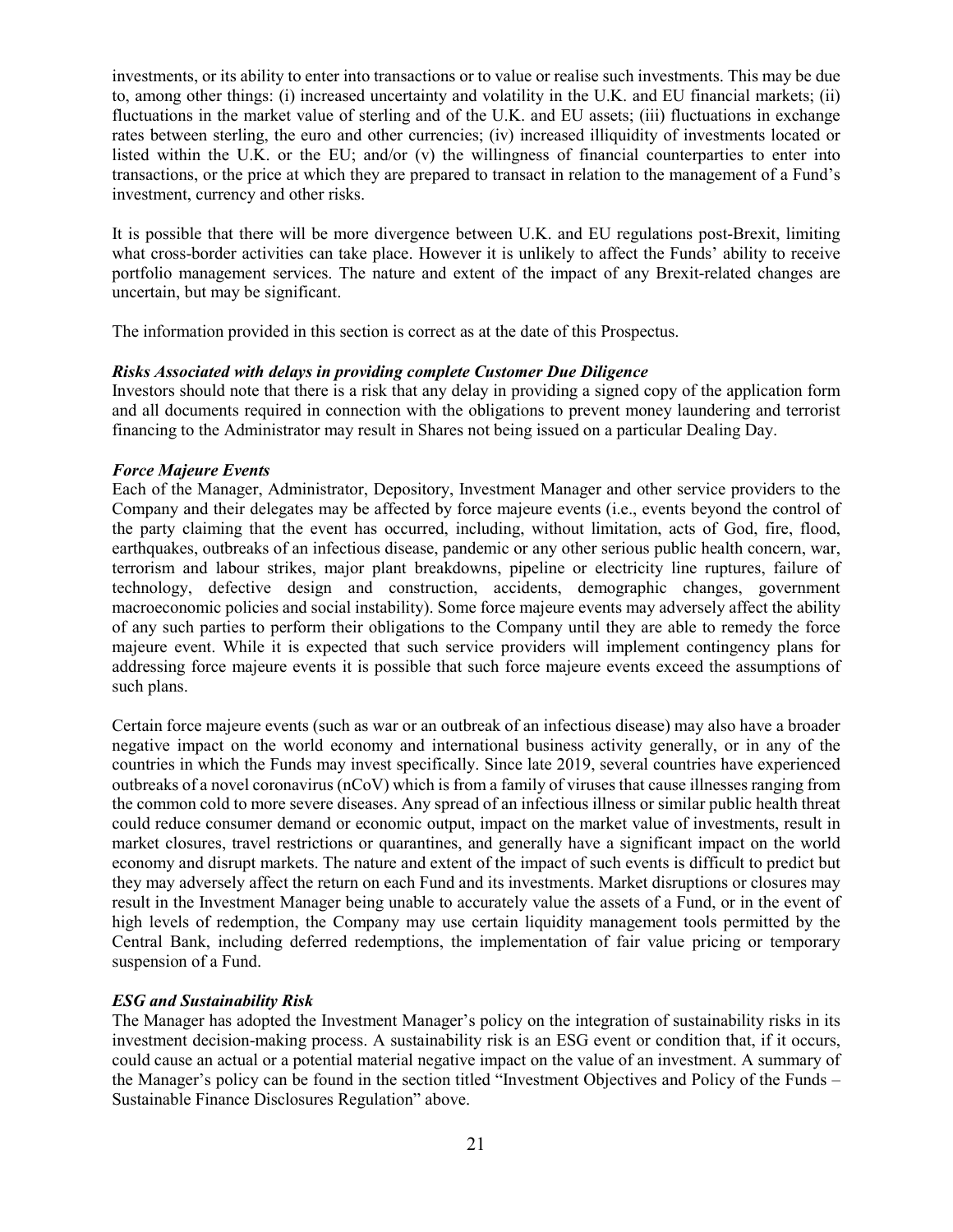investments, or its ability to enter into transactions or to value or realise such investments. This may be due to, among other things: (i) increased uncertainty and volatility in the U.K. and EU financial markets; (ii) fluctuations in the market value of sterling and of the U.K. and EU assets; (iii) fluctuations in exchange rates between sterling, the euro and other currencies; (iv) increased illiquidity of investments located or listed within the U.K. or the EU; and/or (v) the willingness of financial counterparties to enter into transactions, or the price at which they are prepared to transact in relation to the management of a Fund's investment, currency and other risks.

It is possible that there will be more divergence between U.K. and EU regulations post-Brexit, limiting what cross-border activities can take place. However it is unlikely to affect the Funds' ability to receive portfolio management services. The nature and extent of the impact of any Brexit-related changes are uncertain, but may be significant.

The information provided in this section is correct as at the date of this Prospectus.

***Risks Associated with delays in providing complete Customer Due Diligence***

Investors should note that there is a risk that any delay in providing a signed copy of the application form and all documents required in connection with the obligations to prevent money laundering and terrorist financing to the Administrator may result in Shares not being issued on a particular Dealing Day.

***Force Majeure Events***

Each of the Manager, Administrator, Depository, Investment Manager and other service providers to the Company and their delegates may be affected by force majeure events (i.e., events beyond the control of the party claiming that the event has occurred, including, without limitation, acts of God, fire, flood, earthquakes, outbreaks of an infectious disease, pandemic or any other serious public health concern, war, terrorism and labour strikes, major plant breakdowns, pipeline or electricity line ruptures, failure of technology, defective design and construction, accidents, demographic changes, government macroeconomic policies and social instability). Some force majeure events may adversely affect the ability of any such parties to perform their obligations to the Company until they are able to remedy the force majeure event. While it is expected that such service providers will implement contingency plans for addressing force majeure events it is possible that such force majeure events exceed the assumptions of such plans.

Certain force majeure events (such as war or an outbreak of an infectious disease) may also have a broader negative impact on the world economy and international business activity generally, or in any of the countries in which the Funds may invest specifically. Since late 2019, several countries have experienced outbreaks of a novel coronavirus (nCoV) which is from a family of viruses that cause illnesses ranging from the common cold to more severe diseases. Any spread of an infectious illness or similar public health threat could reduce consumer demand or economic output, impact on the market value of investments, result in market closures, travel restrictions or quarantines, and generally have a significant impact on the world economy and disrupt markets. The nature and extent of the impact of such events is difficult to predict but they may adversely affect the return on each Fund and its investments. Market disruptions or closures may result in the Investment Manager being unable to accurately value the assets of a Fund, or in the event of high levels of redemption, the Company may use certain liquidity management tools permitted by the Central Bank, including deferred redemptions, the implementation of fair value pricing or temporary suspension of a Fund.

***ESG and Sustainability Risk***

The Manager has adopted the Investment Manager's policy on the integration of sustainability risks in its investment decision-making process. A sustainability risk is an ESG event or condition that, if it occurs, could cause an actual or a potential material negative impact on the value of an investment. A summary of the Manager's policy can be found in the section titled "Investment Objectives and Policy of the Funds – Sustainable Finance Disclosures Regulation" above.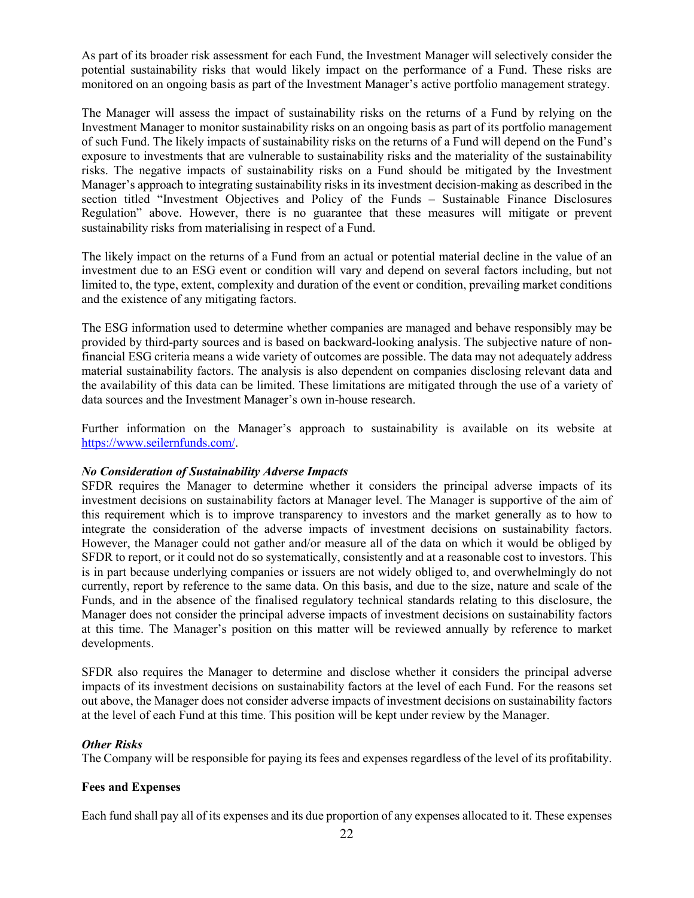As part of its broader risk assessment for each Fund, the Investment Manager will selectively consider the potential sustainability risks that would likely impact on the performance of a Fund. These risks are monitored on an ongoing basis as part of the Investment Manager's active portfolio management strategy.

The Manager will assess the impact of sustainability risks on the returns of a Fund by relying on the Investment Manager to monitor sustainability risks on an ongoing basis as part of its portfolio management of such Fund. The likely impacts of sustainability risks on the returns of a Fund will depend on the Fund's exposure to investments that are vulnerable to sustainability risks and the materiality of the sustainability risks. The negative impacts of sustainability risks on a Fund should be mitigated by the Investment Manager's approach to integrating sustainability risks in its investment decision-making as described in the section titled "Investment Objectives and Policy of the Funds – Sustainable Finance Disclosures Regulation" above. However, there is no guarantee that these measures will mitigate or prevent sustainability risks from materialising in respect of a Fund.

The likely impact on the returns of a Fund from an actual or potential material decline in the value of an investment due to an ESG event or condition will vary and depend on several factors including, but not limited to, the type, extent, complexity and duration of the event or condition, prevailing market conditions and the existence of any mitigating factors.

The ESG information used to determine whether companies are managed and behave responsibly may be provided by third-party sources and is based on backward-looking analysis. The subjective nature of non-financial ESG criteria means a wide variety of outcomes are possible. The data may not adequately address material sustainability factors. The analysis is also dependent on companies disclosing relevant data and the availability of this data can be limited. These limitations are mitigated through the use of a variety of data sources and the Investment Manager's own in-house research.

Further information on the Manager's approach to sustainability is available on its website at https://www.seilernfunds.com/.

***No Consideration of Sustainability Adverse Impacts***

SFDR requires the Manager to determine whether it considers the principal adverse impacts of its investment decisions on sustainability factors at Manager level. The Manager is supportive of the aim of this requirement which is to improve transparency to investors and the market generally as to how to integrate the consideration of the adverse impacts of investment decisions on sustainability factors. However, the Manager could not gather and/or measure all of the data on which it would be obliged by SFDR to report, or it could not do so systematically, consistently and at a reasonable cost to investors. This is in part because underlying companies or issuers are not widely obliged to, and overwhelmingly do not currently, report by reference to the same data. On this basis, and due to the size, nature and scale of the Funds, and in the absence of the finalised regulatory technical standards relating to this disclosure, the Manager does not consider the principal adverse impacts of investment decisions on sustainability factors at this time. The Manager's position on this matter will be reviewed annually by reference to market developments.

SFDR also requires the Manager to determine and disclose whether it considers the principal adverse impacts of its investment decisions on sustainability factors at the level of each Fund. For the reasons set out above, the Manager does not consider adverse impacts of investment decisions on sustainability factors at the level of each Fund at this time. This position will be kept under review by the Manager.

***Other Risks***

The Company will be responsible for paying its fees and expenses regardless of the level of its profitability.

**Fees and Expenses**

Each fund shall pay all of its expenses and its due proportion of any expenses allocated to it. These expenses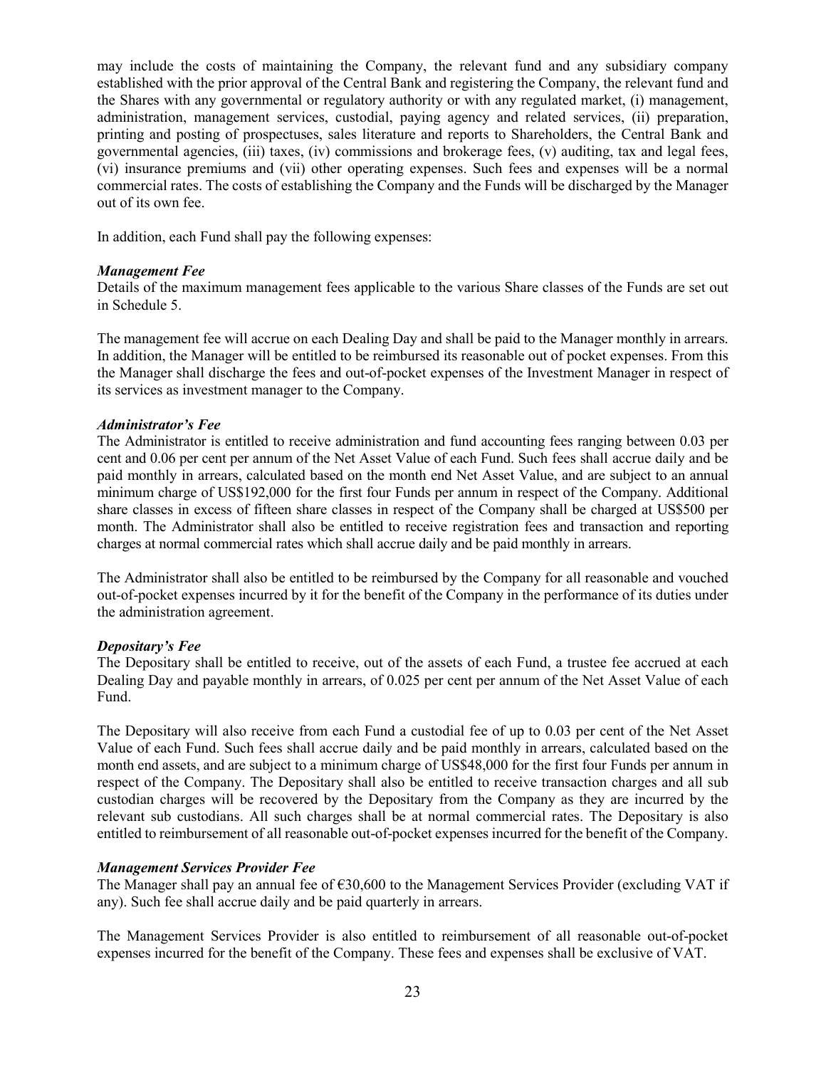may include the costs of maintaining the Company, the relevant fund and any subsidiary company established with the prior approval of the Central Bank and registering the Company, the relevant fund and the Shares with any governmental or regulatory authority or with any regulated market, (i) management, administration, management services, custodial, paying agency and related services, (ii) preparation, printing and posting of prospectuses, sales literature and reports to Shareholders, the Central Bank and governmental agencies, (iii) taxes, (iv) commissions and brokerage fees, (v) auditing, tax and legal fees, (vi) insurance premiums and (vii) other operating expenses. Such fees and expenses will be a normal commercial rates. The costs of establishing the Company and the Funds will be discharged by the Manager out of its own fee.

In addition, each Fund shall pay the following expenses:

***Management Fee***

Details of the maximum management fees applicable to the various Share classes of the Funds are set out in Schedule 5.

The management fee will accrue on each Dealing Day and shall be paid to the Manager monthly in arrears. In addition, the Manager will be entitled to be reimbursed its reasonable out of pocket expenses. From this the Manager shall discharge the fees and out-of-pocket expenses of the Investment Manager in respect of its services as investment manager to the Company.

***Administrator's Fee***

The Administrator is entitled to receive administration and fund accounting fees ranging between 0.03 per cent and 0.06 per cent per annum of the Net Asset Value of each Fund. Such fees shall accrue daily and be paid monthly in arrears, calculated based on the month end Net Asset Value, and are subject to an annual minimum charge of US$192,000 for the first four Funds per annum in respect of the Company. Additional share classes in excess of fifteen share classes in respect of the Company shall be charged at US$500 per month. The Administrator shall also be entitled to receive registration fees and transaction and reporting charges at normal commercial rates which shall accrue daily and be paid monthly in arrears.

The Administrator shall also be entitled to be reimbursed by the Company for all reasonable and vouched out-of-pocket expenses incurred by it for the benefit of the Company in the performance of its duties under the administration agreement.

***Depositary's Fee***

The Depositary shall be entitled to receive, out of the assets of each Fund, a trustee fee accrued at each Dealing Day and payable monthly in arrears, of 0.025 per cent per annum of the Net Asset Value of each Fund.

The Depositary will also receive from each Fund a custodial fee of up to 0.03 per cent of the Net Asset Value of each Fund. Such fees shall accrue daily and be paid monthly in arrears, calculated based on the month end assets, and are subject to a minimum charge of US$48,000 for the first four Funds per annum in respect of the Company. The Depositary shall also be entitled to receive transaction charges and all sub custodian charges will be recovered by the Depositary from the Company as they are incurred by the relevant sub custodians. All such charges shall be at normal commercial rates. The Depositary is also entitled to reimbursement of all reasonable out-of-pocket expenses incurred for the benefit of the Company.

***Management Services Provider Fee***

The Manager shall pay an annual fee of €30,600 to the Management Services Provider (excluding VAT if any). Such fee shall accrue daily and be paid quarterly in arrears.

The Management Services Provider is also entitled to reimbursement of all reasonable out-of-pocket expenses incurred for the benefit of the Company. These fees and expenses shall be exclusive of VAT.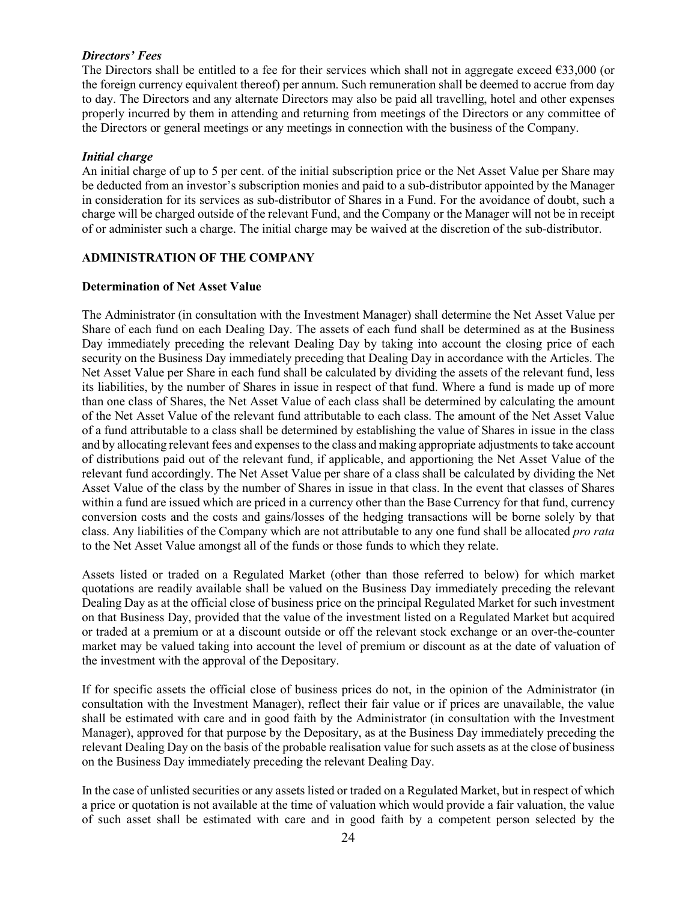***Directors' Fees***

The Directors shall be entitled to a fee for their services which shall not in aggregate exceed €33,000 (or the foreign currency equivalent thereof) per annum. Such remuneration shall be deemed to accrue from day to day. The Directors and any alternate Directors may also be paid all travelling, hotel and other expenses properly incurred by them in attending and returning from meetings of the Directors or any committee of the Directors or general meetings or any meetings in connection with the business of the Company.

***Initial charge***

An initial charge of up to 5 per cent. of the initial subscription price or the Net Asset Value per Share may be deducted from an investor's subscription monies and paid to a sub-distributor appointed by the Manager in consideration for its services as sub-distributor of Shares in a Fund. For the avoidance of doubt, such a charge will be charged outside of the relevant Fund, and the Company or the Manager will not be in receipt of or administer such a charge. The initial charge may be waived at the discretion of the sub-distributor.

## ADMINISTRATION OF THE COMPANY

### Determination of Net Asset Value

The Administrator (in consultation with the Investment Manager) shall determine the Net Asset Value per Share of each fund on each Dealing Day. The assets of each fund shall be determined as at the Business Day immediately preceding the relevant Dealing Day by taking into account the closing price of each security on the Business Day immediately preceding that Dealing Day in accordance with the Articles. The Net Asset Value per Share in each fund shall be calculated by dividing the assets of the relevant fund, less its liabilities, by the number of Shares in issue in respect of that fund. Where a fund is made up of more than one class of Shares, the Net Asset Value of each class shall be determined by calculating the amount of the Net Asset Value of the relevant fund attributable to each class. The amount of the Net Asset Value of a fund attributable to a class shall be determined by establishing the value of Shares in issue in the class and by allocating relevant fees and expenses to the class and making appropriate adjustments to take account of distributions paid out of the relevant fund, if applicable, and apportioning the Net Asset Value of the relevant fund accordingly. The Net Asset Value per share of a class shall be calculated by dividing the Net Asset Value of the class by the number of Shares in issue in that class. In the event that classes of Shares within a fund are issued which are priced in a currency other than the Base Currency for that fund, currency conversion costs and the costs and gains/losses of the hedging transactions will be borne solely by that class. Any liabilities of the Company which are not attributable to any one fund shall be allocated *pro rata* to the Net Asset Value amongst all of the funds or those funds to which they relate.

Assets listed or traded on a Regulated Market (other than those referred to below) for which market quotations are readily available shall be valued on the Business Day immediately preceding the relevant Dealing Day as at the official close of business price on the principal Regulated Market for such investment on that Business Day, provided that the value of the investment listed on a Regulated Market but acquired or traded at a premium or at a discount outside or off the relevant stock exchange or an over-the-counter market may be valued taking into account the level of premium or discount as at the date of valuation of the investment with the approval of the Depositary.

If for specific assets the official close of business prices do not, in the opinion of the Administrator (in consultation with the Investment Manager), reflect their fair value or if prices are unavailable, the value shall be estimated with care and in good faith by the Administrator (in consultation with the Investment Manager), approved for that purpose by the Depositary, as at the Business Day immediately preceding the relevant Dealing Day on the basis of the probable realisation value for such assets as at the close of business on the Business Day immediately preceding the relevant Dealing Day.

In the case of unlisted securities or any assets listed or traded on a Regulated Market, but in respect of which a price or quotation is not available at the time of valuation which would provide a fair valuation, the value of such asset shall be estimated with care and in good faith by a competent person selected by the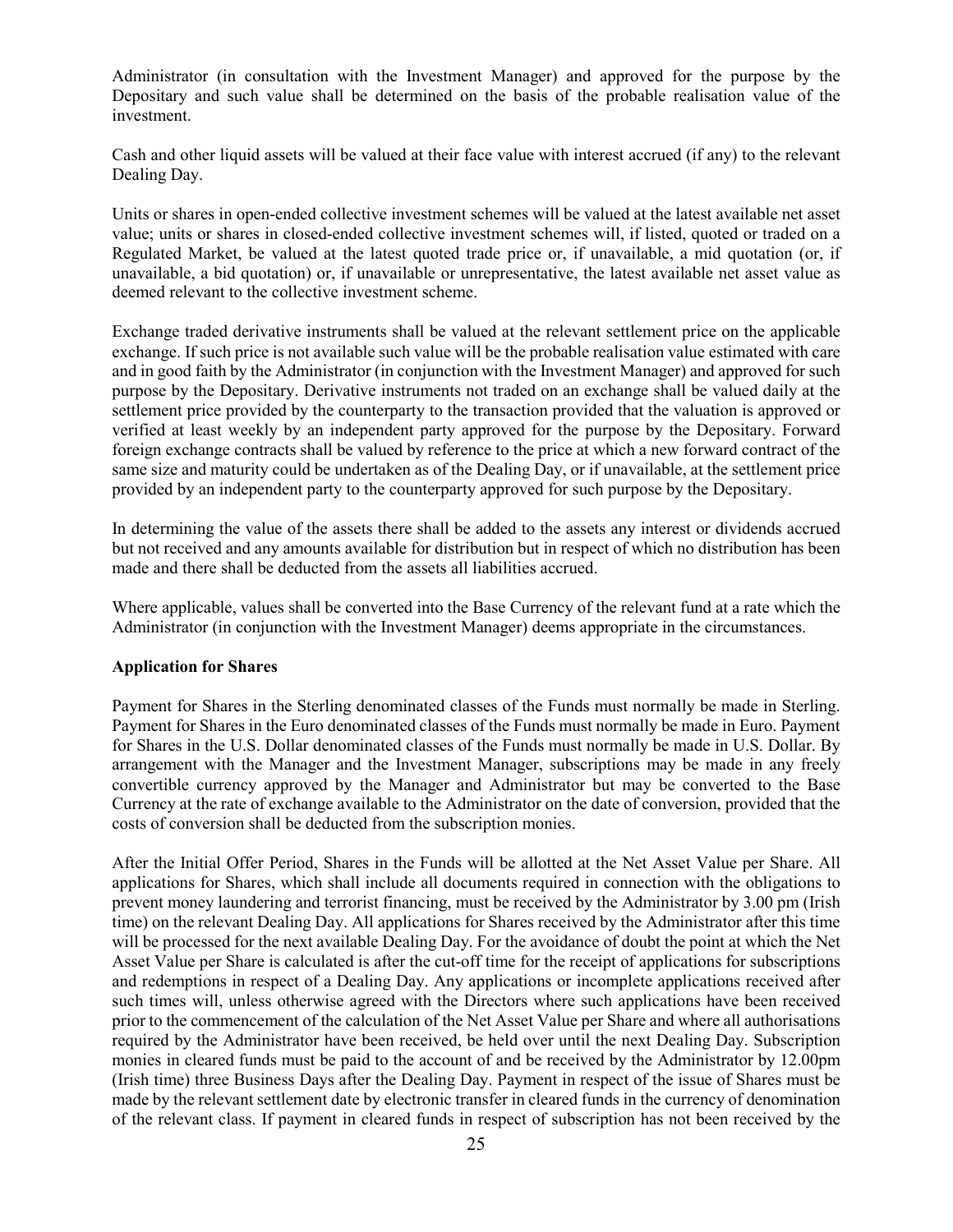Administrator (in consultation with the Investment Manager) and approved for the purpose by the Depositary and such value shall be determined on the basis of the probable realisation value of the investment.

Cash and other liquid assets will be valued at their face value with interest accrued (if any) to the relevant Dealing Day.

Units or shares in open-ended collective investment schemes will be valued at the latest available net asset value; units or shares in closed-ended collective investment schemes will, if listed, quoted or traded on a Regulated Market, be valued at the latest quoted trade price or, if unavailable, a mid quotation (or, if unavailable, a bid quotation) or, if unavailable or unrepresentative, the latest available net asset value as deemed relevant to the collective investment scheme.

Exchange traded derivative instruments shall be valued at the relevant settlement price on the applicable exchange. If such price is not available such value will be the probable realisation value estimated with care and in good faith by the Administrator (in conjunction with the Investment Manager) and approved for such purpose by the Depositary. Derivative instruments not traded on an exchange shall be valued daily at the settlement price provided by the counterparty to the transaction provided that the valuation is approved or verified at least weekly by an independent party approved for the purpose by the Depositary. Forward foreign exchange contracts shall be valued by reference to the price at which a new forward contract of the same size and maturity could be undertaken as of the Dealing Day, or if unavailable, at the settlement price provided by an independent party to the counterparty approved for such purpose by the Depositary.

In determining the value of the assets there shall be added to the assets any interest or dividends accrued but not received and any amounts available for distribution but in respect of which no distribution has been made and there shall be deducted from the assets all liabilities accrued.

Where applicable, values shall be converted into the Base Currency of the relevant fund at a rate which the Administrator (in conjunction with the Investment Manager) deems appropriate in the circumstances.

**Application for Shares**

Payment for Shares in the Sterling denominated classes of the Funds must normally be made in Sterling. Payment for Shares in the Euro denominated classes of the Funds must normally be made in Euro. Payment for Shares in the U.S. Dollar denominated classes of the Funds must normally be made in U.S. Dollar. By arrangement with the Manager and the Investment Manager, subscriptions may be made in any freely convertible currency approved by the Manager and Administrator but may be converted to the Base Currency at the rate of exchange available to the Administrator on the date of conversion, provided that the costs of conversion shall be deducted from the subscription monies.

After the Initial Offer Period, Shares in the Funds will be allotted at the Net Asset Value per Share. All applications for Shares, which shall include all documents required in connection with the obligations to prevent money laundering and terrorist financing, must be received by the Administrator by 3.00 pm (Irish time) on the relevant Dealing Day. All applications for Shares received by the Administrator after this time will be processed for the next available Dealing Day. For the avoidance of doubt the point at which the Net Asset Value per Share is calculated is after the cut-off time for the receipt of applications for subscriptions and redemptions in respect of a Dealing Day. Any applications or incomplete applications received after such times will, unless otherwise agreed with the Directors where such applications have been received prior to the commencement of the calculation of the Net Asset Value per Share and where all authorisations required by the Administrator have been received, be held over until the next Dealing Day. Subscription monies in cleared funds must be paid to the account of and be received by the Administrator by 12.00pm (Irish time) three Business Days after the Dealing Day. Payment in respect of the issue of Shares must be made by the relevant settlement date by electronic transfer in cleared funds in the currency of denomination of the relevant class. If payment in cleared funds in respect of subscription has not been received by the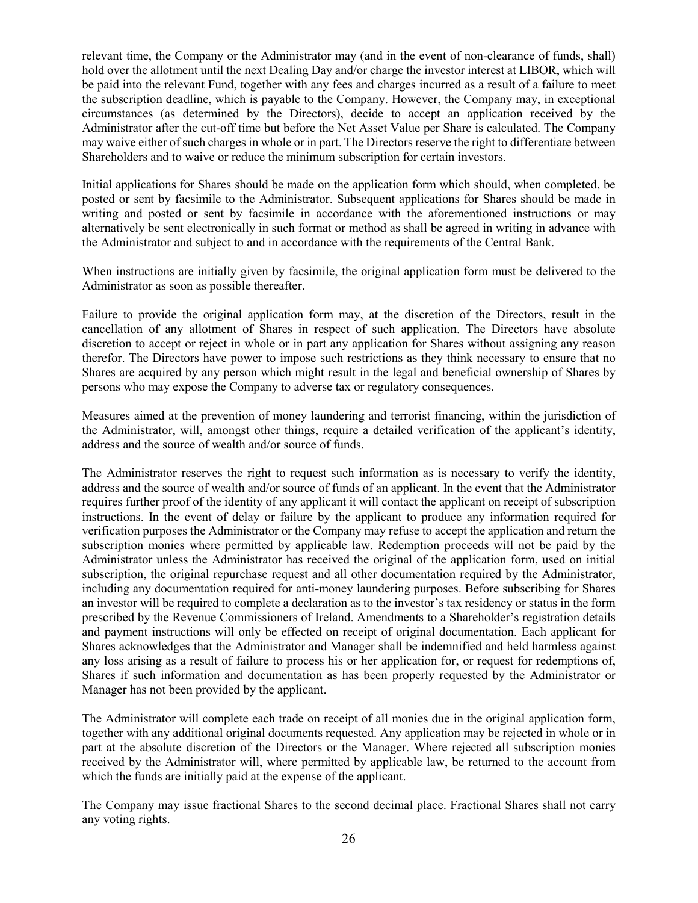relevant time, the Company or the Administrator may (and in the event of non-clearance of funds, shall) hold over the allotment until the next Dealing Day and/or charge the investor interest at LIBOR, which will be paid into the relevant Fund, together with any fees and charges incurred as a result of a failure to meet the subscription deadline, which is payable to the Company. However, the Company may, in exceptional circumstances (as determined by the Directors), decide to accept an application received by the Administrator after the cut-off time but before the Net Asset Value per Share is calculated. The Company may waive either of such charges in whole or in part. The Directors reserve the right to differentiate between Shareholders and to waive or reduce the minimum subscription for certain investors.

Initial applications for Shares should be made on the application form which should, when completed, be posted or sent by facsimile to the Administrator. Subsequent applications for Shares should be made in writing and posted or sent by facsimile in accordance with the aforementioned instructions or may alternatively be sent electronically in such format or method as shall be agreed in writing in advance with the Administrator and subject to and in accordance with the requirements of the Central Bank.

When instructions are initially given by facsimile, the original application form must be delivered to the Administrator as soon as possible thereafter.

Failure to provide the original application form may, at the discretion of the Directors, result in the cancellation of any allotment of Shares in respect of such application. The Directors have absolute discretion to accept or reject in whole or in part any application for Shares without assigning any reason therefor. The Directors have power to impose such restrictions as they think necessary to ensure that no Shares are acquired by any person which might result in the legal and beneficial ownership of Shares by persons who may expose the Company to adverse tax or regulatory consequences.

Measures aimed at the prevention of money laundering and terrorist financing, within the jurisdiction of the Administrator, will, amongst other things, require a detailed verification of the applicant's identity, address and the source of wealth and/or source of funds.

The Administrator reserves the right to request such information as is necessary to verify the identity, address and the source of wealth and/or source of funds of an applicant. In the event that the Administrator requires further proof of the identity of any applicant it will contact the applicant on receipt of subscription instructions. In the event of delay or failure by the applicant to produce any information required for verification purposes the Administrator or the Company may refuse to accept the application and return the subscription monies where permitted by applicable law. Redemption proceeds will not be paid by the Administrator unless the Administrator has received the original of the application form, used on initial subscription, the original repurchase request and all other documentation required by the Administrator, including any documentation required for anti-money laundering purposes. Before subscribing for Shares an investor will be required to complete a declaration as to the investor's tax residency or status in the form prescribed by the Revenue Commissioners of Ireland. Amendments to a Shareholder's registration details and payment instructions will only be effected on receipt of original documentation. Each applicant for Shares acknowledges that the Administrator and Manager shall be indemnified and held harmless against any loss arising as a result of failure to process his or her application for, or request for redemptions of, Shares if such information and documentation as has been properly requested by the Administrator or Manager has not been provided by the applicant.

The Administrator will complete each trade on receipt of all monies due in the original application form, together with any additional original documents requested. Any application may be rejected in whole or in part at the absolute discretion of the Directors or the Manager. Where rejected all subscription monies received by the Administrator will, where permitted by applicable law, be returned to the account from which the funds are initially paid at the expense of the applicant.

The Company may issue fractional Shares to the second decimal place. Fractional Shares shall not carry any voting rights.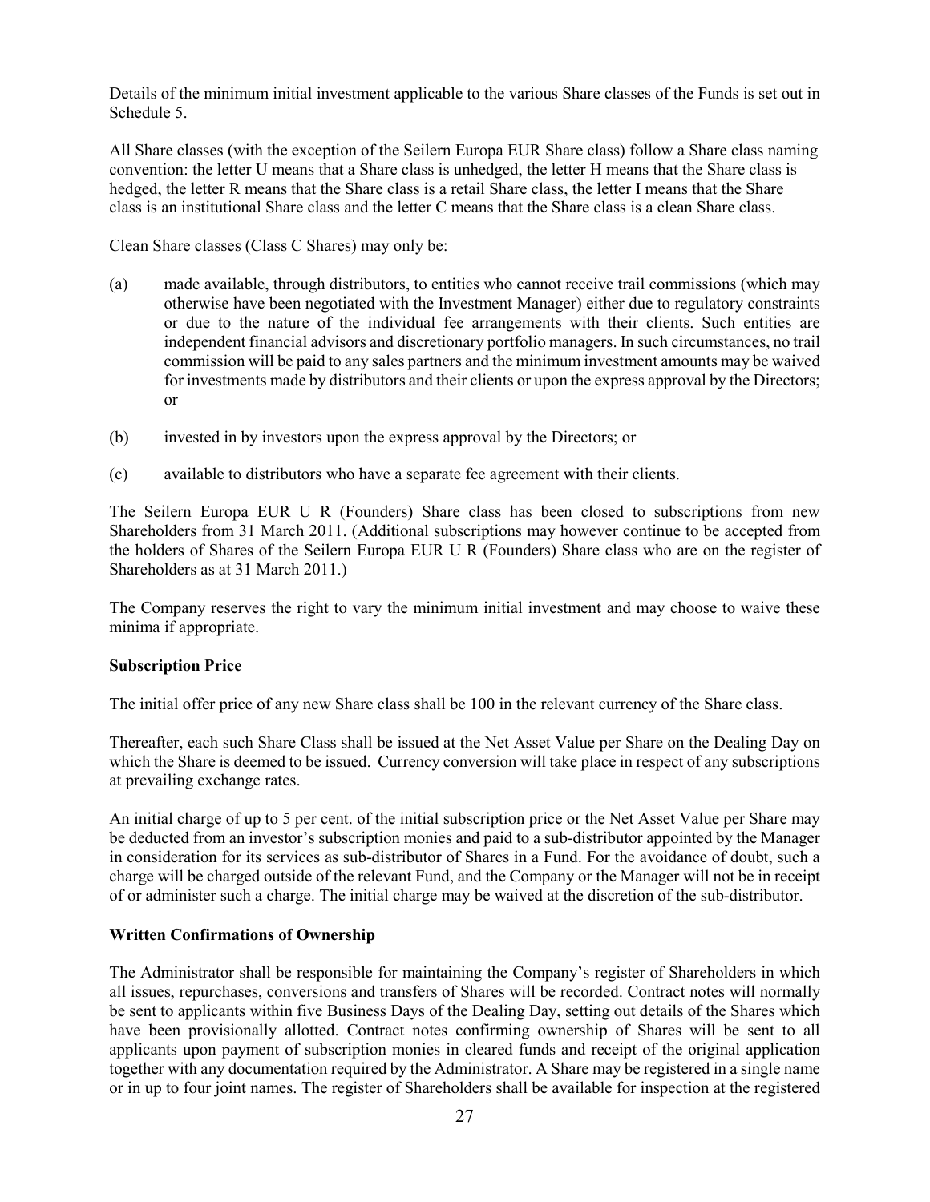Details of the minimum initial investment applicable to the various Share classes of the Funds is set out in Schedule 5.

All Share classes (with the exception of the Seilern Europa EUR Share class) follow a Share class naming convention: the letter U means that a Share class is unhedged, the letter H means that the Share class is hedged, the letter R means that the Share class is a retail Share class, the letter I means that the Share class is an institutional Share class and the letter C means that the Share class is a clean Share class.

Clean Share classes (Class C Shares) may only be:

(a) made available, through distributors, to entities who cannot receive trail commissions (which may otherwise have been negotiated with the Investment Manager) either due to regulatory constraints or due to the nature of the individual fee arrangements with their clients. Such entities are independent financial advisors and discretionary portfolio managers. In such circumstances, no trail commission will be paid to any sales partners and the minimum investment amounts may be waived for investments made by distributors and their clients or upon the express approval by the Directors; or

(b) invested in by investors upon the express approval by the Directors; or

(c) available to distributors who have a separate fee agreement with their clients.

The Seilern Europa EUR U R (Founders) Share class has been closed to subscriptions from new Shareholders from 31 March 2011. (Additional subscriptions may however continue to be accepted from the holders of Shares of the Seilern Europa EUR U R (Founders) Share class who are on the register of Shareholders as at 31 March 2011.)

The Company reserves the right to vary the minimum initial investment and may choose to waive these minima if appropriate.

**Subscription Price**

The initial offer price of any new Share class shall be 100 in the relevant currency of the Share class.

Thereafter, each such Share Class shall be issued at the Net Asset Value per Share on the Dealing Day on which the Share is deemed to be issued. Currency conversion will take place in respect of any subscriptions at prevailing exchange rates.

An initial charge of up to 5 per cent. of the initial subscription price or the Net Asset Value per Share may be deducted from an investor's subscription monies and paid to a sub-distributor appointed by the Manager in consideration for its services as sub-distributor of Shares in a Fund. For the avoidance of doubt, such a charge will be charged outside of the relevant Fund, and the Company or the Manager will not be in receipt of or administer such a charge. The initial charge may be waived at the discretion of the sub-distributor.

**Written Confirmations of Ownership**

The Administrator shall be responsible for maintaining the Company's register of Shareholders in which all issues, repurchases, conversions and transfers of Shares will be recorded. Contract notes will normally be sent to applicants within five Business Days of the Dealing Day, setting out details of the Shares which have been provisionally allotted. Contract notes confirming ownership of Shares will be sent to all applicants upon payment of subscription monies in cleared funds and receipt of the original application together with any documentation required by the Administrator. A Share may be registered in a single name or in up to four joint names. The register of Shareholders shall be available for inspection at the registered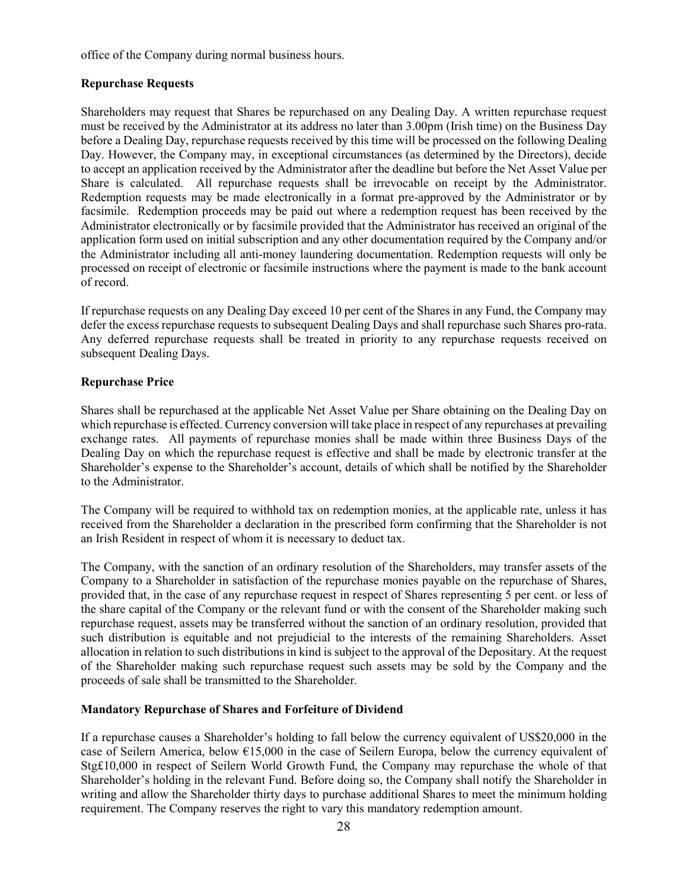office of the Company during normal business hours.

**Repurchase Requests**

Shareholders may request that Shares be repurchased on any Dealing Day. A written repurchase request must be received by the Administrator at its address no later than 3.00pm (Irish time) on the Business Day before a Dealing Day, repurchase requests received by this time will be processed on the following Dealing Day. However, the Company may, in exceptional circumstances (as determined by the Directors), decide to accept an application received by the Administrator after the deadline but before the Net Asset Value per Share is calculated. All repurchase requests shall be irrevocable on receipt by the Administrator. Redemption requests may be made electronically in a format pre-approved by the Administrator or by facsimile. Redemption proceeds may be paid out where a redemption request has been received by the Administrator electronically or by facsimile provided that the Administrator has received an original of the application form used on initial subscription and any other documentation required by the Company and/or the Administrator including all anti-money laundering documentation. Redemption requests will only be processed on receipt of electronic or facsimile instructions where the payment is made to the bank account of record.

If repurchase requests on any Dealing Day exceed 10 per cent of the Shares in any Fund, the Company may defer the excess repurchase requests to subsequent Dealing Days and shall repurchase such Shares pro-rata. Any deferred repurchase requests shall be treated in priority to any repurchase requests received on subsequent Dealing Days.

**Repurchase Price**

Shares shall be repurchased at the applicable Net Asset Value per Share obtaining on the Dealing Day on which repurchase is effected. Currency conversion will take place in respect of any repurchases at prevailing exchange rates. All payments of repurchase monies shall be made within three Business Days of the Dealing Day on which the repurchase request is effective and shall be made by electronic transfer at the Shareholder's expense to the Shareholder's account, details of which shall be notified by the Shareholder to the Administrator.

The Company will be required to withhold tax on redemption monies, at the applicable rate, unless it has received from the Shareholder a declaration in the prescribed form confirming that the Shareholder is not an Irish Resident in respect of whom it is necessary to deduct tax.

The Company, with the sanction of an ordinary resolution of the Shareholders, may transfer assets of the Company to a Shareholder in satisfaction of the repurchase monies payable on the repurchase of Shares, provided that, in the case of any repurchase request in respect of Shares representing 5 per cent. or less of the share capital of the Company or the relevant fund or with the consent of the Shareholder making such repurchase request, assets may be transferred without the sanction of an ordinary resolution, provided that such distribution is equitable and not prejudicial to the interests of the remaining Shareholders. Asset allocation in relation to such distributions in kind is subject to the approval of the Depositary. At the request of the Shareholder making such repurchase request such assets may be sold by the Company and the proceeds of sale shall be transmitted to the Shareholder.

**Mandatory Repurchase of Shares and Forfeiture of Dividend**

If a repurchase causes a Shareholder's holding to fall below the currency equivalent of US$20,000 in the case of Seilern America, below €15,000 in the case of Seilern Europa, below the currency equivalent of Stg£10,000 in respect of Seilern World Growth Fund, the Company may repurchase the whole of that Shareholder's holding in the relevant Fund. Before doing so, the Company shall notify the Shareholder in writing and allow the Shareholder thirty days to purchase additional Shares to meet the minimum holding requirement. The Company reserves the right to vary this mandatory redemption amount.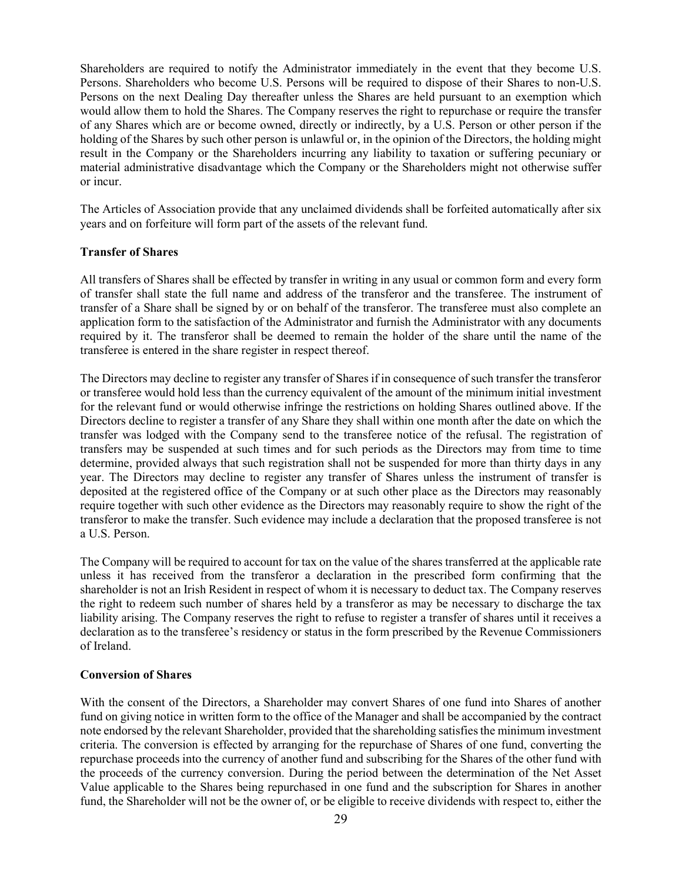Shareholders are required to notify the Administrator immediately in the event that they become U.S. Persons. Shareholders who become U.S. Persons will be required to dispose of their Shares to non-U.S. Persons on the next Dealing Day thereafter unless the Shares are held pursuant to an exemption which would allow them to hold the Shares. The Company reserves the right to repurchase or require the transfer of any Shares which are or become owned, directly or indirectly, by a U.S. Person or other person if the holding of the Shares by such other person is unlawful or, in the opinion of the Directors, the holding might result in the Company or the Shareholders incurring any liability to taxation or suffering pecuniary or material administrative disadvantage which the Company or the Shareholders might not otherwise suffer or incur.

The Articles of Association provide that any unclaimed dividends shall be forfeited automatically after six years and on forfeiture will form part of the assets of the relevant fund.

**Transfer of Shares**

All transfers of Shares shall be effected by transfer in writing in any usual or common form and every form of transfer shall state the full name and address of the transferor and the transferee. The instrument of transfer of a Share shall be signed by or on behalf of the transferor. The transferee must also complete an application form to the satisfaction of the Administrator and furnish the Administrator with any documents required by it. The transferor shall be deemed to remain the holder of the share until the name of the transferee is entered in the share register in respect thereof.

The Directors may decline to register any transfer of Shares if in consequence of such transfer the transferor or transferee would hold less than the currency equivalent of the amount of the minimum initial investment for the relevant fund or would otherwise infringe the restrictions on holding Shares outlined above. If the Directors decline to register a transfer of any Share they shall within one month after the date on which the transfer was lodged with the Company send to the transferee notice of the refusal. The registration of transfers may be suspended at such times and for such periods as the Directors may from time to time determine, provided always that such registration shall not be suspended for more than thirty days in any year. The Directors may decline to register any transfer of Shares unless the instrument of transfer is deposited at the registered office of the Company or at such other place as the Directors may reasonably require together with such other evidence as the Directors may reasonably require to show the right of the transferor to make the transfer. Such evidence may include a declaration that the proposed transferee is not a U.S. Person.

The Company will be required to account for tax on the value of the shares transferred at the applicable rate unless it has received from the transferor a declaration in the prescribed form confirming that the shareholder is not an Irish Resident in respect of whom it is necessary to deduct tax. The Company reserves the right to redeem such number of shares held by a transferor as may be necessary to discharge the tax liability arising. The Company reserves the right to refuse to register a transfer of shares until it receives a declaration as to the transferee's residency or status in the form prescribed by the Revenue Commissioners of Ireland.

**Conversion of Shares**

With the consent of the Directors, a Shareholder may convert Shares of one fund into Shares of another fund on giving notice in written form to the office of the Manager and shall be accompanied by the contract note endorsed by the relevant Shareholder, provided that the shareholding satisfies the minimum investment criteria. The conversion is effected by arranging for the repurchase of Shares of one fund, converting the repurchase proceeds into the currency of another fund and subscribing for the Shares of the other fund with the proceeds of the currency conversion. During the period between the determination of the Net Asset Value applicable to the Shares being repurchased in one fund and the subscription for Shares in another fund, the Shareholder will not be the owner of, or be eligible to receive dividends with respect to, either the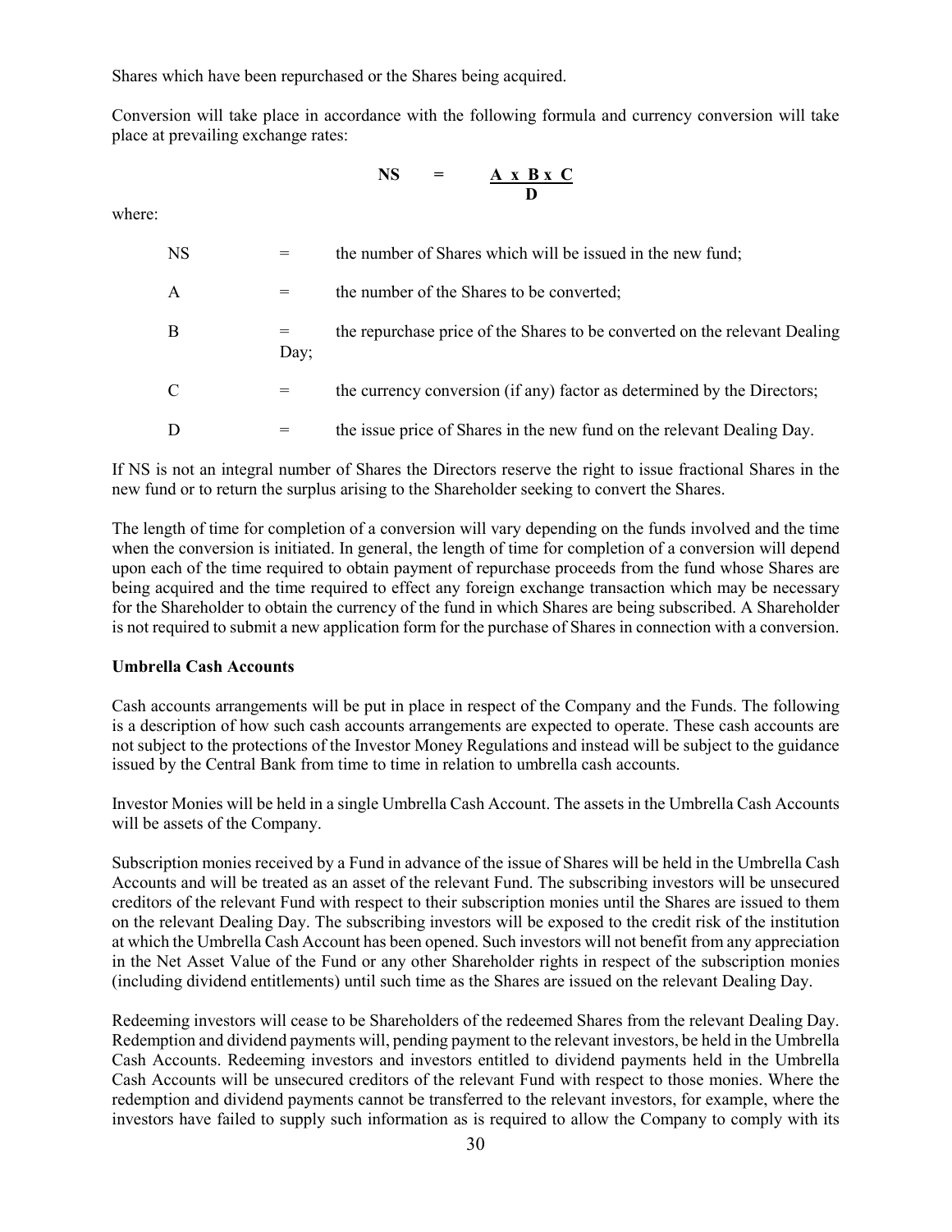Shares which have been repurchased or the Shares being acquired.

Conversion will take place in accordance with the following formula and currency conversion will take place at prevailing exchange rates:

$$NS = \frac{A \times B \times C}{D}$$

where:

| | | |
|---|---|---|
| NS | = | the number of Shares which will be issued in the new fund; |
| A | = | the number of the Shares to be converted; |
| B | = | the repurchase price of the Shares to be converted on the relevant Dealing Day; |
| C | = | the currency conversion (if any) factor as determined by the Directors; |
| D | = | the issue price of Shares in the new fund on the relevant Dealing Day. |

If NS is not an integral number of Shares the Directors reserve the right to issue fractional Shares in the new fund or to return the surplus arising to the Shareholder seeking to convert the Shares.

The length of time for completion of a conversion will vary depending on the funds involved and the time when the conversion is initiated. In general, the length of time for completion of a conversion will depend upon each of the time required to obtain payment of repurchase proceeds from the fund whose Shares are being acquired and the time required to effect any foreign exchange transaction which may be necessary for the Shareholder to obtain the currency of the fund in which Shares are being subscribed. A Shareholder is not required to submit a new application form for the purchase of Shares in connection with a conversion.

**Umbrella Cash Accounts**

Cash accounts arrangements will be put in place in respect of the Company and the Funds. The following is a description of how such cash accounts arrangements are expected to operate. These cash accounts are not subject to the protections of the Investor Money Regulations and instead will be subject to the guidance issued by the Central Bank from time to time in relation to umbrella cash accounts.

Investor Monies will be held in a single Umbrella Cash Account. The assets in the Umbrella Cash Accounts will be assets of the Company.

Subscription monies received by a Fund in advance of the issue of Shares will be held in the Umbrella Cash Accounts and will be treated as an asset of the relevant Fund. The subscribing investors will be unsecured creditors of the relevant Fund with respect to their subscription monies until the Shares are issued to them on the relevant Dealing Day. The subscribing investors will be exposed to the credit risk of the institution at which the Umbrella Cash Account has been opened. Such investors will not benefit from any appreciation in the Net Asset Value of the Fund or any other Shareholder rights in respect of the subscription monies (including dividend entitlements) until such time as the Shares are issued on the relevant Dealing Day.

Redeeming investors will cease to be Shareholders of the redeemed Shares from the relevant Dealing Day. Redemption and dividend payments will, pending payment to the relevant investors, be held in the Umbrella Cash Accounts. Redeeming investors and investors entitled to dividend payments held in the Umbrella Cash Accounts will be unsecured creditors of the relevant Fund with respect to those monies. Where the redemption and dividend payments cannot be transferred to the relevant investors, for example, where the investors have failed to supply such information as is required to allow the Company to comply with its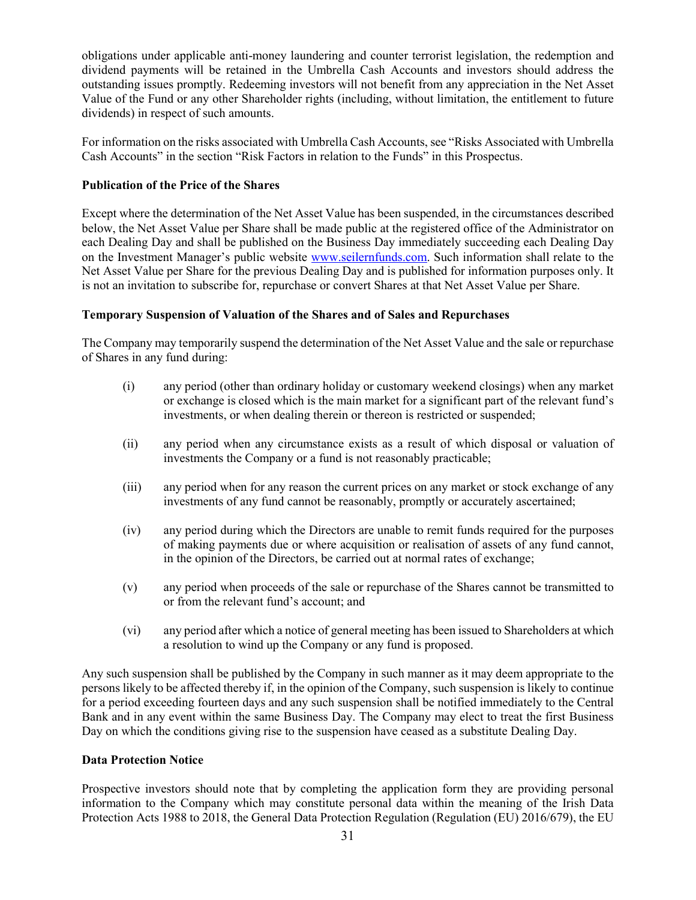obligations under applicable anti-money laundering and counter terrorist legislation, the redemption and dividend payments will be retained in the Umbrella Cash Accounts and investors should address the outstanding issues promptly. Redeeming investors will not benefit from any appreciation in the Net Asset Value of the Fund or any other Shareholder rights (including, without limitation, the entitlement to future dividends) in respect of such amounts.

For information on the risks associated with Umbrella Cash Accounts, see "Risks Associated with Umbrella Cash Accounts" in the section "Risk Factors in relation to the Funds" in this Prospectus.

**Publication of the Price of the Shares**

Except where the determination of the Net Asset Value has been suspended, in the circumstances described below, the Net Asset Value per Share shall be made public at the registered office of the Administrator on each Dealing Day and shall be published on the Business Day immediately succeeding each Dealing Day on the Investment Manager's public website www.seilernfunds.com. Such information shall relate to the Net Asset Value per Share for the previous Dealing Day and is published for information purposes only. It is not an invitation to subscribe for, repurchase or convert Shares at that Net Asset Value per Share.

**Temporary Suspension of Valuation of the Shares and of Sales and Repurchases**

The Company may temporarily suspend the determination of the Net Asset Value and the sale or repurchase of Shares in any fund during:

(i) any period (other than ordinary holiday or customary weekend closings) when any market or exchange is closed which is the main market for a significant part of the relevant fund's investments, or when dealing therein or thereon is restricted or suspended;

(ii) any period when any circumstance exists as a result of which disposal or valuation of investments the Company or a fund is not reasonably practicable;

(iii) any period when for any reason the current prices on any market or stock exchange of any investments of any fund cannot be reasonably, promptly or accurately ascertained;

(iv) any period during which the Directors are unable to remit funds required for the purposes of making payments due or where acquisition or realisation of assets of any fund cannot, in the opinion of the Directors, be carried out at normal rates of exchange;

(v) any period when proceeds of the sale or repurchase of the Shares cannot be transmitted to or from the relevant fund's account; and

(vi) any period after which a notice of general meeting has been issued to Shareholders at which a resolution to wind up the Company or any fund is proposed.

Any such suspension shall be published by the Company in such manner as it may deem appropriate to the persons likely to be affected thereby if, in the opinion of the Company, such suspension is likely to continue for a period exceeding fourteen days and any such suspension shall be notified immediately to the Central Bank and in any event within the same Business Day. The Company may elect to treat the first Business Day on which the conditions giving rise to the suspension have ceased as a substitute Dealing Day.

**Data Protection Notice**

Prospective investors should note that by completing the application form they are providing personal information to the Company which may constitute personal data within the meaning of the Irish Data Protection Acts 1988 to 2018, the General Data Protection Regulation (Regulation (EU) 2016/679), the EU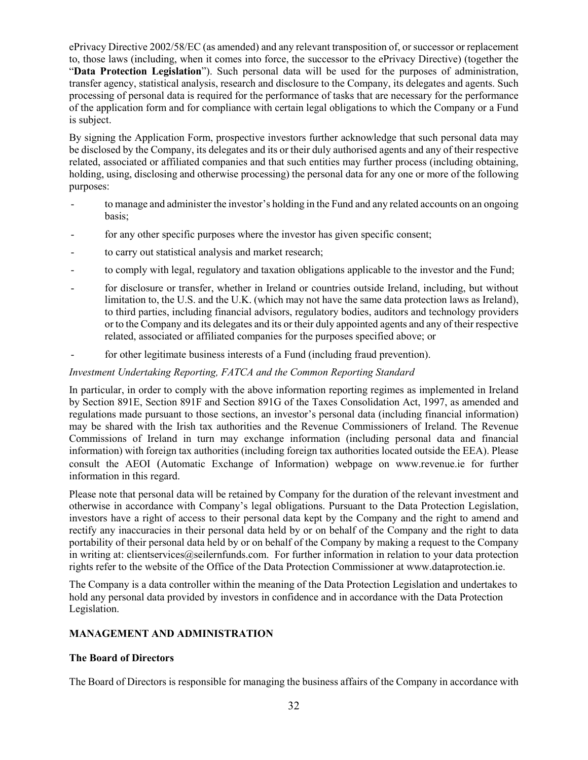ePrivacy Directive 2002/58/EC (as amended) and any relevant transposition of, or successor or replacement to, those laws (including, when it comes into force, the successor to the ePrivacy Directive) (together the "**Data Protection Legislation**"). Such personal data will be used for the purposes of administration, transfer agency, statistical analysis, research and disclosure to the Company, its delegates and agents. Such processing of personal data is required for the performance of tasks that are necessary for the performance of the application form and for compliance with certain legal obligations to which the Company or a Fund is subject.

By signing the Application Form, prospective investors further acknowledge that such personal data may be disclosed by the Company, its delegates and its or their duly authorised agents and any of their respective related, associated or affiliated companies and that such entities may further process (including obtaining, holding, using, disclosing and otherwise processing) the personal data for any one or more of the following purposes:

- to manage and administer the investor's holding in the Fund and any related accounts on an ongoing basis;
- for any other specific purposes where the investor has given specific consent;
- to carry out statistical analysis and market research;
- to comply with legal, regulatory and taxation obligations applicable to the investor and the Fund;
- for disclosure or transfer, whether in Ireland or countries outside Ireland, including, but without limitation to, the U.S. and the U.K. (which may not have the same data protection laws as Ireland), to third parties, including financial advisors, regulatory bodies, auditors and technology providers or to the Company and its delegates and its or their duly appointed agents and any of their respective related, associated or affiliated companies for the purposes specified above; or
- for other legitimate business interests of a Fund (including fraud prevention).

*Investment Undertaking Reporting, FATCA and the Common Reporting Standard*

In particular, in order to comply with the above information reporting regimes as implemented in Ireland by Section 891E, Section 891F and Section 891G of the Taxes Consolidation Act, 1997, as amended and regulations made pursuant to those sections, an investor's personal data (including financial information) may be shared with the Irish tax authorities and the Revenue Commissioners of Ireland. The Revenue Commissions of Ireland in turn may exchange information (including personal data and financial information) with foreign tax authorities (including foreign tax authorities located outside the EEA). Please consult the AEOI (Automatic Exchange of Information) webpage on www.revenue.ie for further information in this regard.

Please note that personal data will be retained by Company for the duration of the relevant investment and otherwise in accordance with Company's legal obligations. Pursuant to the Data Protection Legislation, investors have a right of access to their personal data kept by the Company and the right to amend and rectify any inaccuracies in their personal data held by or on behalf of the Company and the right to data portability of their personal data held by or on behalf of the Company by making a request to the Company in writing at: clientservices@seilernfunds.com. For further information in relation to your data protection rights refer to the website of the Office of the Data Protection Commissioner at www.dataprotection.ie.

The Company is a data controller within the meaning of the Data Protection Legislation and undertakes to hold any personal data provided by investors in confidence and in accordance with the Data Protection Legislation.

## MANAGEMENT AND ADMINISTRATION

### The Board of Directors

The Board of Directors is responsible for managing the business affairs of the Company in accordance with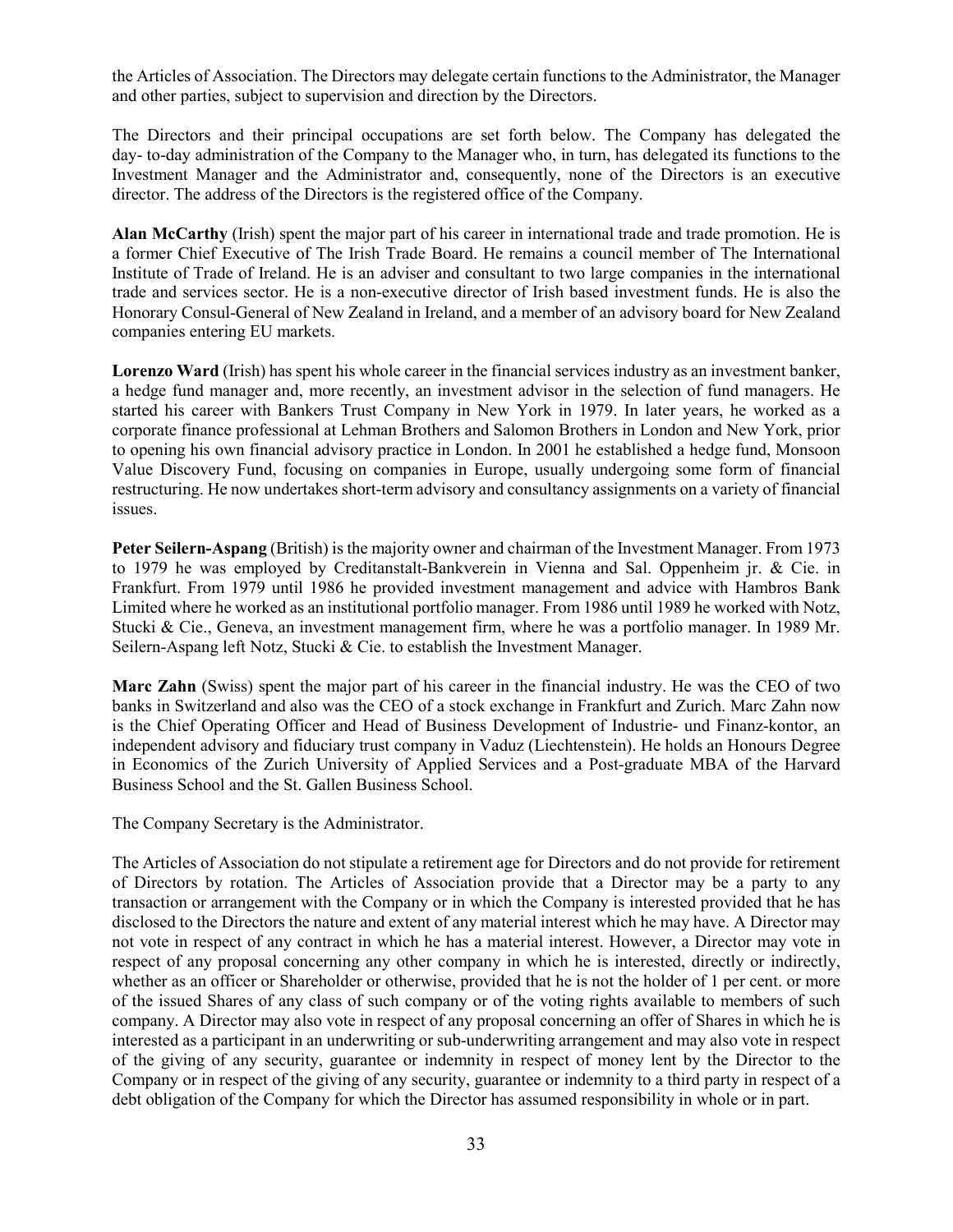the Articles of Association. The Directors may delegate certain functions to the Administrator, the Manager and other parties, subject to supervision and direction by the Directors.

The Directors and their principal occupations are set forth below. The Company has delegated the day- to-day administration of the Company to the Manager who, in turn, has delegated its functions to the Investment Manager and the Administrator and, consequently, none of the Directors is an executive director. The address of the Directors is the registered office of the Company.

**Alan McCarthy** (Irish) spent the major part of his career in international trade and trade promotion. He is a former Chief Executive of The Irish Trade Board. He remains a council member of The International Institute of Trade of Ireland. He is an adviser and consultant to two large companies in the international trade and services sector. He is a non-executive director of Irish based investment funds. He is also the Honorary Consul-General of New Zealand in Ireland, and a member of an advisory board for New Zealand companies entering EU markets.

**Lorenzo Ward** (Irish) has spent his whole career in the financial services industry as an investment banker, a hedge fund manager and, more recently, an investment advisor in the selection of fund managers. He started his career with Bankers Trust Company in New York in 1979. In later years, he worked as a corporate finance professional at Lehman Brothers and Salomon Brothers in London and New York, prior to opening his own financial advisory practice in London. In 2001 he established a hedge fund, Monsoon Value Discovery Fund, focusing on companies in Europe, usually undergoing some form of financial restructuring. He now undertakes short-term advisory and consultancy assignments on a variety of financial issues.

**Peter Seilern-Aspang** (British) is the majority owner and chairman of the Investment Manager. From 1973 to 1979 he was employed by Creditanstalt-Bankverein in Vienna and Sal. Oppenheim jr. & Cie. in Frankfurt. From 1979 until 1986 he provided investment management and advice with Hambros Bank Limited where he worked as an institutional portfolio manager. From 1986 until 1989 he worked with Notz, Stucki & Cie., Geneva, an investment management firm, where he was a portfolio manager. In 1989 Mr. Seilern-Aspang left Notz, Stucki & Cie. to establish the Investment Manager.

**Marc Zahn** (Swiss) spent the major part of his career in the financial industry. He was the CEO of two banks in Switzerland and also was the CEO of a stock exchange in Frankfurt and Zurich. Marc Zahn now is the Chief Operating Officer and Head of Business Development of Industrie- und Finanz-kontor, an independent advisory and fiduciary trust company in Vaduz (Liechtenstein). He holds an Honours Degree in Economics of the Zurich University of Applied Services and a Post-graduate MBA of the Harvard Business School and the St. Gallen Business School.

The Company Secretary is the Administrator.

The Articles of Association do not stipulate a retirement age for Directors and do not provide for retirement of Directors by rotation. The Articles of Association provide that a Director may be a party to any transaction or arrangement with the Company or in which the Company is interested provided that he has disclosed to the Directors the nature and extent of any material interest which he may have. A Director may not vote in respect of any contract in which he has a material interest. However, a Director may vote in respect of any proposal concerning any other company in which he is interested, directly or indirectly, whether as an officer or Shareholder or otherwise, provided that he is not the holder of 1 per cent. or more of the issued Shares of any class of such company or of the voting rights available to members of such company. A Director may also vote in respect of any proposal concerning an offer of Shares in which he is interested as a participant in an underwriting or sub-underwriting arrangement and may also vote in respect of the giving of any security, guarantee or indemnity in respect of money lent by the Director to the Company or in respect of the giving of any security, guarantee or indemnity to a third party in respect of a debt obligation of the Company for which the Director has assumed responsibility in whole or in part.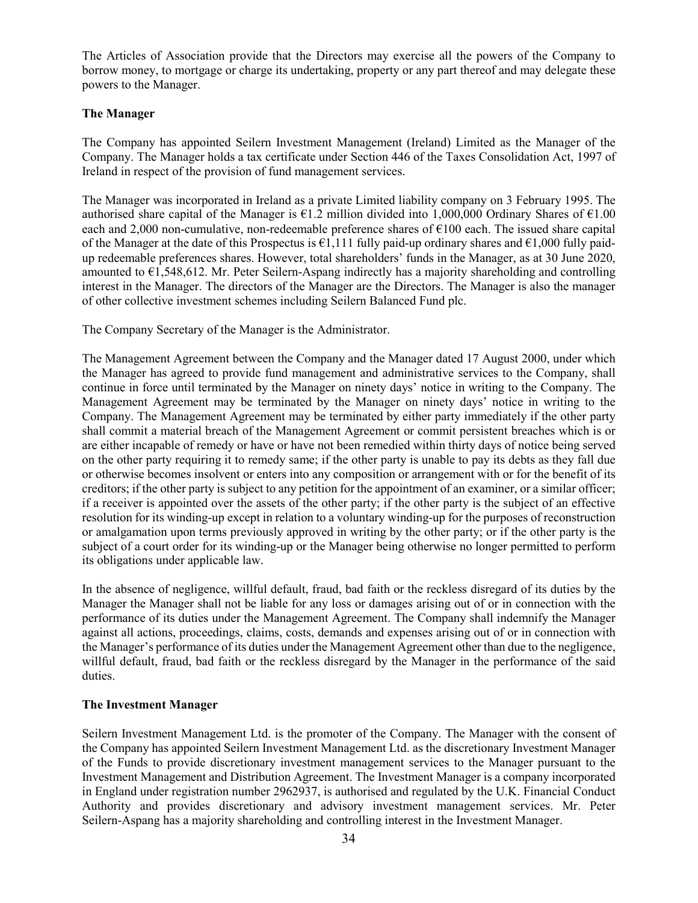The Articles of Association provide that the Directors may exercise all the powers of the Company to borrow money, to mortgage or charge its undertaking, property or any part thereof and may delegate these powers to the Manager.

**The Manager**

The Company has appointed Seilern Investment Management (Ireland) Limited as the Manager of the Company. The Manager holds a tax certificate under Section 446 of the Taxes Consolidation Act, 1997 of Ireland in respect of the provision of fund management services.

The Manager was incorporated in Ireland as a private Limited liability company on 3 February 1995. The authorised share capital of the Manager is €1.2 million divided into 1,000,000 Ordinary Shares of €1.00 each and 2,000 non-cumulative, non-redeemable preference shares of €100 each. The issued share capital of the Manager at the date of this Prospectus is €1,111 fully paid-up ordinary shares and €1,000 fully paid-up redeemable preferences shares. However, total shareholders' funds in the Manager, as at 30 June 2020, amounted to €1,548,612. Mr. Peter Seilern-Aspang indirectly has a majority shareholding and controlling interest in the Manager. The directors of the Manager are the Directors. The Manager is also the manager of other collective investment schemes including Seilern Balanced Fund plc.

The Company Secretary of the Manager is the Administrator.

The Management Agreement between the Company and the Manager dated 17 August 2000, under which the Manager has agreed to provide fund management and administrative services to the Company, shall continue in force until terminated by the Manager on ninety days' notice in writing to the Company. The Management Agreement may be terminated by the Manager on ninety days' notice in writing to the Company. The Management Agreement may be terminated by either party immediately if the other party shall commit a material breach of the Management Agreement or commit persistent breaches which is or are either incapable of remedy or have or have not been remedied within thirty days of notice being served on the other party requiring it to remedy same; if the other party is unable to pay its debts as they fall due or otherwise becomes insolvent or enters into any composition or arrangement with or for the benefit of its creditors; if the other party is subject to any petition for the appointment of an examiner, or a similar officer; if a receiver is appointed over the assets of the other party; if the other party is the subject of an effective resolution for its winding-up except in relation to a voluntary winding-up for the purposes of reconstruction or amalgamation upon terms previously approved in writing by the other party; or if the other party is the subject of a court order for its winding-up or the Manager being otherwise no longer permitted to perform its obligations under applicable law.

In the absence of negligence, willful default, fraud, bad faith or the reckless disregard of its duties by the Manager the Manager shall not be liable for any loss or damages arising out of or in connection with the performance of its duties under the Management Agreement. The Company shall indemnify the Manager against all actions, proceedings, claims, costs, demands and expenses arising out of or in connection with the Manager's performance of its duties under the Management Agreement other than due to the negligence, willful default, fraud, bad faith or the reckless disregard by the Manager in the performance of the said duties.

**The Investment Manager**

Seilern Investment Management Ltd. is the promoter of the Company. The Manager with the consent of the Company has appointed Seilern Investment Management Ltd. as the discretionary Investment Manager of the Funds to provide discretionary investment management services to the Manager pursuant to the Investment Management and Distribution Agreement. The Investment Manager is a company incorporated in England under registration number 2962937, is authorised and regulated by the U.K. Financial Conduct Authority and provides discretionary and advisory investment management services. Mr. Peter Seilern-Aspang has a majority shareholding and controlling interest in the Investment Manager.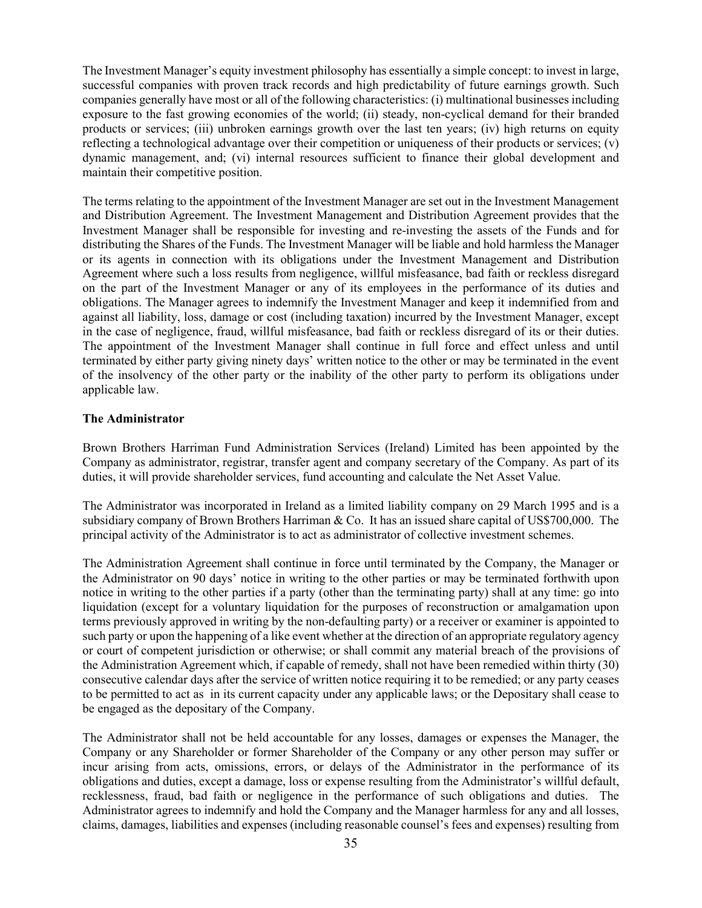The Investment Manager's equity investment philosophy has essentially a simple concept: to invest in large, successful companies with proven track records and high predictability of future earnings growth. Such companies generally have most or all of the following characteristics: (i) multinational businesses including exposure to the fast growing economies of the world; (ii) steady, non-cyclical demand for their branded products or services; (iii) unbroken earnings growth over the last ten years; (iv) high returns on equity reflecting a technological advantage over their competition or uniqueness of their products or services; (v) dynamic management, and; (vi) internal resources sufficient to finance their global development and maintain their competitive position.

The terms relating to the appointment of the Investment Manager are set out in the Investment Management and Distribution Agreement. The Investment Management and Distribution Agreement provides that the Investment Manager shall be responsible for investing and re-investing the assets of the Funds and for distributing the Shares of the Funds. The Investment Manager will be liable and hold harmless the Manager or its agents in connection with its obligations under the Investment Management and Distribution Agreement where such a loss results from negligence, willful misfeasance, bad faith or reckless disregard on the part of the Investment Manager or any of its employees in the performance of its duties and obligations. The Manager agrees to indemnify the Investment Manager and keep it indemnified from and against all liability, loss, damage or cost (including taxation) incurred by the Investment Manager, except in the case of negligence, fraud, willful misfeasance, bad faith or reckless disregard of its or their duties. The appointment of the Investment Manager shall continue in full force and effect unless and until terminated by either party giving ninety days' written notice to the other or may be terminated in the event of the insolvency of the other party or the inability of the other party to perform its obligations under applicable law.

**The Administrator**

Brown Brothers Harriman Fund Administration Services (Ireland) Limited has been appointed by the Company as administrator, registrar, transfer agent and company secretary of the Company. As part of its duties, it will provide shareholder services, fund accounting and calculate the Net Asset Value.

The Administrator was incorporated in Ireland as a limited liability company on 29 March 1995 and is a subsidiary company of Brown Brothers Harriman & Co. It has an issued share capital of US$700,000. The principal activity of the Administrator is to act as administrator of collective investment schemes.

The Administration Agreement shall continue in force until terminated by the Company, the Manager or the Administrator on 90 days' notice in writing to the other parties or may be terminated forthwith upon notice in writing to the other parties if a party (other than the terminating party) shall at any time: go into liquidation (except for a voluntary liquidation for the purposes of reconstruction or amalgamation upon terms previously approved in writing by the non-defaulting party) or a receiver or examiner is appointed to such party or upon the happening of a like event whether at the direction of an appropriate regulatory agency or court of competent jurisdiction or otherwise; or shall commit any material breach of the provisions of the Administration Agreement which, if capable of remedy, shall not have been remedied within thirty (30) consecutive calendar days after the service of written notice requiring it to be remedied; or any party ceases to be permitted to act as in its current capacity under any applicable laws; or the Depositary shall cease to be engaged as the depositary of the Company.

The Administrator shall not be held accountable for any losses, damages or expenses the Manager, the Company or any Shareholder or former Shareholder of the Company or any other person may suffer or incur arising from acts, omissions, errors, or delays of the Administrator in the performance of its obligations and duties, except a damage, loss or expense resulting from the Administrator's willful default, recklessness, fraud, bad faith or negligence in the performance of such obligations and duties. The Administrator agrees to indemnify and hold the Company and the Manager harmless for any and all losses, claims, damages, liabilities and expenses (including reasonable counsel's fees and expenses) resulting from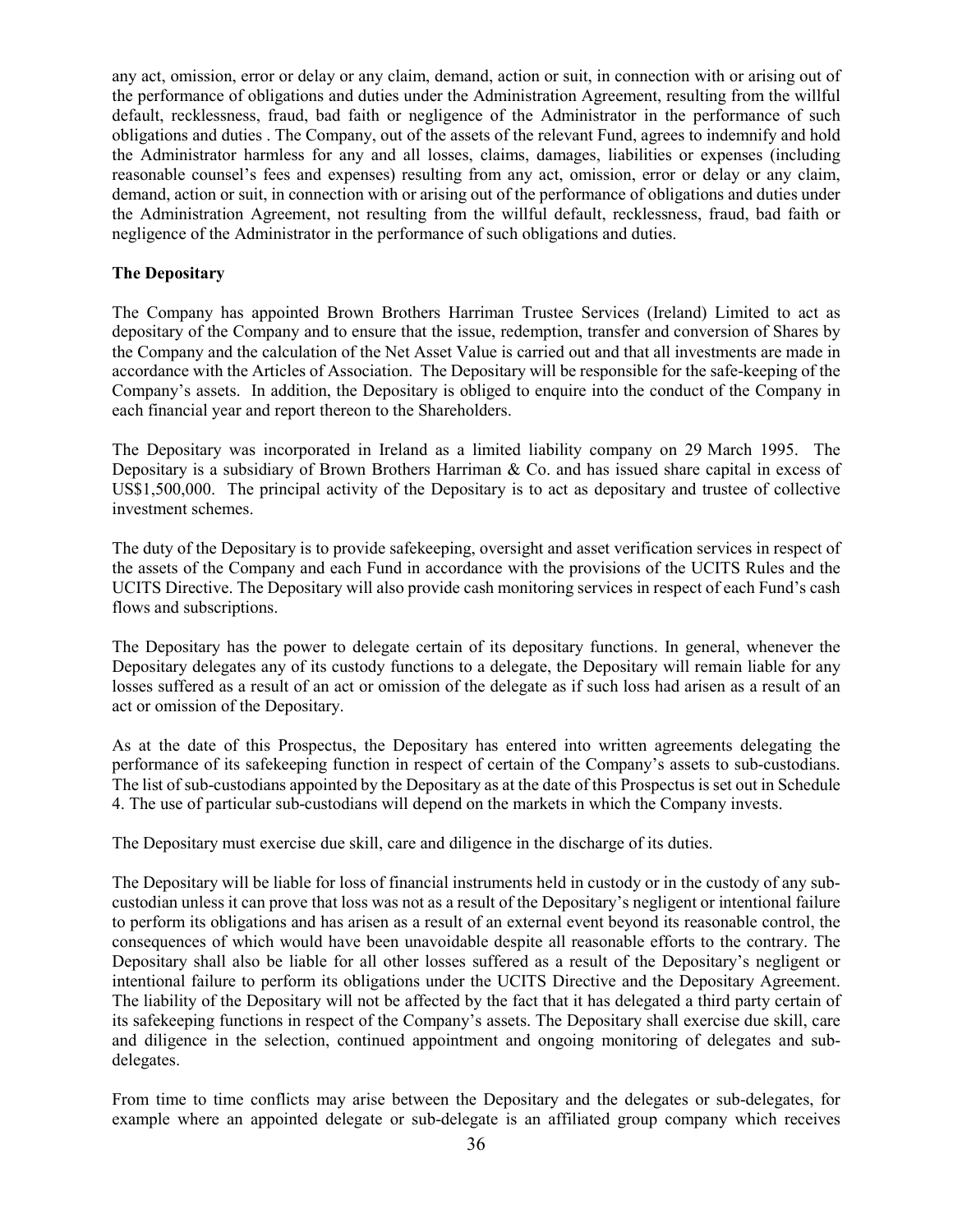any act, omission, error or delay or any claim, demand, action or suit, in connection with or arising out of the performance of obligations and duties under the Administration Agreement, resulting from the willful default, recklessness, fraud, bad faith or negligence of the Administrator in the performance of such obligations and duties . The Company, out of the assets of the relevant Fund, agrees to indemnify and hold the Administrator harmless for any and all losses, claims, damages, liabilities or expenses (including reasonable counsel's fees and expenses) resulting from any act, omission, error or delay or any claim, demand, action or suit, in connection with or arising out of the performance of obligations and duties under the Administration Agreement, not resulting from the willful default, recklessness, fraud, bad faith or negligence of the Administrator in the performance of such obligations and duties.

**The Depositary**

The Company has appointed Brown Brothers Harriman Trustee Services (Ireland) Limited to act as depositary of the Company and to ensure that the issue, redemption, transfer and conversion of Shares by the Company and the calculation of the Net Asset Value is carried out and that all investments are made in accordance with the Articles of Association. The Depositary will be responsible for the safe-keeping of the Company's assets. In addition, the Depositary is obliged to enquire into the conduct of the Company in each financial year and report thereon to the Shareholders.

The Depositary was incorporated in Ireland as a limited liability company on 29 March 1995. The Depositary is a subsidiary of Brown Brothers Harriman & Co. and has issued share capital in excess of US$1,500,000. The principal activity of the Depositary is to act as depositary and trustee of collective investment schemes.

The duty of the Depositary is to provide safekeeping, oversight and asset verification services in respect of the assets of the Company and each Fund in accordance with the provisions of the UCITS Rules and the UCITS Directive. The Depositary will also provide cash monitoring services in respect of each Fund's cash flows and subscriptions.

The Depositary has the power to delegate certain of its depositary functions. In general, whenever the Depositary delegates any of its custody functions to a delegate, the Depositary will remain liable for any losses suffered as a result of an act or omission of the delegate as if such loss had arisen as a result of an act or omission of the Depositary.

As at the date of this Prospectus, the Depositary has entered into written agreements delegating the performance of its safekeeping function in respect of certain of the Company's assets to sub-custodians. The list of sub-custodians appointed by the Depositary as at the date of this Prospectus is set out in Schedule 4. The use of particular sub-custodians will depend on the markets in which the Company invests.

The Depositary must exercise due skill, care and diligence in the discharge of its duties.

The Depositary will be liable for loss of financial instruments held in custody or in the custody of any sub-custodian unless it can prove that loss was not as a result of the Depositary's negligent or intentional failure to perform its obligations and has arisen as a result of an external event beyond its reasonable control, the consequences of which would have been unavoidable despite all reasonable efforts to the contrary. The Depositary shall also be liable for all other losses suffered as a result of the Depositary's negligent or intentional failure to perform its obligations under the UCITS Directive and the Depositary Agreement. The liability of the Depositary will not be affected by the fact that it has delegated a third party certain of its safekeeping functions in respect of the Company's assets. The Depositary shall exercise due skill, care and diligence in the selection, continued appointment and ongoing monitoring of delegates and sub-delegates.

From time to time conflicts may arise between the Depositary and the delegates or sub-delegates, for example where an appointed delegate or sub-delegate is an affiliated group company which receives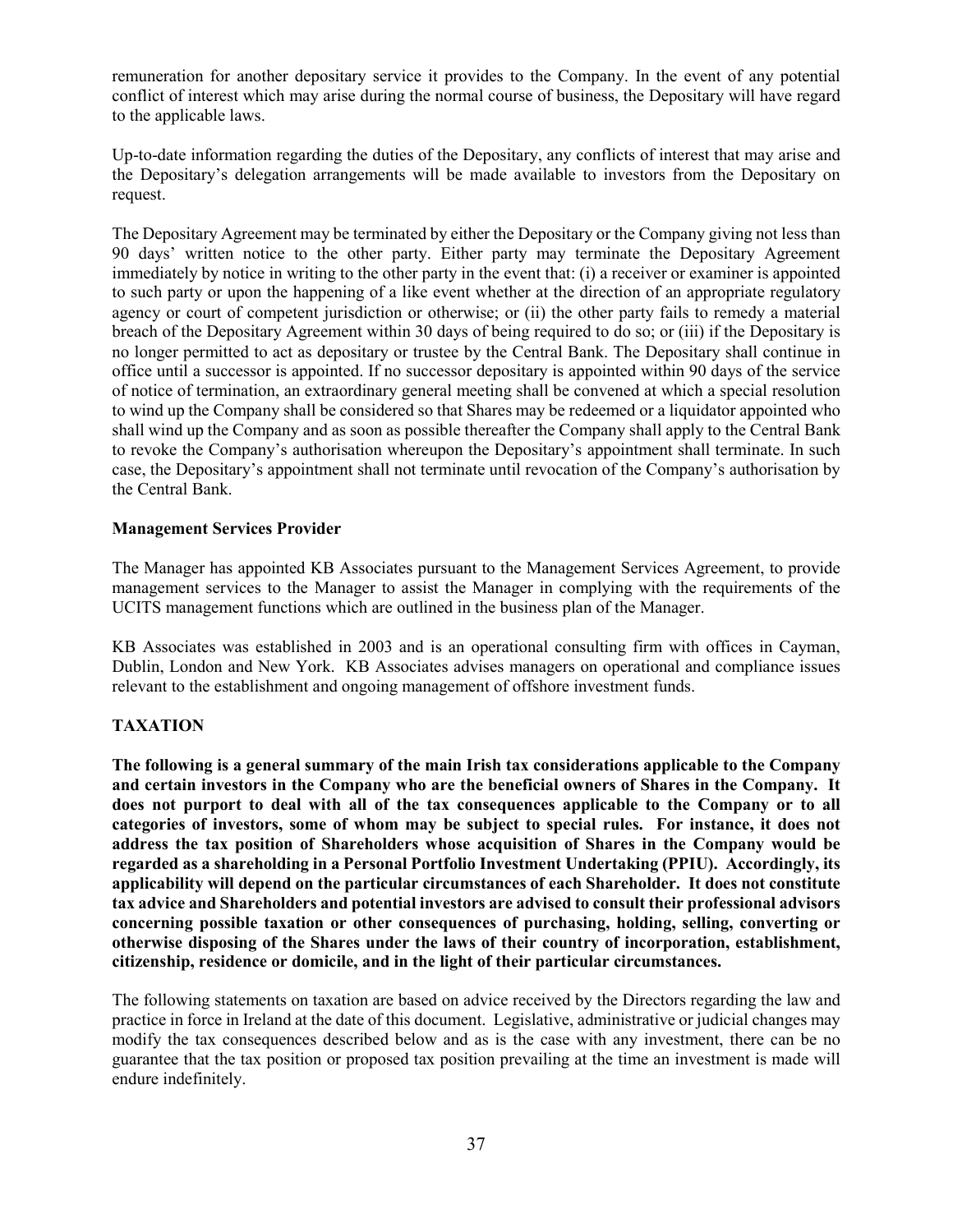remuneration for another depositary service it provides to the Company. In the event of any potential conflict of interest which may arise during the normal course of business, the Depositary will have regard to the applicable laws.

Up-to-date information regarding the duties of the Depositary, any conflicts of interest that may arise and the Depositary's delegation arrangements will be made available to investors from the Depositary on request.

The Depositary Agreement may be terminated by either the Depositary or the Company giving not less than 90 days' written notice to the other party. Either party may terminate the Depositary Agreement immediately by notice in writing to the other party in the event that: (i) a receiver or examiner is appointed to such party or upon the happening of a like event whether at the direction of an appropriate regulatory agency or court of competent jurisdiction or otherwise; or (ii) the other party fails to remedy a material breach of the Depositary Agreement within 30 days of being required to do so; or (iii) if the Depositary is no longer permitted to act as depositary or trustee by the Central Bank. The Depositary shall continue in office until a successor is appointed. If no successor depositary is appointed within 90 days of the service of notice of termination, an extraordinary general meeting shall be convened at which a special resolution to wind up the Company shall be considered so that Shares may be redeemed or a liquidator appointed who shall wind up the Company and as soon as possible thereafter the Company shall apply to the Central Bank to revoke the Company's authorisation whereupon the Depositary's appointment shall terminate. In such case, the Depositary's appointment shall not terminate until revocation of the Company's authorisation by the Central Bank.

**Management Services Provider**

The Manager has appointed KB Associates pursuant to the Management Services Agreement, to provide management services to the Manager to assist the Manager in complying with the requirements of the UCITS management functions which are outlined in the business plan of the Manager.

KB Associates was established in 2003 and is an operational consulting firm with offices in Cayman, Dublin, London and New York. KB Associates advises managers on operational and compliance issues relevant to the establishment and ongoing management of offshore investment funds.

## TAXATION

**The following is a general summary of the main Irish tax considerations applicable to the Company and certain investors in the Company who are the beneficial owners of Shares in the Company. It does not purport to deal with all of the tax consequences applicable to the Company or to all categories of investors, some of whom may be subject to special rules. For instance, it does not address the tax position of Shareholders whose acquisition of Shares in the Company would be regarded as a shareholding in a Personal Portfolio Investment Undertaking (PPIU). Accordingly, its applicability will depend on the particular circumstances of each Shareholder. It does not constitute tax advice and Shareholders and potential investors are advised to consult their professional advisors concerning possible taxation or other consequences of purchasing, holding, selling, converting or otherwise disposing of the Shares under the laws of their country of incorporation, establishment, citizenship, residence or domicile, and in the light of their particular circumstances.**

The following statements on taxation are based on advice received by the Directors regarding the law and practice in force in Ireland at the date of this document. Legislative, administrative or judicial changes may modify the tax consequences described below and as is the case with any investment, there can be no guarantee that the tax position or proposed tax position prevailing at the time an investment is made will endure indefinitely.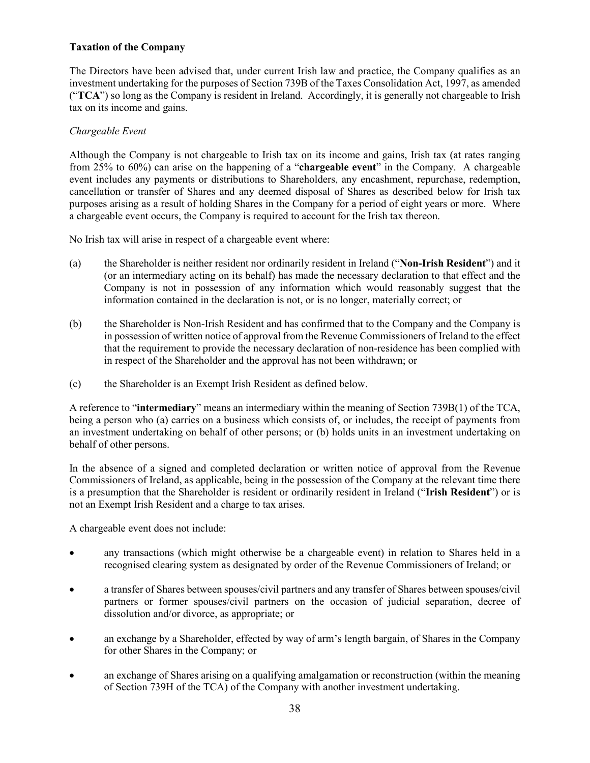**Taxation of the Company**

The Directors have been advised that, under current Irish law and practice, the Company qualifies as an investment undertaking for the purposes of Section 739B of the Taxes Consolidation Act, 1997, as amended ("**TCA**") so long as the Company is resident in Ireland. Accordingly, it is generally not chargeable to Irish tax on its income and gains.

*Chargeable Event*

Although the Company is not chargeable to Irish tax on its income and gains, Irish tax (at rates ranging from 25% to 60%) can arise on the happening of a "**chargeable event**" in the Company. A chargeable event includes any payments or distributions to Shareholders, any encashment, repurchase, redemption, cancellation or transfer of Shares and any deemed disposal of Shares as described below for Irish tax purposes arising as a result of holding Shares in the Company for a period of eight years or more. Where a chargeable event occurs, the Company is required to account for the Irish tax thereon.

No Irish tax will arise in respect of a chargeable event where:

(a) the Shareholder is neither resident nor ordinarily resident in Ireland ("**Non-Irish Resident**") and it (or an intermediary acting on its behalf) has made the necessary declaration to that effect and the Company is not in possession of any information which would reasonably suggest that the information contained in the declaration is not, or is no longer, materially correct; or

(b) the Shareholder is Non-Irish Resident and has confirmed that to the Company and the Company is in possession of written notice of approval from the Revenue Commissioners of Ireland to the effect that the requirement to provide the necessary declaration of non-residence has been complied with in respect of the Shareholder and the approval has not been withdrawn; or

(c) the Shareholder is an Exempt Irish Resident as defined below.

A reference to "**intermediary**" means an intermediary within the meaning of Section 739B(1) of the TCA, being a person who (a) carries on a business which consists of, or includes, the receipt of payments from an investment undertaking on behalf of other persons; or (b) holds units in an investment undertaking on behalf of other persons.

In the absence of a signed and completed declaration or written notice of approval from the Revenue Commissioners of Ireland, as applicable, being in the possession of the Company at the relevant time there is a presumption that the Shareholder is resident or ordinarily resident in Ireland ("**Irish Resident**") or is not an Exempt Irish Resident and a charge to tax arises.

A chargeable event does not include:

- any transactions (which might otherwise be a chargeable event) in relation to Shares held in a recognised clearing system as designated by order of the Revenue Commissioners of Ireland; or
- a transfer of Shares between spouses/civil partners and any transfer of Shares between spouses/civil partners or former spouses/civil partners on the occasion of judicial separation, decree of dissolution and/or divorce, as appropriate; or
- an exchange by a Shareholder, effected by way of arm's length bargain, of Shares in the Company for other Shares in the Company; or
- an exchange of Shares arising on a qualifying amalgamation or reconstruction (within the meaning of Section 739H of the TCA) of the Company with another investment undertaking.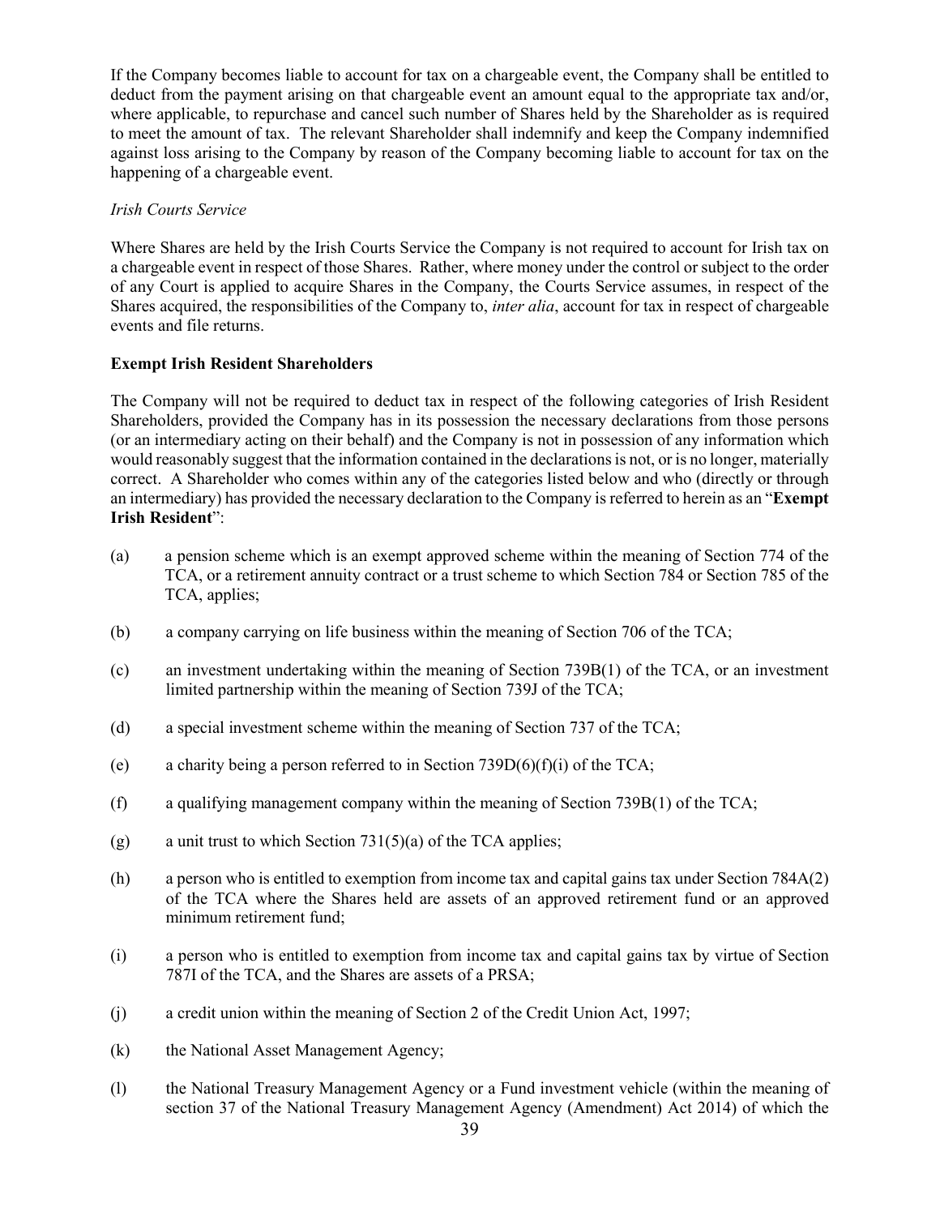If the Company becomes liable to account for tax on a chargeable event, the Company shall be entitled to deduct from the payment arising on that chargeable event an amount equal to the appropriate tax and/or, where applicable, to repurchase and cancel such number of Shares held by the Shareholder as is required to meet the amount of tax. The relevant Shareholder shall indemnify and keep the Company indemnified against loss arising to the Company by reason of the Company becoming liable to account for tax on the happening of a chargeable event.

*Irish Courts Service*

Where Shares are held by the Irish Courts Service the Company is not required to account for Irish tax on a chargeable event in respect of those Shares. Rather, where money under the control or subject to the order of any Court is applied to acquire Shares in the Company, the Courts Service assumes, in respect of the Shares acquired, the responsibilities of the Company to, *inter alia*, account for tax in respect of chargeable events and file returns.

**Exempt Irish Resident Shareholders**

The Company will not be required to deduct tax in respect of the following categories of Irish Resident Shareholders, provided the Company has in its possession the necessary declarations from those persons (or an intermediary acting on their behalf) and the Company is not in possession of any information which would reasonably suggest that the information contained in the declarations is not, or is no longer, materially correct. A Shareholder who comes within any of the categories listed below and who (directly or through an intermediary) has provided the necessary declaration to the Company is referred to herein as an "**Exempt Irish Resident**":

(a) a pension scheme which is an exempt approved scheme within the meaning of Section 774 of the TCA, or a retirement annuity contract or a trust scheme to which Section 784 or Section 785 of the TCA, applies;

(b) a company carrying on life business within the meaning of Section 706 of the TCA;

(c) an investment undertaking within the meaning of Section 739B(1) of the TCA, or an investment limited partnership within the meaning of Section 739J of the TCA;

(d) a special investment scheme within the meaning of Section 737 of the TCA;

(e) a charity being a person referred to in Section 739D(6)(f)(i) of the TCA;

(f) a qualifying management company within the meaning of Section 739B(1) of the TCA;

(g) a unit trust to which Section 731(5)(a) of the TCA applies;

(h) a person who is entitled to exemption from income tax and capital gains tax under Section 784A(2) of the TCA where the Shares held are assets of an approved retirement fund or an approved minimum retirement fund;

(i) a person who is entitled to exemption from income tax and capital gains tax by virtue of Section 787I of the TCA, and the Shares are assets of a PRSA;

(j) a credit union within the meaning of Section 2 of the Credit Union Act, 1997;

(k) the National Asset Management Agency;

(l) the National Treasury Management Agency or a Fund investment vehicle (within the meaning of section 37 of the National Treasury Management Agency (Amendment) Act 2014) of which the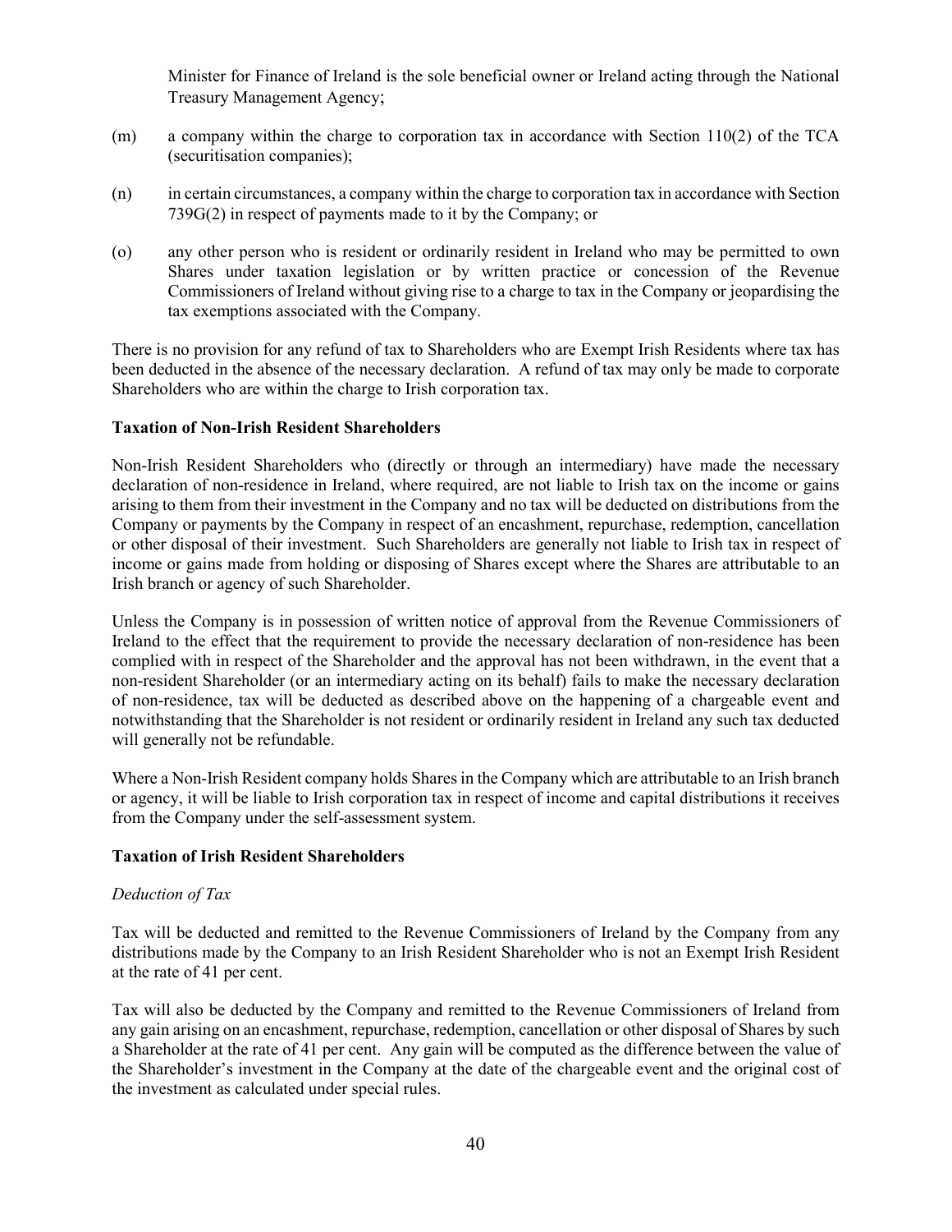Minister for Finance of Ireland is the sole beneficial owner or Ireland acting through the National Treasury Management Agency;

(m) a company within the charge to corporation tax in accordance with Section 110(2) of the TCA (securitisation companies);

(n) in certain circumstances, a company within the charge to corporation tax in accordance with Section 739G(2) in respect of payments made to it by the Company; or

(o) any other person who is resident or ordinarily resident in Ireland who may be permitted to own Shares under taxation legislation or by written practice or concession of the Revenue Commissioners of Ireland without giving rise to a charge to tax in the Company or jeopardising the tax exemptions associated with the Company.

There is no provision for any refund of tax to Shareholders who are Exempt Irish Residents where tax has been deducted in the absence of the necessary declaration. A refund of tax may only be made to corporate Shareholders who are within the charge to Irish corporation tax.

**Taxation of Non-Irish Resident Shareholders**

Non-Irish Resident Shareholders who (directly or through an intermediary) have made the necessary declaration of non-residence in Ireland, where required, are not liable to Irish tax on the income or gains arising to them from their investment in the Company and no tax will be deducted on distributions from the Company or payments by the Company in respect of an encashment, repurchase, redemption, cancellation or other disposal of their investment. Such Shareholders are generally not liable to Irish tax in respect of income or gains made from holding or disposing of Shares except where the Shares are attributable to an Irish branch or agency of such Shareholder.

Unless the Company is in possession of written notice of approval from the Revenue Commissioners of Ireland to the effect that the requirement to provide the necessary declaration of non-residence has been complied with in respect of the Shareholder and the approval has not been withdrawn, in the event that a non-resident Shareholder (or an intermediary acting on its behalf) fails to make the necessary declaration of non-residence, tax will be deducted as described above on the happening of a chargeable event and notwithstanding that the Shareholder is not resident or ordinarily resident in Ireland any such tax deducted will generally not be refundable.

Where a Non-Irish Resident company holds Shares in the Company which are attributable to an Irish branch or agency, it will be liable to Irish corporation tax in respect of income and capital distributions it receives from the Company under the self-assessment system.

**Taxation of Irish Resident Shareholders**

*Deduction of Tax*

Tax will be deducted and remitted to the Revenue Commissioners of Ireland by the Company from any distributions made by the Company to an Irish Resident Shareholder who is not an Exempt Irish Resident at the rate of 41 per cent.

Tax will also be deducted by the Company and remitted to the Revenue Commissioners of Ireland from any gain arising on an encashment, repurchase, redemption, cancellation or other disposal of Shares by such a Shareholder at the rate of 41 per cent. Any gain will be computed as the difference between the value of the Shareholder's investment in the Company at the date of the chargeable event and the original cost of the investment as calculated under special rules.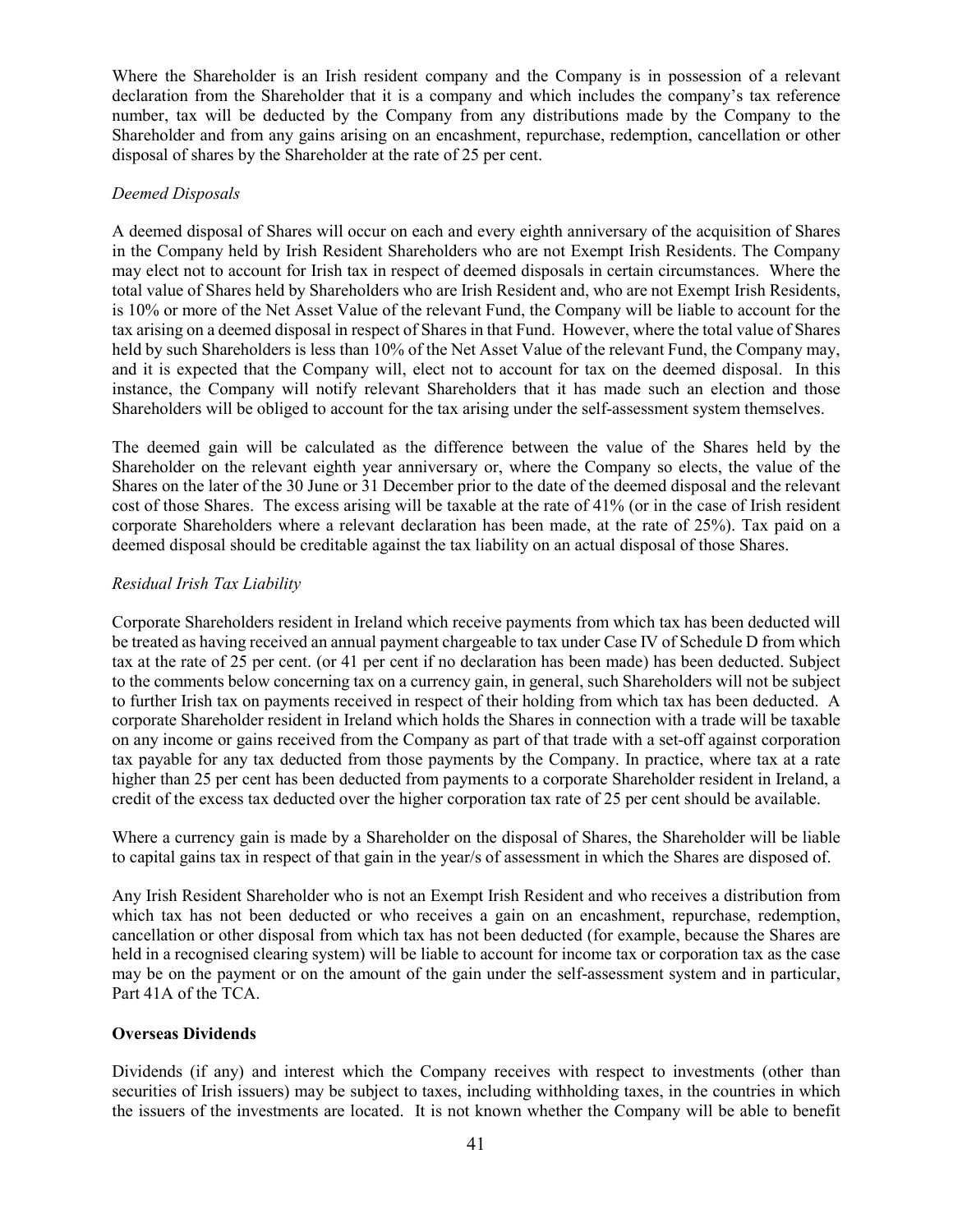Where the Shareholder is an Irish resident company and the Company is in possession of a relevant declaration from the Shareholder that it is a company and which includes the company's tax reference number, tax will be deducted by the Company from any distributions made by the Company to the Shareholder and from any gains arising on an encashment, repurchase, redemption, cancellation or other disposal of shares by the Shareholder at the rate of 25 per cent.

*Deemed Disposals*

A deemed disposal of Shares will occur on each and every eighth anniversary of the acquisition of Shares in the Company held by Irish Resident Shareholders who are not Exempt Irish Residents. The Company may elect not to account for Irish tax in respect of deemed disposals in certain circumstances. Where the total value of Shares held by Shareholders who are Irish Resident and, who are not Exempt Irish Residents, is 10% or more of the Net Asset Value of the relevant Fund, the Company will be liable to account for the tax arising on a deemed disposal in respect of Shares in that Fund. However, where the total value of Shares held by such Shareholders is less than 10% of the Net Asset Value of the relevant Fund, the Company may, and it is expected that the Company will, elect not to account for tax on the deemed disposal. In this instance, the Company will notify relevant Shareholders that it has made such an election and those Shareholders will be obliged to account for the tax arising under the self-assessment system themselves.

The deemed gain will be calculated as the difference between the value of the Shares held by the Shareholder on the relevant eighth year anniversary or, where the Company so elects, the value of the Shares on the later of the 30 June or 31 December prior to the date of the deemed disposal and the relevant cost of those Shares. The excess arising will be taxable at the rate of 41% (or in the case of Irish resident corporate Shareholders where a relevant declaration has been made, at the rate of 25%). Tax paid on a deemed disposal should be creditable against the tax liability on an actual disposal of those Shares.

*Residual Irish Tax Liability*

Corporate Shareholders resident in Ireland which receive payments from which tax has been deducted will be treated as having received an annual payment chargeable to tax under Case IV of Schedule D from which tax at the rate of 25 per cent. (or 41 per cent if no declaration has been made) has been deducted. Subject to the comments below concerning tax on a currency gain, in general, such Shareholders will not be subject to further Irish tax on payments received in respect of their holding from which tax has been deducted. A corporate Shareholder resident in Ireland which holds the Shares in connection with a trade will be taxable on any income or gains received from the Company as part of that trade with a set-off against corporation tax payable for any tax deducted from those payments by the Company. In practice, where tax at a rate higher than 25 per cent has been deducted from payments to a corporate Shareholder resident in Ireland, a credit of the excess tax deducted over the higher corporation tax rate of 25 per cent should be available.

Where a currency gain is made by a Shareholder on the disposal of Shares, the Shareholder will be liable to capital gains tax in respect of that gain in the year/s of assessment in which the Shares are disposed of.

Any Irish Resident Shareholder who is not an Exempt Irish Resident and who receives a distribution from which tax has not been deducted or who receives a gain on an encashment, repurchase, redemption, cancellation or other disposal from which tax has not been deducted (for example, because the Shares are held in a recognised clearing system) will be liable to account for income tax or corporation tax as the case may be on the payment or on the amount of the gain under the self-assessment system and in particular, Part 41A of the TCA.

**Overseas Dividends**

Dividends (if any) and interest which the Company receives with respect to investments (other than securities of Irish issuers) may be subject to taxes, including withholding taxes, in the countries in which the issuers of the investments are located. It is not known whether the Company will be able to benefit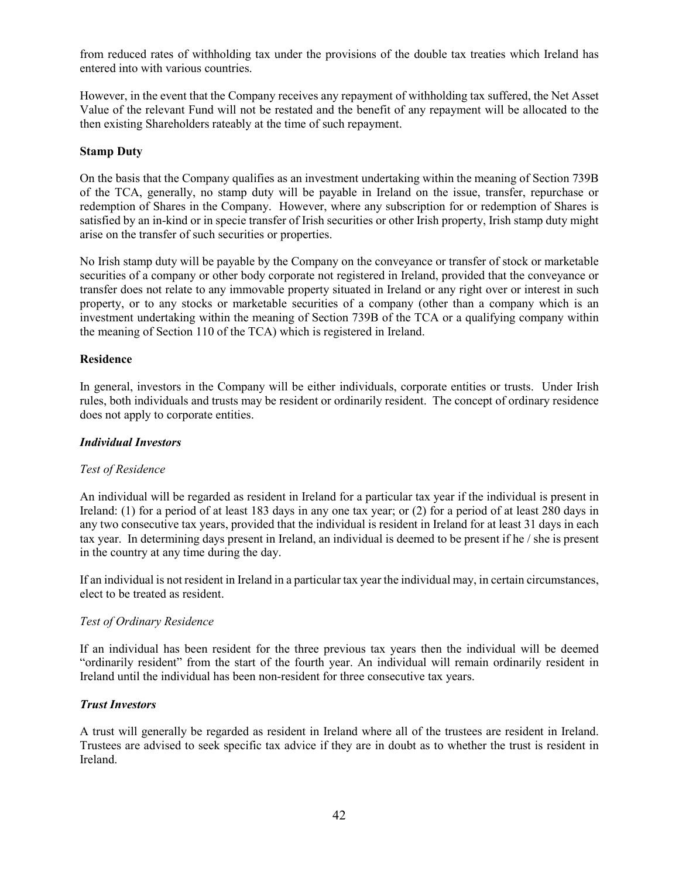from reduced rates of withholding tax under the provisions of the double tax treaties which Ireland has entered into with various countries.

However, in the event that the Company receives any repayment of withholding tax suffered, the Net Asset Value of the relevant Fund will not be restated and the benefit of any repayment will be allocated to the then existing Shareholders rateably at the time of such repayment.

**Stamp Duty**

On the basis that the Company qualifies as an investment undertaking within the meaning of Section 739B of the TCA, generally, no stamp duty will be payable in Ireland on the issue, transfer, repurchase or redemption of Shares in the Company. However, where any subscription for or redemption of Shares is satisfied by an in-kind or in specie transfer of Irish securities or other Irish property, Irish stamp duty might arise on the transfer of such securities or properties.

No Irish stamp duty will be payable by the Company on the conveyance or transfer of stock or marketable securities of a company or other body corporate not registered in Ireland, provided that the conveyance or transfer does not relate to any immovable property situated in Ireland or any right over or interest in such property, or to any stocks or marketable securities of a company (other than a company which is an investment undertaking within the meaning of Section 739B of the TCA or a qualifying company within the meaning of Section 110 of the TCA) which is registered in Ireland.

**Residence**

In general, investors in the Company will be either individuals, corporate entities or trusts. Under Irish rules, both individuals and trusts may be resident or ordinarily resident. The concept of ordinary residence does not apply to corporate entities.

***Individual Investors***

*Test of Residence*

An individual will be regarded as resident in Ireland for a particular tax year if the individual is present in Ireland: (1) for a period of at least 183 days in any one tax year; or (2) for a period of at least 280 days in any two consecutive tax years, provided that the individual is resident in Ireland for at least 31 days in each tax year. In determining days present in Ireland, an individual is deemed to be present if he / she is present in the country at any time during the day.

If an individual is not resident in Ireland in a particular tax year the individual may, in certain circumstances, elect to be treated as resident.

*Test of Ordinary Residence*

If an individual has been resident for the three previous tax years then the individual will be deemed "ordinarily resident" from the start of the fourth year. An individual will remain ordinarily resident in Ireland until the individual has been non-resident for three consecutive tax years.

***Trust Investors***

A trust will generally be regarded as resident in Ireland where all of the trustees are resident in Ireland. Trustees are advised to seek specific tax advice if they are in doubt as to whether the trust is resident in Ireland.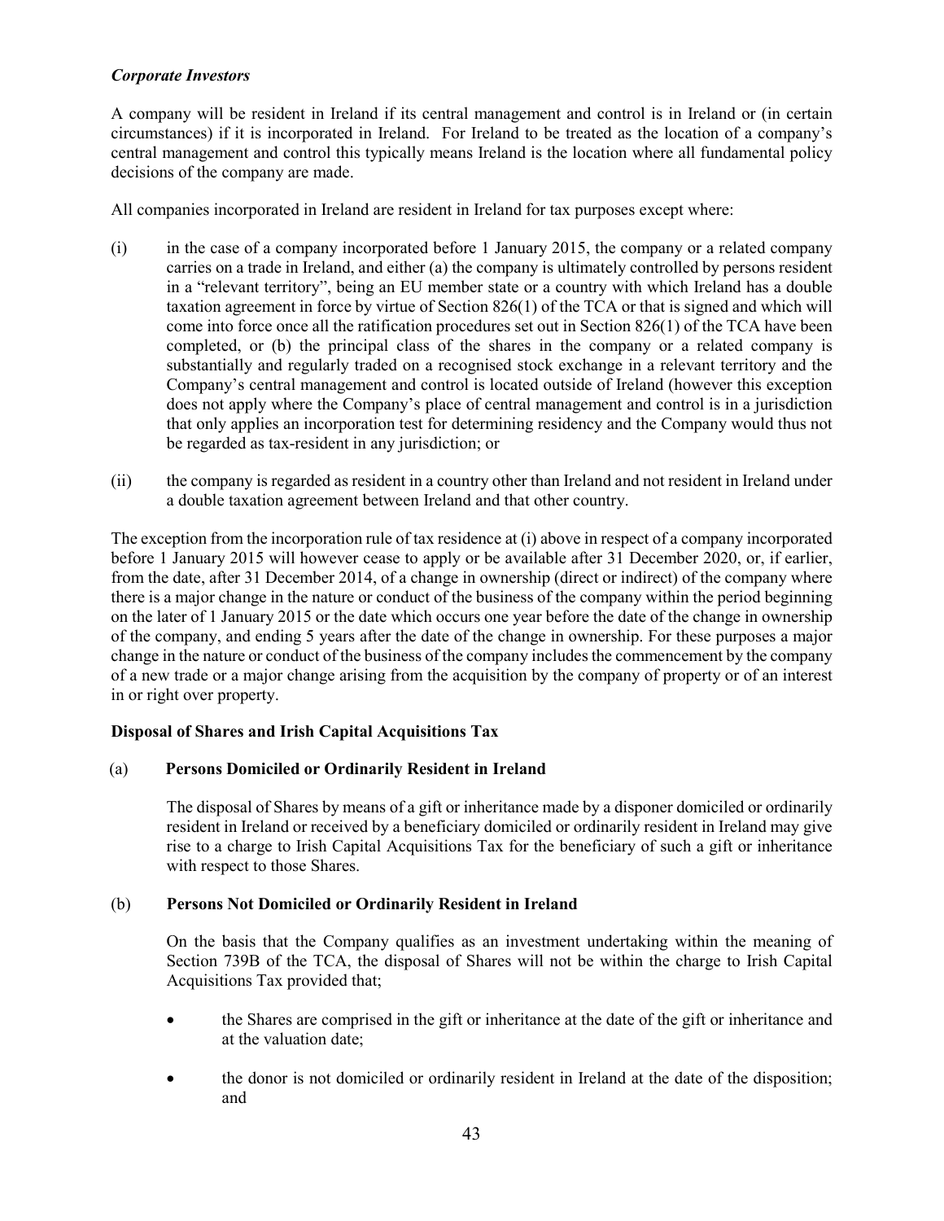***Corporate Investors***

A company will be resident in Ireland if its central management and control is in Ireland or (in certain circumstances) if it is incorporated in Ireland. For Ireland to be treated as the location of a company's central management and control this typically means Ireland is the location where all fundamental policy decisions of the company are made.

All companies incorporated in Ireland are resident in Ireland for tax purposes except where:

(i) in the case of a company incorporated before 1 January 2015, the company or a related company carries on a trade in Ireland, and either (a) the company is ultimately controlled by persons resident in a "relevant territory", being an EU member state or a country with which Ireland has a double taxation agreement in force by virtue of Section 826(1) of the TCA or that is signed and which will come into force once all the ratification procedures set out in Section 826(1) of the TCA have been completed, or (b) the principal class of the shares in the company or a related company is substantially and regularly traded on a recognised stock exchange in a relevant territory and the Company's central management and control is located outside of Ireland (however this exception does not apply where the Company's place of central management and control is in a jurisdiction that only applies an incorporation test for determining residency and the Company would thus not be regarded as tax-resident in any jurisdiction; or

(ii) the company is regarded as resident in a country other than Ireland and not resident in Ireland under a double taxation agreement between Ireland and that other country.

The exception from the incorporation rule of tax residence at (i) above in respect of a company incorporated before 1 January 2015 will however cease to apply or be available after 31 December 2020, or, if earlier, from the date, after 31 December 2014, of a change in ownership (direct or indirect) of the company where there is a major change in the nature or conduct of the business of the company within the period beginning on the later of 1 January 2015 or the date which occurs one year before the date of the change in ownership of the company, and ending 5 years after the date of the change in ownership. For these purposes a major change in the nature or conduct of the business of the company includes the commencement by the company of a new trade or a major change arising from the acquisition by the company of property or of an interest in or right over property.

**Disposal of Shares and Irish Capital Acquisitions Tax**

(a) **Persons Domiciled or Ordinarily Resident in Ireland**

The disposal of Shares by means of a gift or inheritance made by a disponer domiciled or ordinarily resident in Ireland or received by a beneficiary domiciled or ordinarily resident in Ireland may give rise to a charge to Irish Capital Acquisitions Tax for the beneficiary of such a gift or inheritance with respect to those Shares.

(b) **Persons Not Domiciled or Ordinarily Resident in Ireland**

On the basis that the Company qualifies as an investment undertaking within the meaning of Section 739B of the TCA, the disposal of Shares will not be within the charge to Irish Capital Acquisitions Tax provided that;

- the Shares are comprised in the gift or inheritance at the date of the gift or inheritance and at the valuation date;
- the donor is not domiciled or ordinarily resident in Ireland at the date of the disposition; and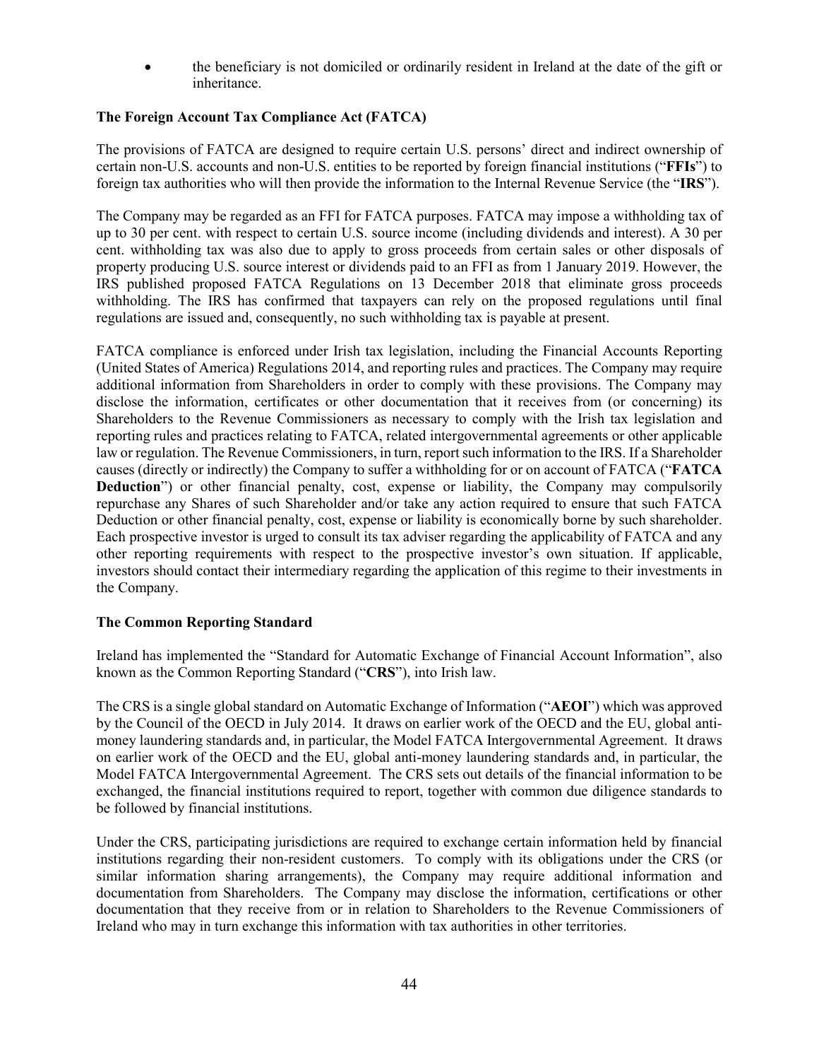- the beneficiary is not domiciled or ordinarily resident in Ireland at the date of the gift or inheritance.

**The Foreign Account Tax Compliance Act (FATCA)**

The provisions of FATCA are designed to require certain U.S. persons' direct and indirect ownership of certain non-U.S. accounts and non-U.S. entities to be reported by foreign financial institutions ("**FFIs**") to foreign tax authorities who will then provide the information to the Internal Revenue Service (the "**IRS**").

The Company may be regarded as an FFI for FATCA purposes. FATCA may impose a withholding tax of up to 30 per cent. with respect to certain U.S. source income (including dividends and interest). A 30 per cent. withholding tax was also due to apply to gross proceeds from certain sales or other disposals of property producing U.S. source interest or dividends paid to an FFI as from 1 January 2019. However, the IRS published proposed FATCA Regulations on 13 December 2018 that eliminate gross proceeds withholding. The IRS has confirmed that taxpayers can rely on the proposed regulations until final regulations are issued and, consequently, no such withholding tax is payable at present.

FATCA compliance is enforced under Irish tax legislation, including the Financial Accounts Reporting (United States of America) Regulations 2014, and reporting rules and practices. The Company may require additional information from Shareholders in order to comply with these provisions. The Company may disclose the information, certificates or other documentation that it receives from (or concerning) its Shareholders to the Revenue Commissioners as necessary to comply with the Irish tax legislation and reporting rules and practices relating to FATCA, related intergovernmental agreements or other applicable law or regulation. The Revenue Commissioners, in turn, report such information to the IRS. If a Shareholder causes (directly or indirectly) the Company to suffer a withholding for or on account of FATCA ("**FATCA Deduction**") or other financial penalty, cost, expense or liability, the Company may compulsorily repurchase any Shares of such Shareholder and/or take any action required to ensure that such FATCA Deduction or other financial penalty, cost, expense or liability is economically borne by such shareholder. Each prospective investor is urged to consult its tax adviser regarding the applicability of FATCA and any other reporting requirements with respect to the prospective investor's own situation. If applicable, investors should contact their intermediary regarding the application of this regime to their investments in the Company.

**The Common Reporting Standard**

Ireland has implemented the "Standard for Automatic Exchange of Financial Account Information", also known as the Common Reporting Standard ("**CRS**"), into Irish law.

The CRS is a single global standard on Automatic Exchange of Information ("**AEOI**") which was approved by the Council of the OECD in July 2014. It draws on earlier work of the OECD and the EU, global anti-money laundering standards and, in particular, the Model FATCA Intergovernmental Agreement. It draws on earlier work of the OECD and the EU, global anti-money laundering standards and, in particular, the Model FATCA Intergovernmental Agreement. The CRS sets out details of the financial information to be exchanged, the financial institutions required to report, together with common due diligence standards to be followed by financial institutions.

Under the CRS, participating jurisdictions are required to exchange certain information held by financial institutions regarding their non-resident customers. To comply with its obligations under the CRS (or similar information sharing arrangements), the Company may require additional information and documentation from Shareholders. The Company may disclose the information, certifications or other documentation that they receive from or in relation to Shareholders to the Revenue Commissioners of Ireland who may in turn exchange this information with tax authorities in other territories.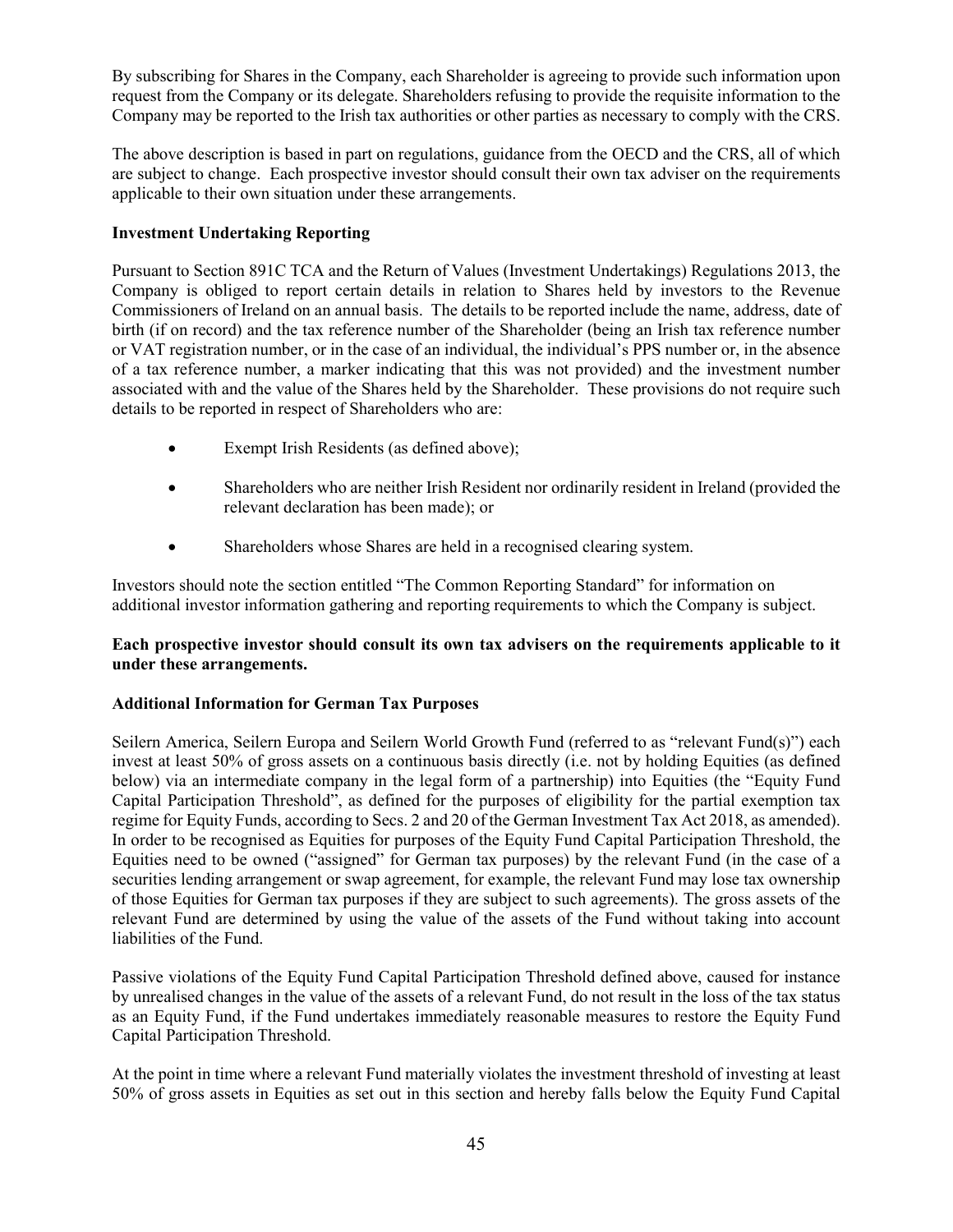By subscribing for Shares in the Company, each Shareholder is agreeing to provide such information upon request from the Company or its delegate. Shareholders refusing to provide the requisite information to the Company may be reported to the Irish tax authorities or other parties as necessary to comply with the CRS.

The above description is based in part on regulations, guidance from the OECD and the CRS, all of which are subject to change. Each prospective investor should consult their own tax adviser on the requirements applicable to their own situation under these arrangements.

**Investment Undertaking Reporting**

Pursuant to Section 891C TCA and the Return of Values (Investment Undertakings) Regulations 2013, the Company is obliged to report certain details in relation to Shares held by investors to the Revenue Commissioners of Ireland on an annual basis. The details to be reported include the name, address, date of birth (if on record) and the tax reference number of the Shareholder (being an Irish tax reference number or VAT registration number, or in the case of an individual, the individual's PPS number or, in the absence of a tax reference number, a marker indicating that this was not provided) and the investment number associated with and the value of the Shares held by the Shareholder. These provisions do not require such details to be reported in respect of Shareholders who are:

- Exempt Irish Residents (as defined above);
- Shareholders who are neither Irish Resident nor ordinarily resident in Ireland (provided the relevant declaration has been made); or
- Shareholders whose Shares are held in a recognised clearing system.

Investors should note the section entitled "The Common Reporting Standard" for information on additional investor information gathering and reporting requirements to which the Company is subject.

**Each prospective investor should consult its own tax advisers on the requirements applicable to it under these arrangements.**

**Additional Information for German Tax Purposes**

Seilern America, Seilern Europa and Seilern World Growth Fund (referred to as "relevant Fund(s)") each invest at least 50% of gross assets on a continuous basis directly (i.e. not by holding Equities (as defined below) via an intermediate company in the legal form of a partnership) into Equities (the "Equity Fund Capital Participation Threshold", as defined for the purposes of eligibility for the partial exemption tax regime for Equity Funds, according to Secs. 2 and 20 of the German Investment Tax Act 2018, as amended). In order to be recognised as Equities for purposes of the Equity Fund Capital Participation Threshold, the Equities need to be owned ("assigned" for German tax purposes) by the relevant Fund (in the case of a securities lending arrangement or swap agreement, for example, the relevant Fund may lose tax ownership of those Equities for German tax purposes if they are subject to such agreements). The gross assets of the relevant Fund are determined by using the value of the assets of the Fund without taking into account liabilities of the Fund.

Passive violations of the Equity Fund Capital Participation Threshold defined above, caused for instance by unrealised changes in the value of the assets of a relevant Fund, do not result in the loss of the tax status as an Equity Fund, if the Fund undertakes immediately reasonable measures to restore the Equity Fund Capital Participation Threshold.

At the point in time where a relevant Fund materially violates the investment threshold of investing at least 50% of gross assets in Equities as set out in this section and hereby falls below the Equity Fund Capital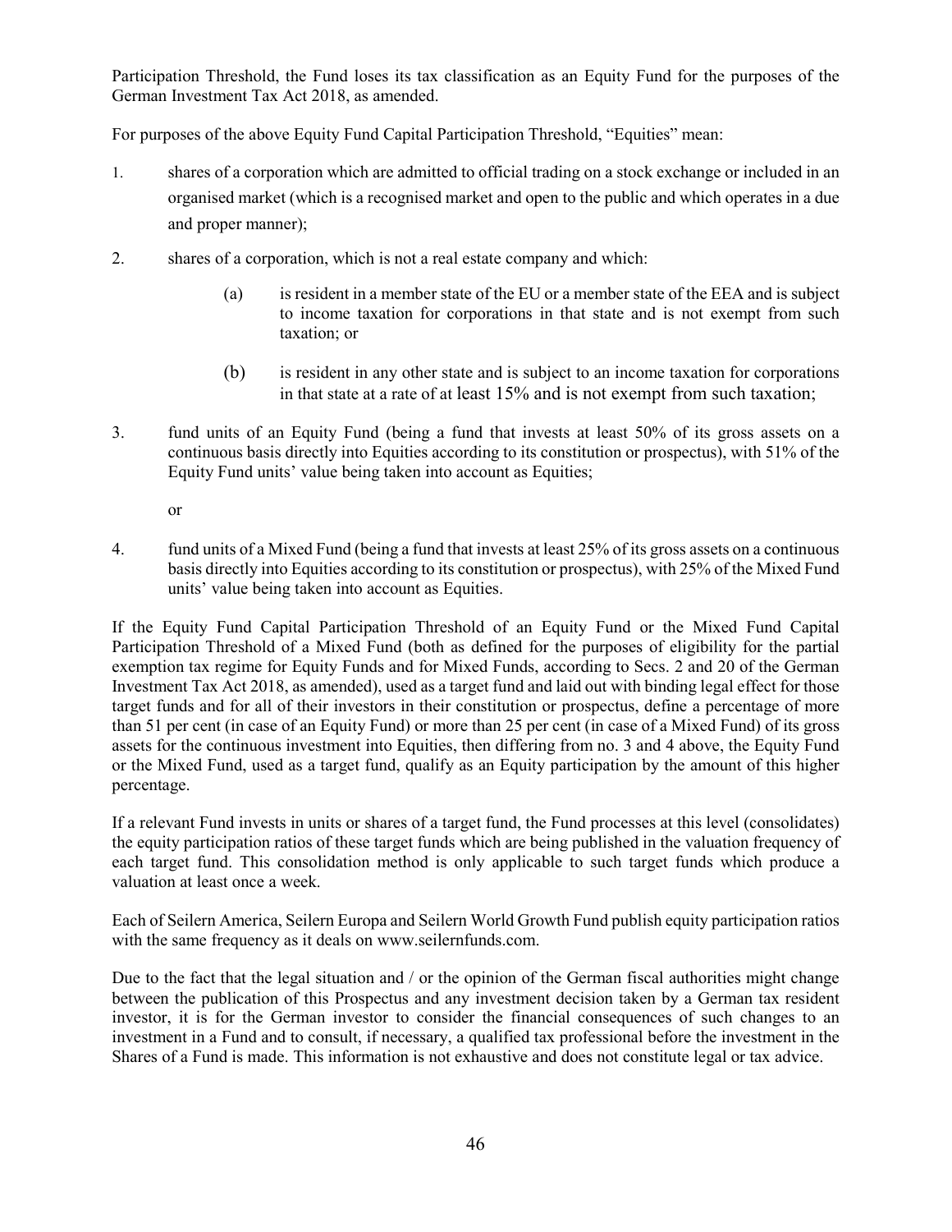Participation Threshold, the Fund loses its tax classification as an Equity Fund for the purposes of the German Investment Tax Act 2018, as amended.

For purposes of the above Equity Fund Capital Participation Threshold, "Equities" mean:

1. shares of a corporation which are admitted to official trading on a stock exchange or included in an organised market (which is a recognised market and open to the public and which operates in a due and proper manner);

2. shares of a corporation, which is not a real estate company and which:

   (a) is resident in a member state of the EU or a member state of the EEA and is subject to income taxation for corporations in that state and is not exempt from such taxation; or

   (b) is resident in any other state and is subject to an income taxation for corporations in that state at a rate of at least 15% and is not exempt from such taxation;

3. fund units of an Equity Fund (being a fund that invests at least 50% of its gross assets on a continuous basis directly into Equities according to its constitution or prospectus), with 51% of the Equity Fund units' value being taken into account as Equities;

   or

4. fund units of a Mixed Fund (being a fund that invests at least 25% of its gross assets on a continuous basis directly into Equities according to its constitution or prospectus), with 25% of the Mixed Fund units' value being taken into account as Equities.

If the Equity Fund Capital Participation Threshold of an Equity Fund or the Mixed Fund Capital Participation Threshold of a Mixed Fund (both as defined for the purposes of eligibility for the partial exemption tax regime for Equity Funds and for Mixed Funds, according to Secs. 2 and 20 of the German Investment Tax Act 2018, as amended), used as a target fund and laid out with binding legal effect for those target funds and for all of their investors in their constitution or prospectus, define a percentage of more than 51 per cent (in case of an Equity Fund) or more than 25 per cent (in case of a Mixed Fund) of its gross assets for the continuous investment into Equities, then differing from no. 3 and 4 above, the Equity Fund or the Mixed Fund, used as a target fund, qualify as an Equity participation by the amount of this higher percentage.

If a relevant Fund invests in units or shares of a target fund, the Fund processes at this level (consolidates) the equity participation ratios of these target funds which are being published in the valuation frequency of each target fund. This consolidation method is only applicable to such target funds which produce a valuation at least once a week.

Each of Seilern America, Seilern Europa and Seilern World Growth Fund publish equity participation ratios with the same frequency as it deals on www.seilernfunds.com.

Due to the fact that the legal situation and / or the opinion of the German fiscal authorities might change between the publication of this Prospectus and any investment decision taken by a German tax resident investor, it is for the German investor to consider the financial consequences of such changes to an investment in a Fund and to consult, if necessary, a qualified tax professional before the investment in the Shares of a Fund is made. This information is not exhaustive and does not constitute legal or tax advice.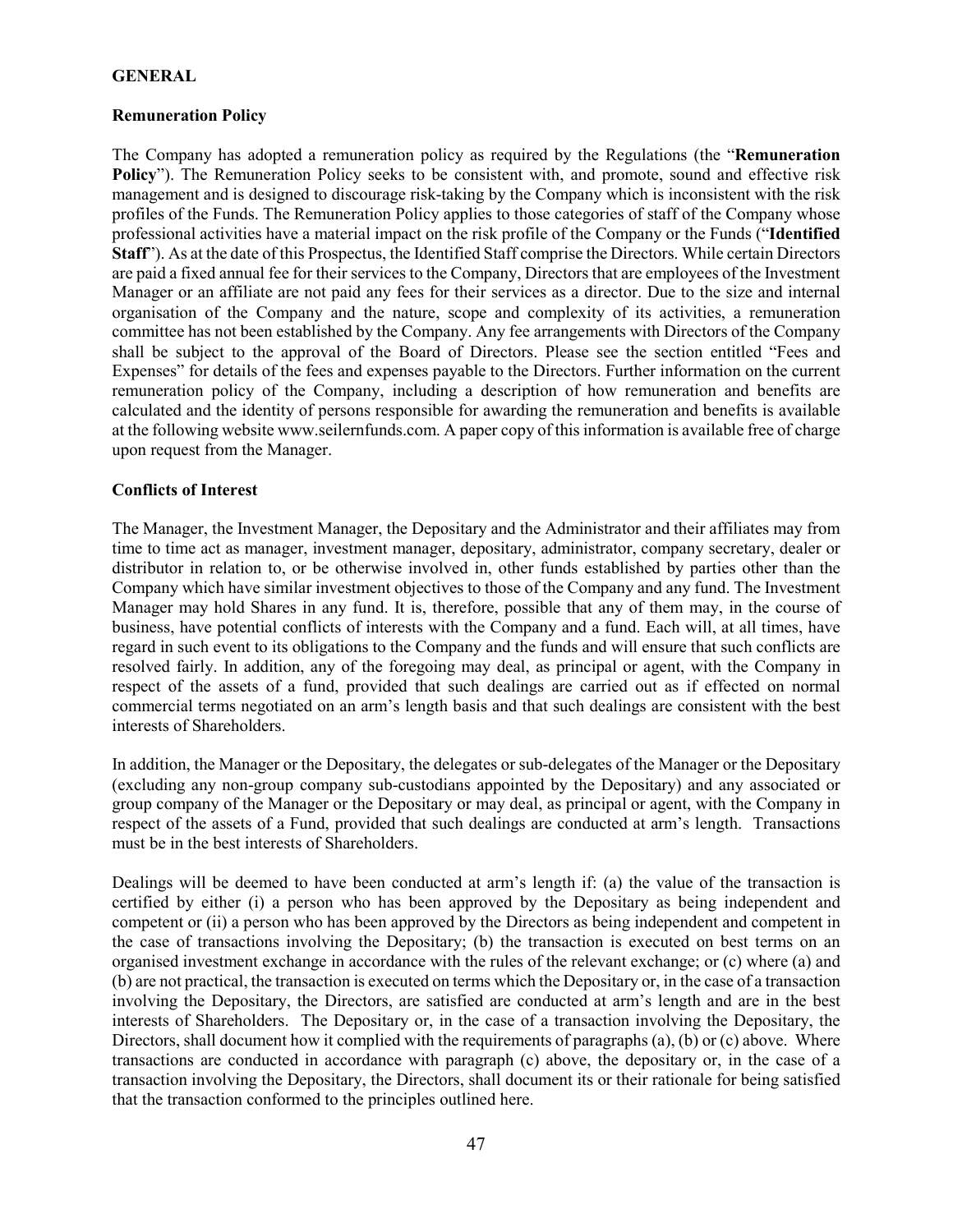## GENERAL

### Remuneration Policy

The Company has adopted a remuneration policy as required by the Regulations (the "**Remuneration Policy**"). The Remuneration Policy seeks to be consistent with, and promote, sound and effective risk management and is designed to discourage risk-taking by the Company which is inconsistent with the risk profiles of the Funds. The Remuneration Policy applies to those categories of staff of the Company whose professional activities have a material impact on the risk profile of the Company or the Funds ("**Identified Staff**"). As at the date of this Prospectus, the Identified Staff comprise the Directors. While certain Directors are paid a fixed annual fee for their services to the Company, Directors that are employees of the Investment Manager or an affiliate are not paid any fees for their services as a director. Due to the size and internal organisation of the Company and the nature, scope and complexity of its activities, a remuneration committee has not been established by the Company. Any fee arrangements with Directors of the Company shall be subject to the approval of the Board of Directors. Please see the section entitled "Fees and Expenses" for details of the fees and expenses payable to the Directors. Further information on the current remuneration policy of the Company, including a description of how remuneration and benefits are calculated and the identity of persons responsible for awarding the remuneration and benefits is available at the following website www.seilernfunds.com. A paper copy of this information is available free of charge upon request from the Manager.

### Conflicts of Interest

The Manager, the Investment Manager, the Depositary and the Administrator and their affiliates may from time to time act as manager, investment manager, depositary, administrator, company secretary, dealer or distributor in relation to, or be otherwise involved in, other funds established by parties other than the Company which have similar investment objectives to those of the Company and any fund. The Investment Manager may hold Shares in any fund. It is, therefore, possible that any of them may, in the course of business, have potential conflicts of interests with the Company and a fund. Each will, at all times, have regard in such event to its obligations to the Company and the funds and will ensure that such conflicts are resolved fairly. In addition, any of the foregoing may deal, as principal or agent, with the Company in respect of the assets of a fund, provided that such dealings are carried out as if effected on normal commercial terms negotiated on an arm's length basis and that such dealings are consistent with the best interests of Shareholders.

In addition, the Manager or the Depositary, the delegates or sub-delegates of the Manager or the Depositary (excluding any non-group company sub-custodians appointed by the Depositary) and any associated or group company of the Manager or the Depositary or may deal, as principal or agent, with the Company in respect of the assets of a Fund, provided that such dealings are conducted at arm's length. Transactions must be in the best interests of Shareholders.

Dealings will be deemed to have been conducted at arm's length if: (a) the value of the transaction is certified by either (i) a person who has been approved by the Depositary as being independent and competent or (ii) a person who has been approved by the Directors as being independent and competent in the case of transactions involving the Depositary; (b) the transaction is executed on best terms on an organised investment exchange in accordance with the rules of the relevant exchange; or (c) where (a) and (b) are not practical, the transaction is executed on terms which the Depositary or, in the case of a transaction involving the Depositary, the Directors, are satisfied are conducted at arm's length and are in the best interests of Shareholders. The Depositary or, in the case of a transaction involving the Depositary, the Directors, shall document how it complied with the requirements of paragraphs (a), (b) or (c) above. Where transactions are conducted in accordance with paragraph (c) above, the depositary or, in the case of a transaction involving the Depositary, the Directors, shall document its or their rationale for being satisfied that the transaction conformed to the principles outlined here.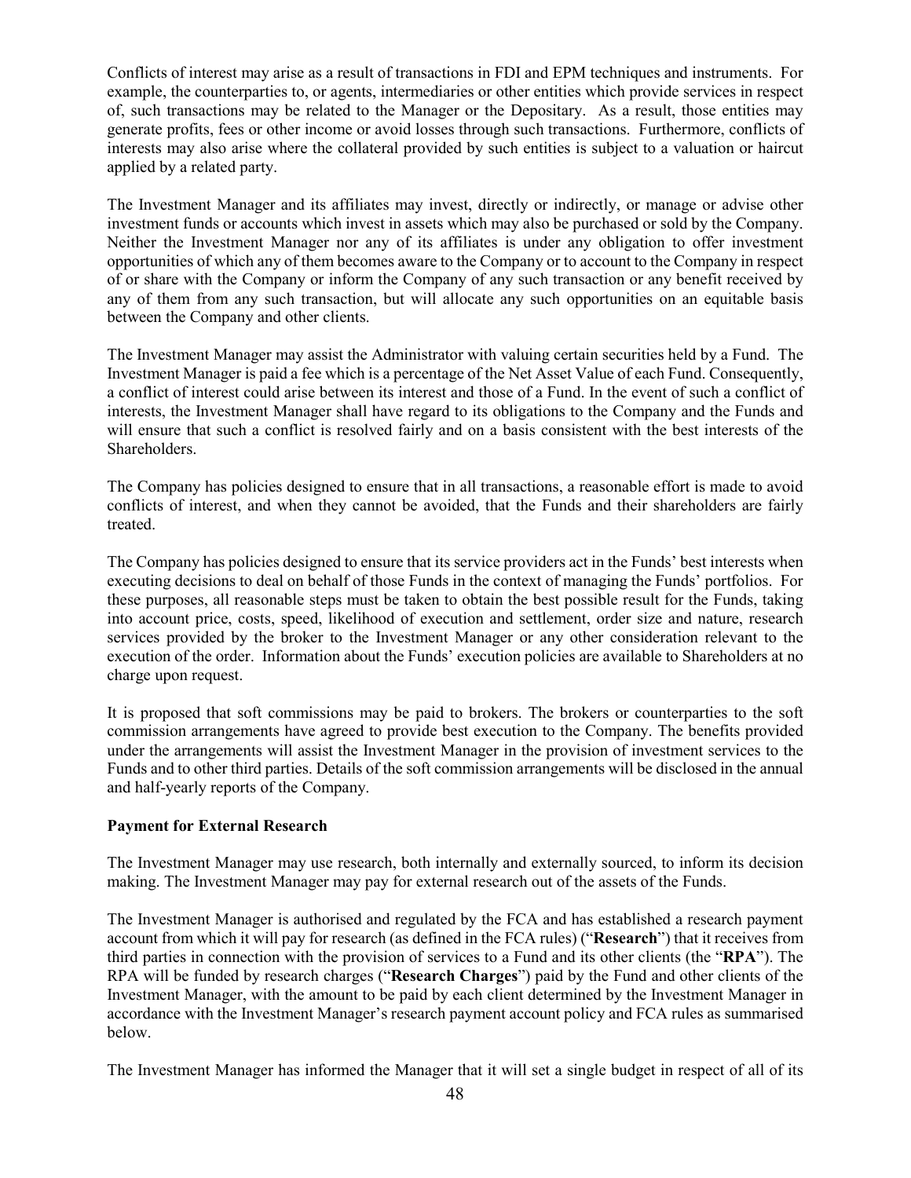Conflicts of interest may arise as a result of transactions in FDI and EPM techniques and instruments. For example, the counterparties to, or agents, intermediaries or other entities which provide services in respect of, such transactions may be related to the Manager or the Depositary. As a result, those entities may generate profits, fees or other income or avoid losses through such transactions. Furthermore, conflicts of interests may also arise where the collateral provided by such entities is subject to a valuation or haircut applied by a related party.

The Investment Manager and its affiliates may invest, directly or indirectly, or manage or advise other investment funds or accounts which invest in assets which may also be purchased or sold by the Company. Neither the Investment Manager nor any of its affiliates is under any obligation to offer investment opportunities of which any of them becomes aware to the Company or to account to the Company in respect of or share with the Company or inform the Company of any such transaction or any benefit received by any of them from any such transaction, but will allocate any such opportunities on an equitable basis between the Company and other clients.

The Investment Manager may assist the Administrator with valuing certain securities held by a Fund. The Investment Manager is paid a fee which is a percentage of the Net Asset Value of each Fund. Consequently, a conflict of interest could arise between its interest and those of a Fund. In the event of such a conflict of interests, the Investment Manager shall have regard to its obligations to the Company and the Funds and will ensure that such a conflict is resolved fairly and on a basis consistent with the best interests of the Shareholders.

The Company has policies designed to ensure that in all transactions, a reasonable effort is made to avoid conflicts of interest, and when they cannot be avoided, that the Funds and their shareholders are fairly treated.

The Company has policies designed to ensure that its service providers act in the Funds' best interests when executing decisions to deal on behalf of those Funds in the context of managing the Funds' portfolios. For these purposes, all reasonable steps must be taken to obtain the best possible result for the Funds, taking into account price, costs, speed, likelihood of execution and settlement, order size and nature, research services provided by the broker to the Investment Manager or any other consideration relevant to the execution of the order. Information about the Funds' execution policies are available to Shareholders at no charge upon request.

It is proposed that soft commissions may be paid to brokers. The brokers or counterparties to the soft commission arrangements have agreed to provide best execution to the Company. The benefits provided under the arrangements will assist the Investment Manager in the provision of investment services to the Funds and to other third parties. Details of the soft commission arrangements will be disclosed in the annual and half-yearly reports of the Company.

**Payment for External Research**

The Investment Manager may use research, both internally and externally sourced, to inform its decision making. The Investment Manager may pay for external research out of the assets of the Funds.

The Investment Manager is authorised and regulated by the FCA and has established a research payment account from which it will pay for research (as defined in the FCA rules) ("**Research**") that it receives from third parties in connection with the provision of services to a Fund and its other clients (the "**RPA**"). The RPA will be funded by research charges ("**Research Charges**") paid by the Fund and other clients of the Investment Manager, with the amount to be paid by each client determined by the Investment Manager in accordance with the Investment Manager's research payment account policy and FCA rules as summarised below.

The Investment Manager has informed the Manager that it will set a single budget in respect of all of its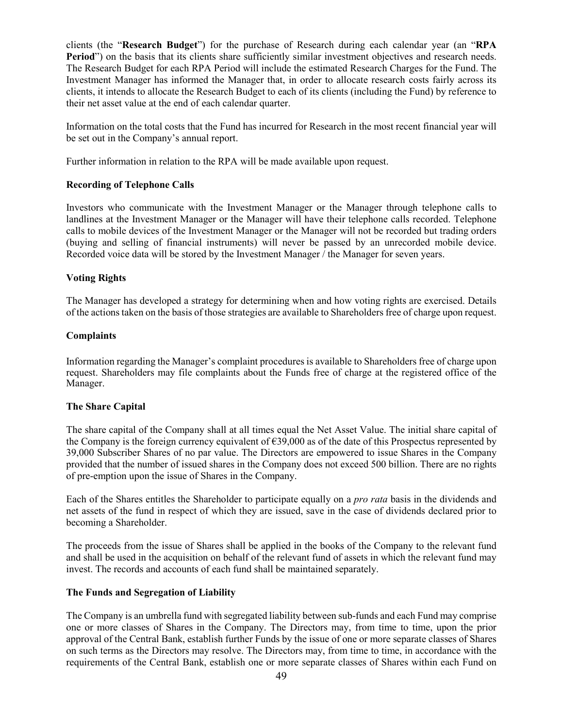clients (the "**Research Budget**") for the purchase of Research during each calendar year (an "**RPA Period**") on the basis that its clients share sufficiently similar investment objectives and research needs. The Research Budget for each RPA Period will include the estimated Research Charges for the Fund. The Investment Manager has informed the Manager that, in order to allocate research costs fairly across its clients, it intends to allocate the Research Budget to each of its clients (including the Fund) by reference to their net asset value at the end of each calendar quarter.

Information on the total costs that the Fund has incurred for Research in the most recent financial year will be set out in the Company's annual report.

Further information in relation to the RPA will be made available upon request.

**Recording of Telephone Calls**

Investors who communicate with the Investment Manager or the Manager through telephone calls to landlines at the Investment Manager or the Manager will have their telephone calls recorded. Telephone calls to mobile devices of the Investment Manager or the Manager will not be recorded but trading orders (buying and selling of financial instruments) will never be passed by an unrecorded mobile device. Recorded voice data will be stored by the Investment Manager / the Manager for seven years.

**Voting Rights**

The Manager has developed a strategy for determining when and how voting rights are exercised. Details of the actions taken on the basis of those strategies are available to Shareholders free of charge upon request.

**Complaints**

Information regarding the Manager's complaint procedures is available to Shareholders free of charge upon request. Shareholders may file complaints about the Funds free of charge at the registered office of the Manager.

**The Share Capital**

The share capital of the Company shall at all times equal the Net Asset Value. The initial share capital of the Company is the foreign currency equivalent of €39,000 as of the date of this Prospectus represented by 39,000 Subscriber Shares of no par value. The Directors are empowered to issue Shares in the Company provided that the number of issued shares in the Company does not exceed 500 billion. There are no rights of pre-emption upon the issue of Shares in the Company.

Each of the Shares entitles the Shareholder to participate equally on a *pro rata* basis in the dividends and net assets of the fund in respect of which they are issued, save in the case of dividends declared prior to becoming a Shareholder.

The proceeds from the issue of Shares shall be applied in the books of the Company to the relevant fund and shall be used in the acquisition on behalf of the relevant fund of assets in which the relevant fund may invest. The records and accounts of each fund shall be maintained separately.

**The Funds and Segregation of Liability**

The Company is an umbrella fund with segregated liability between sub-funds and each Fund may comprise one or more classes of Shares in the Company. The Directors may, from time to time, upon the prior approval of the Central Bank, establish further Funds by the issue of one or more separate classes of Shares on such terms as the Directors may resolve. The Directors may, from time to time, in accordance with the requirements of the Central Bank, establish one or more separate classes of Shares within each Fund on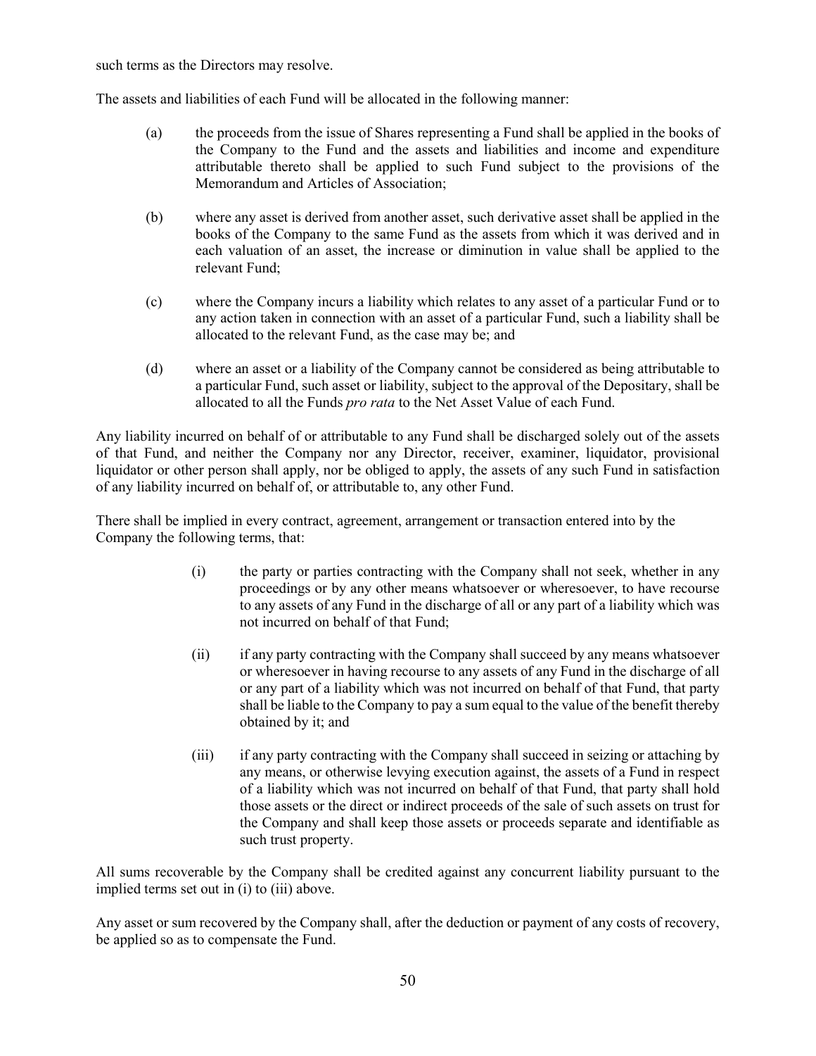such terms as the Directors may resolve.

The assets and liabilities of each Fund will be allocated in the following manner:

(a) the proceeds from the issue of Shares representing a Fund shall be applied in the books of the Company to the Fund and the assets and liabilities and income and expenditure attributable thereto shall be applied to such Fund subject to the provisions of the Memorandum and Articles of Association;

(b) where any asset is derived from another asset, such derivative asset shall be applied in the books of the Company to the same Fund as the assets from which it was derived and in each valuation of an asset, the increase or diminution in value shall be applied to the relevant Fund;

(c) where the Company incurs a liability which relates to any asset of a particular Fund or to any action taken in connection with an asset of a particular Fund, such a liability shall be allocated to the relevant Fund, as the case may be; and

(d) where an asset or a liability of the Company cannot be considered as being attributable to a particular Fund, such asset or liability, subject to the approval of the Depositary, shall be allocated to all the Funds *pro rata* to the Net Asset Value of each Fund.

Any liability incurred on behalf of or attributable to any Fund shall be discharged solely out of the assets of that Fund, and neither the Company nor any Director, receiver, examiner, liquidator, provisional liquidator or other person shall apply, nor be obliged to apply, the assets of any such Fund in satisfaction of any liability incurred on behalf of, or attributable to, any other Fund.

There shall be implied in every contract, agreement, arrangement or transaction entered into by the Company the following terms, that:

(i) the party or parties contracting with the Company shall not seek, whether in any proceedings or by any other means whatsoever or wheresoever, to have recourse to any assets of any Fund in the discharge of all or any part of a liability which was not incurred on behalf of that Fund;

(ii) if any party contracting with the Company shall succeed by any means whatsoever or wheresoever in having recourse to any assets of any Fund in the discharge of all or any part of a liability which was not incurred on behalf of that Fund, that party shall be liable to the Company to pay a sum equal to the value of the benefit thereby obtained by it; and

(iii) if any party contracting with the Company shall succeed in seizing or attaching by any means, or otherwise levying execution against, the assets of a Fund in respect of a liability which was not incurred on behalf of that Fund, that party shall hold those assets or the direct or indirect proceeds of the sale of such assets on trust for the Company and shall keep those assets or proceeds separate and identifiable as such trust property.

All sums recoverable by the Company shall be credited against any concurrent liability pursuant to the implied terms set out in (i) to (iii) above.

Any asset or sum recovered by the Company shall, after the deduction or payment of any costs of recovery, be applied so as to compensate the Fund.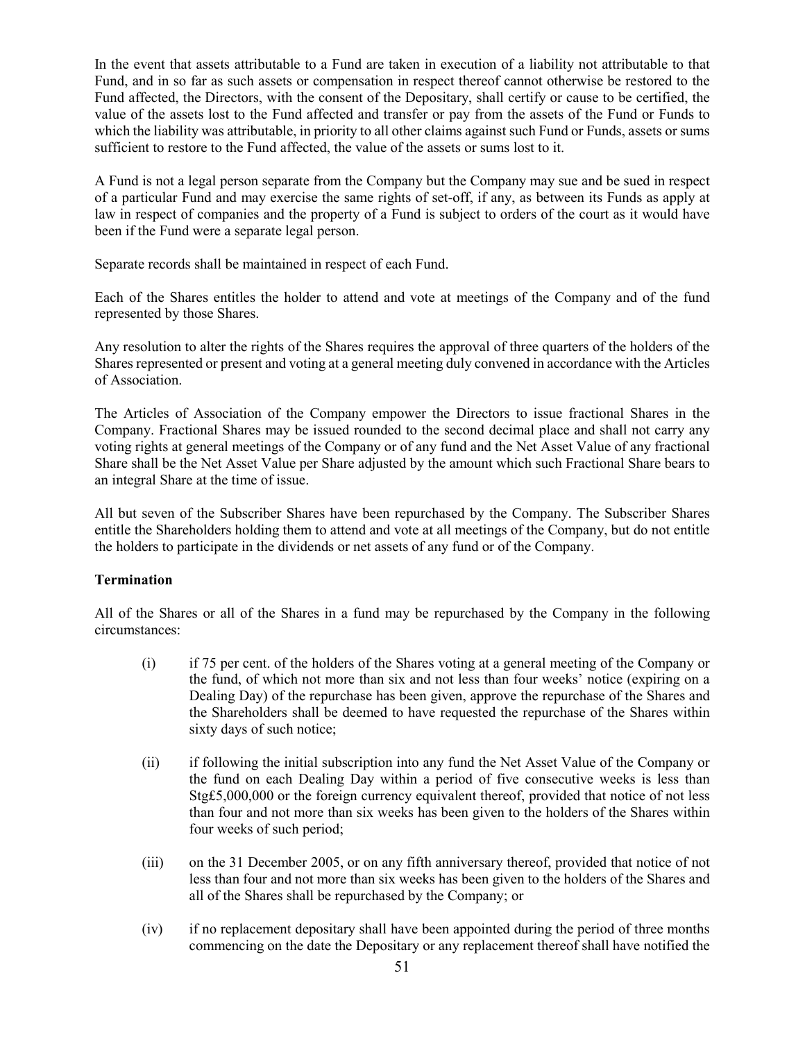In the event that assets attributable to a Fund are taken in execution of a liability not attributable to that Fund, and in so far as such assets or compensation in respect thereof cannot otherwise be restored to the Fund affected, the Directors, with the consent of the Depositary, shall certify or cause to be certified, the value of the assets lost to the Fund affected and transfer or pay from the assets of the Fund or Funds to which the liability was attributable, in priority to all other claims against such Fund or Funds, assets or sums sufficient to restore to the Fund affected, the value of the assets or sums lost to it.

A Fund is not a legal person separate from the Company but the Company may sue and be sued in respect of a particular Fund and may exercise the same rights of set-off, if any, as between its Funds as apply at law in respect of companies and the property of a Fund is subject to orders of the court as it would have been if the Fund were a separate legal person.

Separate records shall be maintained in respect of each Fund.

Each of the Shares entitles the holder to attend and vote at meetings of the Company and of the fund represented by those Shares.

Any resolution to alter the rights of the Shares requires the approval of three quarters of the holders of the Shares represented or present and voting at a general meeting duly convened in accordance with the Articles of Association.

The Articles of Association of the Company empower the Directors to issue fractional Shares in the Company. Fractional Shares may be issued rounded to the second decimal place and shall not carry any voting rights at general meetings of the Company or of any fund and the Net Asset Value of any fractional Share shall be the Net Asset Value per Share adjusted by the amount which such Fractional Share bears to an integral Share at the time of issue.

All but seven of the Subscriber Shares have been repurchased by the Company. The Subscriber Shares entitle the Shareholders holding them to attend and vote at all meetings of the Company, but do not entitle the holders to participate in the dividends or net assets of any fund or of the Company.

**Termination**

All of the Shares or all of the Shares in a fund may be repurchased by the Company in the following circumstances:

(i) if 75 per cent. of the holders of the Shares voting at a general meeting of the Company or the fund, of which not more than six and not less than four weeks' notice (expiring on a Dealing Day) of the repurchase has been given, approve the repurchase of the Shares and the Shareholders shall be deemed to have requested the repurchase of the Shares within sixty days of such notice;

(ii) if following the initial subscription into any fund the Net Asset Value of the Company or the fund on each Dealing Day within a period of five consecutive weeks is less than Stg£5,000,000 or the foreign currency equivalent thereof, provided that notice of not less than four and not more than six weeks has been given to the holders of the Shares within four weeks of such period;

(iii) on the 31 December 2005, or on any fifth anniversary thereof, provided that notice of not less than four and not more than six weeks has been given to the holders of the Shares and all of the Shares shall be repurchased by the Company; or

(iv) if no replacement depositary shall have been appointed during the period of three months commencing on the date the Depositary or any replacement thereof shall have notified the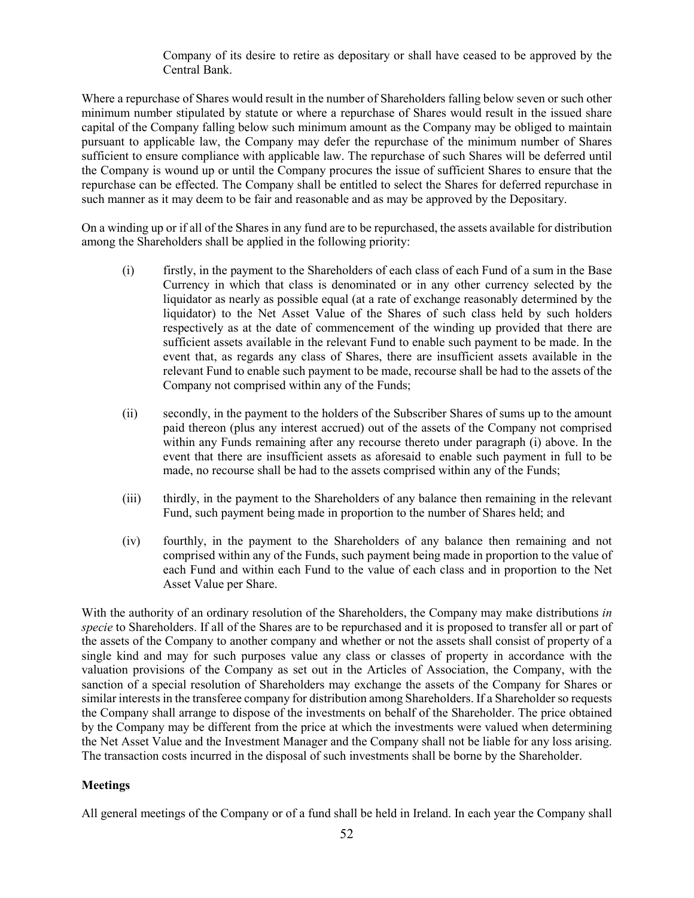Company of its desire to retire as depositary or shall have ceased to be approved by the Central Bank.

Where a repurchase of Shares would result in the number of Shareholders falling below seven or such other minimum number stipulated by statute or where a repurchase of Shares would result in the issued share capital of the Company falling below such minimum amount as the Company may be obliged to maintain pursuant to applicable law, the Company may defer the repurchase of the minimum number of Shares sufficient to ensure compliance with applicable law. The repurchase of such Shares will be deferred until the Company is wound up or until the Company procures the issue of sufficient Shares to ensure that the repurchase can be effected. The Company shall be entitled to select the Shares for deferred repurchase in such manner as it may deem to be fair and reasonable and as may be approved by the Depositary.

On a winding up or if all of the Shares in any fund are to be repurchased, the assets available for distribution among the Shareholders shall be applied in the following priority:

(i) firstly, in the payment to the Shareholders of each class of each Fund of a sum in the Base Currency in which that class is denominated or in any other currency selected by the liquidator as nearly as possible equal (at a rate of exchange reasonably determined by the liquidator) to the Net Asset Value of the Shares of such class held by such holders respectively as at the date of commencement of the winding up provided that there are sufficient assets available in the relevant Fund to enable such payment to be made. In the event that, as regards any class of Shares, there are insufficient assets available in the relevant Fund to enable such payment to be made, recourse shall be had to the assets of the Company not comprised within any of the Funds;

(ii) secondly, in the payment to the holders of the Subscriber Shares of sums up to the amount paid thereon (plus any interest accrued) out of the assets of the Company not comprised within any Funds remaining after any recourse thereto under paragraph (i) above. In the event that there are insufficient assets as aforesaid to enable such payment in full to be made, no recourse shall be had to the assets comprised within any of the Funds;

(iii) thirdly, in the payment to the Shareholders of any balance then remaining in the relevant Fund, such payment being made in proportion to the number of Shares held; and

(iv) fourthly, in the payment to the Shareholders of any balance then remaining and not comprised within any of the Funds, such payment being made in proportion to the value of each Fund and within each Fund to the value of each class and in proportion to the Net Asset Value per Share.

With the authority of an ordinary resolution of the Shareholders, the Company may make distributions *in specie* to Shareholders. If all of the Shares are to be repurchased and it is proposed to transfer all or part of the assets of the Company to another company and whether or not the assets shall consist of property of a single kind and may for such purposes value any class or classes of property in accordance with the valuation provisions of the Company as set out in the Articles of Association, the Company, with the sanction of a special resolution of Shareholders may exchange the assets of the Company for Shares or similar interests in the transferee company for distribution among Shareholders. If a Shareholder so requests the Company shall arrange to dispose of the investments on behalf of the Shareholder. The price obtained by the Company may be different from the price at which the investments were valued when determining the Net Asset Value and the Investment Manager and the Company shall not be liable for any loss arising. The transaction costs incurred in the disposal of such investments shall be borne by the Shareholder.

**Meetings**

All general meetings of the Company or of a fund shall be held in Ireland. In each year the Company shall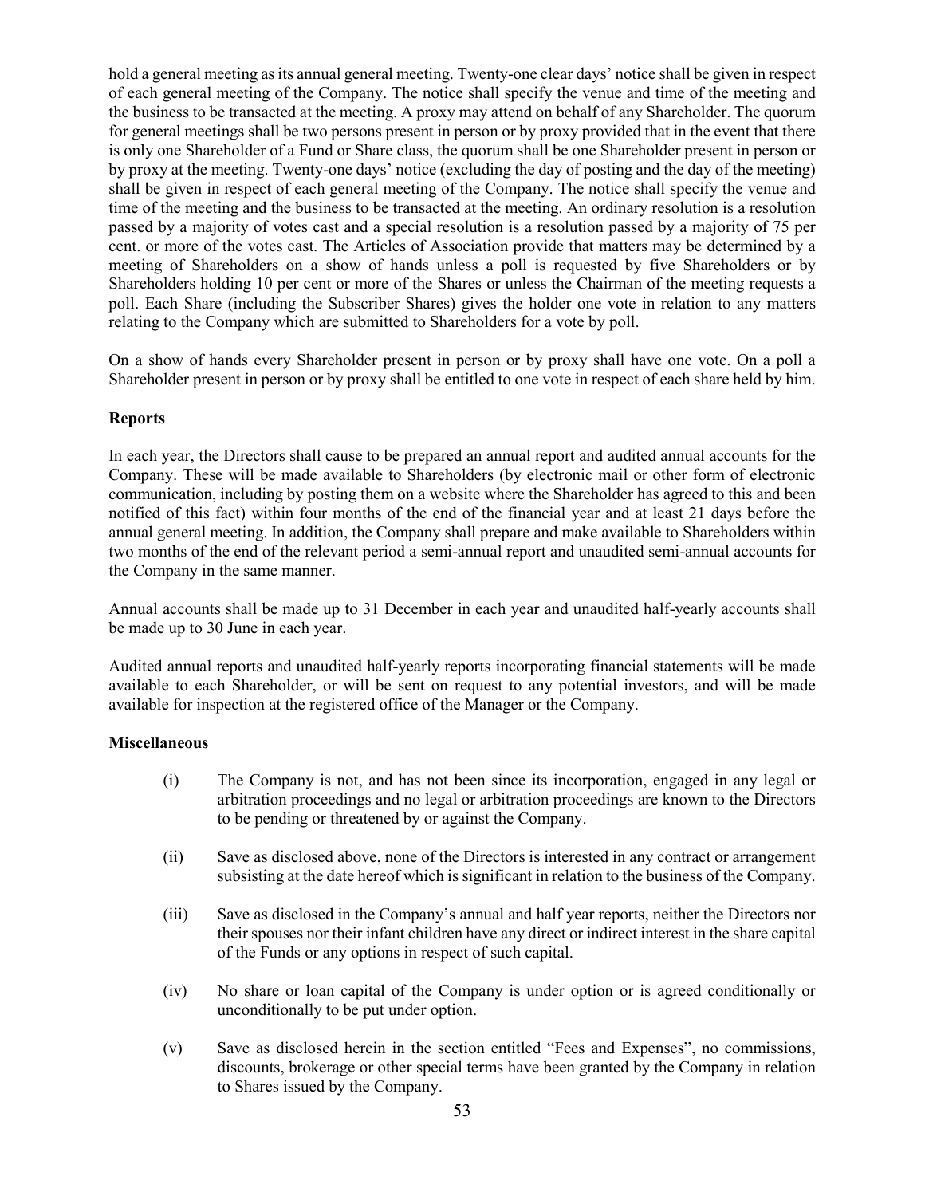hold a general meeting as its annual general meeting. Twenty-one clear days' notice shall be given in respect of each general meeting of the Company. The notice shall specify the venue and time of the meeting and the business to be transacted at the meeting. A proxy may attend on behalf of any Shareholder. The quorum for general meetings shall be two persons present in person or by proxy provided that in the event that there is only one Shareholder of a Fund or Share class, the quorum shall be one Shareholder present in person or by proxy at the meeting. Twenty-one days' notice (excluding the day of posting and the day of the meeting) shall be given in respect of each general meeting of the Company. The notice shall specify the venue and time of the meeting and the business to be transacted at the meeting. An ordinary resolution is a resolution passed by a majority of votes cast and a special resolution is a resolution passed by a majority of 75 per cent. or more of the votes cast. The Articles of Association provide that matters may be determined by a meeting of Shareholders on a show of hands unless a poll is requested by five Shareholders or by Shareholders holding 10 per cent or more of the Shares or unless the Chairman of the meeting requests a poll. Each Share (including the Subscriber Shares) gives the holder one vote in relation to any matters relating to the Company which are submitted to Shareholders for a vote by poll.

On a show of hands every Shareholder present in person or by proxy shall have one vote. On a poll a Shareholder present in person or by proxy shall be entitled to one vote in respect of each share held by him.

**Reports**

In each year, the Directors shall cause to be prepared an annual report and audited annual accounts for the Company. These will be made available to Shareholders (by electronic mail or other form of electronic communication, including by posting them on a website where the Shareholder has agreed to this and been notified of this fact) within four months of the end of the financial year and at least 21 days before the annual general meeting. In addition, the Company shall prepare and make available to Shareholders within two months of the end of the relevant period a semi-annual report and unaudited semi-annual accounts for the Company in the same manner.

Annual accounts shall be made up to 31 December in each year and unaudited half-yearly accounts shall be made up to 30 June in each year.

Audited annual reports and unaudited half-yearly reports incorporating financial statements will be made available to each Shareholder, or will be sent on request to any potential investors, and will be made available for inspection at the registered office of the Manager or the Company.

**Miscellaneous**

(i) The Company is not, and has not been since its incorporation, engaged in any legal or arbitration proceedings and no legal or arbitration proceedings are known to the Directors to be pending or threatened by or against the Company.

(ii) Save as disclosed above, none of the Directors is interested in any contract or arrangement subsisting at the date hereof which is significant in relation to the business of the Company.

(iii) Save as disclosed in the Company's annual and half year reports, neither the Directors nor their spouses nor their infant children have any direct or indirect interest in the share capital of the Funds or any options in respect of such capital.

(iv) No share or loan capital of the Company is under option or is agreed conditionally or unconditionally to be put under option.

(v) Save as disclosed herein in the section entitled "Fees and Expenses", no commissions, discounts, brokerage or other special terms have been granted by the Company in relation to Shares issued by the Company.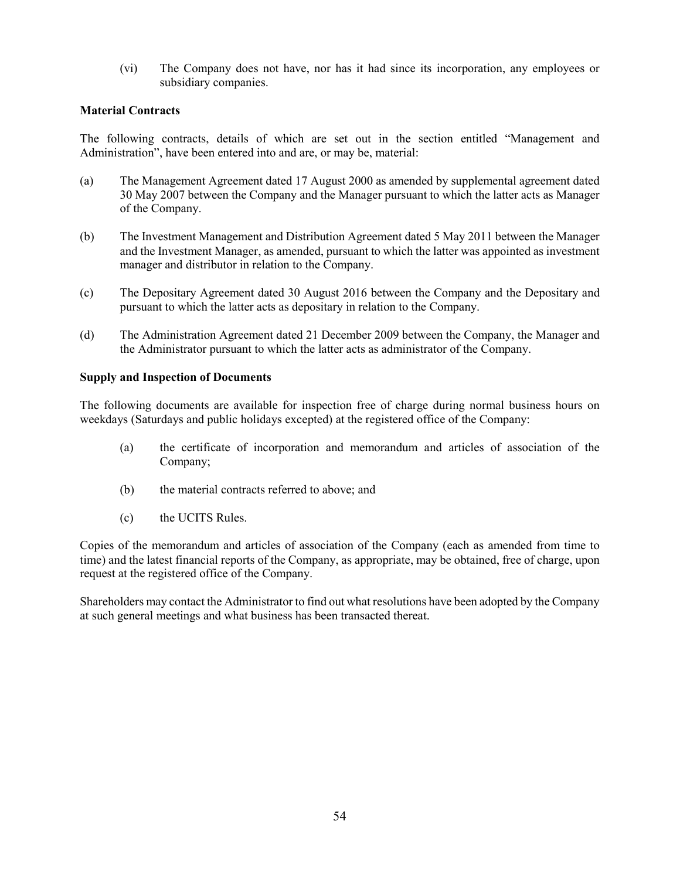(vi) The Company does not have, nor has it had since its incorporation, any employees or subsidiary companies.

**Material Contracts**

The following contracts, details of which are set out in the section entitled "Management and Administration", have been entered into and are, or may be, material:

(a) The Management Agreement dated 17 August 2000 as amended by supplemental agreement dated 30 May 2007 between the Company and the Manager pursuant to which the latter acts as Manager of the Company.

(b) The Investment Management and Distribution Agreement dated 5 May 2011 between the Manager and the Investment Manager, as amended, pursuant to which the latter was appointed as investment manager and distributor in relation to the Company.

(c) The Depositary Agreement dated 30 August 2016 between the Company and the Depositary and pursuant to which the latter acts as depositary in relation to the Company.

(d) The Administration Agreement dated 21 December 2009 between the Company, the Manager and the Administrator pursuant to which the latter acts as administrator of the Company.

**Supply and Inspection of Documents**

The following documents are available for inspection free of charge during normal business hours on weekdays (Saturdays and public holidays excepted) at the registered office of the Company:

(a) the certificate of incorporation and memorandum and articles of association of the Company;

(b) the material contracts referred to above; and

(c) the UCITS Rules.

Copies of the memorandum and articles of association of the Company (each as amended from time to time) and the latest financial reports of the Company, as appropriate, may be obtained, free of charge, upon request at the registered office of the Company.

Shareholders may contact the Administrator to find out what resolutions have been adopted by the Company at such general meetings and what business has been transacted thereat.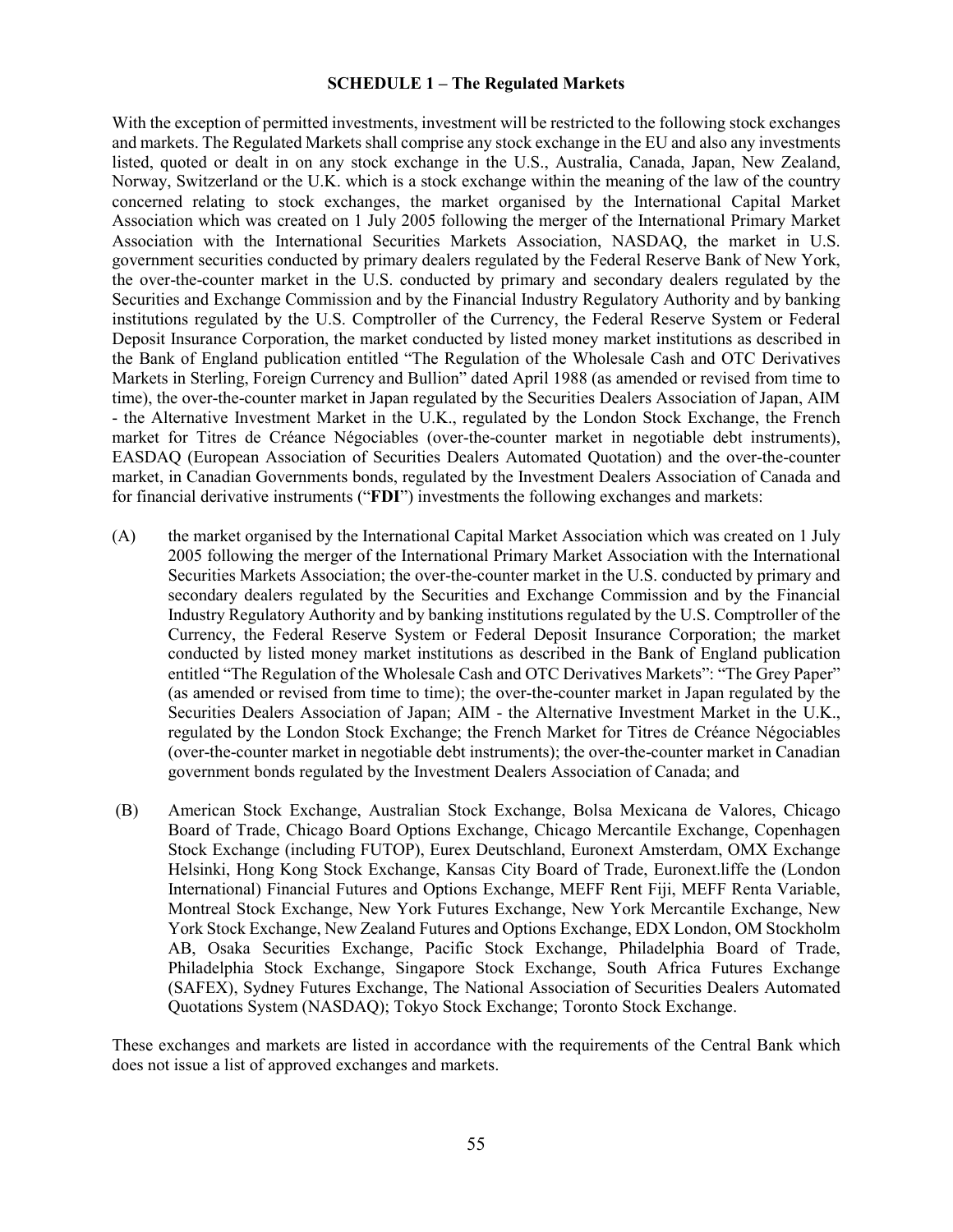# SCHEDULE 1 – The Regulated Markets

With the exception of permitted investments, investment will be restricted to the following stock exchanges and markets. The Regulated Markets shall comprise any stock exchange in the EU and also any investments listed, quoted or dealt in on any stock exchange in the U.S., Australia, Canada, Japan, New Zealand, Norway, Switzerland or the U.K. which is a stock exchange within the meaning of the law of the country concerned relating to stock exchanges, the market organised by the International Capital Market Association which was created on 1 July 2005 following the merger of the International Primary Market Association with the International Securities Markets Association, NASDAQ, the market in U.S. government securities conducted by primary dealers regulated by the Federal Reserve Bank of New York, the over-the-counter market in the U.S. conducted by primary and secondary dealers regulated by the Securities and Exchange Commission and by the Financial Industry Regulatory Authority and by banking institutions regulated by the U.S. Comptroller of the Currency, the Federal Reserve System or Federal Deposit Insurance Corporation, the market conducted by listed money market institutions as described in the Bank of England publication entitled "The Regulation of the Wholesale Cash and OTC Derivatives Markets in Sterling, Foreign Currency and Bullion" dated April 1988 (as amended or revised from time to time), the over-the-counter market in Japan regulated by the Securities Dealers Association of Japan, AIM - the Alternative Investment Market in the U.K., regulated by the London Stock Exchange, the French market for Titres de Créance Négociables (over-the-counter market in negotiable debt instruments), EASDAQ (European Association of Securities Dealers Automated Quotation) and the over-the-counter market, in Canadian Governments bonds, regulated by the Investment Dealers Association of Canada and for financial derivative instruments ("**FDI**") investments the following exchanges and markets:

(A) the market organised by the International Capital Market Association which was created on 1 July 2005 following the merger of the International Primary Market Association with the International Securities Markets Association; the over-the-counter market in the U.S. conducted by primary and secondary dealers regulated by the Securities and Exchange Commission and by the Financial Industry Regulatory Authority and by banking institutions regulated by the U.S. Comptroller of the Currency, the Federal Reserve System or Federal Deposit Insurance Corporation; the market conducted by listed money market institutions as described in the Bank of England publication entitled "The Regulation of the Wholesale Cash and OTC Derivatives Markets": "The Grey Paper" (as amended or revised from time to time); the over-the-counter market in Japan regulated by the Securities Dealers Association of Japan; AIM - the Alternative Investment Market in the U.K., regulated by the London Stock Exchange; the French Market for Titres de Créance Négociables (over-the-counter market in negotiable debt instruments); the over-the-counter market in Canadian government bonds regulated by the Investment Dealers Association of Canada; and

(B) American Stock Exchange, Australian Stock Exchange, Bolsa Mexicana de Valores, Chicago Board of Trade, Chicago Board Options Exchange, Chicago Mercantile Exchange, Copenhagen Stock Exchange (including FUTOP), Eurex Deutschland, Euronext Amsterdam, OMX Exchange Helsinki, Hong Kong Stock Exchange, Kansas City Board of Trade, Euronext.liffe the (London International) Financial Futures and Options Exchange, MEFF Rent Fiji, MEFF Renta Variable, Montreal Stock Exchange, New York Futures Exchange, New York Mercantile Exchange, New York Stock Exchange, New Zealand Futures and Options Exchange, EDX London, OM Stockholm AB, Osaka Securities Exchange, Pacific Stock Exchange, Philadelphia Board of Trade, Philadelphia Stock Exchange, Singapore Stock Exchange, South Africa Futures Exchange (SAFEX), Sydney Futures Exchange, The National Association of Securities Dealers Automated Quotations System (NASDAQ); Tokyo Stock Exchange; Toronto Stock Exchange.

These exchanges and markets are listed in accordance with the requirements of the Central Bank which does not issue a list of approved exchanges and markets.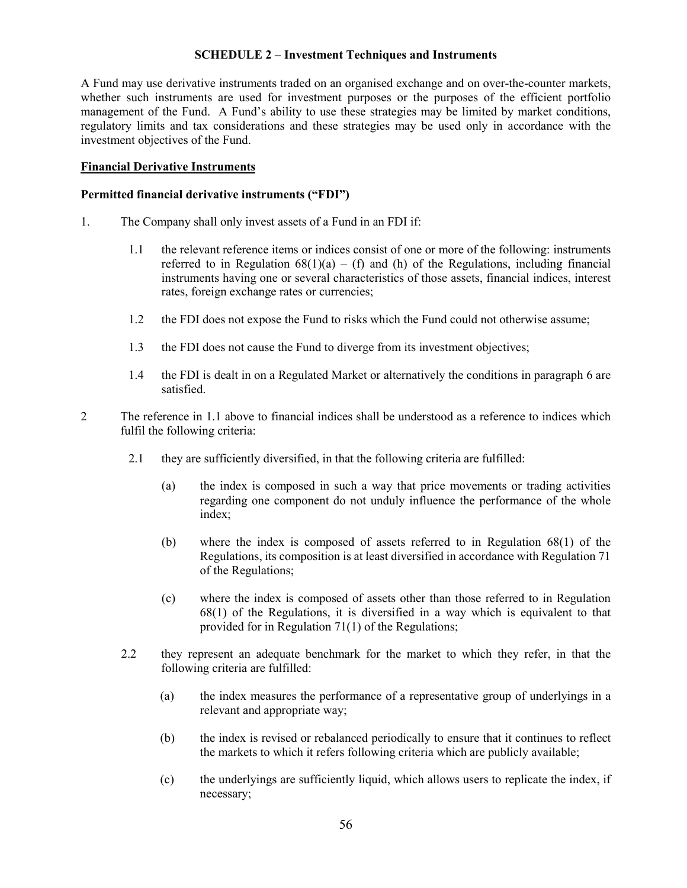## SCHEDULE 2 – Investment Techniques and Instruments

A Fund may use derivative instruments traded on an organised exchange and on over-the-counter markets, whether such instruments are used for investment purposes or the purposes of the efficient portfolio management of the Fund. A Fund's ability to use these strategies may be limited by market conditions, regulatory limits and tax considerations and these strategies may be used only in accordance with the investment objectives of the Fund.

### Financial Derivative Instruments

#### Permitted financial derivative instruments ("FDI")

1. The Company shall only invest assets of a Fund in an FDI if:

   1.1 the relevant reference items or indices consist of one or more of the following: instruments referred to in Regulation 68(1)(a) – (f) and (h) of the Regulations, including financial instruments having one or several characteristics of those assets, financial indices, interest rates, foreign exchange rates or currencies;

   1.2 the FDI does not expose the Fund to risks which the Fund could not otherwise assume;

   1.3 the FDI does not cause the Fund to diverge from its investment objectives;

   1.4 the FDI is dealt in on a Regulated Market or alternatively the conditions in paragraph 6 are satisfied.

2 The reference in 1.1 above to financial indices shall be understood as a reference to indices which fulfil the following criteria:

   2.1 they are sufficiently diversified, in that the following criteria are fulfilled:

   (a) the index is composed in such a way that price movements or trading activities regarding one component do not unduly influence the performance of the whole index;

   (b) where the index is composed of assets referred to in Regulation 68(1) of the Regulations, its composition is at least diversified in accordance with Regulation 71 of the Regulations;

   (c) where the index is composed of assets other than those referred to in Regulation 68(1) of the Regulations, it is diversified in a way which is equivalent to that provided for in Regulation 71(1) of the Regulations;

   2.2 they represent an adequate benchmark for the market to which they refer, in that the following criteria are fulfilled:

   (a) the index measures the performance of a representative group of underlyings in a relevant and appropriate way;

   (b) the index is revised or rebalanced periodically to ensure that it continues to reflect the markets to which it refers following criteria which are publicly available;

   (c) the underlyings are sufficiently liquid, which allows users to replicate the index, if necessary;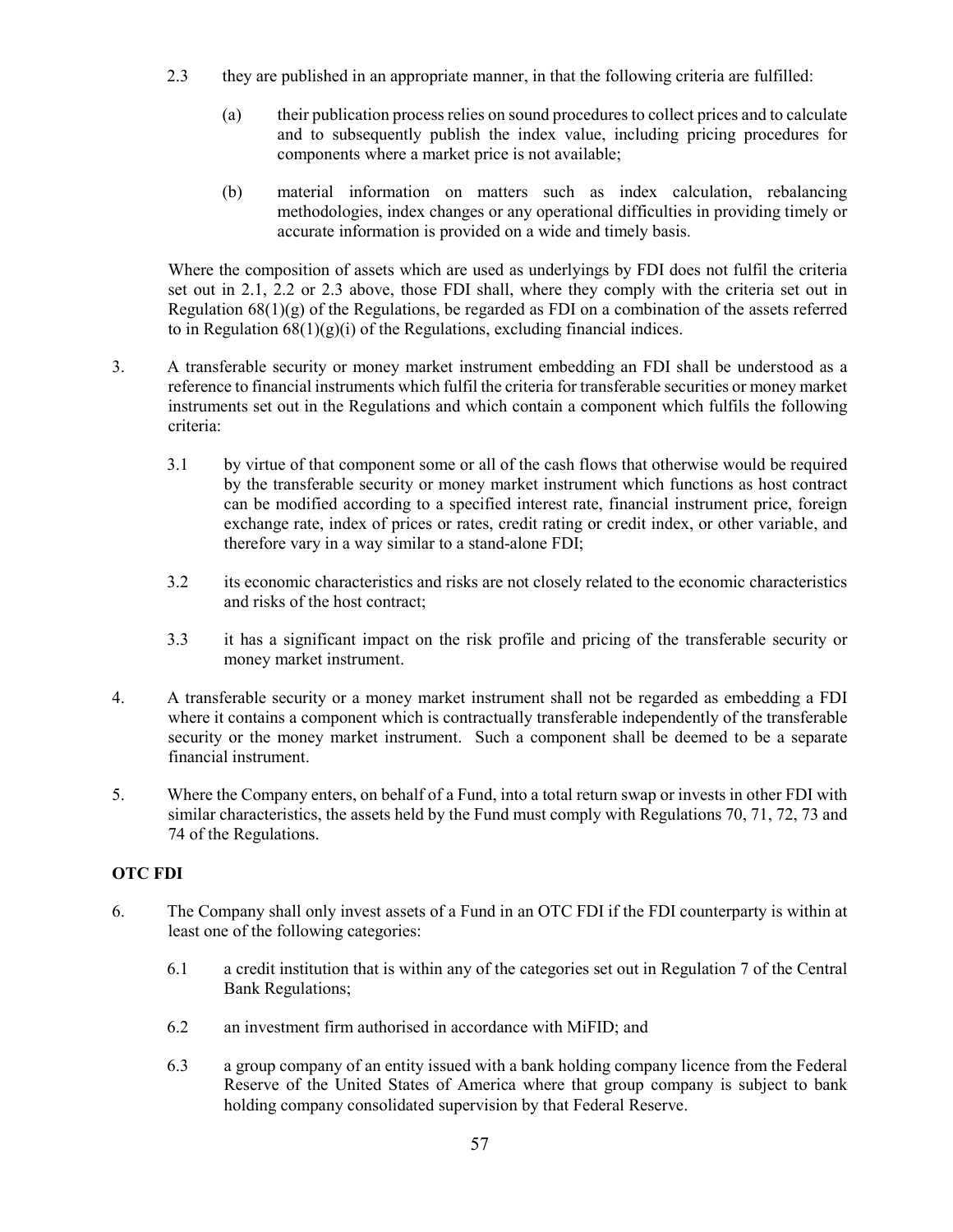2.3 they are published in an appropriate manner, in that the following criteria are fulfilled:

(a) their publication process relies on sound procedures to collect prices and to calculate and to subsequently publish the index value, including pricing procedures for components where a market price is not available;

(b) material information on matters such as index calculation, rebalancing methodologies, index changes or any operational difficulties in providing timely or accurate information is provided on a wide and timely basis.

Where the composition of assets which are used as underlyings by FDI does not fulfil the criteria set out in 2.1, 2.2 or 2.3 above, those FDI shall, where they comply with the criteria set out in Regulation 68(1)(g) of the Regulations, be regarded as FDI on a combination of the assets referred to in Regulation 68(1)(g)(i) of the Regulations, excluding financial indices.

3. A transferable security or money market instrument embedding an FDI shall be understood as a reference to financial instruments which fulfil the criteria for transferable securities or money market instruments set out in the Regulations and which contain a component which fulfils the following criteria:

3.1 by virtue of that component some or all of the cash flows that otherwise would be required by the transferable security or money market instrument which functions as host contract can be modified according to a specified interest rate, financial instrument price, foreign exchange rate, index of prices or rates, credit rating or credit index, or other variable, and therefore vary in a way similar to a stand-alone FDI;

3.2 its economic characteristics and risks are not closely related to the economic characteristics and risks of the host contract;

3.3 it has a significant impact on the risk profile and pricing of the transferable security or money market instrument.

4. A transferable security or a money market instrument shall not be regarded as embedding a FDI where it contains a component which is contractually transferable independently of the transferable security or the money market instrument. Such a component shall be deemed to be a separate financial instrument.

5. Where the Company enters, on behalf of a Fund, into a total return swap or invests in other FDI with similar characteristics, the assets held by the Fund must comply with Regulations 70, 71, 72, 73 and 74 of the Regulations.

**OTC FDI**

6. The Company shall only invest assets of a Fund in an OTC FDI if the FDI counterparty is within at least one of the following categories:

6.1 a credit institution that is within any of the categories set out in Regulation 7 of the Central Bank Regulations;

6.2 an investment firm authorised in accordance with MiFID; and

6.3 a group company of an entity issued with a bank holding company licence from the Federal Reserve of the United States of America where that group company is subject to bank holding company consolidated supervision by that Federal Reserve.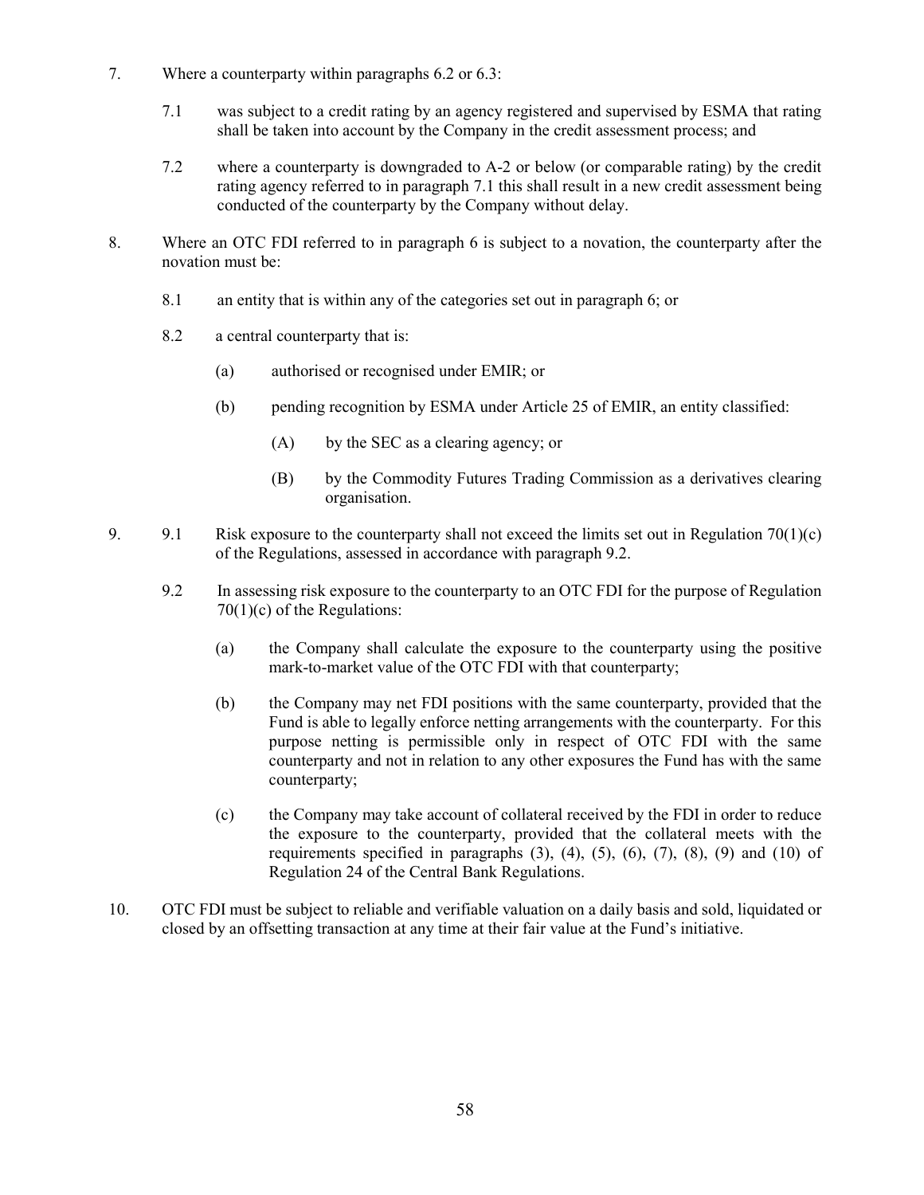7. Where a counterparty within paragraphs 6.2 or 6.3:

    7.1 was subject to a credit rating by an agency registered and supervised by ESMA that rating shall be taken into account by the Company in the credit assessment process; and

    7.2 where a counterparty is downgraded to A-2 or below (or comparable rating) by the credit rating agency referred to in paragraph 7.1 this shall result in a new credit assessment being conducted of the counterparty by the Company without delay.

8. Where an OTC FDI referred to in paragraph 6 is subject to a novation, the counterparty after the novation must be:

    8.1 an entity that is within any of the categories set out in paragraph 6; or

    8.2 a central counterparty that is:

    (a) authorised or recognised under EMIR; or

    (b) pending recognition by ESMA under Article 25 of EMIR, an entity classified:

    (A) by the SEC as a clearing agency; or

    (B) by the Commodity Futures Trading Commission as a derivatives clearing organisation.

9. 9.1 Risk exposure to the counterparty shall not exceed the limits set out in Regulation 70(1)(c) of the Regulations, assessed in accordance with paragraph 9.2.

    9.2 In assessing risk exposure to the counterparty to an OTC FDI for the purpose of Regulation 70(1)(c) of the Regulations:

    (a) the Company shall calculate the exposure to the counterparty using the positive mark-to-market value of the OTC FDI with that counterparty;

    (b) the Company may net FDI positions with the same counterparty, provided that the Fund is able to legally enforce netting arrangements with the counterparty. For this purpose netting is permissible only in respect of OTC FDI with the same counterparty and not in relation to any other exposures the Fund has with the same counterparty;

    (c) the Company may take account of collateral received by the FDI in order to reduce the exposure to the counterparty, provided that the collateral meets with the requirements specified in paragraphs (3), (4), (5), (6), (7), (8), (9) and (10) of Regulation 24 of the Central Bank Regulations.

10. OTC FDI must be subject to reliable and verifiable valuation on a daily basis and sold, liquidated or closed by an offsetting transaction at any time at their fair value at the Fund's initiative.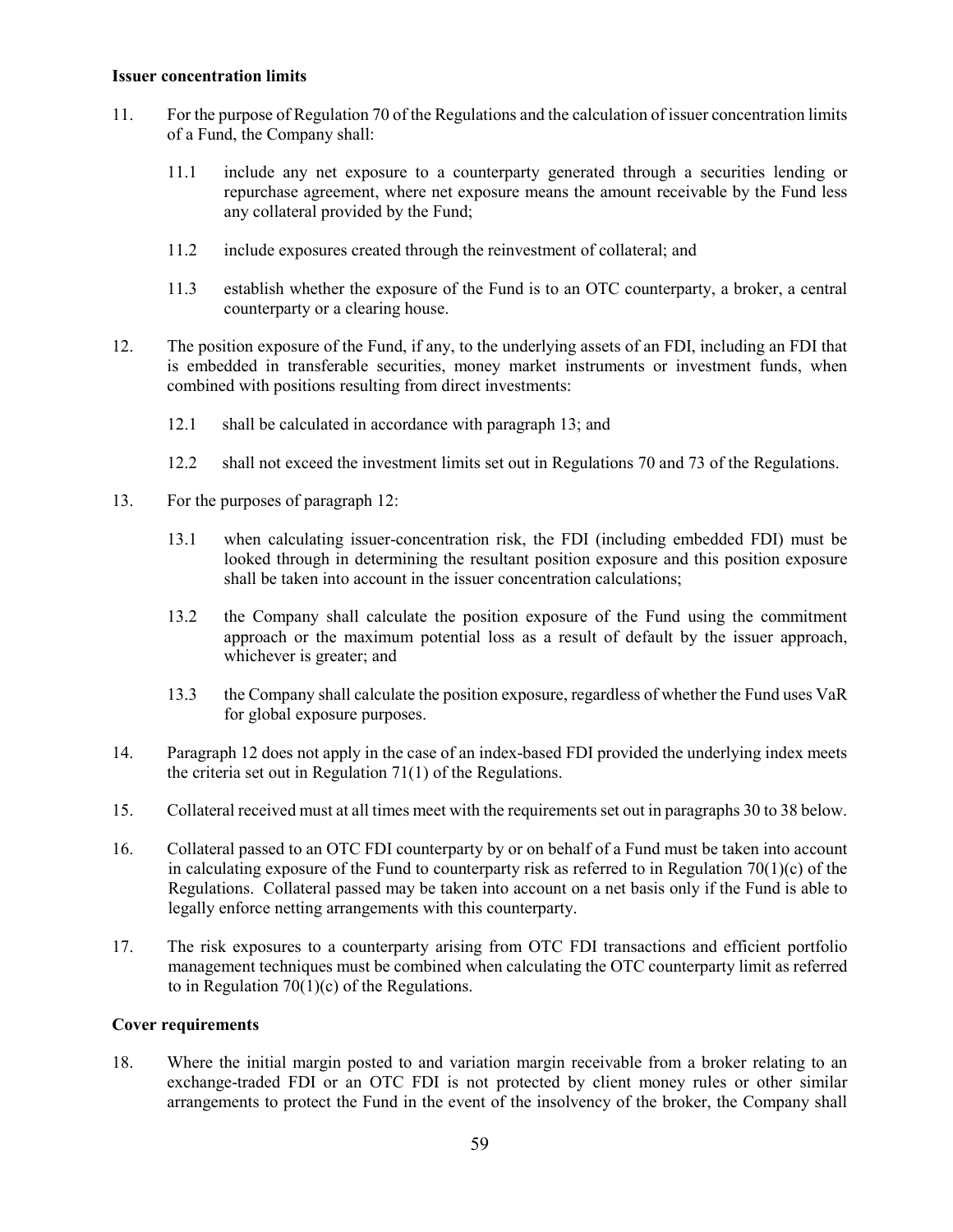**Issuer concentration limits**

11. For the purpose of Regulation 70 of the Regulations and the calculation of issuer concentration limits of a Fund, the Company shall:

    11.1 include any net exposure to a counterparty generated through a securities lending or repurchase agreement, where net exposure means the amount receivable by the Fund less any collateral provided by the Fund;

    11.2 include exposures created through the reinvestment of collateral; and

    11.3 establish whether the exposure of the Fund is to an OTC counterparty, a broker, a central counterparty or a clearing house.

12. The position exposure of the Fund, if any, to the underlying assets of an FDI, including an FDI that is embedded in transferable securities, money market instruments or investment funds, when combined with positions resulting from direct investments:

    12.1 shall be calculated in accordance with paragraph 13; and

    12.2 shall not exceed the investment limits set out in Regulations 70 and 73 of the Regulations.

13. For the purposes of paragraph 12:

    13.1 when calculating issuer-concentration risk, the FDI (including embedded FDI) must be looked through in determining the resultant position exposure and this position exposure shall be taken into account in the issuer concentration calculations;

    13.2 the Company shall calculate the position exposure of the Fund using the commitment approach or the maximum potential loss as a result of default by the issuer approach, whichever is greater; and

    13.3 the Company shall calculate the position exposure, regardless of whether the Fund uses VaR for global exposure purposes.

14. Paragraph 12 does not apply in the case of an index-based FDI provided the underlying index meets the criteria set out in Regulation 71(1) of the Regulations.

15. Collateral received must at all times meet with the requirements set out in paragraphs 30 to 38 below.

16. Collateral passed to an OTC FDI counterparty by or on behalf of a Fund must be taken into account in calculating exposure of the Fund to counterparty risk as referred to in Regulation 70(1)(c) of the Regulations. Collateral passed may be taken into account on a net basis only if the Fund is able to legally enforce netting arrangements with this counterparty.

17. The risk exposures to a counterparty arising from OTC FDI transactions and efficient portfolio management techniques must be combined when calculating the OTC counterparty limit as referred to in Regulation 70(1)(c) of the Regulations.

**Cover requirements**

18. Where the initial margin posted to and variation margin receivable from a broker relating to an exchange-traded FDI or an OTC FDI is not protected by client money rules or other similar arrangements to protect the Fund in the event of the insolvency of the broker, the Company shall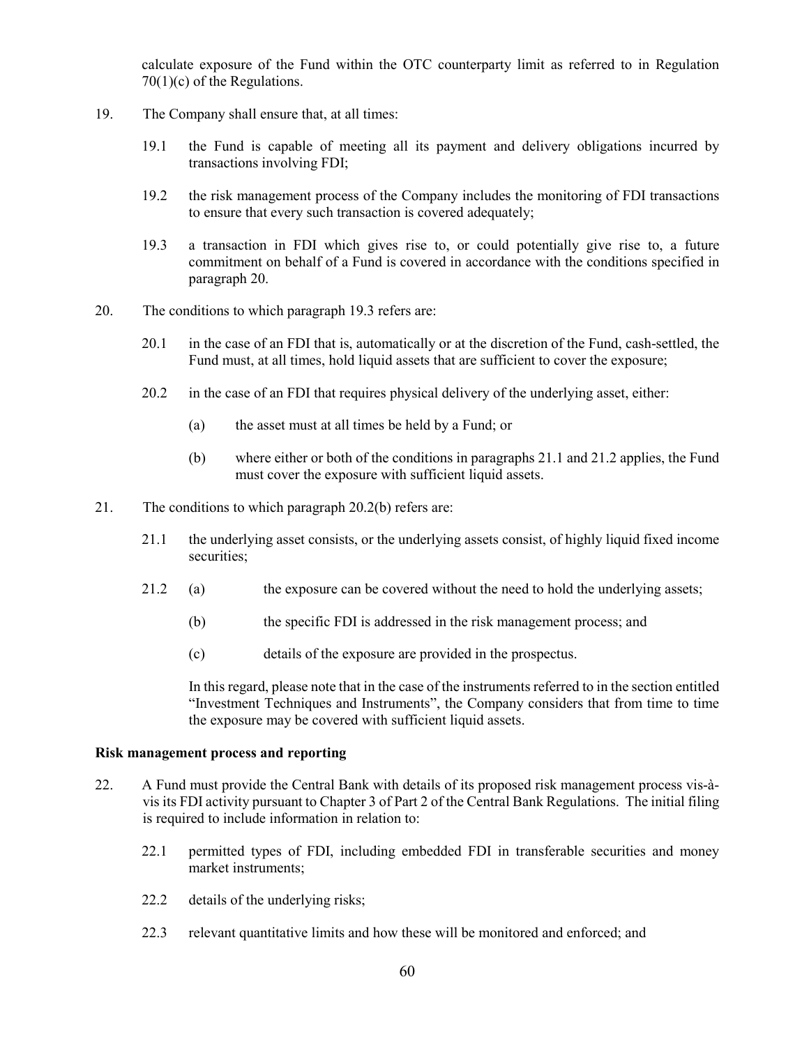calculate exposure of the Fund within the OTC counterparty limit as referred to in Regulation 70(1)(c) of the Regulations.

19. The Company shall ensure that, at all times:

    19.1 the Fund is capable of meeting all its payment and delivery obligations incurred by transactions involving FDI;

    19.2 the risk management process of the Company includes the monitoring of FDI transactions to ensure that every such transaction is covered adequately;

    19.3 a transaction in FDI which gives rise to, or could potentially give rise to, a future commitment on behalf of a Fund is covered in accordance with the conditions specified in paragraph 20.

20. The conditions to which paragraph 19.3 refers are:

    20.1 in the case of an FDI that is, automatically or at the discretion of the Fund, cash-settled, the Fund must, at all times, hold liquid assets that are sufficient to cover the exposure;

    20.2 in the case of an FDI that requires physical delivery of the underlying asset, either:

        (a) the asset must at all times be held by a Fund; or

        (b) where either or both of the conditions in paragraphs 21.1 and 21.2 applies, the Fund must cover the exposure with sufficient liquid assets.

21. The conditions to which paragraph 20.2(b) refers are:

    21.1 the underlying asset consists, or the underlying assets consist, of highly liquid fixed income securities;

    21.2 (a) the exposure can be covered without the need to hold the underlying assets;

        (b) the specific FDI is addressed in the risk management process; and

        (c) details of the exposure are provided in the prospectus.

    In this regard, please note that in the case of the instruments referred to in the section entitled "Investment Techniques and Instruments", the Company considers that from time to time the exposure may be covered with sufficient liquid assets.

**Risk management process and reporting**

22. A Fund must provide the Central Bank with details of its proposed risk management process vis-à-vis its FDI activity pursuant to Chapter 3 of Part 2 of the Central Bank Regulations. The initial filing is required to include information in relation to:

    22.1 permitted types of FDI, including embedded FDI in transferable securities and money market instruments;

    22.2 details of the underlying risks;

    22.3 relevant quantitative limits and how these will be monitored and enforced; and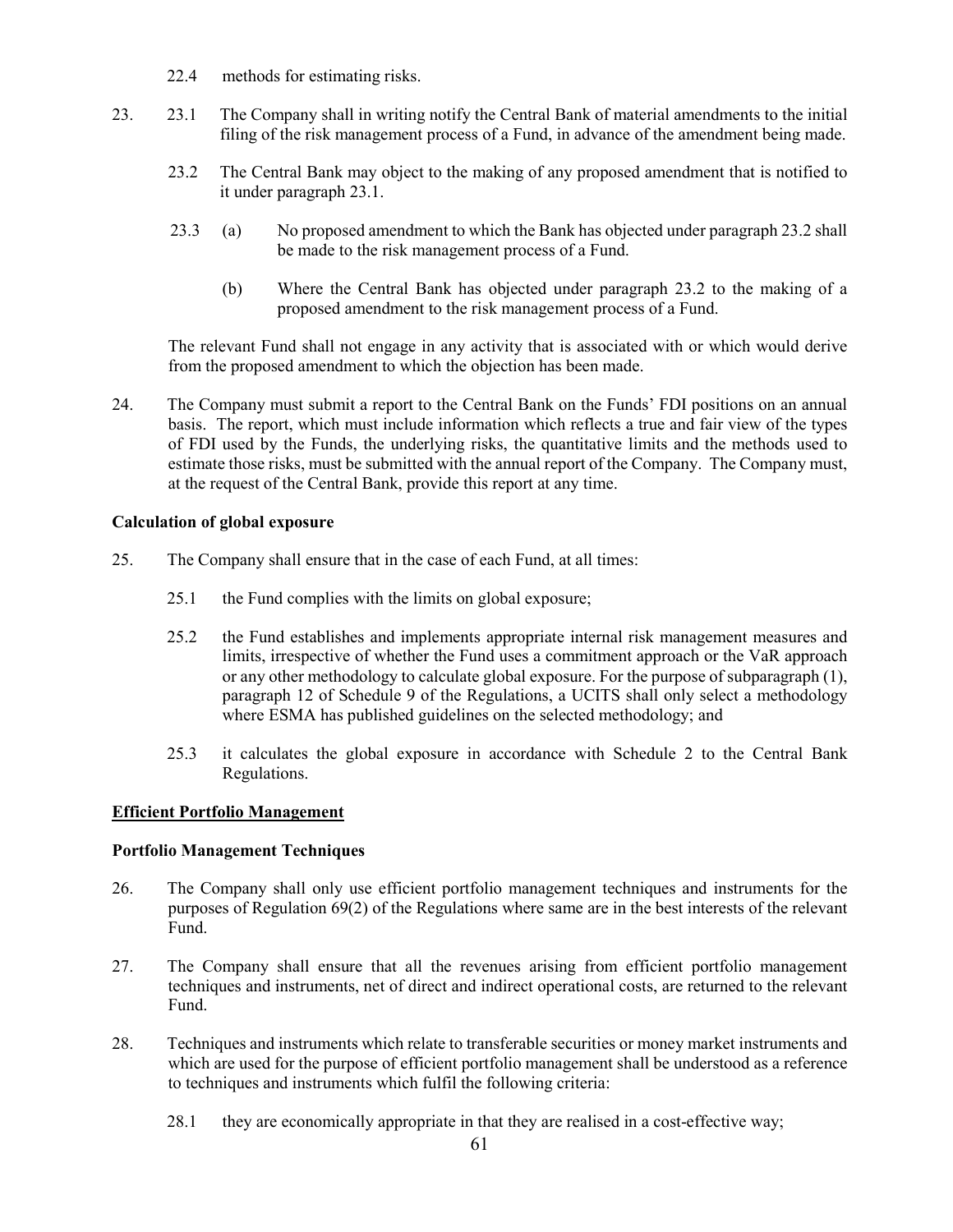22.4 methods for estimating risks.

23. 23.1 The Company shall in writing notify the Central Bank of material amendments to the initial filing of the risk management process of a Fund, in advance of the amendment being made.

 23.2 The Central Bank may object to the making of any proposed amendment that is notified to it under paragraph 23.1.

 23.3 (a) No proposed amendment to which the Bank has objected under paragraph 23.2 shall be made to the risk management process of a Fund.

 (b) Where the Central Bank has objected under paragraph 23.2 to the making of a proposed amendment to the risk management process of a Fund.

 The relevant Fund shall not engage in any activity that is associated with or which would derive from the proposed amendment to which the objection has been made.

24. The Company must submit a report to the Central Bank on the Funds' FDI positions on an annual basis. The report, which must include information which reflects a true and fair view of the types of FDI used by the Funds, the underlying risks, the quantitative limits and the methods used to estimate those risks, must be submitted with the annual report of the Company. The Company must, at the request of the Central Bank, provide this report at any time.

**Calculation of global exposure**

25. The Company shall ensure that in the case of each Fund, at all times:

 25.1 the Fund complies with the limits on global exposure;

 25.2 the Fund establishes and implements appropriate internal risk management measures and limits, irrespective of whether the Fund uses a commitment approach or the VaR approach or any other methodology to calculate global exposure. For the purpose of subparagraph (1), paragraph 12 of Schedule 9 of the Regulations, a UCITS shall only select a methodology where ESMA has published guidelines on the selected methodology; and

 25.3 it calculates the global exposure in accordance with Schedule 2 to the Central Bank Regulations.

**Efficient Portfolio Management**

**Portfolio Management Techniques**

26. The Company shall only use efficient portfolio management techniques and instruments for the purposes of Regulation 69(2) of the Regulations where same are in the best interests of the relevant Fund.

27. The Company shall ensure that all the revenues arising from efficient portfolio management techniques and instruments, net of direct and indirect operational costs, are returned to the relevant Fund.

28. Techniques and instruments which relate to transferable securities or money market instruments and which are used for the purpose of efficient portfolio management shall be understood as a reference to techniques and instruments which fulfil the following criteria:

 28.1 they are economically appropriate in that they are realised in a cost-effective way;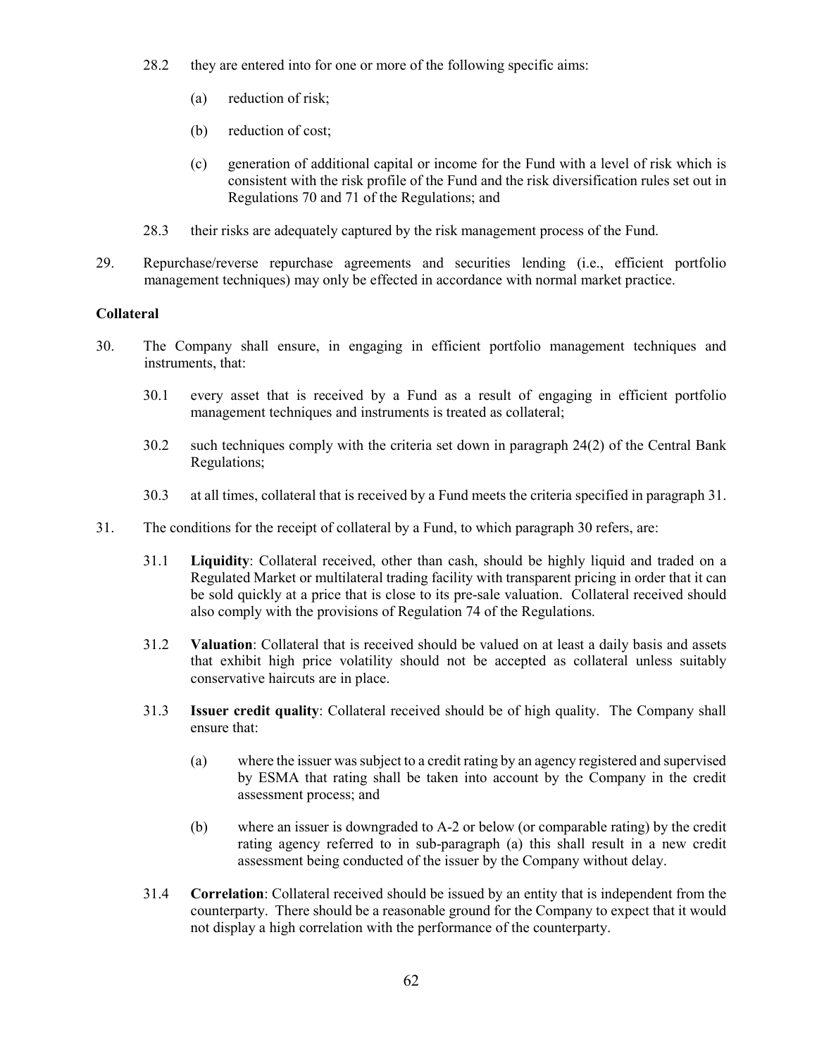28.2 they are entered into for one or more of the following specific aims:

(a) reduction of risk;

(b) reduction of cost;

(c) generation of additional capital or income for the Fund with a level of risk which is consistent with the risk profile of the Fund and the risk diversification rules set out in Regulations 70 and 71 of the Regulations; and

28.3 their risks are adequately captured by the risk management process of the Fund.

29. Repurchase/reverse repurchase agreements and securities lending (i.e., efficient portfolio management techniques) may only be effected in accordance with normal market practice.

**Collateral**

30. The Company shall ensure, in engaging in efficient portfolio management techniques and instruments, that:

30.1 every asset that is received by a Fund as a result of engaging in efficient portfolio management techniques and instruments is treated as collateral;

30.2 such techniques comply with the criteria set down in paragraph 24(2) of the Central Bank Regulations;

30.3 at all times, collateral that is received by a Fund meets the criteria specified in paragraph 31.

31. The conditions for the receipt of collateral by a Fund, to which paragraph 30 refers, are:

31.1 **Liquidity**: Collateral received, other than cash, should be highly liquid and traded on a Regulated Market or multilateral trading facility with transparent pricing in order that it can be sold quickly at a price that is close to its pre-sale valuation. Collateral received should also comply with the provisions of Regulation 74 of the Regulations.

31.2 **Valuation**: Collateral that is received should be valued on at least a daily basis and assets that exhibit high price volatility should not be accepted as collateral unless suitably conservative haircuts are in place.

31.3 **Issuer credit quality**: Collateral received should be of high quality. The Company shall ensure that:

(a) where the issuer was subject to a credit rating by an agency registered and supervised by ESMA that rating shall be taken into account by the Company in the credit assessment process; and

(b) where an issuer is downgraded to A-2 or below (or comparable rating) by the credit rating agency referred to in sub-paragraph (a) this shall result in a new credit assessment being conducted of the issuer by the Company without delay.

31.4 **Correlation**: Collateral received should be issued by an entity that is independent from the counterparty. There should be a reasonable ground for the Company to expect that it would not display a high correlation with the performance of the counterparty.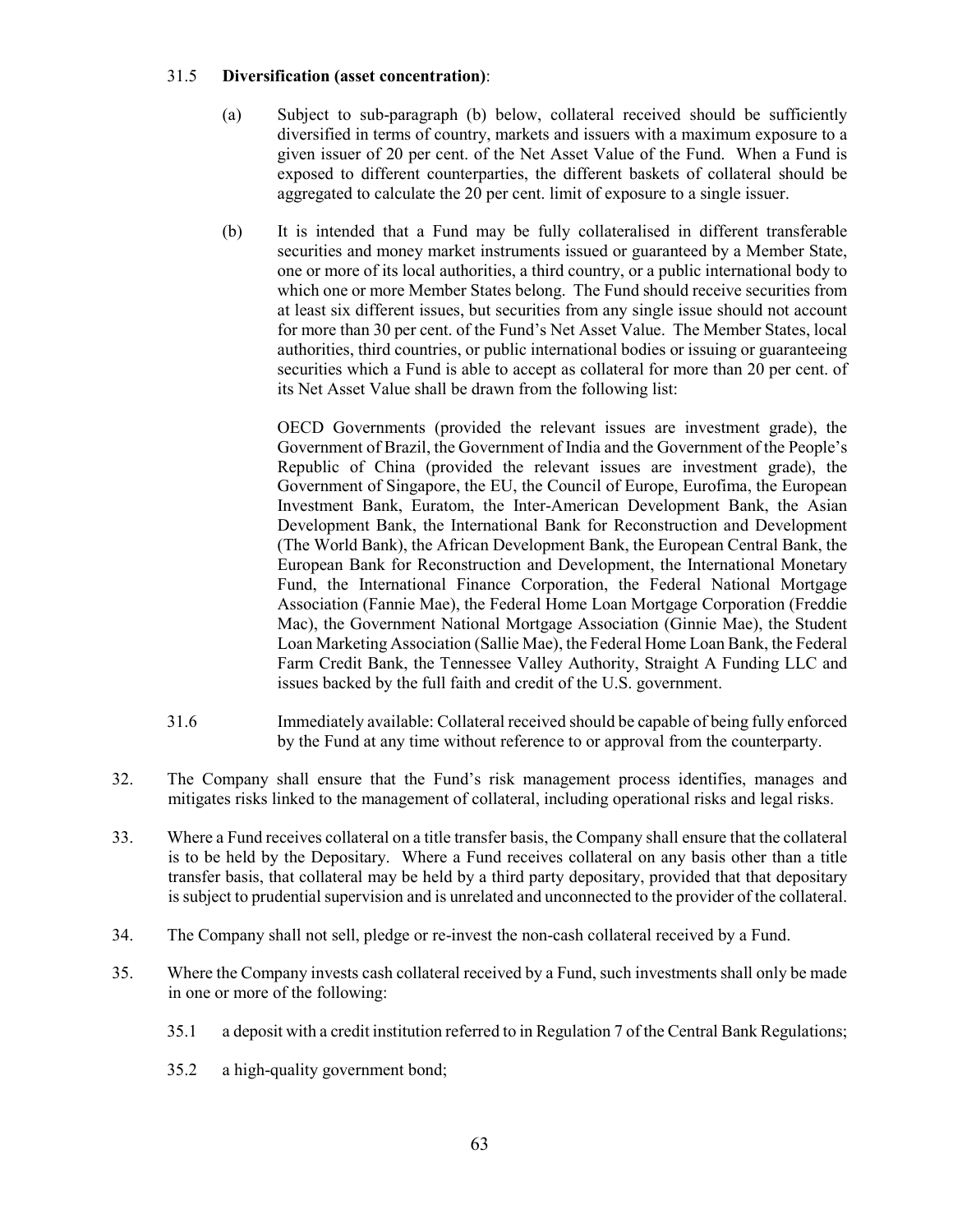31.5 **Diversification (asset concentration)**:

(a) Subject to sub-paragraph (b) below, collateral received should be sufficiently diversified in terms of country, markets and issuers with a maximum exposure to a given issuer of 20 per cent. of the Net Asset Value of the Fund. When a Fund is exposed to different counterparties, the different baskets of collateral should be aggregated to calculate the 20 per cent. limit of exposure to a single issuer.

(b) It is intended that a Fund may be fully collateralised in different transferable securities and money market instruments issued or guaranteed by a Member State, one or more of its local authorities, a third country, or a public international body to which one or more Member States belong. The Fund should receive securities from at least six different issues, but securities from any single issue should not account for more than 30 per cent. of the Fund's Net Asset Value. The Member States, local authorities, third countries, or public international bodies or issuing or guaranteeing securities which a Fund is able to accept as collateral for more than 20 per cent. of its Net Asset Value shall be drawn from the following list:

OECD Governments (provided the relevant issues are investment grade), the Government of Brazil, the Government of India and the Government of the People's Republic of China (provided the relevant issues are investment grade), the Government of Singapore, the EU, the Council of Europe, Eurofima, the European Investment Bank, Euratom, the Inter-American Development Bank, the Asian Development Bank, the International Bank for Reconstruction and Development (The World Bank), the African Development Bank, the European Central Bank, the European Bank for Reconstruction and Development, the International Monetary Fund, the International Finance Corporation, the Federal National Mortgage Association (Fannie Mae), the Federal Home Loan Mortgage Corporation (Freddie Mac), the Government National Mortgage Association (Ginnie Mae), the Student Loan Marketing Association (Sallie Mae), the Federal Home Loan Bank, the Federal Farm Credit Bank, the Tennessee Valley Authority, Straight A Funding LLC and issues backed by the full faith and credit of the U.S. government.

31.6 Immediately available: Collateral received should be capable of being fully enforced by the Fund at any time without reference to or approval from the counterparty.

32. The Company shall ensure that the Fund's risk management process identifies, manages and mitigates risks linked to the management of collateral, including operational risks and legal risks.

33. Where a Fund receives collateral on a title transfer basis, the Company shall ensure that the collateral is to be held by the Depositary. Where a Fund receives collateral on any basis other than a title transfer basis, that collateral may be held by a third party depositary, provided that that depositary is subject to prudential supervision and is unrelated and unconnected to the provider of the collateral.

34. The Company shall not sell, pledge or re-invest the non-cash collateral received by a Fund.

35. Where the Company invests cash collateral received by a Fund, such investments shall only be made in one or more of the following:

35.1 a deposit with a credit institution referred to in Regulation 7 of the Central Bank Regulations;

35.2 a high-quality government bond;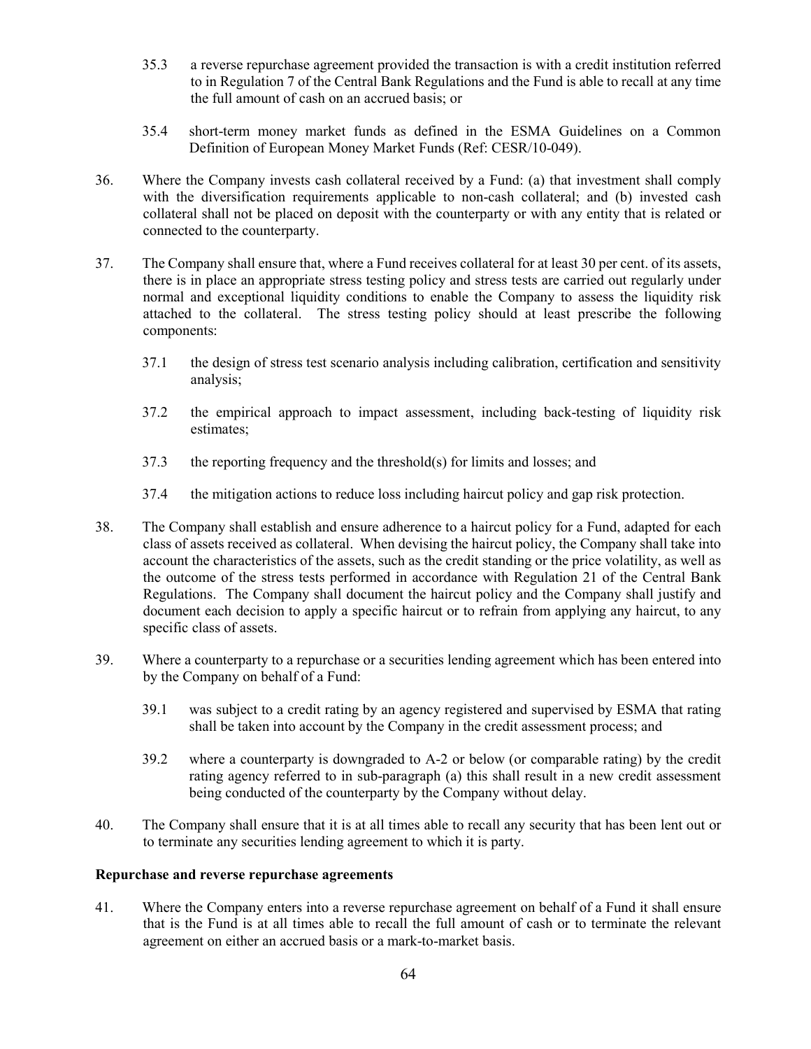35.3 a reverse repurchase agreement provided the transaction is with a credit institution referred to in Regulation 7 of the Central Bank Regulations and the Fund is able to recall at any time the full amount of cash on an accrued basis; or

35.4 short-term money market funds as defined in the ESMA Guidelines on a Common Definition of European Money Market Funds (Ref: CESR/10-049).

36. Where the Company invests cash collateral received by a Fund: (a) that investment shall comply with the diversification requirements applicable to non-cash collateral; and (b) invested cash collateral shall not be placed on deposit with the counterparty or with any entity that is related or connected to the counterparty.

37. The Company shall ensure that, where a Fund receives collateral for at least 30 per cent. of its assets, there is in place an appropriate stress testing policy and stress tests are carried out regularly under normal and exceptional liquidity conditions to enable the Company to assess the liquidity risk attached to the collateral. The stress testing policy should at least prescribe the following components:

37.1 the design of stress test scenario analysis including calibration, certification and sensitivity analysis;

37.2 the empirical approach to impact assessment, including back-testing of liquidity risk estimates;

37.3 the reporting frequency and the threshold(s) for limits and losses; and

37.4 the mitigation actions to reduce loss including haircut policy and gap risk protection.

38. The Company shall establish and ensure adherence to a haircut policy for a Fund, adapted for each class of assets received as collateral. When devising the haircut policy, the Company shall take into account the characteristics of the assets, such as the credit standing or the price volatility, as well as the outcome of the stress tests performed in accordance with Regulation 21 of the Central Bank Regulations. The Company shall document the haircut policy and the Company shall justify and document each decision to apply a specific haircut or to refrain from applying any haircut, to any specific class of assets.

39. Where a counterparty to a repurchase or a securities lending agreement which has been entered into by the Company on behalf of a Fund:

39.1 was subject to a credit rating by an agency registered and supervised by ESMA that rating shall be taken into account by the Company in the credit assessment process; and

39.2 where a counterparty is downgraded to A-2 or below (or comparable rating) by the credit rating agency referred to in sub-paragraph (a) this shall result in a new credit assessment being conducted of the counterparty by the Company without delay.

40. The Company shall ensure that it is at all times able to recall any security that has been lent out or to terminate any securities lending agreement to which it is party.

**Repurchase and reverse repurchase agreements**

41. Where the Company enters into a reverse repurchase agreement on behalf of a Fund it shall ensure that is the Fund is at all times able to recall the full amount of cash or to terminate the relevant agreement on either an accrued basis or a mark-to-market basis.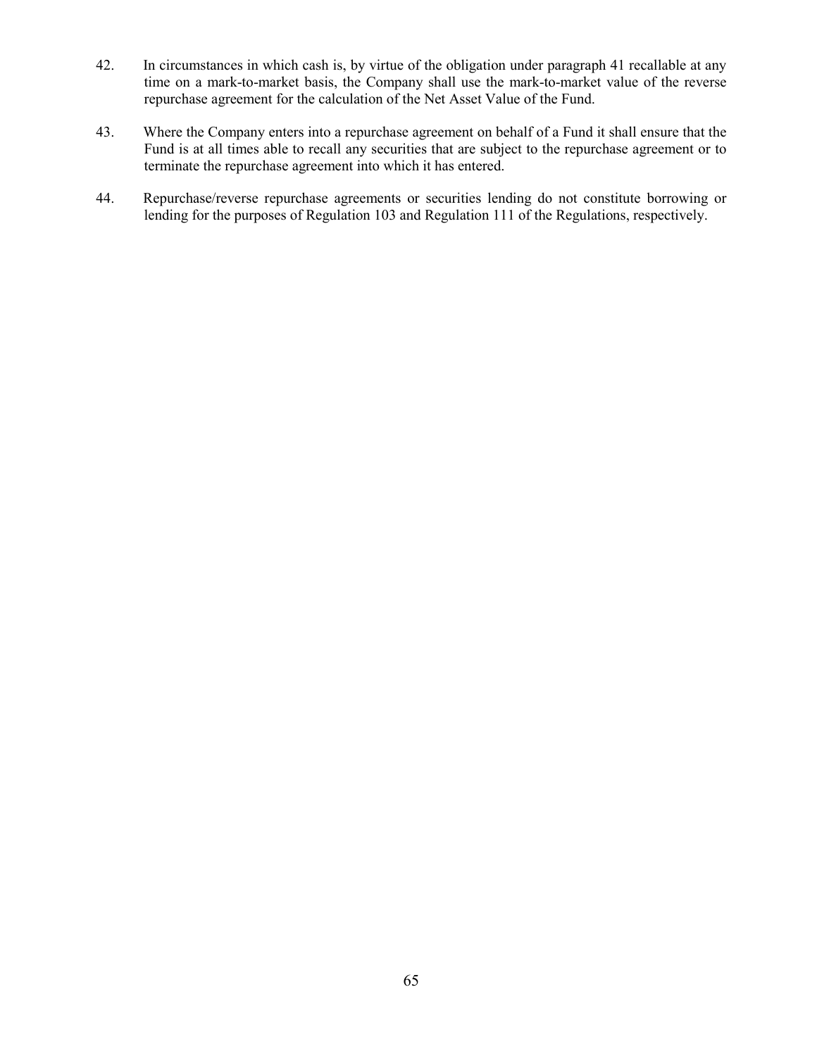42. In circumstances in which cash is, by virtue of the obligation under paragraph 41 recallable at any time on a mark-to-market basis, the Company shall use the mark-to-market value of the reverse repurchase agreement for the calculation of the Net Asset Value of the Fund.

43. Where the Company enters into a repurchase agreement on behalf of a Fund it shall ensure that the Fund is at all times able to recall any securities that are subject to the repurchase agreement or to terminate the repurchase agreement into which it has entered.

44. Repurchase/reverse repurchase agreements or securities lending do not constitute borrowing or lending for the purposes of Regulation 103 and Regulation 111 of the Regulations, respectively.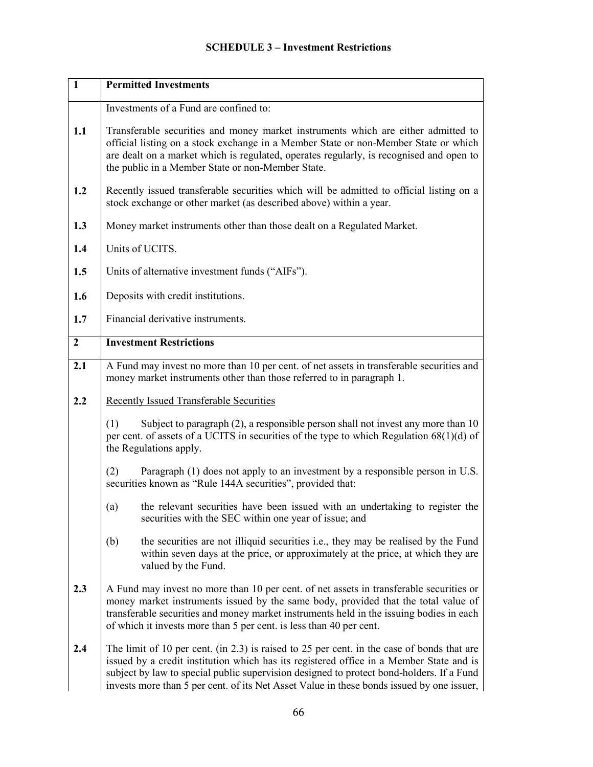## SCHEDULE 3 – Investment Restrictions

| **1** | **Permitted Investments** |
|---|---|
| | Investments of a Fund are confined to: |
| **1.1** | Transferable securities and money market instruments which are either admitted to official listing on a stock exchange in a Member State or non-Member State or which are dealt on a market which is regulated, operates regularly, is recognised and open to the public in a Member State or non-Member State. |
| **1.2** | Recently issued transferable securities which will be admitted to official listing on a stock exchange or other market (as described above) within a year. |
| **1.3** | Money market instruments other than those dealt on a Regulated Market. |
| **1.4** | Units of UCITS. |
| **1.5** | Units of alternative investment funds (“AIFs”). |
| **1.6** | Deposits with credit institutions. |
| **1.7** | Financial derivative instruments. |
| **2** | **Investment Restrictions** |
| **2.1** | A Fund may invest no more than 10 per cent. of net assets in transferable securities and money market instruments other than those referred to in paragraph 1. |
| **2.2** | Recently Issued Transferable Securities<br><br>(1) Subject to paragraph (2), a responsible person shall not invest any more than 10 per cent. of assets of a UCITS in securities of the type to which Regulation 68(1)(d) of the Regulations apply.<br><br>(2) Paragraph (1) does not apply to an investment by a responsible person in U.S. securities known as “Rule 144A securities”, provided that:<br><br>(a) the relevant securities have been issued with an undertaking to register the securities with the SEC within one year of issue; and<br><br>(b) the securities are not illiquid securities i.e., they may be realised by the Fund within seven days at the price, or approximately at the price, at which they are valued by the Fund. |
| **2.3** | A Fund may invest no more than 10 per cent. of net assets in transferable securities or money market instruments issued by the same body, provided that the total value of transferable securities and money market instruments held in the issuing bodies in each of which it invests more than 5 per cent. is less than 40 per cent. |
| **2.4** | The limit of 10 per cent. (in 2.3) is raised to 25 per cent. in the case of bonds that are issued by a credit institution which has its registered office in a Member State and is subject by law to special public supervision designed to protect bond-holders. If a Fund invests more than 5 per cent. of its Net Asset Value in these bonds issued by one issuer, |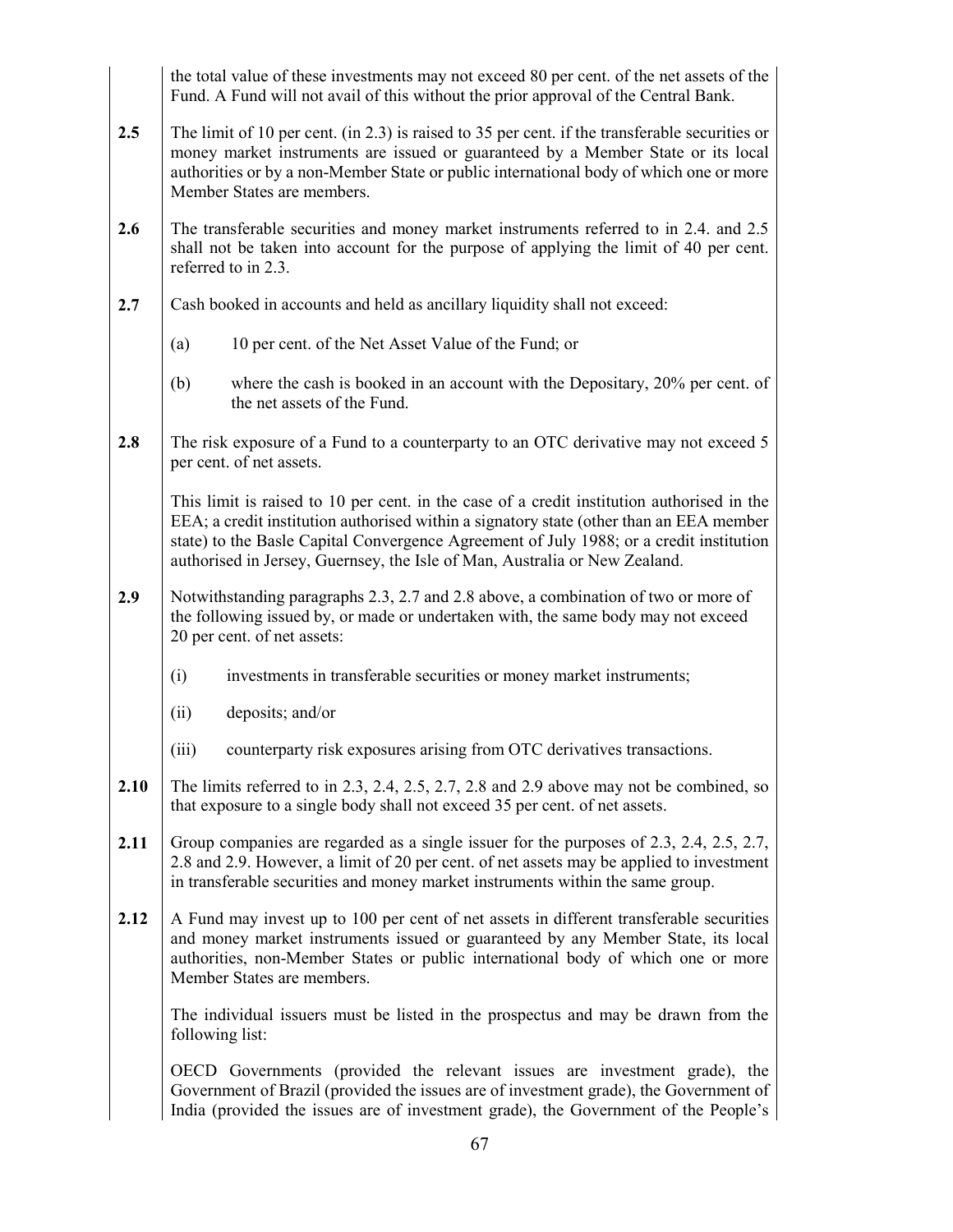the total value of these investments may not exceed 80 per cent. of the net assets of the Fund. A Fund will not avail of this without the prior approval of the Central Bank.

**2.5** The limit of 10 per cent. (in 2.3) is raised to 35 per cent. if the transferable securities or money market instruments are issued or guaranteed by a Member State or its local authorities or by a non-Member State or public international body of which one or more Member States are members.

**2.6** The transferable securities and money market instruments referred to in 2.4. and 2.5 shall not be taken into account for the purpose of applying the limit of 40 per cent. referred to in 2.3.

**2.7** Cash booked in accounts and held as ancillary liquidity shall not exceed:

(a) 10 per cent. of the Net Asset Value of the Fund; or

(b) where the cash is booked in an account with the Depositary, 20% per cent. of the net assets of the Fund.

**2.8** The risk exposure of a Fund to a counterparty to an OTC derivative may not exceed 5 per cent. of net assets.

This limit is raised to 10 per cent. in the case of a credit institution authorised in the EEA; a credit institution authorised within a signatory state (other than an EEA member state) to the Basle Capital Convergence Agreement of July 1988; or a credit institution authorised in Jersey, Guernsey, the Isle of Man, Australia or New Zealand.

**2.9** Notwithstanding paragraphs 2.3, 2.7 and 2.8 above, a combination of two or more of the following issued by, or made or undertaken with, the same body may not exceed 20 per cent. of net assets:

(i) investments in transferable securities or money market instruments;

(ii) deposits; and/or

(iii) counterparty risk exposures arising from OTC derivatives transactions.

**2.10** The limits referred to in 2.3, 2.4, 2.5, 2.7, 2.8 and 2.9 above may not be combined, so that exposure to a single body shall not exceed 35 per cent. of net assets.

**2.11** Group companies are regarded as a single issuer for the purposes of 2.3, 2.4, 2.5, 2.7, 2.8 and 2.9. However, a limit of 20 per cent. of net assets may be applied to investment in transferable securities and money market instruments within the same group.

**2.12** A Fund may invest up to 100 per cent of net assets in different transferable securities and money market instruments issued or guaranteed by any Member State, its local authorities, non-Member States or public international body of which one or more Member States are members.

The individual issuers must be listed in the prospectus and may be drawn from the following list:

OECD Governments (provided the relevant issues are investment grade), the Government of Brazil (provided the issues are of investment grade), the Government of India (provided the issues are of investment grade), the Government of the People's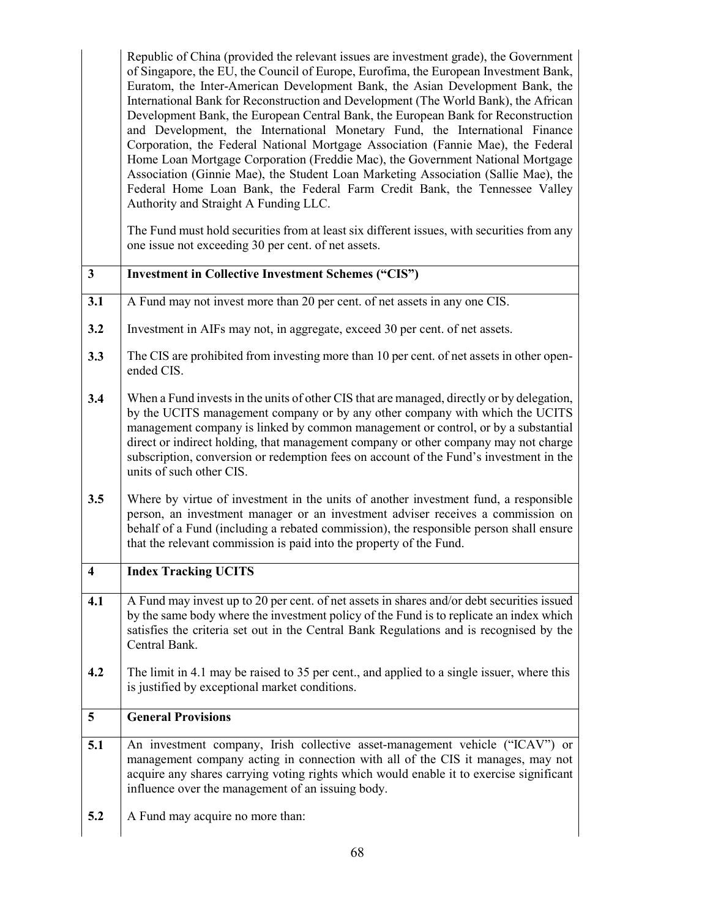| | |
|---|---|
| | Republic of China (provided the relevant issues are investment grade), the Government of Singapore, the EU, the Council of Europe, Eurofima, the European Investment Bank, Euratom, the Inter-American Development Bank, the Asian Development Bank, the International Bank for Reconstruction and Development (The World Bank), the African Development Bank, the European Central Bank, the European Bank for Reconstruction and Development, the International Monetary Fund, the International Finance Corporation, the Federal National Mortgage Association (Fannie Mae), the Federal Home Loan Mortgage Corporation (Freddie Mac), the Government National Mortgage Association (Ginnie Mae), the Student Loan Marketing Association (Sallie Mae), the Federal Home Loan Bank, the Federal Farm Credit Bank, the Tennessee Valley Authority and Straight A Funding LLC.<br><br>The Fund must hold securities from at least six different issues, with securities from any one issue not exceeding 30 per cent. of net assets. |
| **3** | **Investment in Collective Investment Schemes ("CIS")** |
| **3.1** | A Fund may not invest more than 20 per cent. of net assets in any one CIS. |
| **3.2** | Investment in AIFs may not, in aggregate, exceed 30 per cent. of net assets. |
| **3.3** | The CIS are prohibited from investing more than 10 per cent. of net assets in other open-ended CIS. |
| **3.4** | When a Fund invests in the units of other CIS that are managed, directly or by delegation, by the UCITS management company or by any other company with which the UCITS management company is linked by common management or control, or by a substantial direct or indirect holding, that management company or other company may not charge subscription, conversion or redemption fees on account of the Fund's investment in the units of such other CIS. |
| **3.5** | Where by virtue of investment in the units of another investment fund, a responsible person, an investment manager or an investment adviser receives a commission on behalf of a Fund (including a rebated commission), the responsible person shall ensure that the relevant commission is paid into the property of the Fund. |
| **4** | **Index Tracking UCITS** |
| **4.1** | A Fund may invest up to 20 per cent. of net assets in shares and/or debt securities issued by the same body where the investment policy of the Fund is to replicate an index which satisfies the criteria set out in the Central Bank Regulations and is recognised by the Central Bank. |
| **4.2** | The limit in 4.1 may be raised to 35 per cent., and applied to a single issuer, where this is justified by exceptional market conditions. |
| **5** | **General Provisions** |
| **5.1** | An investment company, Irish collective asset-management vehicle ("ICAV") or management company acting in connection with all of the CIS it manages, may not acquire any shares carrying voting rights which would enable it to exercise significant influence over the management of an issuing body. |
| **5.2** | A Fund may acquire no more than: |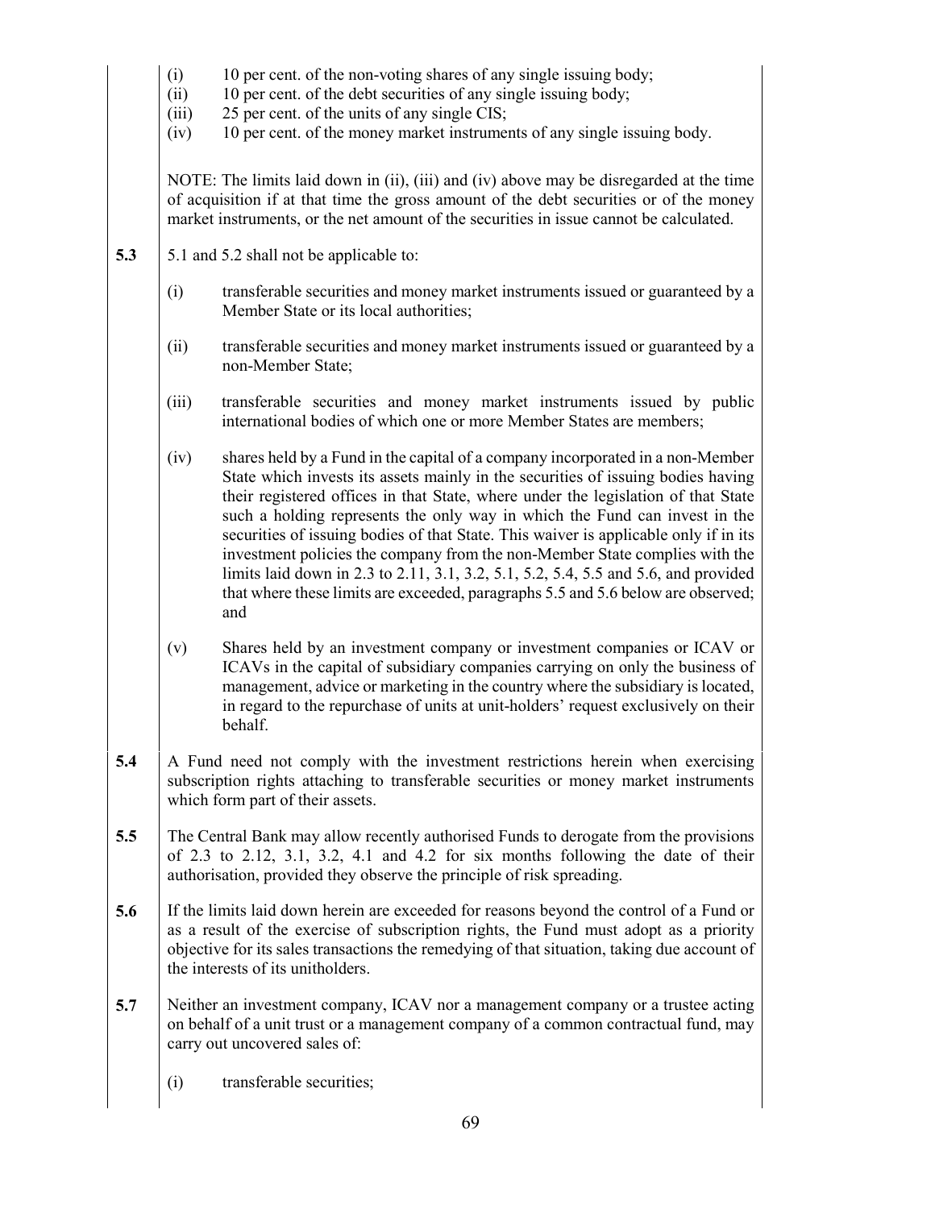(i) 10 per cent. of the non-voting shares of any single issuing body;
(ii) 10 per cent. of the debt securities of any single issuing body;
(iii) 25 per cent. of the units of any single CIS;
(iv) 10 per cent. of the money market instruments of any single issuing body.

NOTE: The limits laid down in (ii), (iii) and (iv) above may be disregarded at the time of acquisition if at that time the gross amount of the debt securities or of the money market instruments, or the net amount of the securities in issue cannot be calculated.

**5.3** 5.1 and 5.2 shall not be applicable to:

(i) transferable securities and money market instruments issued or guaranteed by a Member State or its local authorities;

(ii) transferable securities and money market instruments issued or guaranteed by a non-Member State;

(iii) transferable securities and money market instruments issued by public international bodies of which one or more Member States are members;

(iv) shares held by a Fund in the capital of a company incorporated in a non-Member State which invests its assets mainly in the securities of issuing bodies having their registered offices in that State, where under the legislation of that State such a holding represents the only way in which the Fund can invest in the securities of issuing bodies of that State. This waiver is applicable only if in its investment policies the company from the non-Member State complies with the limits laid down in 2.3 to 2.11, 3.1, 3.2, 5.1, 5.2, 5.4, 5.5 and 5.6, and provided that where these limits are exceeded, paragraphs 5.5 and 5.6 below are observed; and

(v) Shares held by an investment company or investment companies or ICAV or ICAVs in the capital of subsidiary companies carrying on only the business of management, advice or marketing in the country where the subsidiary is located, in regard to the repurchase of units at unit-holders' request exclusively on their behalf.

**5.4** A Fund need not comply with the investment restrictions herein when exercising subscription rights attaching to transferable securities or money market instruments which form part of their assets.

**5.5** The Central Bank may allow recently authorised Funds to derogate from the provisions of 2.3 to 2.12, 3.1, 3.2, 4.1 and 4.2 for six months following the date of their authorisation, provided they observe the principle of risk spreading.

**5.6** If the limits laid down herein are exceeded for reasons beyond the control of a Fund or as a result of the exercise of subscription rights, the Fund must adopt as a priority objective for its sales transactions the remedying of that situation, taking due account of the interests of its unitholders.

**5.7** Neither an investment company, ICAV nor a management company or a trustee acting on behalf of a unit trust or a management company of a common contractual fund, may carry out uncovered sales of:

(i) transferable securities;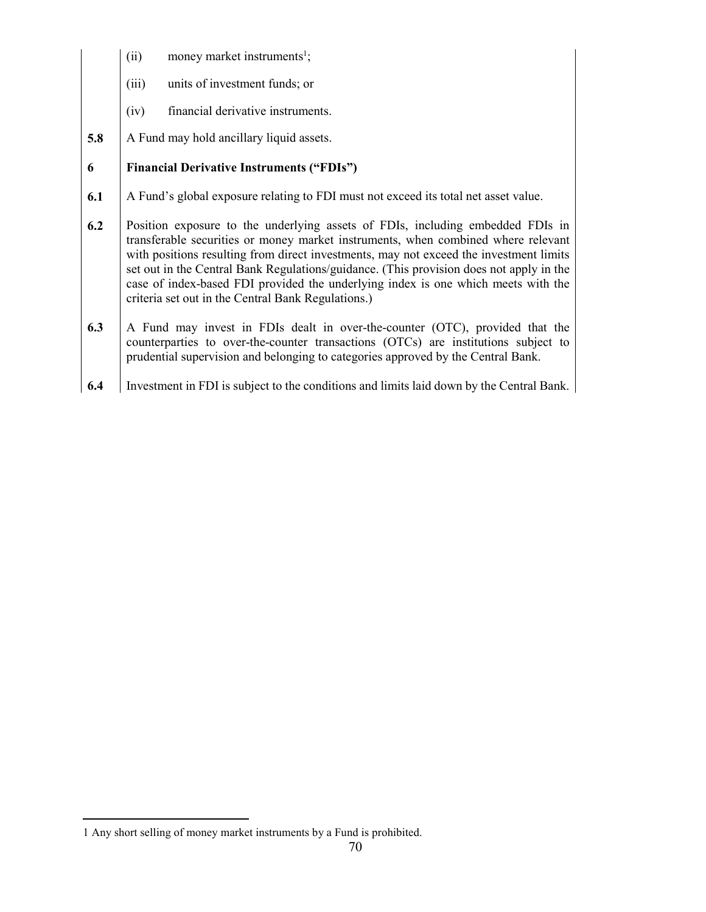(ii) money market instruments[1];

(iii) units of investment funds; or

(iv) financial derivative instruments.

**5.8** A Fund may hold ancillary liquid assets.

**6 Financial Derivative Instruments ("FDIs")**

**6.1** A Fund's global exposure relating to FDI must not exceed its total net asset value.

**6.2** Position exposure to the underlying assets of FDIs, including embedded FDIs in transferable securities or money market instruments, when combined where relevant with positions resulting from direct investments, may not exceed the investment limits set out in the Central Bank Regulations/guidance. (This provision does not apply in the case of index-based FDI provided the underlying index is one which meets with the criteria set out in the Central Bank Regulations.)

**6.3** A Fund may invest in FDIs dealt in over-the-counter (OTC), provided that the counterparties to over-the-counter transactions (OTCs) are institutions subject to prudential supervision and belonging to categories approved by the Central Bank.

**6.4** Investment in FDI is subject to the conditions and limits laid down by the Central Bank.

---

1 Any short selling of money market instruments by a Fund is prohibited.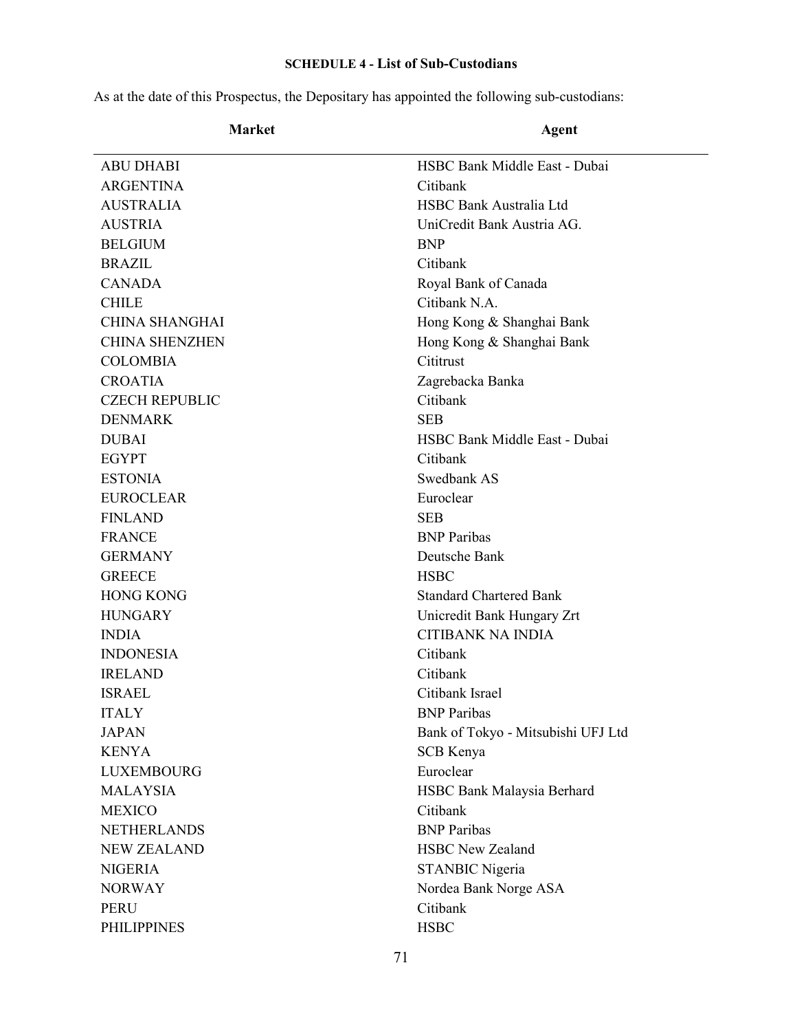**SCHEDULE 4 - List of Sub-Custodians**

As at the date of this Prospectus, the Depositary has appointed the following sub-custodians:

| Market | Agent |
|---|---|
| ABU DHABI | HSBC Bank Middle East - Dubai |
| ARGENTINA | Citibank |
| AUSTRALIA | HSBC Bank Australia Ltd |
| AUSTRIA | UniCredit Bank Austria AG. |
| BELGIUM | BNP |
| BRAZIL | Citibank |
| CANADA | Royal Bank of Canada |
| CHILE | Citibank N.A. |
| CHINA SHANGHAI | Hong Kong & Shanghai Bank |
| CHINA SHENZHEN | Hong Kong & Shanghai Bank |
| COLOMBIA | Cititrust |
| CROATIA | Zagrebacka Banka |
| CZECH REPUBLIC | Citibank |
| DENMARK | SEB |
| DUBAI | HSBC Bank Middle East - Dubai |
| EGYPT | Citibank |
| ESTONIA | Swedbank AS |
| EUROCLEAR | Euroclear |
| FINLAND | SEB |
| FRANCE | BNP Paribas |
| GERMANY | Deutsche Bank |
| GREECE | HSBC |
| HONG KONG | Standard Chartered Bank |
| HUNGARY | Unicredit Bank Hungary Zrt |
| INDIA | CITIBANK NA INDIA |
| INDONESIA | Citibank |
| IRELAND | Citibank |
| ISRAEL | Citibank Israel |
| ITALY | BNP Paribas |
| JAPAN | Bank of Tokyo - Mitsubishi UFJ Ltd |
| KENYA | SCB Kenya |
| LUXEMBOURG | Euroclear |
| MALAYSIA | HSBC Bank Malaysia Berhard |
| MEXICO | Citibank |
| NETHERLANDS | BNP Paribas |
| NEW ZEALAND | HSBC New Zealand |
| NIGERIA | STANBIC Nigeria |
| NORWAY | Nordea Bank Norge ASA |
| PERU | Citibank |
| PHILIPPINES | HSBC |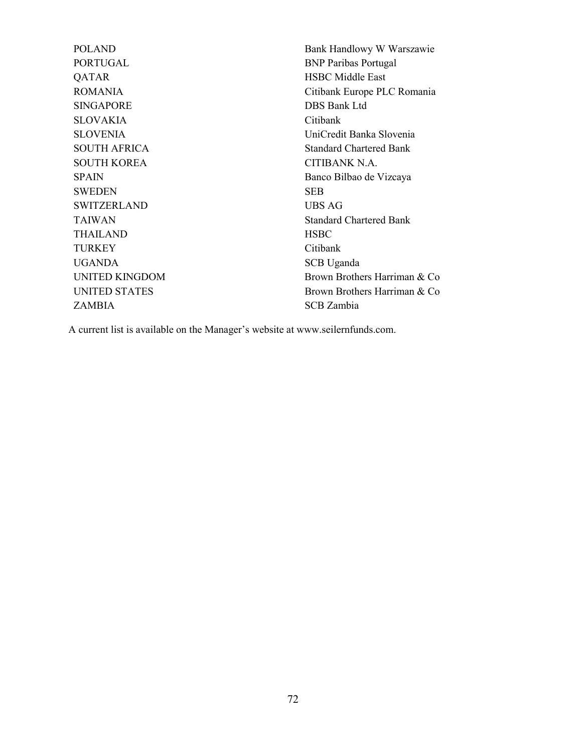| | |
|---|---|
| POLAND | Bank Handlowy W Warszawie |
| PORTUGAL | BNP Paribas Portugal |
| QATAR | HSBC Middle East |
| ROMANIA | Citibank Europe PLC Romania |
| SINGAPORE | DBS Bank Ltd |
| SLOVAKIA | Citibank |
| SLOVENIA | UniCredit Banka Slovenia |
| SOUTH AFRICA | Standard Chartered Bank |
| SOUTH KOREA | CITIBANK N.A. |
| SPAIN | Banco Bilbao de Vizcaya |
| SWEDEN | SEB |
| SWITZERLAND | UBS AG |
| TAIWAN | Standard Chartered Bank |
| THAILAND | HSBC |
| TURKEY | Citibank |
| UGANDA | SCB Uganda |
| UNITED KINGDOM | Brown Brothers Harriman & Co |
| UNITED STATES | Brown Brothers Harriman & Co |
| ZAMBIA | SCB Zambia |

A current list is available on the Manager's website at www.seilernfunds.com.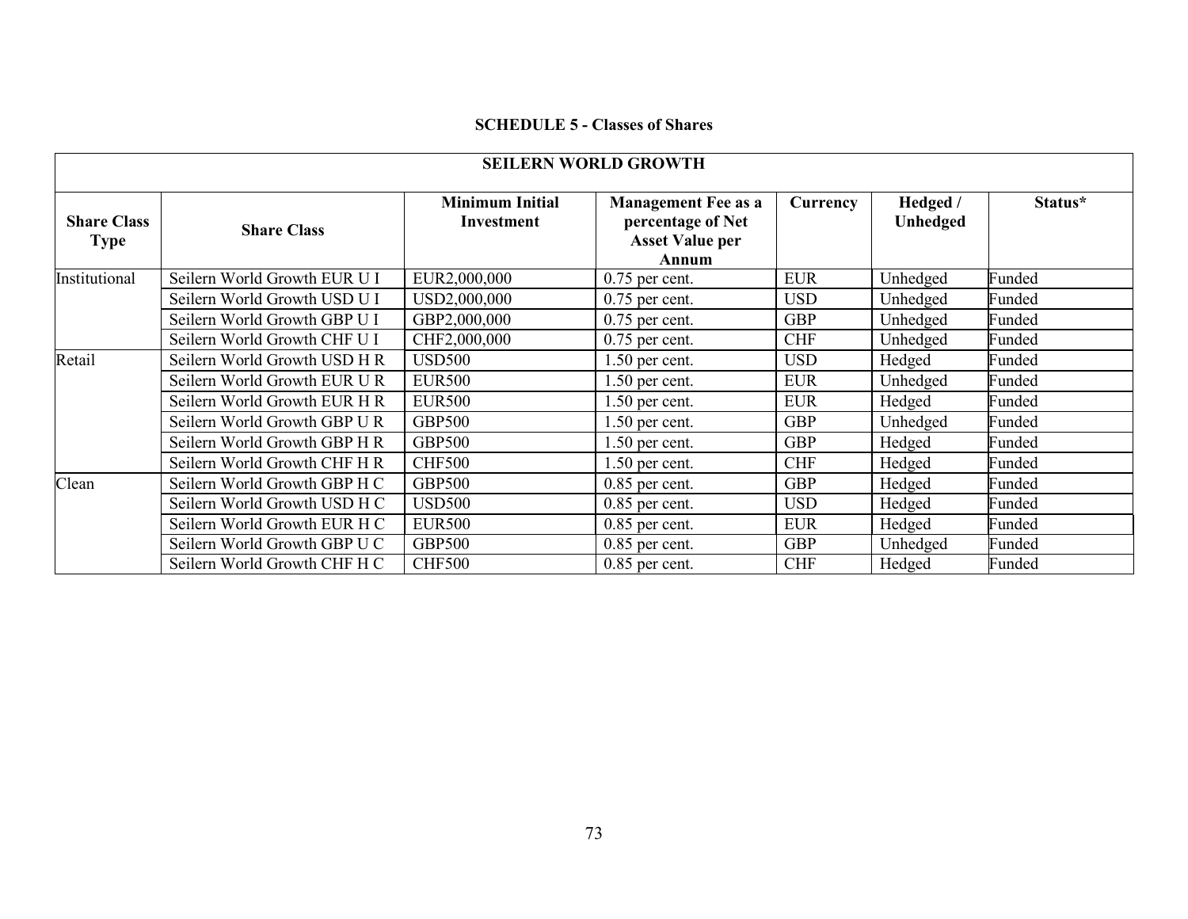**SCHEDULE 5 - Classes of Shares**

| SEILERN WORLD GROWTH | | | | | | |
|---|---|---|---|---|---|---|
| **Share Class Type** | **Share Class** | **Minimum Initial Investment** | **Management Fee as a percentage of Net Asset Value per Annum** | **Currency** | **Hedged / Unhedged** | **Status*** |
| Institutional | Seilern World Growth EUR U I | EUR2,000,000 | 0.75 per cent. | EUR | Unhedged | Funded |
| | Seilern World Growth USD U I | USD2,000,000 | 0.75 per cent. | USD | Unhedged | Funded |
| | Seilern World Growth GBP U I | GBP2,000,000 | 0.75 per cent. | GBP | Unhedged | Funded |
| | Seilern World Growth CHF U I | CHF2,000,000 | 0.75 per cent. | CHF | Unhedged | Funded |
| Retail | Seilern World Growth USD H R | USD500 | 1.50 per cent. | USD | Hedged | Funded |
| | Seilern World Growth EUR U R | EUR500 | 1.50 per cent. | EUR | Unhedged | Funded |
| | Seilern World Growth EUR H R | EUR500 | 1.50 per cent. | EUR | Hedged | Funded |
| | Seilern World Growth GBP U R | GBP500 | 1.50 per cent. | GBP | Unhedged | Funded |
| | Seilern World Growth GBP H R | GBP500 | 1.50 per cent. | GBP | Hedged | Funded |
| | Seilern World Growth CHF H R | CHF500 | 1.50 per cent. | CHF | Hedged | Funded |
| Clean | Seilern World Growth GBP H C | GBP500 | 0.85 per cent. | GBP | Hedged | Funded |
| | Seilern World Growth USD H C | USD500 | 0.85 per cent. | USD | Hedged | Funded |
| | Seilern World Growth EUR H C | EUR500 | 0.85 per cent. | EUR | Hedged | Funded |
| | Seilern World Growth GBP U C | GBP500 | 0.85 per cent. | GBP | Unhedged | Funded |
| | Seilern World Growth CHF H C | CHF500 | 0.85 per cent. | CHF | Hedged | Funded |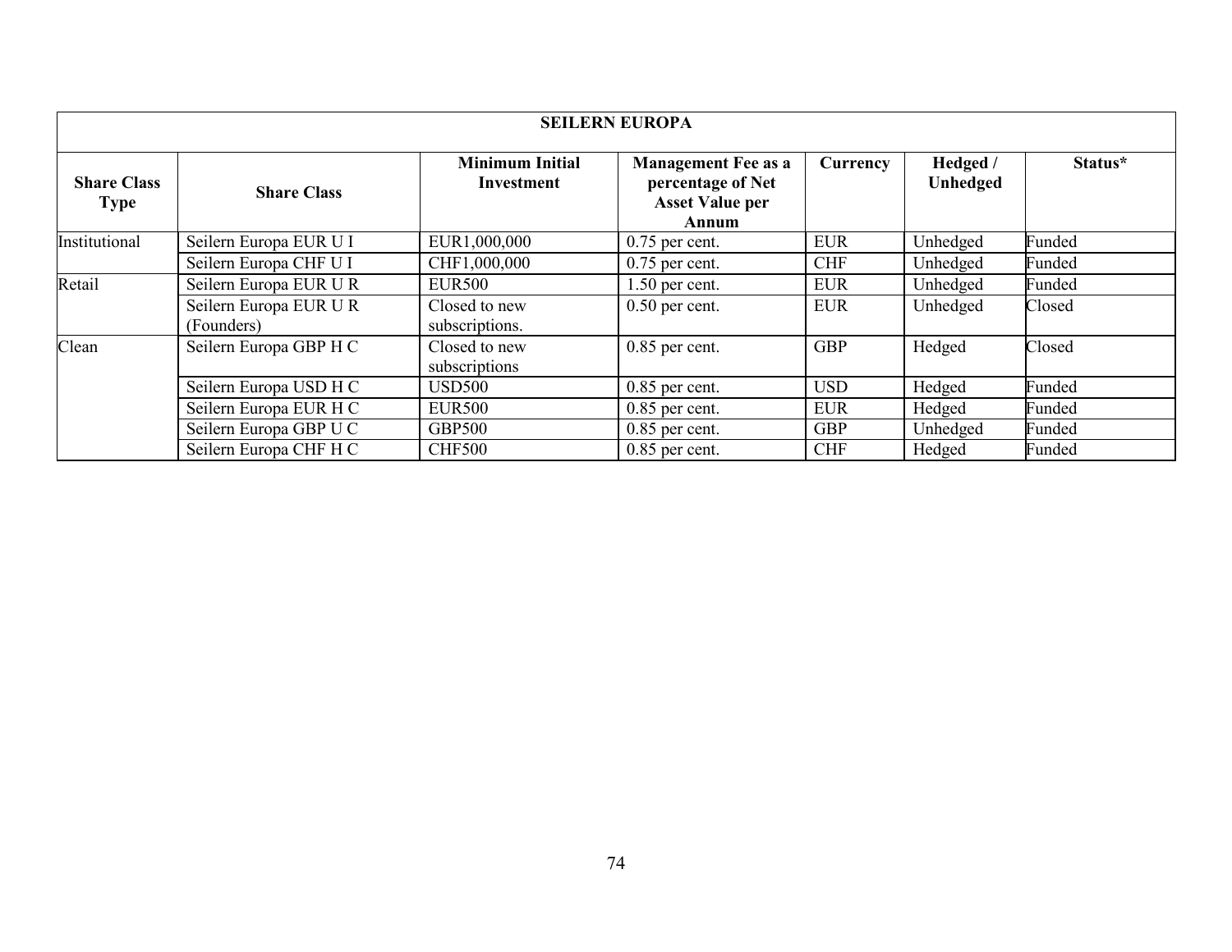| SEILERN EUROPA | | | | | | |
|---|---|---|---|---|---|---|
| **Share Class Type** | **Share Class** | **Minimum Initial Investment** | **Management Fee as a percentage of Net Asset Value per Annum** | **Currency** | **Hedged / Unhedged** | **Status*** |
| Institutional | Seilern Europa EUR U I | EUR1,000,000 | 0.75 per cent. | EUR | Unhedged | Funded |
| | Seilern Europa CHF U I | CHF1,000,000 | 0.75 per cent. | CHF | Unhedged | Funded |
| Retail | Seilern Europa EUR U R | EUR500 | 1.50 per cent. | EUR | Unhedged | Funded |
| | Seilern Europa EUR U R (Founders) | Closed to new subscriptions. | 0.50 per cent. | EUR | Unhedged | Closed |
| Clean | Seilern Europa GBP H C | Closed to new subscriptions | 0.85 per cent. | GBP | Hedged | Closed |
| | Seilern Europa USD H C | USD500 | 0.85 per cent. | USD | Hedged | Funded |
| | Seilern Europa EUR H C | EUR500 | 0.85 per cent. | EUR | Hedged | Funded |
| | Seilern Europa GBP U C | GBP500 | 0.85 per cent. | GBP | Unhedged | Funded |
| | Seilern Europa CHF H C | CHF500 | 0.85 per cent. | CHF | Hedged | Funded |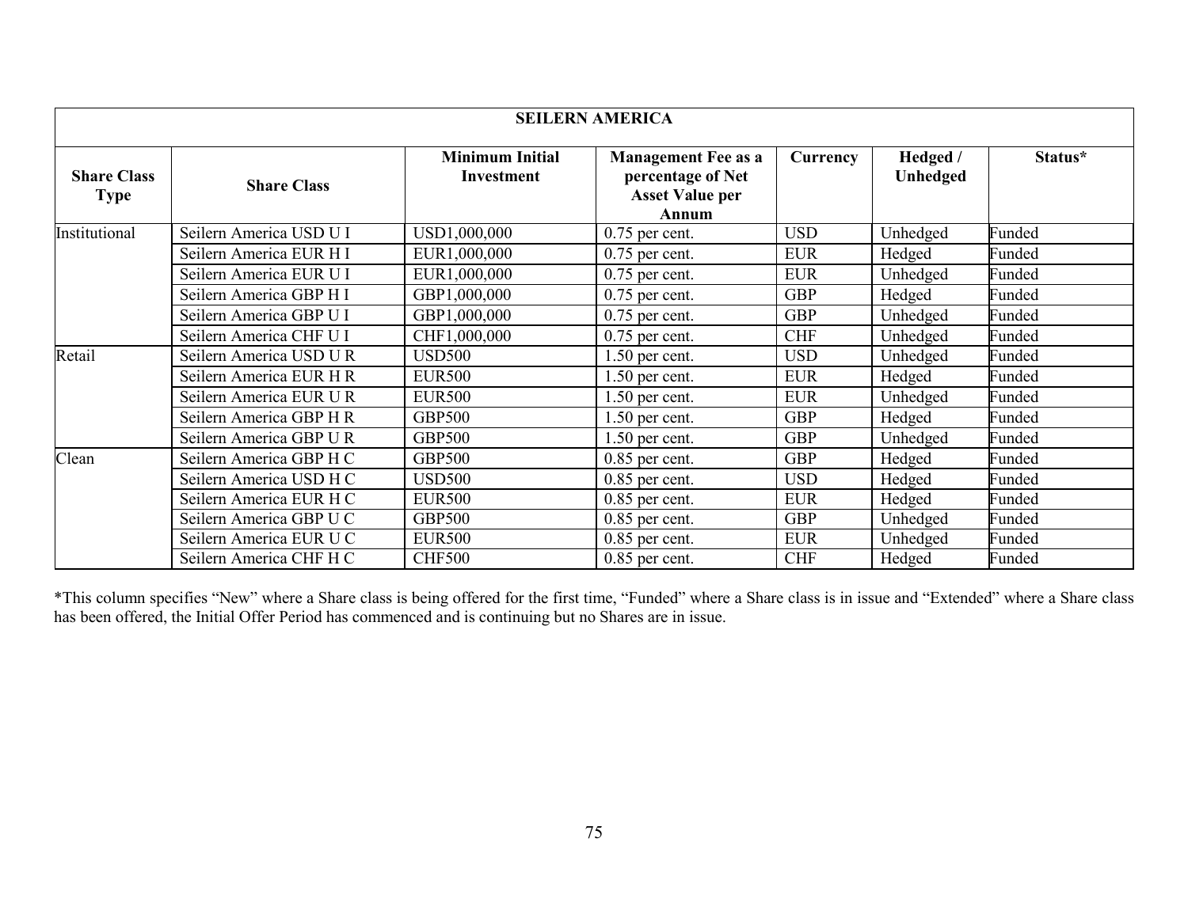| SEILERN AMERICA | | | | | | |
|---|---|---|---|---|---|---|
| **Share Class Type** | **Share Class** | **Minimum Initial Investment** | **Management Fee as a percentage of Net Asset Value per Annum** | **Currency** | **Hedged / Unhedged** | **Status*** |
| Institutional | Seilern America USD U I | USD1,000,000 | 0.75 per cent. | USD | Unhedged | Funded |
| | Seilern America EUR H I | EUR1,000,000 | 0.75 per cent. | EUR | Hedged | Funded |
| | Seilern America EUR U I | EUR1,000,000 | 0.75 per cent. | EUR | Unhedged | Funded |
| | Seilern America GBP H I | GBP1,000,000 | 0.75 per cent. | GBP | Hedged | Funded |
| | Seilern America GBP U I | GBP1,000,000 | 0.75 per cent. | GBP | Unhedged | Funded |
| | Seilern America CHF U I | CHF1,000,000 | 0.75 per cent. | CHF | Unhedged | Funded |
| Retail | Seilern America USD U R | USD500 | 1.50 per cent. | USD | Unhedged | Funded |
| | Seilern America EUR H R | EUR500 | 1.50 per cent. | EUR | Hedged | Funded |
| | Seilern America EUR U R | EUR500 | 1.50 per cent. | EUR | Unhedged | Funded |
| | Seilern America GBP H R | GBP500 | 1.50 per cent. | GBP | Hedged | Funded |
| | Seilern America GBP U R | GBP500 | 1.50 per cent. | GBP | Unhedged | Funded |
| Clean | Seilern America GBP H C | GBP500 | 0.85 per cent. | GBP | Hedged | Funded |
| | Seilern America USD H C | USD500 | 0.85 per cent. | USD | Hedged | Funded |
| | Seilern America EUR H C | EUR500 | 0.85 per cent. | EUR | Hedged | Funded |
| | Seilern America GBP U C | GBP500 | 0.85 per cent. | GBP | Unhedged | Funded |
| | Seilern America EUR U C | EUR500 | 0.85 per cent. | EUR | Unhedged | Funded |
| | Seilern America CHF H C | CHF500 | 0.85 per cent. | CHF | Hedged | Funded |

*This column specifies "New" where a Share class is being offered for the first time, "Funded" where a Share class is in issue and "Extended" where a Share class has been offered, the Initial Offer Period has commenced and is continuing but no Shares are in issue.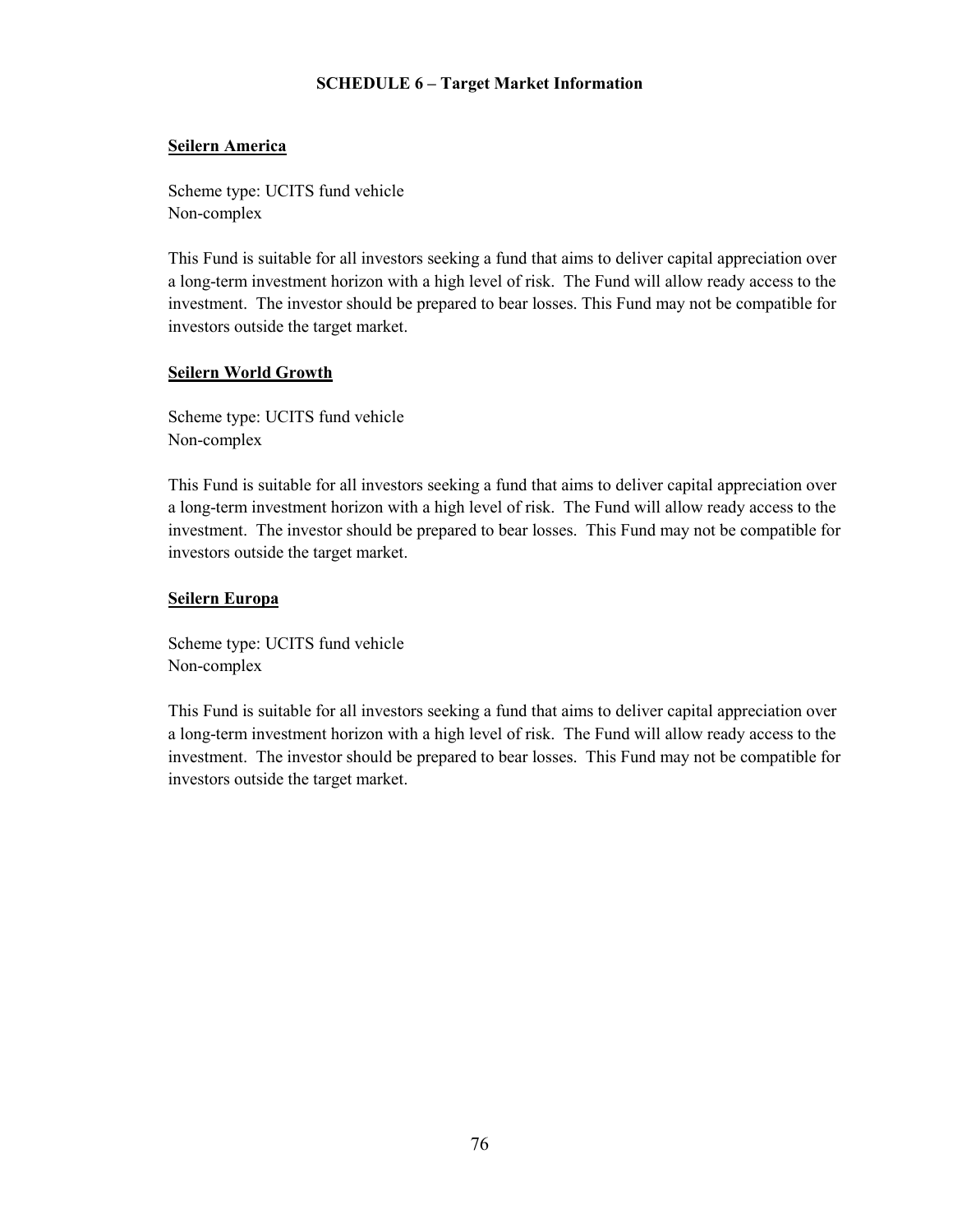## SCHEDULE 6 – Target Market Information

### Seilern America

Scheme type: UCITS fund vehicle
Non-complex

This Fund is suitable for all investors seeking a fund that aims to deliver capital appreciation over a long-term investment horizon with a high level of risk. The Fund will allow ready access to the investment. The investor should be prepared to bear losses. This Fund may not be compatible for investors outside the target market.

### Seilern World Growth

Scheme type: UCITS fund vehicle
Non-complex

This Fund is suitable for all investors seeking a fund that aims to deliver capital appreciation over a long-term investment horizon with a high level of risk. The Fund will allow ready access to the investment. The investor should be prepared to bear losses. This Fund may not be compatible for investors outside the target market.

### Seilern Europa

Scheme type: UCITS fund vehicle
Non-complex

This Fund is suitable for all investors seeking a fund that aims to deliver capital appreciation over a long-term investment horizon with a high level of risk. The Fund will allow ready access to the investment. The investor should be prepared to bear losses. This Fund may not be compatible for investors outside the target market.